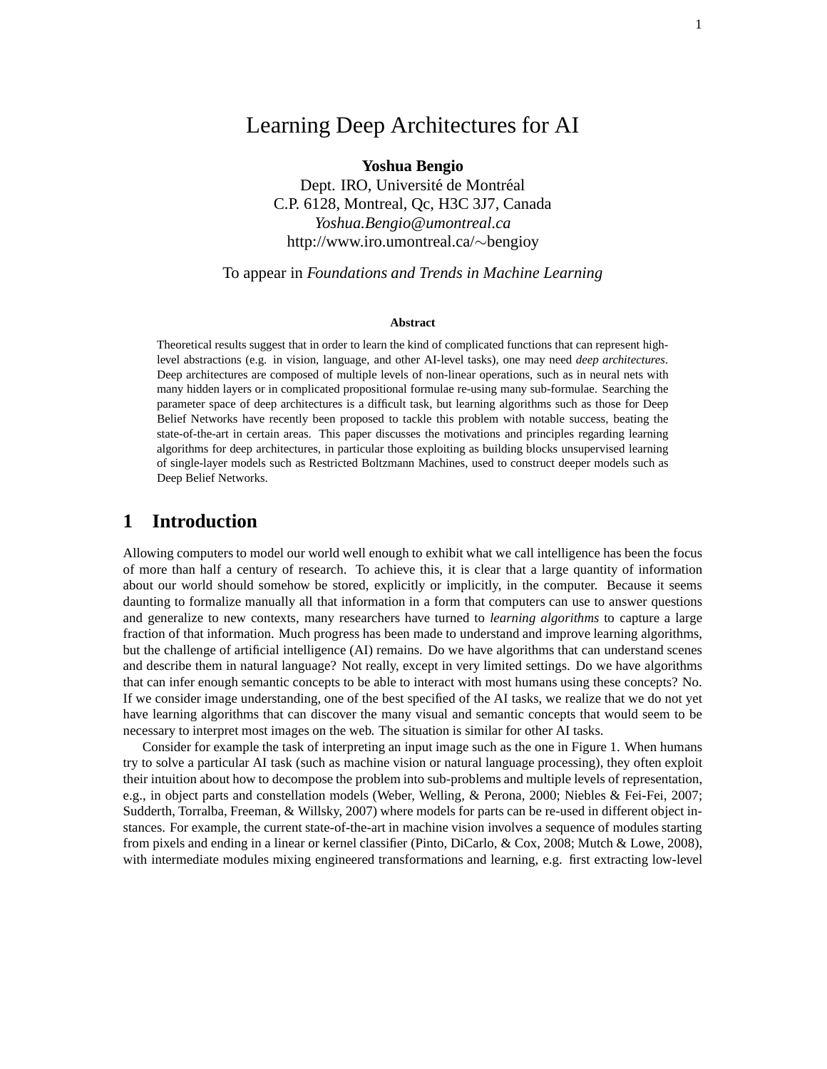# Learning Deep Architectures for AI

**Yoshua Bengio**
Dept. IRO, Université de Montréal
C.P. 6128, Montreal, Qc, H3C 3J7, Canada
*Yoshua.Bengio@umontreal.ca*
http://www.iro.umontreal.ca/∼bengioy

To appear in *Foundations and Trends in Machine Learning*

**Abstract**

Theoretical results suggest that in order to learn the kind of complicated functions that can represent high-level abstractions (e.g. in vision, language, and other AI-level tasks), one may need *deep architectures*. Deep architectures are composed of multiple levels of non-linear operations, such as in neural nets with many hidden layers or in complicated propositional formulae re-using many sub-formulae. Searching the parameter space of deep architectures is a difficult task, but learning algorithms such as those for Deep Belief Networks have recently been proposed to tackle this problem with notable success, beating the state-of-the-art in certain areas. This paper discusses the motivations and principles regarding learning algorithms for deep architectures, in particular those exploiting as building blocks unsupervised learning of single-layer models such as Restricted Boltzmann Machines, used to construct deeper models such as Deep Belief Networks.

## 1 Introduction

Allowing computers to model our world well enough to exhibit what we call intelligence has been the focus of more than half a century of research. To achieve this, it is clear that a large quantity of information about our world should somehow be stored, explicitly or implicitly, in the computer. Because it seems daunting to formalize manually all that information in a form that computers can use to answer questions and generalize to new contexts, many researchers have turned to *learning algorithms* to capture a large fraction of that information. Much progress has been made to understand and improve learning algorithms, but the challenge of artificial intelligence (AI) remains. Do we have algorithms that can understand scenes and describe them in natural language? Not really, except in very limited settings. Do we have algorithms that can infer enough semantic concepts to be able to interact with most humans using these concepts? No. If we consider image understanding, one of the best specified of the AI tasks, we realize that we do not yet have learning algorithms that can discover the many visual and semantic concepts that would seem to be necessary to interpret most images on the web. The situation is similar for other AI tasks.

Consider for example the task of interpreting an input image such as the one in Figure 1. When humans try to solve a particular AI task (such as machine vision or natural language processing), they often exploit their intuition about how to decompose the problem into sub-problems and multiple levels of representation, e.g., in object parts and constellation models (Weber, Welling, & Perona, 2000; Niebles & Fei-Fei, 2007; Sudderth, Torralba, Freeman, & Willsky, 2007) where models for parts can be re-used in different object instances. For example, the current state-of-the-art in machine vision involves a sequence of modules starting from pixels and ending in a linear or kernel classifier (Pinto, DiCarlo, & Cox, 2008; Mutch & Lowe, 2008), with intermediate modules mixing engineered transformations and learning, e.g. first extracting low-level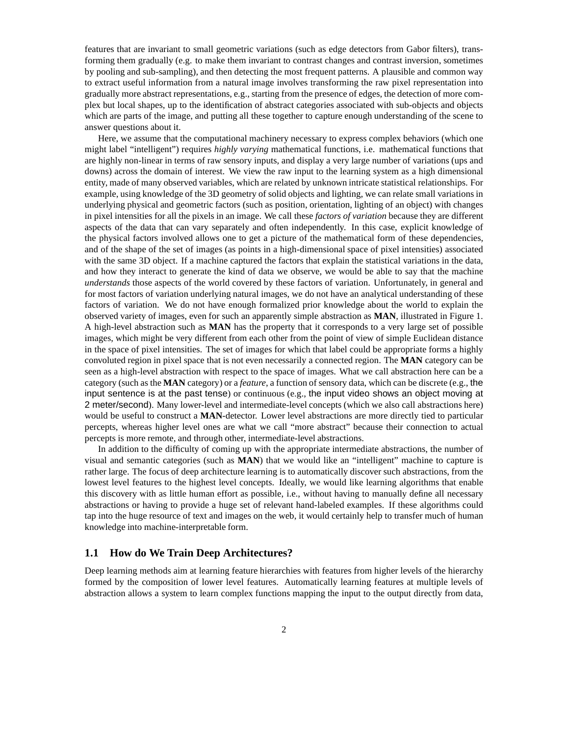features that are invariant to small geometric variations (such as edge detectors from Gabor filters), transforming them gradually (e.g. to make them invariant to contrast changes and contrast inversion, sometimes by pooling and sub-sampling), and then detecting the most frequent patterns. A plausible and common way to extract useful information from a natural image involves transforming the raw pixel representation into gradually more abstract representations, e.g., starting from the presence of edges, the detection of more complex but local shapes, up to the identification of abstract categories associated with sub-objects and objects which are parts of the image, and putting all these together to capture enough understanding of the scene to answer questions about it.

Here, we assume that the computational machinery necessary to express complex behaviors (which one might label "intelligent") requires *highly varying* mathematical functions, i.e. mathematical functions that are highly non-linear in terms of raw sensory inputs, and display a very large number of variations (ups and downs) across the domain of interest. We view the raw input to the learning system as a high dimensional entity, made of many observed variables, which are related by unknown intricate statistical relationships. For example, using knowledge of the 3D geometry of solid objects and lighting, we can relate small variations in underlying physical and geometric factors (such as position, orientation, lighting of an object) with changes in pixel intensities for all the pixels in an image. We call these *factors of variation* because they are different aspects of the data that can vary separately and often independently. In this case, explicit knowledge of the physical factors involved allows one to get a picture of the mathematical form of these dependencies, and of the shape of the set of images (as points in a high-dimensional space of pixel intensities) associated with the same 3D object. If a machine captured the factors that explain the statistical variations in the data, and how they interact to generate the kind of data we observe, we would be able to say that the machine *understands* those aspects of the world covered by these factors of variation. Unfortunately, in general and for most factors of variation underlying natural images, we do not have an analytical understanding of these factors of variation. We do not have enough formalized prior knowledge about the world to explain the observed variety of images, even for such an apparently simple abstraction as **MAN**, illustrated in Figure 1. A high-level abstraction such as **MAN** has the property that it corresponds to a very large set of possible images, which might be very different from each other from the point of view of simple Euclidean distance in the space of pixel intensities. The set of images for which that label could be appropriate forms a highly convoluted region in pixel space that is not even necessarily a connected region. The **MAN** category can be seen as a high-level abstraction with respect to the space of images. What we call abstraction here can be a category (such as the **MAN** category) or a *feature*, a function of sensory data, which can be discrete (e.g., the input sentence is at the past tense) or continuous (e.g., the input video shows an object moving at 2 meter/second). Many lower-level and intermediate-level concepts (which we also call abstractions here) would be useful to construct a **MAN**-detector. Lower level abstractions are more directly tied to particular percepts, whereas higher level ones are what we call "more abstract" because their connection to actual percepts is more remote, and through other, intermediate-level abstractions.

In addition to the difficulty of coming up with the appropriate intermediate abstractions, the number of visual and semantic categories (such as **MAN**) that we would like an "intelligent" machine to capture is rather large. The focus of deep architecture learning is to automatically discover such abstractions, from the lowest level features to the highest level concepts. Ideally, we would like learning algorithms that enable this discovery with as little human effort as possible, i.e., without having to manually define all necessary abstractions or having to provide a huge set of relevant hand-labeled examples. If these algorithms could tap into the huge resource of text and images on the web, it would certainly help to transfer much of human knowledge into machine-interpretable form.

### 1.1 How do We Train Deep Architectures?

Deep learning methods aim at learning feature hierarchies with features from higher levels of the hierarchy formed by the composition of lower level features. Automatically learning features at multiple levels of abstraction allows a system to learn complex functions mapping the input to the output directly from data,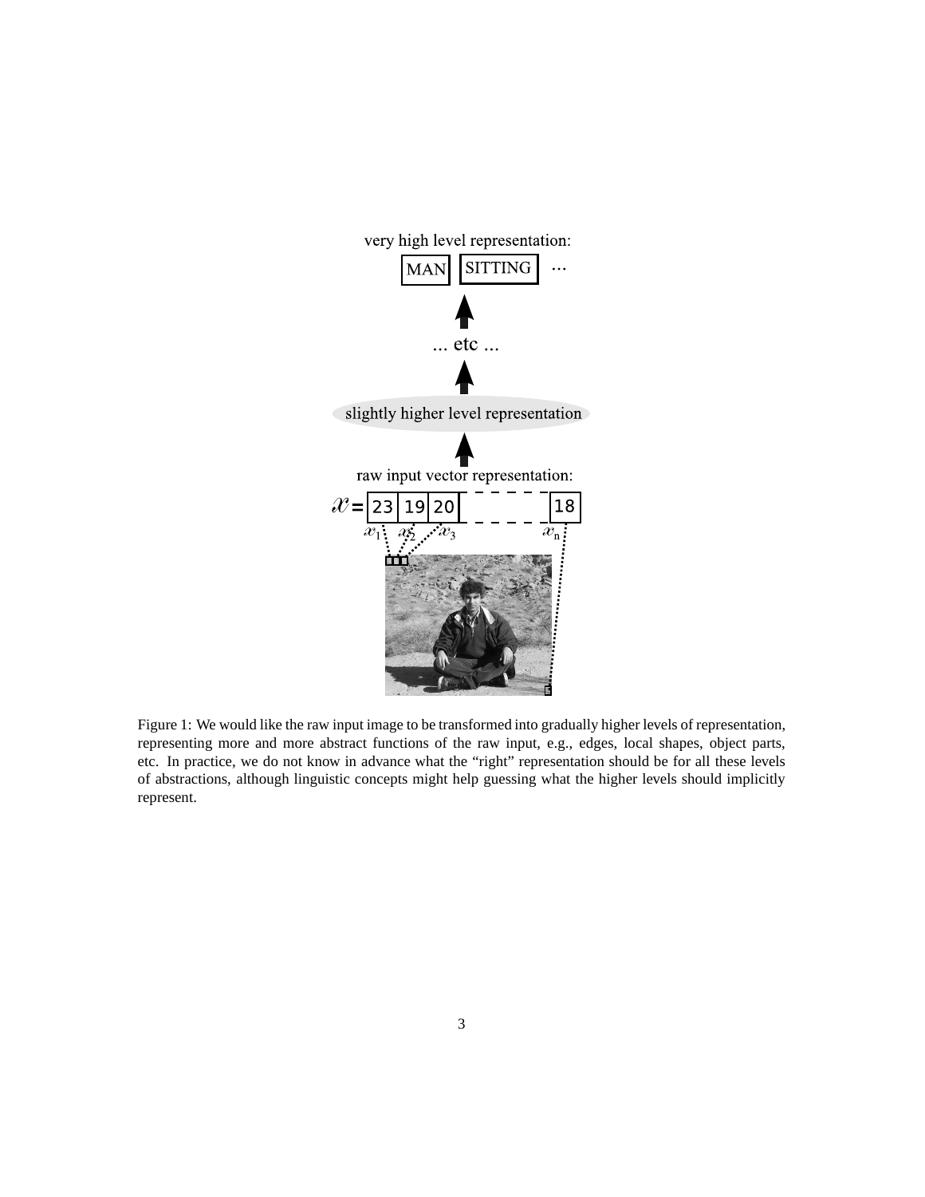Figure 1: We would like the raw input image to be transformed into gradually higher levels of representation, representing more and more abstract functions of the raw input, e.g., edges, local shapes, object parts, etc. In practice, we do not know in advance what the "right" representation should be for all these levels of abstractions, although linguistic concepts might help guessing what the higher levels should implicitly represent.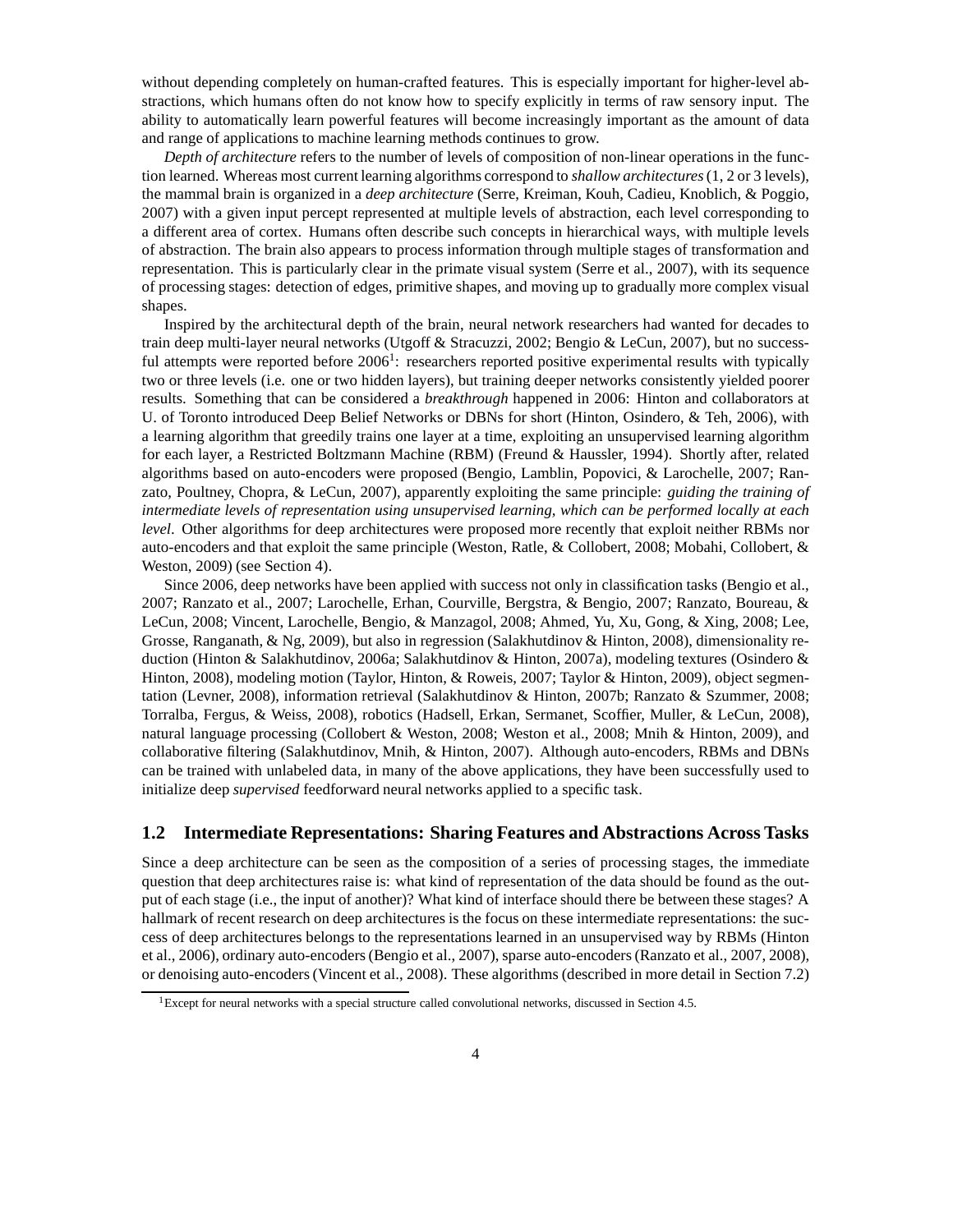without depending completely on human-crafted features. This is especially important for higher-level abstractions, which humans often do not know how to specify explicitly in terms of raw sensory input. The ability to automatically learn powerful features will become increasingly important as the amount of data and range of applications to machine learning methods continues to grow.

*Depth of architecture* refers to the number of levels of composition of non-linear operations in the function learned. Whereas most current learning algorithms correspond to *shallow architectures* (1, 2 or 3 levels), the mammal brain is organized in a *deep architecture* (Serre, Kreiman, Kouh, Cadieu, Knoblich, & Poggio, 2007) with a given input percept represented at multiple levels of abstraction, each level corresponding to a different area of cortex. Humans often describe such concepts in hierarchical ways, with multiple levels of abstraction. The brain also appears to process information through multiple stages of transformation and representation. This is particularly clear in the primate visual system (Serre et al., 2007), with its sequence of processing stages: detection of edges, primitive shapes, and moving up to gradually more complex visual shapes.

Inspired by the architectural depth of the brain, neural network researchers had wanted for decades to train deep multi-layer neural networks (Utgoff & Stracuzzi, 2002; Bengio & LeCun, 2007), but no successful attempts were reported before 2006[1]: researchers reported positive experimental results with typically two or three levels (i.e. one or two hidden layers), but training deeper networks consistently yielded poorer results. Something that can be considered a *breakthrough* happened in 2006: Hinton and collaborators at U. of Toronto introduced Deep Belief Networks or DBNs for short (Hinton, Osindero, & Teh, 2006), with a learning algorithm that greedily trains one layer at a time, exploiting an unsupervised learning algorithm for each layer, a Restricted Boltzmann Machine (RBM) (Freund & Haussler, 1994). Shortly after, related algorithms based on auto-encoders were proposed (Bengio, Lamblin, Popovici, & Larochelle, 2007; Ranzato, Poultney, Chopra, & LeCun, 2007), apparently exploiting the same principle: *guiding the training of intermediate levels of representation using unsupervised learning, which can be performed locally at each level*. Other algorithms for deep architectures were proposed more recently that exploit neither RBMs nor auto-encoders and that exploit the same principle (Weston, Ratle, & Collobert, 2008; Mobahi, Collobert, & Weston, 2009) (see Section 4).

Since 2006, deep networks have been applied with success not only in classification tasks (Bengio et al., 2007; Ranzato et al., 2007; Larochelle, Erhan, Courville, Bergstra, & Bengio, 2007; Ranzato, Boureau, & LeCun, 2008; Vincent, Larochelle, Bengio, & Manzagol, 2008; Ahmed, Yu, Xu, Gong, & Xing, 2008; Lee, Grosse, Ranganath, & Ng, 2009), but also in regression (Salakhutdinov & Hinton, 2008), dimensionality reduction (Hinton & Salakhutdinov, 2006a; Salakhutdinov & Hinton, 2007a), modeling textures (Osindero & Hinton, 2008), modeling motion (Taylor, Hinton, & Roweis, 2007; Taylor & Hinton, 2009), object segmentation (Levner, 2008), information retrieval (Salakhutdinov & Hinton, 2007b; Ranzato & Szummer, 2008; Torralba, Fergus, & Weiss, 2008), robotics (Hadsell, Erkan, Sermanet, Scoffier, Muller, & LeCun, 2008), natural language processing (Collobert & Weston, 2008; Weston et al., 2008; Mnih & Hinton, 2009), and collaborative filtering (Salakhutdinov, Mnih, & Hinton, 2007). Although auto-encoders, RBMs and DBNs can be trained with unlabeled data, in many of the above applications, they have been successfully used to initialize deep *supervised* feedforward neural networks applied to a specific task.

## 1.2 Intermediate Representations: Sharing Features and Abstractions Across Tasks

Since a deep architecture can be seen as the composition of a series of processing stages, the immediate question that deep architectures raise is: what kind of representation of the data should be found as the output of each stage (i.e., the input of another)? What kind of interface should there be between these stages? A hallmark of recent research on deep architectures is the focus on these intermediate representations: the success of deep architectures belongs to the representations learned in an unsupervised way by RBMs (Hinton et al., 2006), ordinary auto-encoders (Bengio et al., 2007), sparse auto-encoders (Ranzato et al., 2007, 2008), or denoising auto-encoders (Vincent et al., 2008). These algorithms (described in more detail in Section 7.2)

[1] Except for neural networks with a special structure called convolutional networks, discussed in Section 4.5.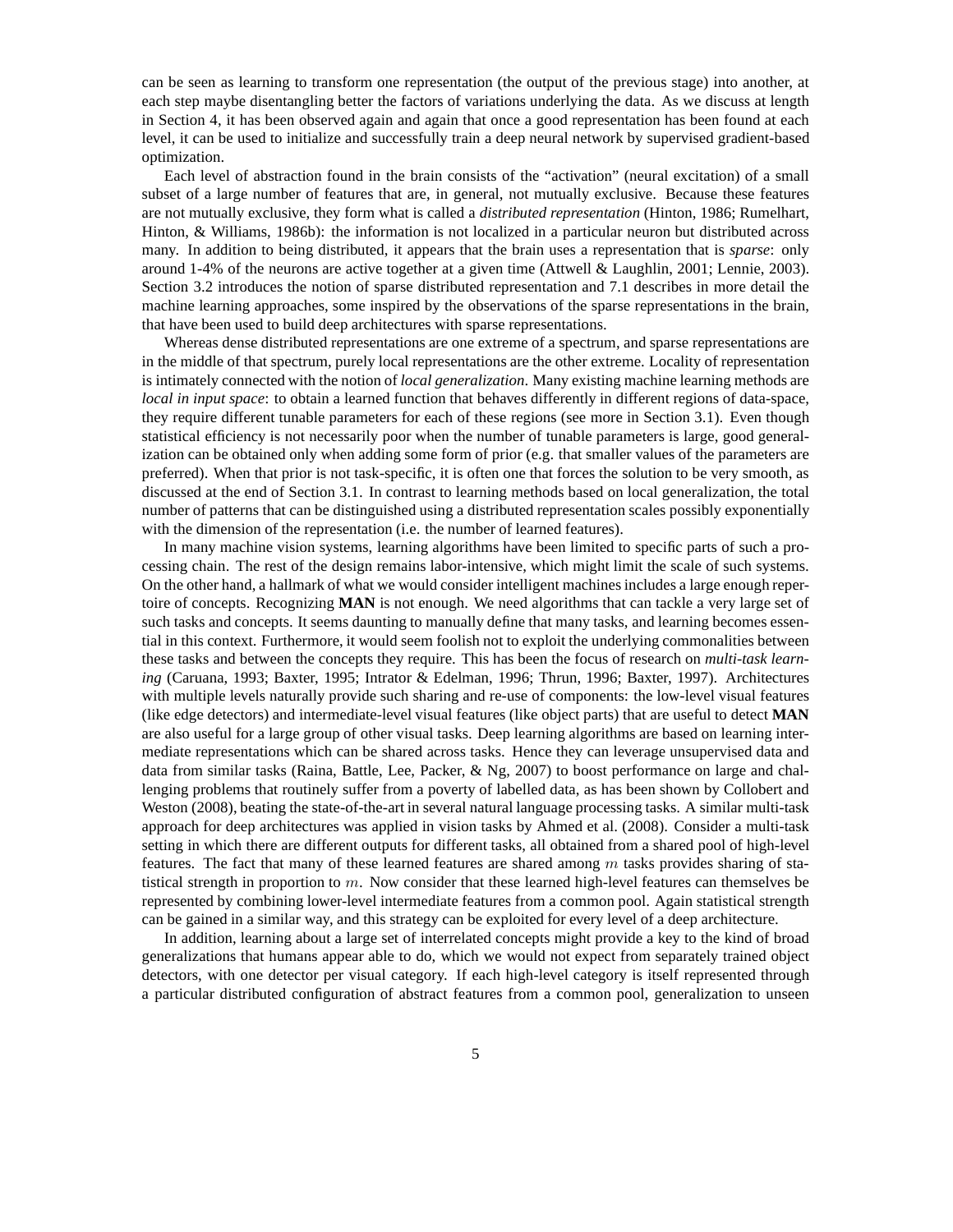can be seen as learning to transform one representation (the output of the previous stage) into another, at each step maybe disentangling better the factors of variations underlying the data. As we discuss at length in Section 4, it has been observed again and again that once a good representation has been found at each level, it can be used to initialize and successfully train a deep neural network by supervised gradient-based optimization.

Each level of abstraction found in the brain consists of the "activation" (neural excitation) of a small subset of a large number of features that are, in general, not mutually exclusive. Because these features are not mutually exclusive, they form what is called a *distributed representation* (Hinton, 1986; Rumelhart, Hinton, & Williams, 1986b): the information is not localized in a particular neuron but distributed across many. In addition to being distributed, it appears that the brain uses a representation that is *sparse*: only around 1-4% of the neurons are active together at a given time (Attwell & Laughlin, 2001; Lennie, 2003). Section 3.2 introduces the notion of sparse distributed representation and 7.1 describes in more detail the machine learning approaches, some inspired by the observations of the sparse representations in the brain, that have been used to build deep architectures with sparse representations.

Whereas dense distributed representations are one extreme of a spectrum, and sparse representations are in the middle of that spectrum, purely local representations are the other extreme. Locality of representation is intimately connected with the notion of *local generalization*. Many existing machine learning methods are *local in input space*: to obtain a learned function that behaves differently in different regions of data-space, they require different tunable parameters for each of these regions (see more in Section 3.1). Even though statistical efficiency is not necessarily poor when the number of tunable parameters is large, good generalization can be obtained only when adding some form of prior (e.g. that smaller values of the parameters are preferred). When that prior is not task-specific, it is often one that forces the solution to be very smooth, as discussed at the end of Section 3.1. In contrast to learning methods based on local generalization, the total number of patterns that can be distinguished using a distributed representation scales possibly exponentially with the dimension of the representation (i.e. the number of learned features).

In many machine vision systems, learning algorithms have been limited to specific parts of such a processing chain. The rest of the design remains labor-intensive, which might limit the scale of such systems. On the other hand, a hallmark of what we would consider intelligent machines includes a large enough repertoire of concepts. Recognizing **MAN** is not enough. We need algorithms that can tackle a very large set of such tasks and concepts. It seems daunting to manually define that many tasks, and learning becomes essential in this context. Furthermore, it would seem foolish not to exploit the underlying commonalities between these tasks and between the concepts they require. This has been the focus of research on *multi-task learning* (Caruana, 1993; Baxter, 1995; Intrator & Edelman, 1996; Thrun, 1996; Baxter, 1997). Architectures with multiple levels naturally provide such sharing and re-use of components: the low-level visual features (like edge detectors) and intermediate-level visual features (like object parts) that are useful to detect **MAN** are also useful for a large group of other visual tasks. Deep learning algorithms are based on learning intermediate representations which can be shared across tasks. Hence they can leverage unsupervised data and data from similar tasks (Raina, Battle, Lee, Packer, & Ng, 2007) to boost performance on large and challenging problems that routinely suffer from a poverty of labelled data, as has been shown by Collobert and Weston (2008), beating the state-of-the-art in several natural language processing tasks. A similar multi-task approach for deep architectures was applied in vision tasks by Ahmed et al. (2008). Consider a multi-task setting in which there are different outputs for different tasks, all obtained from a shared pool of high-level features. The fact that many of these learned features are shared among $m$ tasks provides sharing of statistical strength in proportion to $m$. Now consider that these learned high-level features can themselves be represented by combining lower-level intermediate features from a common pool. Again statistical strength can be gained in a similar way, and this strategy can be exploited for every level of a deep architecture.

In addition, learning about a large set of interrelated concepts might provide a key to the kind of broad generalizations that humans appear able to do, which we would not expect from separately trained object detectors, with one detector per visual category. If each high-level category is itself represented through a particular distributed configuration of abstract features from a common pool, generalization to unseen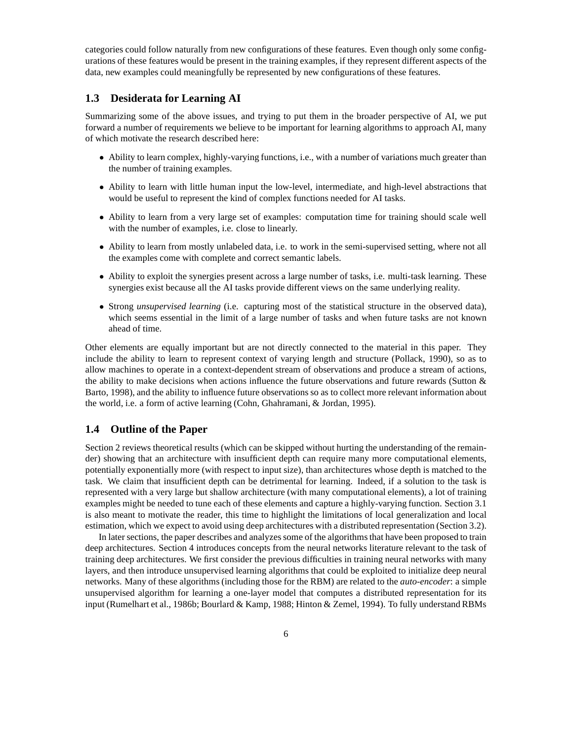categories could follow naturally from new configurations of these features. Even though only some configurations of these features would be present in the training examples, if they represent different aspects of the data, new examples could meaningfully be represented by new configurations of these features.

## 1.3 Desiderata for Learning AI

Summarizing some of the above issues, and trying to put them in the broader perspective of AI, we put forward a number of requirements we believe to be important for learning algorithms to approach AI, many of which motivate the research described here:

- Ability to learn complex, highly-varying functions, i.e., with a number of variations much greater than the number of training examples.
- Ability to learn with little human input the low-level, intermediate, and high-level abstractions that would be useful to represent the kind of complex functions needed for AI tasks.
- Ability to learn from a very large set of examples: computation time for training should scale well with the number of examples, i.e. close to linearly.
- Ability to learn from mostly unlabeled data, i.e. to work in the semi-supervised setting, where not all the examples come with complete and correct semantic labels.
- Ability to exploit the synergies present across a large number of tasks, i.e. multi-task learning. These synergies exist because all the AI tasks provide different views on the same underlying reality.
- Strong *unsupervised learning* (i.e. capturing most of the statistical structure in the observed data), which seems essential in the limit of a large number of tasks and when future tasks are not known ahead of time.

Other elements are equally important but are not directly connected to the material in this paper. They include the ability to learn to represent context of varying length and structure (Pollack, 1990), so as to allow machines to operate in a context-dependent stream of observations and produce a stream of actions, the ability to make decisions when actions influence the future observations and future rewards (Sutton & Barto, 1998), and the ability to influence future observations so as to collect more relevant information about the world, i.e. a form of active learning (Cohn, Ghahramani, & Jordan, 1995).

## 1.4 Outline of the Paper

Section 2 reviews theoretical results (which can be skipped without hurting the understanding of the remainder) showing that an architecture with insufficient depth can require many more computational elements, potentially exponentially more (with respect to input size), than architectures whose depth is matched to the task. We claim that insufficient depth can be detrimental for learning. Indeed, if a solution to the task is represented with a very large but shallow architecture (with many computational elements), a lot of training examples might be needed to tune each of these elements and capture a highly-varying function. Section 3.1 is also meant to motivate the reader, this time to highlight the limitations of local generalization and local estimation, which we expect to avoid using deep architectures with a distributed representation (Section 3.2).

In later sections, the paper describes and analyzes some of the algorithms that have been proposed to train deep architectures. Section 4 introduces concepts from the neural networks literature relevant to the task of training deep architectures. We first consider the previous difficulties in training neural networks with many layers, and then introduce unsupervised learning algorithms that could be exploited to initialize deep neural networks. Many of these algorithms (including those for the RBM) are related to the *auto-encoder*: a simple unsupervised algorithm for learning a one-layer model that computes a distributed representation for its input (Rumelhart et al., 1986b; Bourlard & Kamp, 1988; Hinton & Zemel, 1994). To fully understand RBMs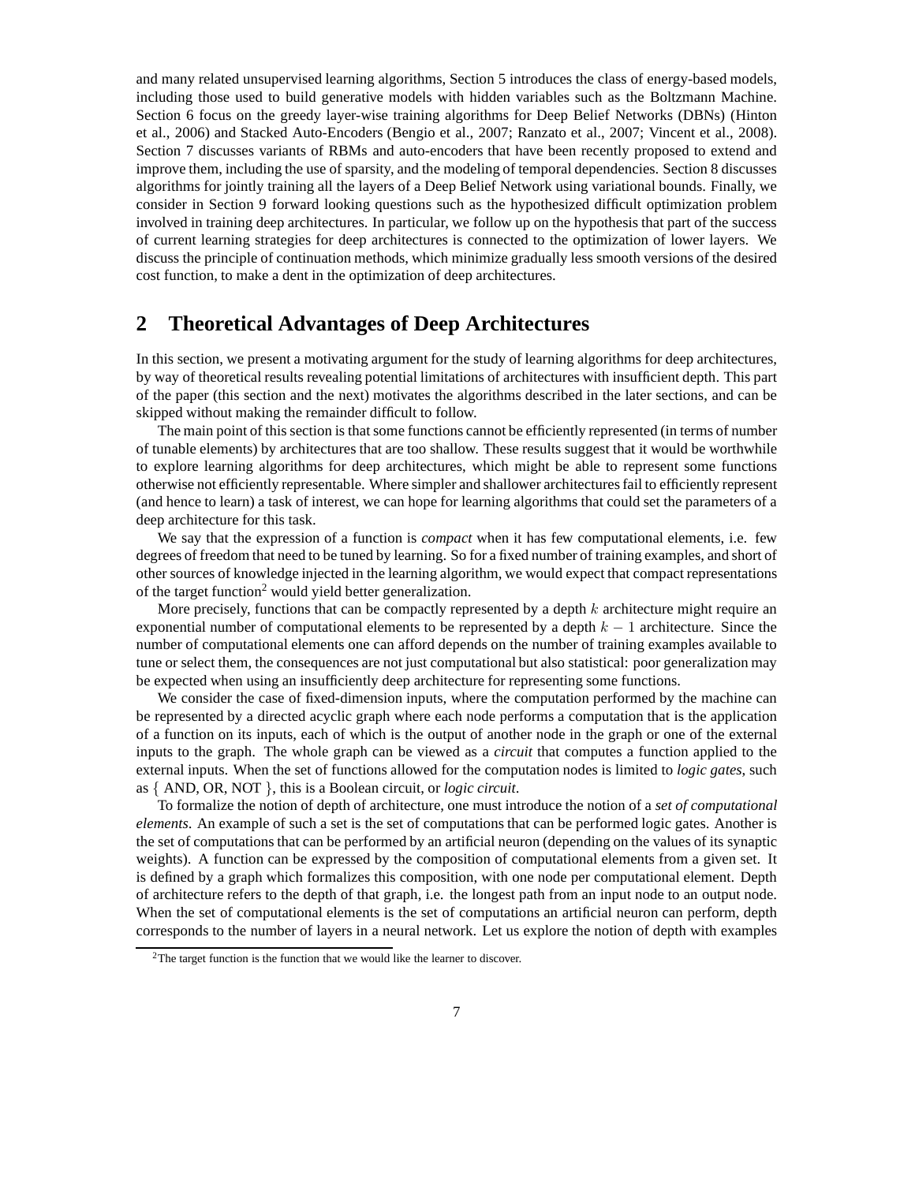and many related unsupervised learning algorithms, Section 5 introduces the class of energy-based models, including those used to build generative models with hidden variables such as the Boltzmann Machine. Section 6 focus on the greedy layer-wise training algorithms for Deep Belief Networks (DBNs) (Hinton et al., 2006) and Stacked Auto-Encoders (Bengio et al., 2007; Ranzato et al., 2007; Vincent et al., 2008). Section 7 discusses variants of RBMs and auto-encoders that have been recently proposed to extend and improve them, including the use of sparsity, and the modeling of temporal dependencies. Section 8 discusses algorithms for jointly training all the layers of a Deep Belief Network using variational bounds. Finally, we consider in Section 9 forward looking questions such as the hypothesized difficult optimization problem involved in training deep architectures. In particular, we follow up on the hypothesis that part of the success of current learning strategies for deep architectures is connected to the optimization of lower layers. We discuss the principle of continuation methods, which minimize gradually less smooth versions of the desired cost function, to make a dent in the optimization of deep architectures.

## 2 Theoretical Advantages of Deep Architectures

In this section, we present a motivating argument for the study of learning algorithms for deep architectures, by way of theoretical results revealing potential limitations of architectures with insufficient depth. This part of the paper (this section and the next) motivates the algorithms described in the later sections, and can be skipped without making the remainder difficult to follow.

The main point of this section is that some functions cannot be efficiently represented (in terms of number of tunable elements) by architectures that are too shallow. These results suggest that it would be worthwhile to explore learning algorithms for deep architectures, which might be able to represent some functions otherwise not efficiently representable. Where simpler and shallower architectures fail to efficiently represent (and hence to learn) a task of interest, we can hope for learning algorithms that could set the parameters of a deep architecture for this task.

We say that the expression of a function is *compact* when it has few computational elements, i.e. few degrees of freedom that need to be tuned by learning. So for a fixed number of training examples, and short of other sources of knowledge injected in the learning algorithm, we would expect that compact representations of the target function[2] would yield better generalization.

More precisely, functions that can be compactly represented by a depth $k$ architecture might require an exponential number of computational elements to be represented by a depth $k-1$ architecture. Since the number of computational elements one can afford depends on the number of training examples available to tune or select them, the consequences are not just computational but also statistical: poor generalization may be expected when using an insufficiently deep architecture for representing some functions.

We consider the case of fixed-dimension inputs, where the computation performed by the machine can be represented by a directed acyclic graph where each node performs a computation that is the application of a function on its inputs, each of which is the output of another node in the graph or one of the external inputs to the graph. The whole graph can be viewed as a *circuit* that computes a function applied to the external inputs. When the set of functions allowed for the computation nodes is limited to *logic gates*, such as { AND, OR, NOT }, this is a Boolean circuit, or *logic circuit*.

To formalize the notion of depth of architecture, one must introduce the notion of a *set of computational elements*. An example of such a set is the set of computations that can be performed logic gates. Another is the set of computations that can be performed by an artificial neuron (depending on the values of its synaptic weights). A function can be expressed by the composition of computational elements from a given set. It is defined by a graph which formalizes this composition, with one node per computational element. Depth of architecture refers to the depth of that graph, i.e. the longest path from an input node to an output node. When the set of computational elements is the set of computations an artificial neuron can perform, depth corresponds to the number of layers in a neural network. Let us explore the notion of depth with examples

[2] The target function is the function that we would like the learner to discover.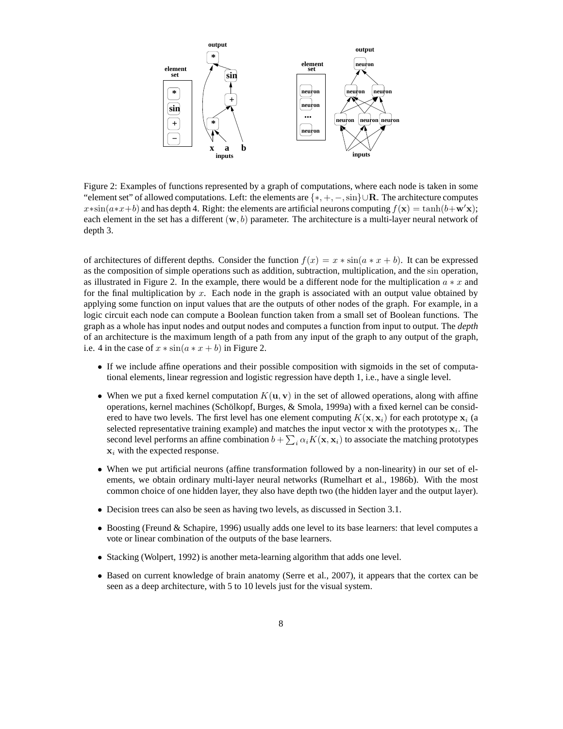Figure 2: Examples of functions represented by a graph of computations, where each node is taken in some "element set" of allowed computations. Left: the elements are $\{*, +, -, \sin\} \cup \mathbf{R}$. The architecture computes $x*\sin(a*x+b)$ and has depth 4. Right: the elements are artificial neurons computing $f(\mathbf{x}) = \tanh(b+\mathbf{w}'\mathbf{x})$; each element in the set has a different $(\mathbf{w}, b)$ parameter. The architecture is a multi-layer neural network of depth 3.

of architectures of different depths. Consider the function $f(x) = x * \sin(a * x + b)$. It can be expressed as the composition of simple operations such as addition, subtraction, multiplication, and the $\sin$ operation, as illustrated in Figure 2. In the example, there would be a different node for the multiplication $a * x$ and for the final multiplication by $x$. Each node in the graph is associated with an output value obtained by applying some function on input values that are the outputs of other nodes of the graph. For example, in a logic circuit each node can compute a Boolean function taken from a small set of Boolean functions. The graph as a whole has input nodes and output nodes and computes a function from input to output. The *depth* of an architecture is the maximum length of a path from any input of the graph to any output of the graph, i.e. 4 in the case of $x * \sin(a * x + b)$ in Figure 2.

- If we include affine operations and their possible composition with sigmoids in the set of computational elements, linear regression and logistic regression have depth 1, i.e., have a single level.
- When we put a fixed kernel computation $K(\mathbf{u}, \mathbf{v})$ in the set of allowed operations, along with affine operations, kernel machines (Schölkopf, Burges, & Smola, 1999a) with a fixed kernel can be considered to have two levels. The first level has one element computing $K(\mathbf{x}, \mathbf{x}_i)$ for each prototype $\mathbf{x}_i$ (a selected representative training example) and matches the input vector $\mathbf{x}$ with the prototypes $\mathbf{x}_i$. The second level performs an affine combination $b + \sum_i \alpha_i K(\mathbf{x}, \mathbf{x}_i)$ to associate the matching prototypes $\mathbf{x}_i$ with the expected response.
- When we put artificial neurons (affine transformation followed by a non-linearity) in our set of elements, we obtain ordinary multi-layer neural networks (Rumelhart et al., 1986b). With the most common choice of one hidden layer, they also have depth two (the hidden layer and the output layer).
- Decision trees can also be seen as having two levels, as discussed in Section 3.1.
- Boosting (Freund & Schapire, 1996) usually adds one level to its base learners: that level computes a vote or linear combination of the outputs of the base learners.
- Stacking (Wolpert, 1992) is another meta-learning algorithm that adds one level.
- Based on current knowledge of brain anatomy (Serre et al., 2007), it appears that the cortex can be seen as a deep architecture, with 5 to 10 levels just for the visual system.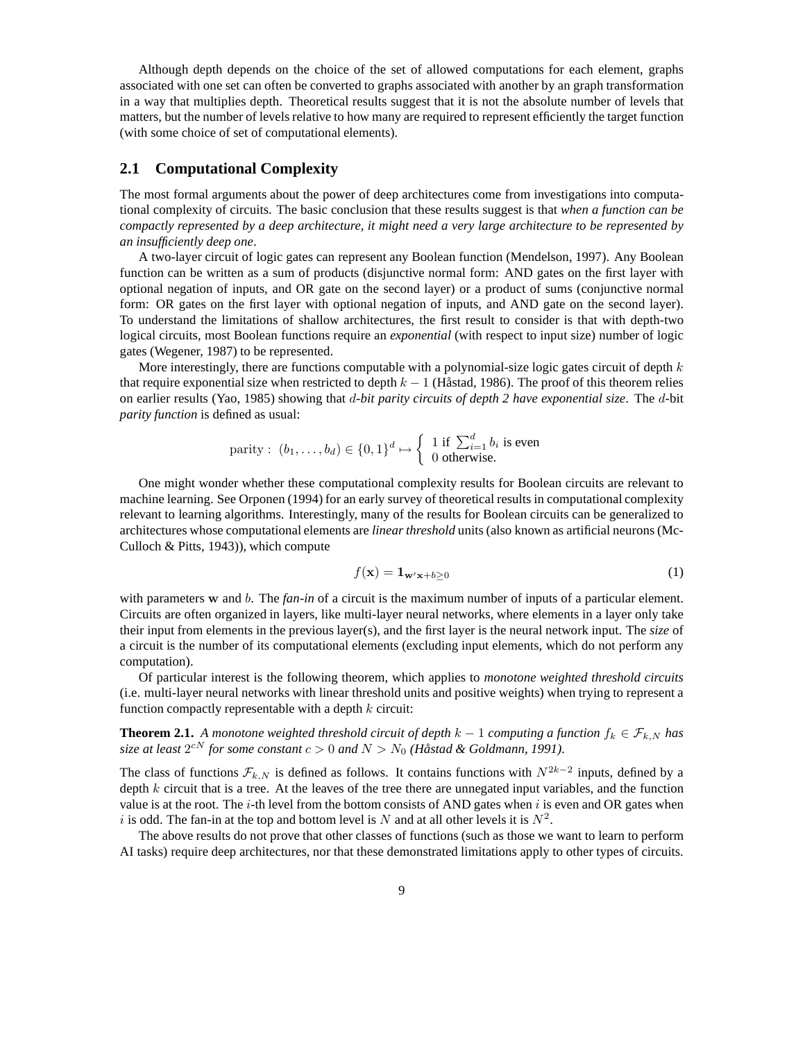Although depth depends on the choice of the set of allowed computations for each element, graphs associated with one set can often be converted to graphs associated with another by an graph transformation in a way that multiplies depth. Theoretical results suggest that it is not the absolute number of levels that matters, but the number of levels relative to how many are required to represent efficiently the target function (with some choice of set of computational elements).

## 2.1 Computational Complexity

The most formal arguments about the power of deep architectures come from investigations into computational complexity of circuits. The basic conclusion that these results suggest is that *when a function can be compactly represented by a deep architecture, it might need a very large architecture to be represented by an insufficiently deep one*.

A two-layer circuit of logic gates can represent any Boolean function (Mendelson, 1997). Any Boolean function can be written as a sum of products (disjunctive normal form: AND gates on the first layer with optional negation of inputs, and OR gate on the second layer) or a product of sums (conjunctive normal form: OR gates on the first layer with optional negation of inputs, and AND gate on the second layer). To understand the limitations of shallow architectures, the first result to consider is that with depth-two logical circuits, most Boolean functions require an *exponential* (with respect to input size) number of logic gates (Wegener, 1987) to be represented.

More interestingly, there are functions computable with a polynomial-size logic gates circuit of depth $k$ that require exponential size when restricted to depth $k-1$ (Håstad, 1986). The proof of this theorem relies on earlier results (Yao, 1985) showing that *$d$-bit parity circuits of depth 2 have exponential size*. The $d$-bit *parity function* is defined as usual:

$$\text{parity}: \ (b_1, \ldots, b_d) \in \{0,1\}^d \mapsto \begin{cases} 1 \text{ if } \sum_{i=1}^{d} b_i \text{ is even} \\ 0 \text{ otherwise.} \end{cases}$$

One might wonder whether these computational complexity results for Boolean circuits are relevant to machine learning. See Orponen (1994) for an early survey of theoretical results in computational complexity relevant to learning algorithms. Interestingly, many of the results for Boolean circuits can be generalized to architectures whose computational elements are *linear threshold* units (also known as artificial neurons (McCulloch & Pitts, 1943)), which compute

$$f(\mathbf{x}) = \mathbf{1}_{\mathbf{w}'\mathbf{x}+b \geq 0} \tag{1}$$

with parameters $\mathbf{w}$ and $b$. The *fan-in* of a circuit is the maximum number of inputs of a particular element. Circuits are often organized in layers, like multi-layer neural networks, where elements in a layer only take their input from elements in the previous layer(s), and the first layer is the neural network input. The *size* of a circuit is the number of its computational elements (excluding input elements, which do not perform any computation).

Of particular interest is the following theorem, which applies to *monotone weighted threshold circuits* (i.e. multi-layer neural networks with linear threshold units and positive weights) when trying to represent a function compactly representable with a depth $k$ circuit:

**Theorem 2.1.** *A monotone weighted threshold circuit of depth $k-1$ computing a function $f_k \in \mathcal{F}_{k,N}$ has size at least $2^{cN}$ for some constant $c > 0$ and $N > N_0$ (Håstad & Goldmann, 1991).*

The class of functions $\mathcal{F}_{k,N}$ is defined as follows. It contains functions with $N^{2k-2}$ inputs, defined by a depth $k$ circuit that is a tree. At the leaves of the tree there are unnegated input variables, and the function value is at the root. The $i$-th level from the bottom consists of AND gates when $i$ is even and OR gates when $i$ is odd. The fan-in at the top and bottom level is $N$ and at all other levels it is $N^2$.

The above results do not prove that other classes of functions (such as those we want to learn to perform AI tasks) require deep architectures, nor that these demonstrated limitations apply to other types of circuits.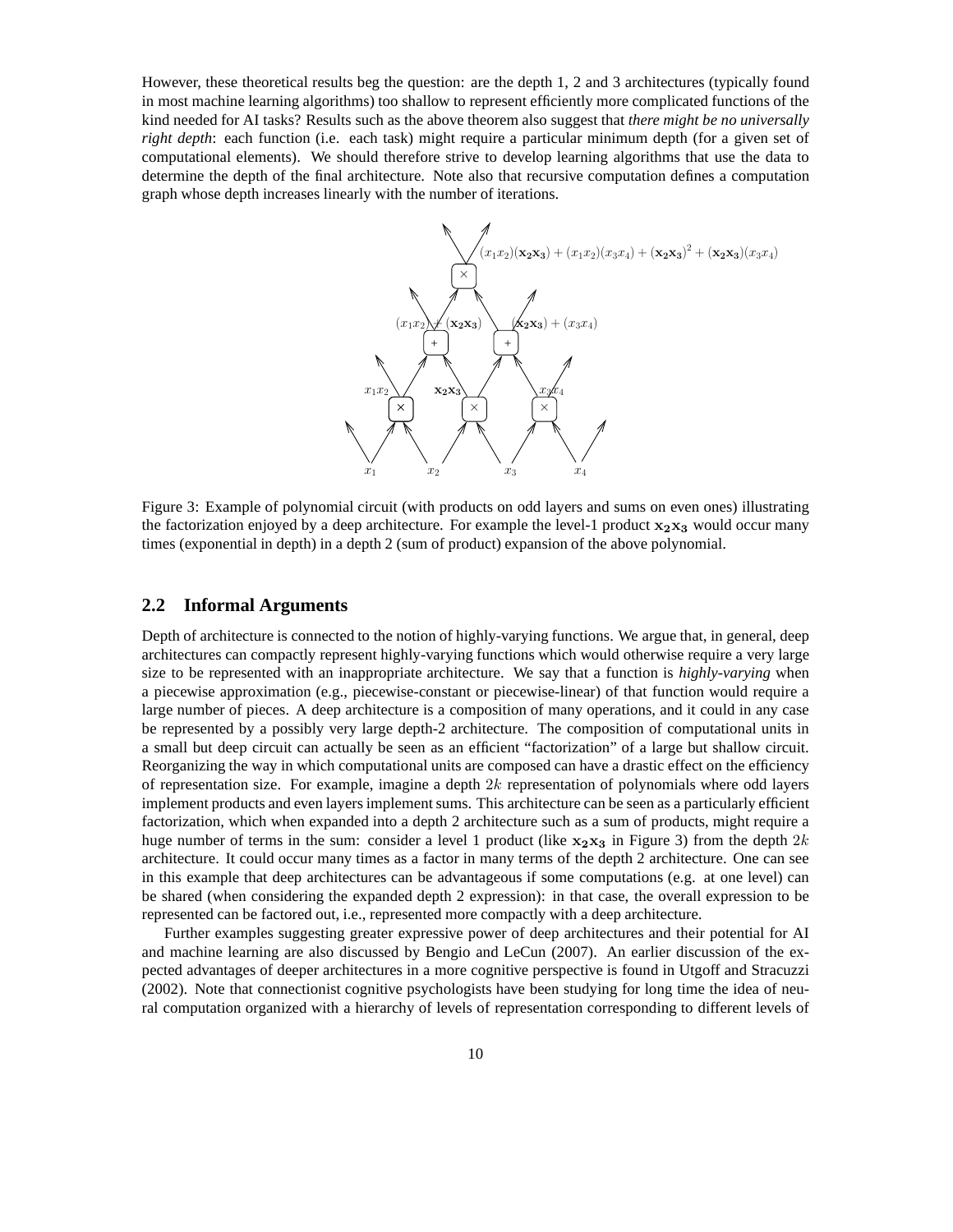However, these theoretical results beg the question: are the depth 1, 2 and 3 architectures (typically found in most machine learning algorithms) too shallow to represent efficiently more complicated functions of the kind needed for AI tasks? Results such as the above theorem also suggest that *there might be no universally right depth*: each function (i.e. each task) might require a particular minimum depth (for a given set of computational elements). We should therefore strive to develop learning algorithms that use the data to determine the depth of the final architecture. Note also that recursive computation defines a computation graph whose depth increases linearly with the number of iterations.

Figure 3: Example of polynomial circuit (with products on odd layers and sums on even ones) illustrating the factorization enjoyed by a deep architecture. For example the level-1 product $\mathbf{x_2 x_3}$ would occur many times (exponential in depth) in a depth 2 (sum of product) expansion of the above polynomial.

## 2.2 Informal Arguments

Depth of architecture is connected to the notion of highly-varying functions. We argue that, in general, deep architectures can compactly represent highly-varying functions which would otherwise require a very large size to be represented with an inappropriate architecture. We say that a function is *highly-varying* when a piecewise approximation (e.g., piecewise-constant or piecewise-linear) of that function would require a large number of pieces. A deep architecture is a composition of many operations, and it could in any case be represented by a possibly very large depth-2 architecture. The composition of computational units in a small but deep circuit can actually be seen as an efficient "factorization" of a large but shallow circuit. Reorganizing the way in which computational units are composed can have a drastic effect on the efficiency of representation size. For example, imagine a depth $2k$ representation of polynomials where odd layers implement products and even layers implement sums. This architecture can be seen as a particularly efficient factorization, which when expanded into a depth 2 architecture such as a sum of products, might require a huge number of terms in the sum: consider a level 1 product (like $\mathbf{x_2 x_3}$ in Figure 3) from the depth $2k$ architecture. It could occur many times as a factor in many terms of the depth 2 architecture. One can see in this example that deep architectures can be advantageous if some computations (e.g. at one level) can be shared (when considering the expanded depth 2 expression): in that case, the overall expression to be represented can be factored out, i.e., represented more compactly with a deep architecture.

Further examples suggesting greater expressive power of deep architectures and their potential for AI and machine learning are also discussed by Bengio and LeCun (2007). An earlier discussion of the expected advantages of deeper architectures in a more cognitive perspective is found in Utgoff and Stracuzzi (2002). Note that connectionist cognitive psychologists have been studying for long time the idea of neural computation organized with a hierarchy of levels of representation corresponding to different levels of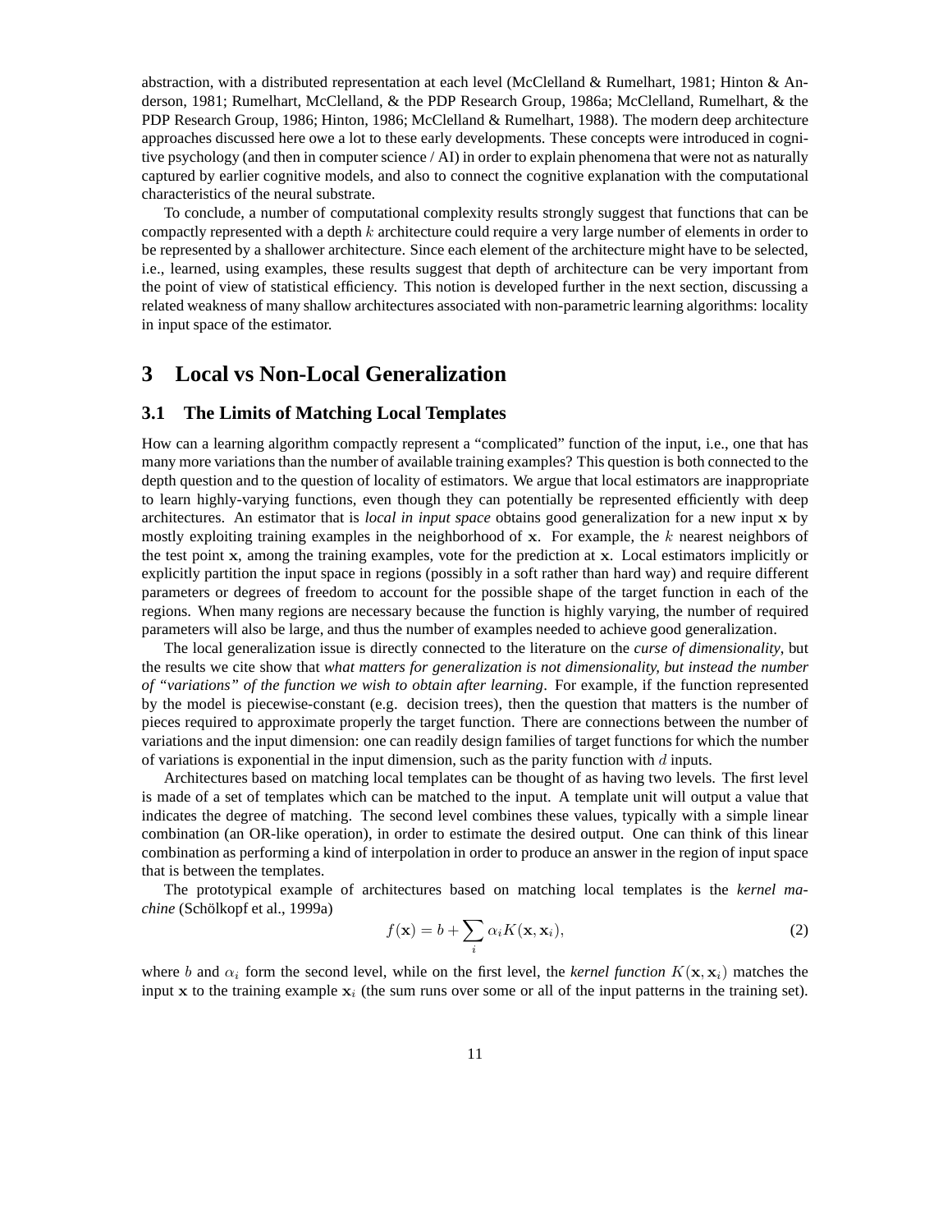abstraction, with a distributed representation at each level (McClelland & Rumelhart, 1981; Hinton & Anderson, 1981; Rumelhart, McClelland, & the PDP Research Group, 1986a; McClelland, Rumelhart, & the PDP Research Group, 1986; Hinton, 1986; McClelland & Rumelhart, 1988). The modern deep architecture approaches discussed here owe a lot to these early developments. These concepts were introduced in cognitive psychology (and then in computer science / AI) in order to explain phenomena that were not as naturally captured by earlier cognitive models, and also to connect the cognitive explanation with the computational characteristics of the neural substrate.

To conclude, a number of computational complexity results strongly suggest that functions that can be compactly represented with a depth $k$ architecture could require a very large number of elements in order to be represented by a shallower architecture. Since each element of the architecture might have to be selected, i.e., learned, using examples, these results suggest that depth of architecture can be very important from the point of view of statistical efficiency. This notion is developed further in the next section, discussing a related weakness of many shallow architectures associated with non-parametric learning algorithms: locality in input space of the estimator.

# 3 Local vs Non-Local Generalization

## 3.1 The Limits of Matching Local Templates

How can a learning algorithm compactly represent a "complicated" function of the input, i.e., one that has many more variations than the number of available training examples? This question is both connected to the depth question and to the question of locality of estimators. We argue that local estimators are inappropriate to learn highly-varying functions, even though they can potentially be represented efficiently with deep architectures. An estimator that is *local in input space* obtains good generalization for a new input $\mathbf{x}$ by mostly exploiting training examples in the neighborhood of $\mathbf{x}$. For example, the $k$ nearest neighbors of the test point $\mathbf{x}$, among the training examples, vote for the prediction at $\mathbf{x}$. Local estimators implicitly or explicitly partition the input space in regions (possibly in a soft rather than hard way) and require different parameters or degrees of freedom to account for the possible shape of the target function in each of the regions. When many regions are necessary because the function is highly varying, the number of required parameters will also be large, and thus the number of examples needed to achieve good generalization.

The local generalization issue is directly connected to the literature on the *curse of dimensionality*, but the results we cite show that *what matters for generalization is not dimensionality, but instead the number of "variations" of the function we wish to obtain after learning*. For example, if the function represented by the model is piecewise-constant (e.g. decision trees), then the question that matters is the number of pieces required to approximate properly the target function. There are connections between the number of variations and the input dimension: one can readily design families of target functions for which the number of variations is exponential in the input dimension, such as the parity function with $d$ inputs.

Architectures based on matching local templates can be thought of as having two levels. The first level is made of a set of templates which can be matched to the input. A template unit will output a value that indicates the degree of matching. The second level combines these values, typically with a simple linear combination (an OR-like operation), in order to estimate the desired output. One can think of this linear combination as performing a kind of interpolation in order to produce an answer in the region of input space that is between the templates.

The prototypical example of architectures based on matching local templates is the *kernel machine* (Schölkopf et al., 1999a)

$$f(\mathbf{x}) = b + \sum_i \alpha_i K(\mathbf{x}, \mathbf{x}_i), \tag{2}$$

where $b$ and $\alpha_i$ form the second level, while on the first level, the *kernel function* $K(\mathbf{x}, \mathbf{x}_i)$ matches the input $\mathbf{x}$ to the training example $\mathbf{x}_i$ (the sum runs over some or all of the input patterns in the training set).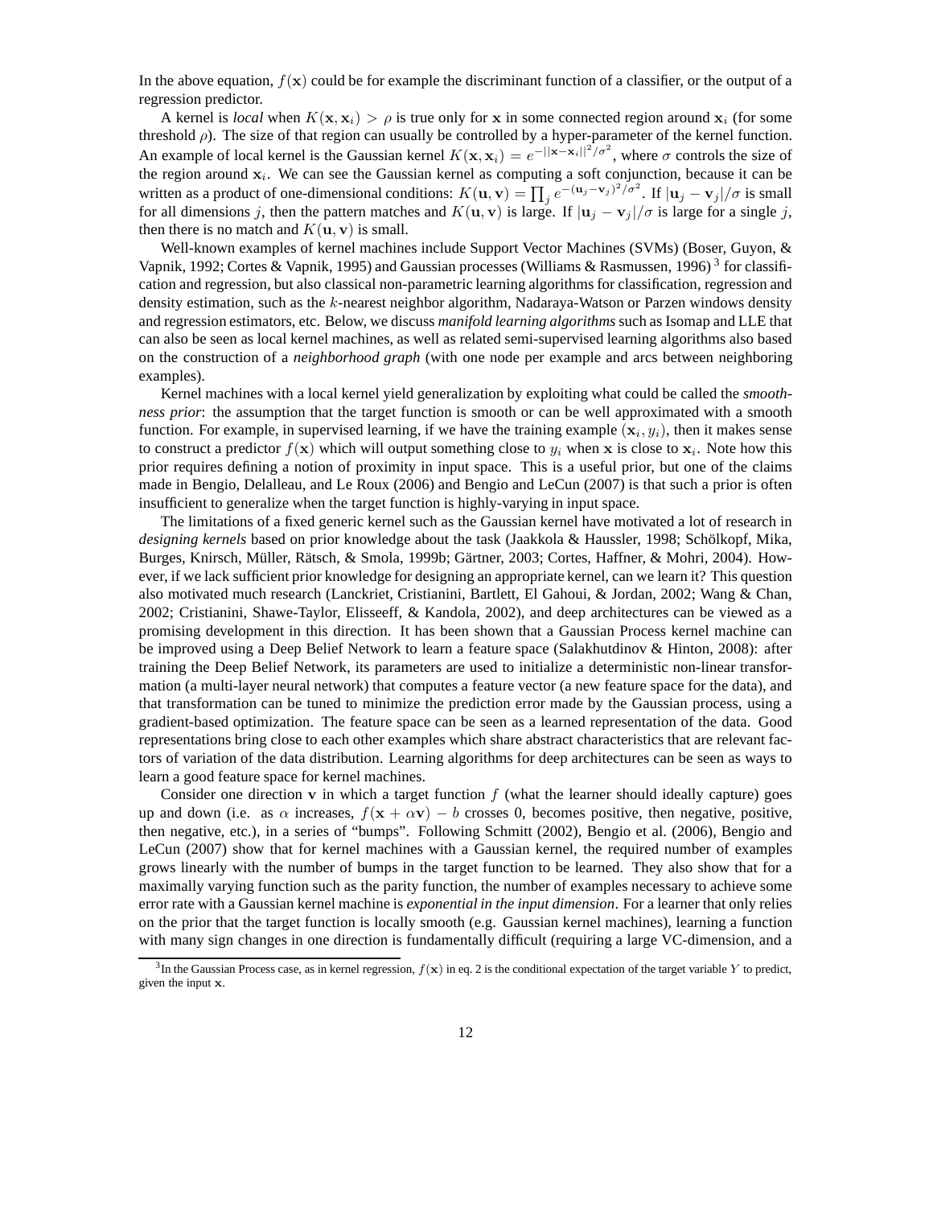In the above equation, $f(\mathbf{x})$ could be for example the discriminant function of a classifier, or the output of a regression predictor.

A kernel is *local* when $K(\mathbf{x}, \mathbf{x}_i) > \rho$ is true only for $\mathbf{x}$ in some connected region around $\mathbf{x}_i$ (for some threshold $\rho$). The size of that region can usually be controlled by a hyper-parameter of the kernel function. An example of local kernel is the Gaussian kernel $K(\mathbf{x}, \mathbf{x}_i) = e^{-||\mathbf{x}-\mathbf{x}_i||^2/\sigma^2}$, where $\sigma$ controls the size of the region around $\mathbf{x}_i$. We can see the Gaussian kernel as computing a soft conjunction, because it can be written as a product of one-dimensional conditions: $K(\mathbf{u}, \mathbf{v}) = \prod_j e^{-(\mathbf{u}_j - \mathbf{v}_j)^2/\sigma^2}$. If $|\mathbf{u}_j - \mathbf{v}_j|/\sigma$ is small for all dimensions $j$, then the pattern matches and $K(\mathbf{u}, \mathbf{v})$ is large. If $|\mathbf{u}_j - \mathbf{v}_j|/\sigma$ is large for a single $j$, then there is no match and $K(\mathbf{u}, \mathbf{v})$ is small.

Well-known examples of kernel machines include Support Vector Machines (SVMs) (Boser, Guyon, & Vapnik, 1992; Cortes & Vapnik, 1995) and Gaussian processes (Williams & Rasmussen, 1996) [3] for classification and regression, but also classical non-parametric learning algorithms for classification, regression and density estimation, such as the $k$-nearest neighbor algorithm, Nadaraya-Watson or Parzen windows density and regression estimators, etc. Below, we discuss *manifold learning algorithms* such as Isomap and LLE that can also be seen as local kernel machines, as well as related semi-supervised learning algorithms also based on the construction of a *neighborhood graph* (with one node per example and arcs between neighboring examples).

Kernel machines with a local kernel yield generalization by exploiting what could be called the *smoothness prior*: the assumption that the target function is smooth or can be well approximated with a smooth function. For example, in supervised learning, if we have the training example $(\mathbf{x}_i, y_i)$, then it makes sense to construct a predictor $f(\mathbf{x})$ which will output something close to $y_i$ when $\mathbf{x}$ is close to $\mathbf{x}_i$. Note how this prior requires defining a notion of proximity in input space. This is a useful prior, but one of the claims made in Bengio, Delalleau, and Le Roux (2006) and Bengio and LeCun (2007) is that such a prior is often insufficient to generalize when the target function is highly-varying in input space.

The limitations of a fixed generic kernel such as the Gaussian kernel have motivated a lot of research in *designing kernels* based on prior knowledge about the task (Jaakkola & Haussler, 1998; Schölkopf, Mika, Burges, Knirsch, Müller, Rätsch, & Smola, 1999b; Gärtner, 2003; Cortes, Haffner, & Mohri, 2004). However, if we lack sufficient prior knowledge for designing an appropriate kernel, can we learn it? This question also motivated much research (Lanckriet, Cristianini, Bartlett, El Gahoui, & Jordan, 2002; Wang & Chan, 2002; Cristianini, Shawe-Taylor, Elisseeff, & Kandola, 2002), and deep architectures can be viewed as a promising development in this direction. It has been shown that a Gaussian Process kernel machine can be improved using a Deep Belief Network to learn a feature space (Salakhutdinov & Hinton, 2008): after training the Deep Belief Network, its parameters are used to initialize a deterministic non-linear transformation (a multi-layer neural network) that computes a feature vector (a new feature space for the data), and that transformation can be tuned to minimize the prediction error made by the Gaussian process, using a gradient-based optimization. The feature space can be seen as a learned representation of the data. Good representations bring close to each other examples which share abstract characteristics that are relevant factors of variation of the data distribution. Learning algorithms for deep architectures can be seen as ways to learn a good feature space for kernel machines.

Consider one direction $\mathbf{v}$ in which a target function $f$ (what the learner should ideally capture) goes up and down (i.e. as $\alpha$ increases, $f(\mathbf{x} + \alpha\mathbf{v}) - b$ crosses 0, becomes positive, then negative, positive, then negative, etc.), in a series of "bumps". Following Schmitt (2002), Bengio et al. (2006), Bengio and LeCun (2007) show that for kernel machines with a Gaussian kernel, the required number of examples grows linearly with the number of bumps in the target function to be learned. They also show that for a maximally varying function such as the parity function, the number of examples necessary to achieve some error rate with a Gaussian kernel machine is *exponential in the input dimension*. For a learner that only relies on the prior that the target function is locally smooth (e.g. Gaussian kernel machines), learning a function with many sign changes in one direction is fundamentally difficult (requiring a large VC-dimension, and a

[3] In the Gaussian Process case, as in kernel regression, $f(\mathbf{x})$ in eq. 2 is the conditional expectation of the target variable $Y$ to predict, given the input $\mathbf{x}$.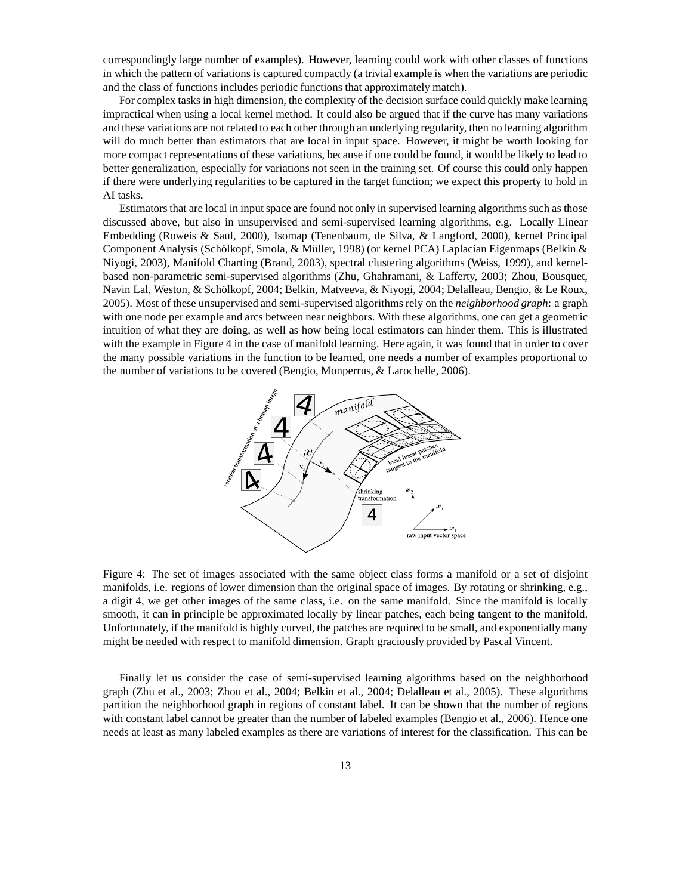correspondingly large number of examples). However, learning could work with other classes of functions in which the pattern of variations is captured compactly (a trivial example is when the variations are periodic and the class of functions includes periodic functions that approximately match).

For complex tasks in high dimension, the complexity of the decision surface could quickly make learning impractical when using a local kernel method. It could also be argued that if the curve has many variations and these variations are not related to each other through an underlying regularity, then no learning algorithm will do much better than estimators that are local in input space. However, it might be worth looking for more compact representations of these variations, because if one could be found, it would be likely to lead to better generalization, especially for variations not seen in the training set. Of course this could only happen if there were underlying regularities to be captured in the target function; we expect this property to hold in AI tasks.

Estimators that are local in input space are found not only in supervised learning algorithms such as those discussed above, but also in unsupervised and semi-supervised learning algorithms, e.g. Locally Linear Embedding (Roweis & Saul, 2000), Isomap (Tenenbaum, de Silva, & Langford, 2000), kernel Principal Component Analysis (Schölkopf, Smola, & Müller, 1998) (or kernel PCA) Laplacian Eigenmaps (Belkin & Niyogi, 2003), Manifold Charting (Brand, 2003), spectral clustering algorithms (Weiss, 1999), and kernel-based non-parametric semi-supervised algorithms (Zhu, Ghahramani, & Lafferty, 2003; Zhou, Bousquet, Navin Lal, Weston, & Schölkopf, 2004; Belkin, Matveeva, & Niyogi, 2004; Delalleau, Bengio, & Le Roux, 2005). Most of these unsupervised and semi-supervised algorithms rely on the *neighborhood graph*: a graph with one node per example and arcs between near neighbors. With these algorithms, one can get a geometric intuition of what they are doing, as well as how being local estimators can hinder them. This is illustrated with the example in Figure 4 in the case of manifold learning. Here again, it was found that in order to cover the many possible variations in the function to be learned, one needs a number of examples proportional to the number of variations to be covered (Bengio, Monperrus, & Larochelle, 2006).

Figure 4: The set of images associated with the same object class forms a manifold or a set of disjoint manifolds, i.e. regions of lower dimension than the original space of images. By rotating or shrinking, e.g., a digit 4, we get other images of the same class, i.e. on the same manifold. Since the manifold is locally smooth, it can in principle be approximated locally by linear patches, each being tangent to the manifold. Unfortunately, if the manifold is highly curved, the patches are required to be small, and exponentially many might be needed with respect to manifold dimension. Graph graciously provided by Pascal Vincent.

Finally let us consider the case of semi-supervised learning algorithms based on the neighborhood graph (Zhu et al., 2003; Zhou et al., 2004; Belkin et al., 2004; Delalleau et al., 2005). These algorithms partition the neighborhood graph in regions of constant label. It can be shown that the number of regions with constant label cannot be greater than the number of labeled examples (Bengio et al., 2006). Hence one needs at least as many labeled examples as there are variations of interest for the classification. This can be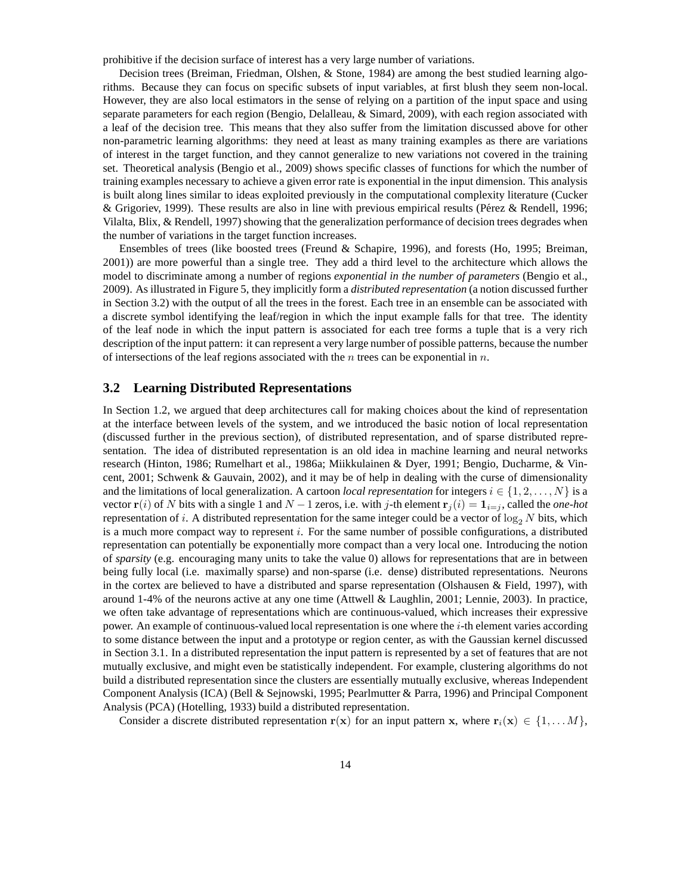prohibitive if the decision surface of interest has a very large number of variations.

Decision trees (Breiman, Friedman, Olshen, & Stone, 1984) are among the best studied learning algorithms. Because they can focus on specific subsets of input variables, at first blush they seem non-local. However, they are also local estimators in the sense of relying on a partition of the input space and using separate parameters for each region (Bengio, Delalleau, & Simard, 2009), with each region associated with a leaf of the decision tree. This means that they also suffer from the limitation discussed above for other non-parametric learning algorithms: they need at least as many training examples as there are variations of interest in the target function, and they cannot generalize to new variations not covered in the training set. Theoretical analysis (Bengio et al., 2009) shows specific classes of functions for which the number of training examples necessary to achieve a given error rate is exponential in the input dimension. This analysis is built along lines similar to ideas exploited previously in the computational complexity literature (Cucker & Grigoriev, 1999). These results are also in line with previous empirical results (Pérez & Rendell, 1996; Vilalta, Blix, & Rendell, 1997) showing that the generalization performance of decision trees degrades when the number of variations in the target function increases.

Ensembles of trees (like boosted trees (Freund & Schapire, 1996), and forests (Ho, 1995; Breiman, 2001)) are more powerful than a single tree. They add a third level to the architecture which allows the model to discriminate among a number of regions *exponential in the number of parameters* (Bengio et al., 2009). As illustrated in Figure 5, they implicitly form a *distributed representation* (a notion discussed further in Section 3.2) with the output of all the trees in the forest. Each tree in an ensemble can be associated with a discrete symbol identifying the leaf/region in which the input example falls for that tree. The identity of the leaf node in which the input pattern is associated for each tree forms a tuple that is a very rich description of the input pattern: it can represent a very large number of possible patterns, because the number of intersections of the leaf regions associated with the $n$ trees can be exponential in $n$.

## 3.2 Learning Distributed Representations

In Section 1.2, we argued that deep architectures call for making choices about the kind of representation at the interface between levels of the system, and we introduced the basic notion of local representation (discussed further in the previous section), of distributed representation, and of sparse distributed representation. The idea of distributed representation is an old idea in machine learning and neural networks research (Hinton, 1986; Rumelhart et al., 1986a; Miikkulainen & Dyer, 1991; Bengio, Ducharme, & Vincent, 2001; Schwenk & Gauvain, 2002), and it may be of help in dealing with the curse of dimensionality and the limitations of local generalization. A cartoon *local representation* for integers $i \in \{1, 2, \ldots, N\}$ is a vector $\mathbf{r}(i)$ of $N$ bits with a single 1 and $N-1$ zeros, i.e. with $j$-th element $\mathbf{r}_j(i) = \mathbf{1}_{i=j}$, called the *one-hot* representation of $i$. A distributed representation for the same integer could be a vector of $\log_2 N$ bits, which is a much more compact way to represent $i$. For the same number of possible configurations, a distributed representation can potentially be exponentially more compact than a very local one. Introducing the notion of *sparsity* (e.g. encouraging many units to take the value 0) allows for representations that are in between being fully local (i.e. maximally sparse) and non-sparse (i.e. dense) distributed representations. Neurons in the cortex are believed to have a distributed and sparse representation (Olshausen & Field, 1997), with around 1-4% of the neurons active at any one time (Attwell & Laughlin, 2001; Lennie, 2003). In practice, we often take advantage of representations which are continuous-valued, which increases their expressive power. An example of continuous-valued local representation is one where the $i$-th element varies according to some distance between the input and a prototype or region center, as with the Gaussian kernel discussed in Section 3.1. In a distributed representation the input pattern is represented by a set of features that are not mutually exclusive, and might even be statistically independent. For example, clustering algorithms do not build a distributed representation since the clusters are essentially mutually exclusive, whereas Independent Component Analysis (ICA) (Bell & Sejnowski, 1995; Pearlmutter & Parra, 1996) and Principal Component Analysis (PCA) (Hotelling, 1933) build a distributed representation.

Consider a discrete distributed representation $\mathbf{r}(\mathbf{x})$ for an input pattern $\mathbf{x}$, where $\mathbf{r}_i(\mathbf{x}) \in \{1, \ldots M\}$,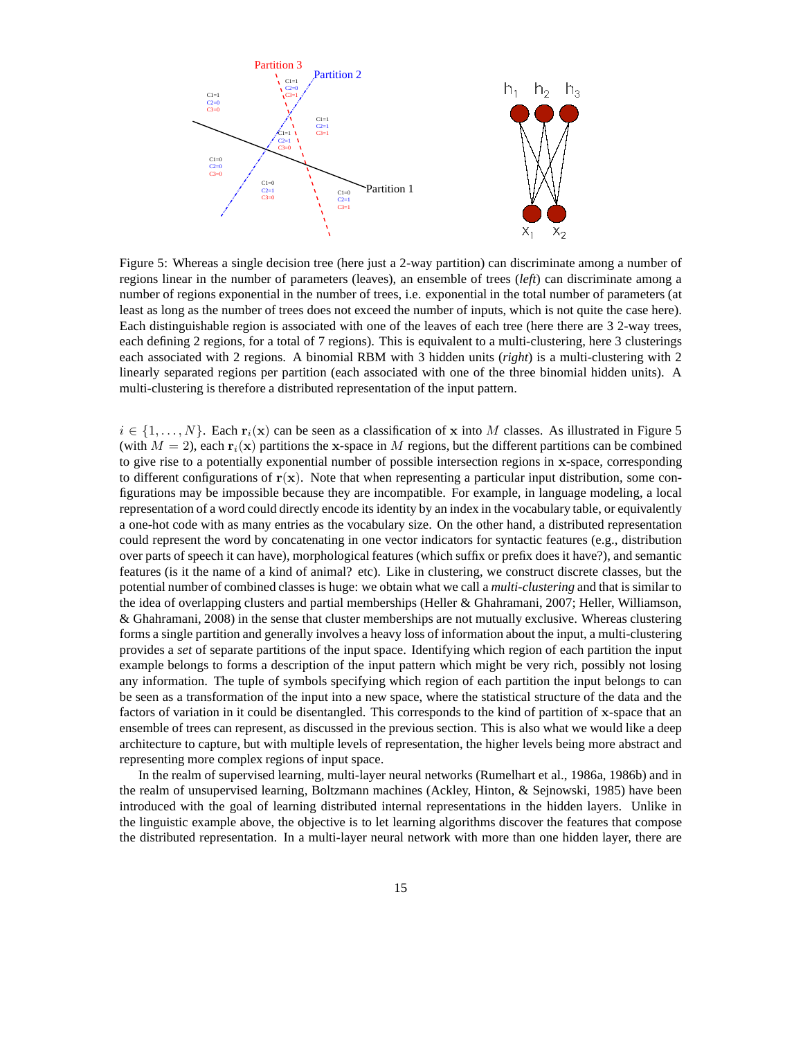Partition 3
Partition 2
Partition 1

C1=1
C2=0
C3=0

C1=1
C2=0
C3=1

C1=1
C2=1
C3=1

C1=1
C2=1
C3=0

C1=0
C2=0
C3=0

C1=0
C2=1
C3=0

C1=0
C2=1
C3=1

$h_1$ $h_2$ $h_3$

$x_1$ $x_2$

Figure 5: Whereas a single decision tree (here just a 2-way partition) can discriminate among a number of regions linear in the number of parameters (leaves), an ensemble of trees (*left*) can discriminate among a number of regions exponential in the number of trees, i.e. exponential in the total number of parameters (at least as long as the number of trees does not exceed the number of inputs, which is not quite the case here). Each distinguishable region is associated with one of the leaves of each tree (here there are 3 2-way trees, each defining 2 regions, for a total of 7 regions). This is equivalent to a multi-clustering, here 3 clusterings each associated with 2 regions. A binomial RBM with 3 hidden units (*right*) is a multi-clustering with 2 linearly separated regions per partition (each associated with one of the three binomial hidden units). A multi-clustering is therefore a distributed representation of the input pattern.

$i \in \{1, \ldots, N\}$. Each $\mathbf{r}_i(\mathbf{x})$ can be seen as a classification of $\mathbf{x}$ into $M$ classes. As illustrated in Figure 5 (with $M = 2$), each $\mathbf{r}_i(\mathbf{x})$ partitions the $\mathbf{x}$-space in $M$ regions, but the different partitions can be combined to give rise to a potentially exponential number of possible intersection regions in $\mathbf{x}$-space, corresponding to different configurations of $\mathbf{r}(\mathbf{x})$. Note that when representing a particular input distribution, some configurations may be impossible because they are incompatible. For example, in language modeling, a local representation of a word could directly encode its identity by an index in the vocabulary table, or equivalently a one-hot code with as many entries as the vocabulary size. On the other hand, a distributed representation could represent the word by concatenating in one vector indicators for syntactic features (e.g., distribution over parts of speech it can have), morphological features (which suffix or prefix does it have?), and semantic features (is it the name of a kind of animal? etc). Like in clustering, we construct discrete classes, but the potential number of combined classes is huge: we obtain what we call a *multi-clustering* and that is similar to the idea of overlapping clusters and partial memberships (Heller & Ghahramani, 2007; Heller, Williamson, & Ghahramani, 2008) in the sense that cluster memberships are not mutually exclusive. Whereas clustering forms a single partition and generally involves a heavy loss of information about the input, a multi-clustering provides a *set* of separate partitions of the input space. Identifying which region of each partition the input example belongs to forms a description of the input pattern which might be very rich, possibly not losing any information. The tuple of symbols specifying which region of each partition the input belongs to can be seen as a transformation of the input into a new space, where the statistical structure of the data and the factors of variation in it could be disentangled. This corresponds to the kind of partition of $\mathbf{x}$-space that an ensemble of trees can represent, as discussed in the previous section. This is also what we would like a deep architecture to capture, but with multiple levels of representation, the higher levels being more abstract and representing more complex regions of input space.

In the realm of supervised learning, multi-layer neural networks (Rumelhart et al., 1986a, 1986b) and in the realm of unsupervised learning, Boltzmann machines (Ackley, Hinton, & Sejnowski, 1985) have been introduced with the goal of learning distributed internal representations in the hidden layers. Unlike in the linguistic example above, the objective is to let learning algorithms discover the features that compose the distributed representation. In a multi-layer neural network with more than one hidden layer, there are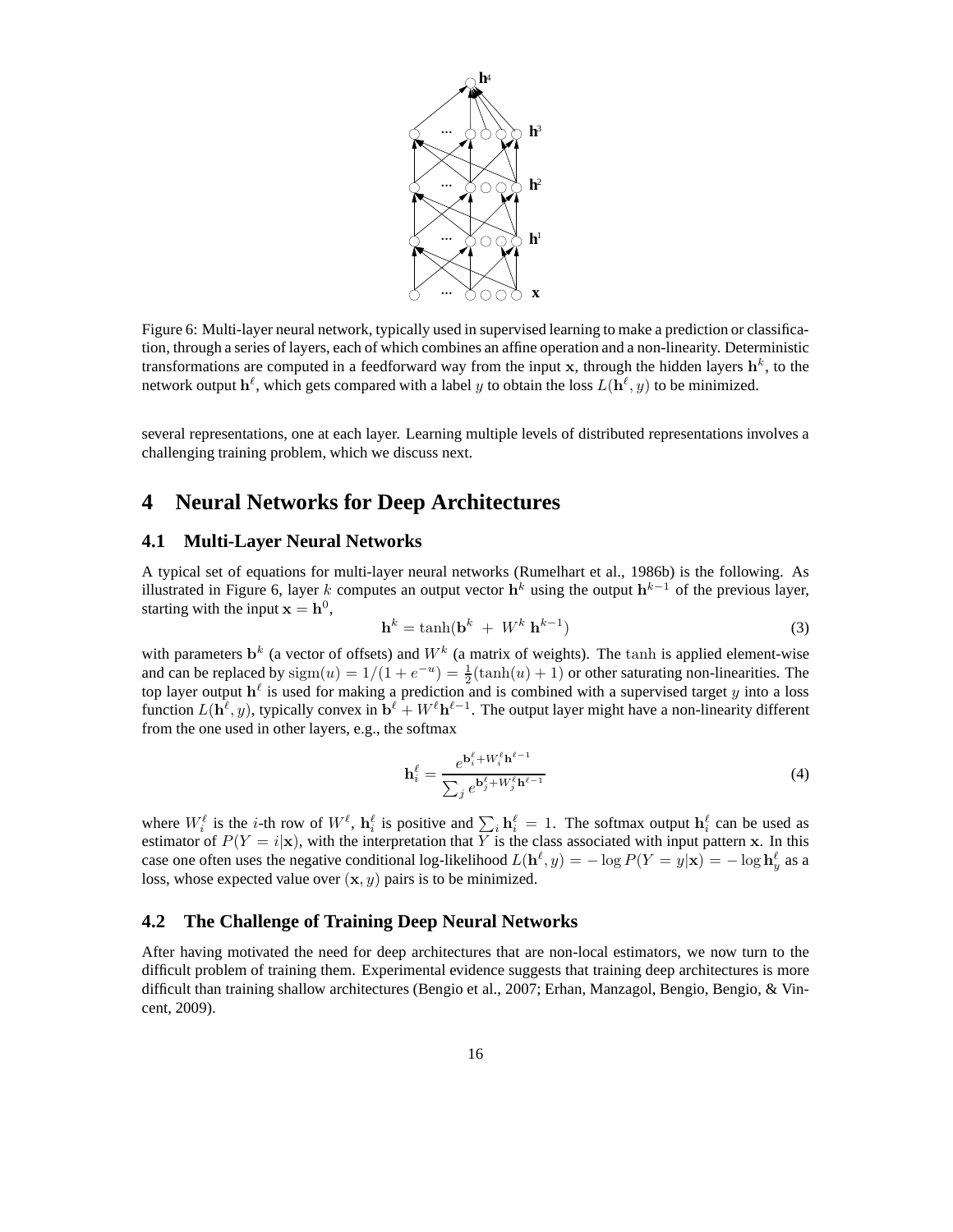Figure 6: Multi-layer neural network, typically used in supervised learning to make a prediction or classification, through a series of layers, each of which combines an affine operation and a non-linearity. Deterministic transformations are computed in a feedforward way from the input $\mathbf{x}$, through the hidden layers $\mathbf{h}^k$, to the network output $\mathbf{h}^\ell$, which gets compared with a label $y$ to obtain the loss $L(\mathbf{h}^\ell, y)$ to be minimized.

several representations, one at each layer. Learning multiple levels of distributed representations involves a challenging training problem, which we discuss next.

# 4 Neural Networks for Deep Architectures

## 4.1 Multi-Layer Neural Networks

A typical set of equations for multi-layer neural networks (Rumelhart et al., 1986b) is the following. As illustrated in Figure 6, layer $k$ computes an output vector $\mathbf{h}^k$ using the output $\mathbf{h}^{k-1}$ of the previous layer, starting with the input $\mathbf{x} = \mathbf{h}^0$,

$$\mathbf{h}^k = \tanh(\mathbf{b}^k \ + \ W^k \ \mathbf{h}^{k-1}) \tag{3}$$

with parameters $\mathbf{b}^k$ (a vector of offsets) and $W^k$ (a matrix of weights). The $\tanh$ is applied element-wise and can be replaced by $\mathrm{sigm}(u) = 1/(1 + e^{-u}) = \frac{1}{2}(\tanh(u) + 1)$ or other saturating non-linearities. The top layer output $\mathbf{h}^\ell$ is used for making a prediction and is combined with a supervised target $y$ into a loss function $L(\mathbf{h}^\ell, y)$, typically convex in $\mathbf{b}^\ell + W^\ell \mathbf{h}^{\ell-1}$. The output layer might have a non-linearity different from the one used in other layers, e.g., the softmax

$$\mathbf{h}_i^\ell = \frac{e^{\mathbf{b}_i^\ell + W_i^\ell \mathbf{h}^{\ell-1}}}{\sum_j e^{\mathbf{b}_j^\ell + W_j^\ell \mathbf{h}^{\ell-1}}} \tag{4}$$

where $W_i^\ell$ is the $i$-th row of $W^\ell$, $\mathbf{h}_i^\ell$ is positive and $\sum_i \mathbf{h}_i^\ell = 1$. The softmax output $\mathbf{h}_i^\ell$ can be used as estimator of $P(Y = i|\mathbf{x})$, with the interpretation that $Y$ is the class associated with input pattern $\mathbf{x}$. In this case one often uses the negative conditional log-likelihood $L(\mathbf{h}^\ell, y) = -\log P(Y = y|\mathbf{x}) = -\log \mathbf{h}_y^\ell$ as a loss, whose expected value over $(\mathbf{x}, y)$ pairs is to be minimized.

## 4.2 The Challenge of Training Deep Neural Networks

After having motivated the need for deep architectures that are non-local estimators, we now turn to the difficult problem of training them. Experimental evidence suggests that training deep architectures is more difficult than training shallow architectures (Bengio et al., 2007; Erhan, Manzagol, Bengio, Bengio, & Vincent, 2009).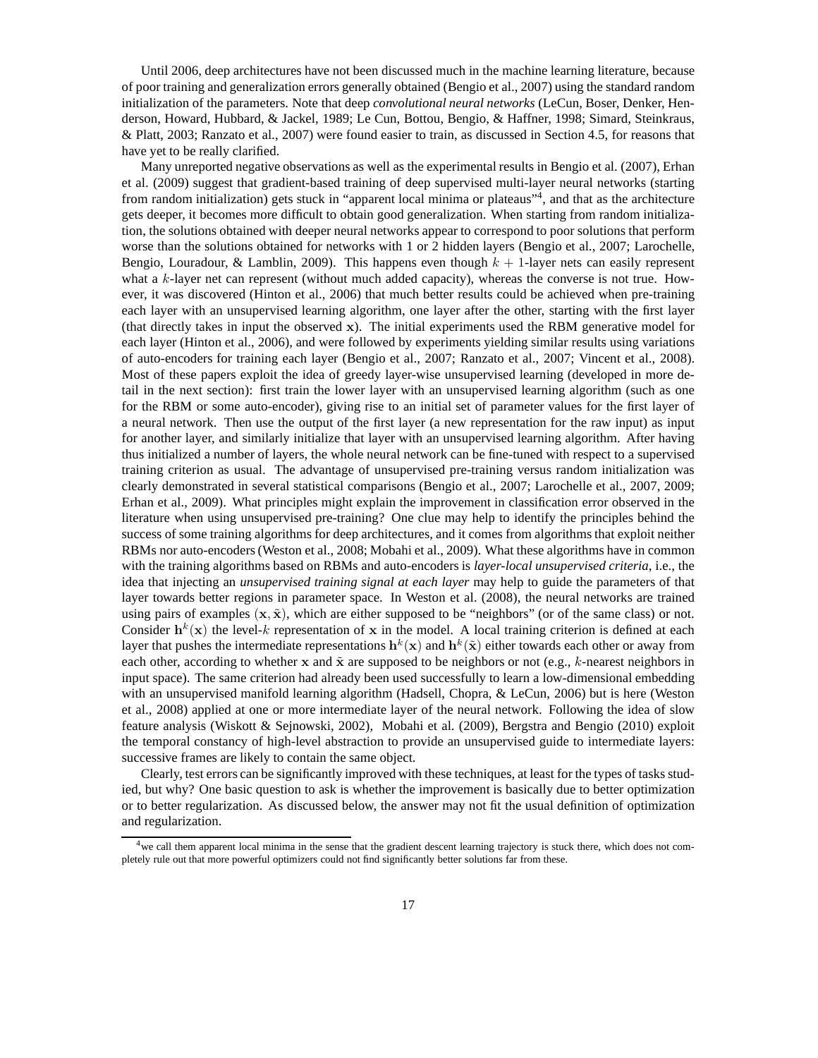Until 2006, deep architectures have not been discussed much in the machine learning literature, because of poor training and generalization errors generally obtained (Bengio et al., 2007) using the standard random initialization of the parameters. Note that deep *convolutional neural networks* (LeCun, Boser, Denker, Henderson, Howard, Hubbard, & Jackel, 1989; Le Cun, Bottou, Bengio, & Haffner, 1998; Simard, Steinkraus, & Platt, 2003; Ranzato et al., 2007) were found easier to train, as discussed in Section 4.5, for reasons that have yet to be really clarified.

Many unreported negative observations as well as the experimental results in Bengio et al. (2007), Erhan et al. (2009) suggest that gradient-based training of deep supervised multi-layer neural networks (starting from random initialization) gets stuck in "apparent local minima or plateaus"[4], and that as the architecture gets deeper, it becomes more difficult to obtain good generalization. When starting from random initialization, the solutions obtained with deeper neural networks appear to correspond to poor solutions that perform worse than the solutions obtained for networks with 1 or 2 hidden layers (Bengio et al., 2007; Larochelle, Bengio, Louradour, & Lamblin, 2009). This happens even though $k+1$-layer nets can easily represent what a $k$-layer net can represent (without much added capacity), whereas the converse is not true. However, it was discovered (Hinton et al., 2006) that much better results could be achieved when pre-training each layer with an unsupervised learning algorithm, one layer after the other, starting with the first layer (that directly takes in input the observed $\mathbf{x}$). The initial experiments used the RBM generative model for each layer (Hinton et al., 2006), and were followed by experiments yielding similar results using variations of auto-encoders for training each layer (Bengio et al., 2007; Ranzato et al., 2007; Vincent et al., 2008). Most of these papers exploit the idea of greedy layer-wise unsupervised learning (developed in more detail in the next section): first train the lower layer with an unsupervised learning algorithm (such as one for the RBM or some auto-encoder), giving rise to an initial set of parameter values for the first layer of a neural network. Then use the output of the first layer (a new representation for the raw input) as input for another layer, and similarly initialize that layer with an unsupervised learning algorithm. After having thus initialized a number of layers, the whole neural network can be fine-tuned with respect to a supervised training criterion as usual. The advantage of unsupervised pre-training versus random initialization was clearly demonstrated in several statistical comparisons (Bengio et al., 2007; Larochelle et al., 2007, 2009; Erhan et al., 2009). What principles might explain the improvement in classification error observed in the literature when using unsupervised pre-training? One clue may help to identify the principles behind the success of some training algorithms for deep architectures, and it comes from algorithms that exploit neither RBMs nor auto-encoders (Weston et al., 2008; Mobahi et al., 2009). What these algorithms have in common with the training algorithms based on RBMs and auto-encoders is *layer-local unsupervised criteria*, i.e., the idea that injecting an *unsupervised training signal at each layer* may help to guide the parameters of that layer towards better regions in parameter space. In Weston et al. (2008), the neural networks are trained using pairs of examples $(\mathbf{x}, \tilde{\mathbf{x}})$, which are either supposed to be "neighbors" (or of the same class) or not. Consider $\mathbf{h}^k(\mathbf{x})$ the level-$k$ representation of $\mathbf{x}$ in the model. A local training criterion is defined at each layer that pushes the intermediate representations $\mathbf{h}^k(\mathbf{x})$ and $\mathbf{h}^k(\tilde{\mathbf{x}})$ either towards each other or away from each other, according to whether $\mathbf{x}$ and $\tilde{\mathbf{x}}$ are supposed to be neighbors or not (e.g., $k$-nearest neighbors in input space). The same criterion had already been used successfully to learn a low-dimensional embedding with an unsupervised manifold learning algorithm (Hadsell, Chopra, & LeCun, 2006) but is here (Weston et al., 2008) applied at one or more intermediate layer of the neural network. Following the idea of slow feature analysis (Wiskott & Sejnowski, 2002), Mobahi et al. (2009), Bergstra and Bengio (2010) exploit the temporal constancy of high-level abstraction to provide an unsupervised guide to intermediate layers: successive frames are likely to contain the same object.

Clearly, test errors can be significantly improved with these techniques, at least for the types of tasks studied, but why? One basic question to ask is whether the improvement is basically due to better optimization or to better regularization. As discussed below, the answer may not fit the usual definition of optimization and regularization.

[4] we call them apparent local minima in the sense that the gradient descent learning trajectory is stuck there, which does not completely rule out that more powerful optimizers could not find significantly better solutions far from these.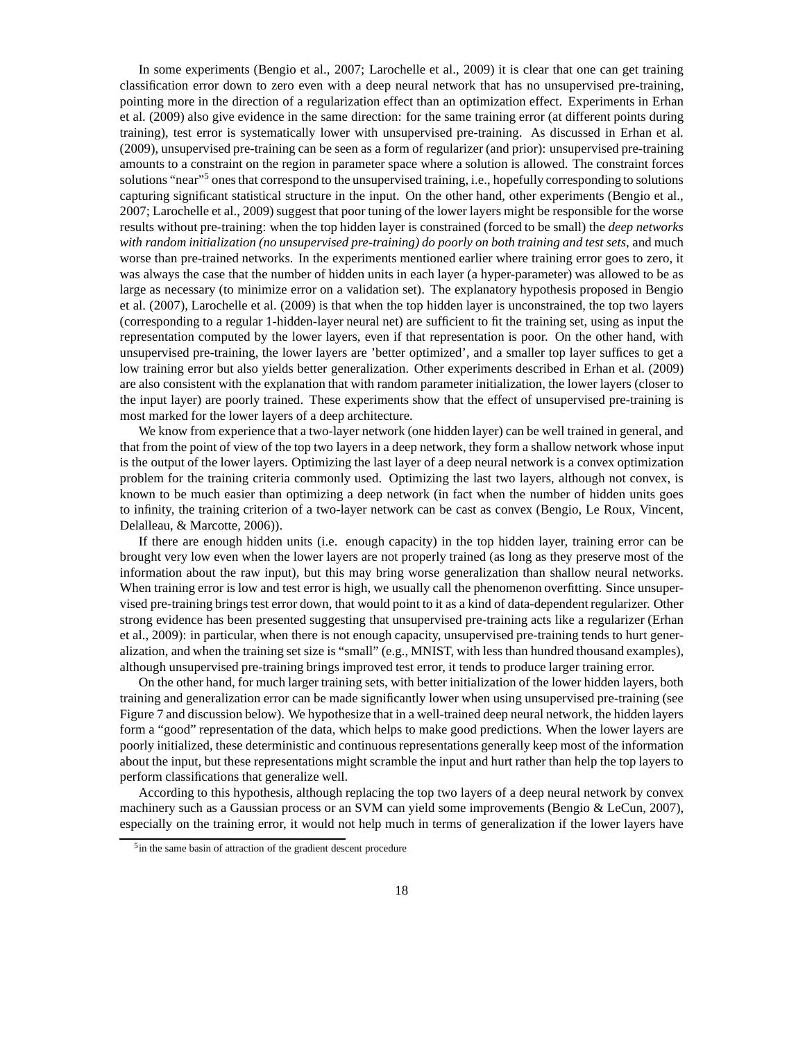In some experiments (Bengio et al., 2007; Larochelle et al., 2009) it is clear that one can get training classification error down to zero even with a deep neural network that has no unsupervised pre-training, pointing more in the direction of a regularization effect than an optimization effect. Experiments in Erhan et al. (2009) also give evidence in the same direction: for the same training error (at different points during training), test error is systematically lower with unsupervised pre-training. As discussed in Erhan et al. (2009), unsupervised pre-training can be seen as a form of regularizer (and prior): unsupervised pre-training amounts to a constraint on the region in parameter space where a solution is allowed. The constraint forces solutions "near"[5] ones that correspond to the unsupervised training, i.e., hopefully corresponding to solutions capturing significant statistical structure in the input. On the other hand, other experiments (Bengio et al., 2007; Larochelle et al., 2009) suggest that poor tuning of the lower layers might be responsible for the worse results without pre-training: when the top hidden layer is constrained (forced to be small) the *deep networks with random initialization (no unsupervised pre-training) do poorly on both training and test sets*, and much worse than pre-trained networks. In the experiments mentioned earlier where training error goes to zero, it was always the case that the number of hidden units in each layer (a hyper-parameter) was allowed to be as large as necessary (to minimize error on a validation set). The explanatory hypothesis proposed in Bengio et al. (2007), Larochelle et al. (2009) is that when the top hidden layer is unconstrained, the top two layers (corresponding to a regular 1-hidden-layer neural net) are sufficient to fit the training set, using as input the representation computed by the lower layers, even if that representation is poor. On the other hand, with unsupervised pre-training, the lower layers are 'better optimized', and a smaller top layer suffices to get a low training error but also yields better generalization. Other experiments described in Erhan et al. (2009) are also consistent with the explanation that with random parameter initialization, the lower layers (closer to the input layer) are poorly trained. These experiments show that the effect of unsupervised pre-training is most marked for the lower layers of a deep architecture.

We know from experience that a two-layer network (one hidden layer) can be well trained in general, and that from the point of view of the top two layers in a deep network, they form a shallow network whose input is the output of the lower layers. Optimizing the last layer of a deep neural network is a convex optimization problem for the training criteria commonly used. Optimizing the last two layers, although not convex, is known to be much easier than optimizing a deep network (in fact when the number of hidden units goes to infinity, the training criterion of a two-layer network can be cast as convex (Bengio, Le Roux, Vincent, Delalleau, & Marcotte, 2006)).

If there are enough hidden units (i.e. enough capacity) in the top hidden layer, training error can be brought very low even when the lower layers are not properly trained (as long as they preserve most of the information about the raw input), but this may bring worse generalization than shallow neural networks. When training error is low and test error is high, we usually call the phenomenon overfitting. Since unsupervised pre-training brings test error down, that would point to it as a kind of data-dependent regularizer. Other strong evidence has been presented suggesting that unsupervised pre-training acts like a regularizer (Erhan et al., 2009): in particular, when there is not enough capacity, unsupervised pre-training tends to hurt generalization, and when the training set size is "small" (e.g., MNIST, with less than hundred thousand examples), although unsupervised pre-training brings improved test error, it tends to produce larger training error.

On the other hand, for much larger training sets, with better initialization of the lower hidden layers, both training and generalization error can be made significantly lower when using unsupervised pre-training (see Figure 7 and discussion below). We hypothesize that in a well-trained deep neural network, the hidden layers form a "good" representation of the data, which helps to make good predictions. When the lower layers are poorly initialized, these deterministic and continuous representations generally keep most of the information about the input, but these representations might scramble the input and hurt rather than help the top layers to perform classifications that generalize well.

According to this hypothesis, although replacing the top two layers of a deep neural network by convex machinery such as a Gaussian process or an SVM can yield some improvements (Bengio & LeCun, 2007), especially on the training error, it would not help much in terms of generalization if the lower layers have

[5] in the same basin of attraction of the gradient descent procedure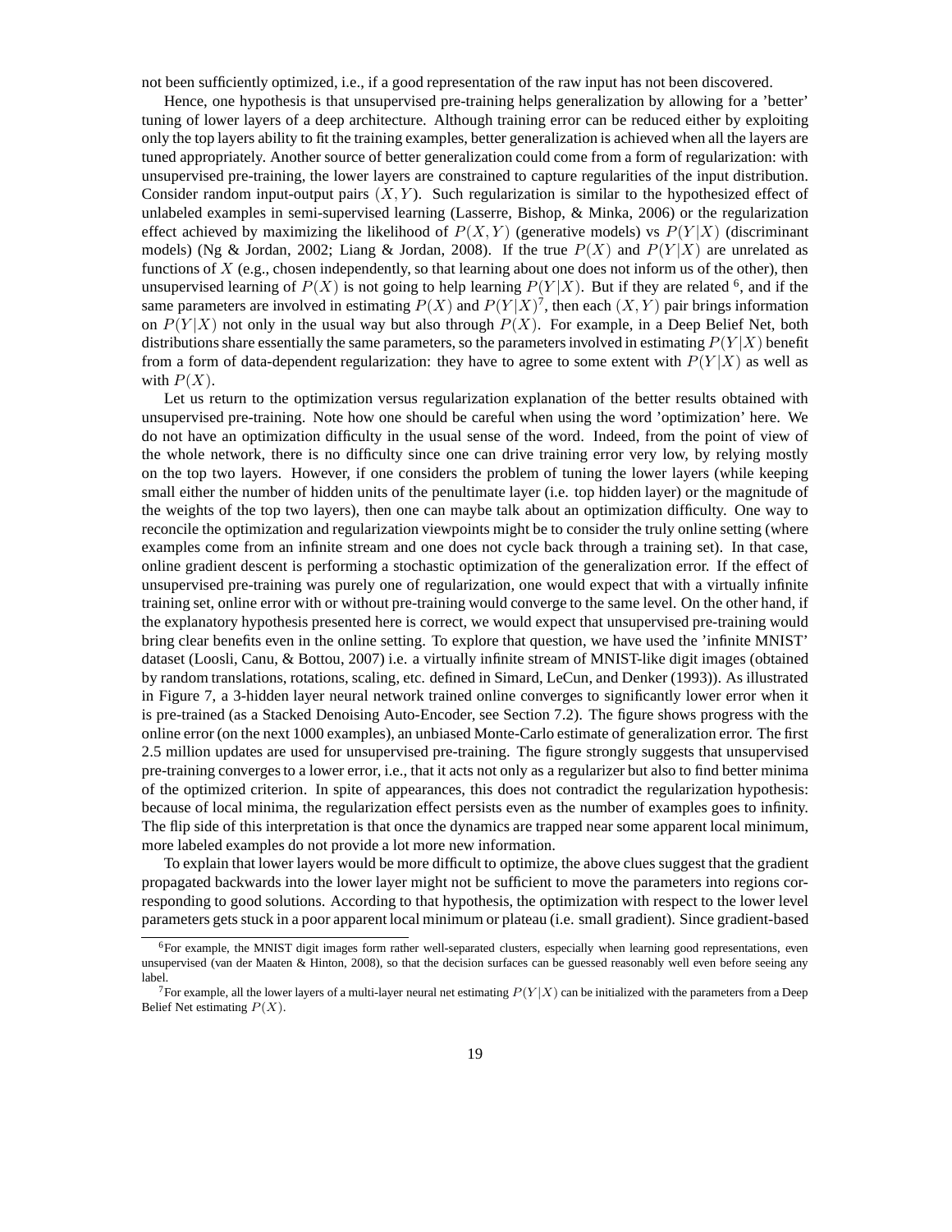not been sufficiently optimized, i.e., if a good representation of the raw input has not been discovered.

Hence, one hypothesis is that unsupervised pre-training helps generalization by allowing for a 'better' tuning of lower layers of a deep architecture. Although training error can be reduced either by exploiting only the top layers ability to fit the training examples, better generalization is achieved when all the layers are tuned appropriately. Another source of better generalization could come from a form of regularization: with unsupervised pre-training, the lower layers are constrained to capture regularities of the input distribution. Consider random input-output pairs $(X, Y)$. Such regularization is similar to the hypothesized effect of unlabeled examples in semi-supervised learning (Lasserre, Bishop, & Minka, 2006) or the regularization effect achieved by maximizing the likelihood of $P(X, Y)$ (generative models) vs $P(Y|X)$ (discriminant models) (Ng & Jordan, 2002; Liang & Jordan, 2008). If the true $P(X)$ and $P(Y|X)$ are unrelated as functions of $X$ (e.g., chosen independently, so that learning about one does not inform us of the other), then unsupervised learning of $P(X)$ is not going to help learning $P(Y|X)$. But if they are related [6], and if the same parameters are involved in estimating $P(X)$ and $P(Y|X)$[7], then each $(X, Y)$ pair brings information on $P(Y|X)$ not only in the usual way but also through $P(X)$. For example, in a Deep Belief Net, both distributions share essentially the same parameters, so the parameters involved in estimating $P(Y|X)$ benefit from a form of data-dependent regularization: they have to agree to some extent with $P(Y|X)$ as well as with $P(X)$.

Let us return to the optimization versus regularization explanation of the better results obtained with unsupervised pre-training. Note how one should be careful when using the word 'optimization' here. We do not have an optimization difficulty in the usual sense of the word. Indeed, from the point of view of the whole network, there is no difficulty since one can drive training error very low, by relying mostly on the top two layers. However, if one considers the problem of tuning the lower layers (while keeping small either the number of hidden units of the penultimate layer (i.e. top hidden layer) or the magnitude of the weights of the top two layers), then one can maybe talk about an optimization difficulty. One way to reconcile the optimization and regularization viewpoints might be to consider the truly online setting (where examples come from an infinite stream and one does not cycle back through a training set). In that case, online gradient descent is performing a stochastic optimization of the generalization error. If the effect of unsupervised pre-training was purely one of regularization, one would expect that with a virtually infinite training set, online error with or without pre-training would converge to the same level. On the other hand, if the explanatory hypothesis presented here is correct, we would expect that unsupervised pre-training would bring clear benefits even in the online setting. To explore that question, we have used the 'infinite MNIST' dataset (Loosli, Canu, & Bottou, 2007) i.e. a virtually infinite stream of MNIST-like digit images (obtained by random translations, rotations, scaling, etc. defined in Simard, LeCun, and Denker (1993)). As illustrated in Figure 7, a 3-hidden layer neural network trained online converges to significantly lower error when it is pre-trained (as a Stacked Denoising Auto-Encoder, see Section 7.2). The figure shows progress with the online error (on the next 1000 examples), an unbiased Monte-Carlo estimate of generalization error. The first 2.5 million updates are used for unsupervised pre-training. The figure strongly suggests that unsupervised pre-training converges to a lower error, i.e., that it acts not only as a regularizer but also to find better minima of the optimized criterion. In spite of appearances, this does not contradict the regularization hypothesis: because of local minima, the regularization effect persists even as the number of examples goes to infinity. The flip side of this interpretation is that once the dynamics are trapped near some apparent local minimum, more labeled examples do not provide a lot more new information.

To explain that lower layers would be more difficult to optimize, the above clues suggest that the gradient propagated backwards into the lower layer might not be sufficient to move the parameters into regions corresponding to good solutions. According to that hypothesis, the optimization with respect to the lower level parameters gets stuck in a poor apparent local minimum or plateau (i.e. small gradient). Since gradient-based

[6] For example, the MNIST digit images form rather well-separated clusters, especially when learning good representations, even unsupervised (van der Maaten & Hinton, 2008), so that the decision surfaces can be guessed reasonably well even before seeing any label.

[7] For example, all the lower layers of a multi-layer neural net estimating $P(Y|X)$ can be initialized with the parameters from a Deep Belief Net estimating $P(X)$.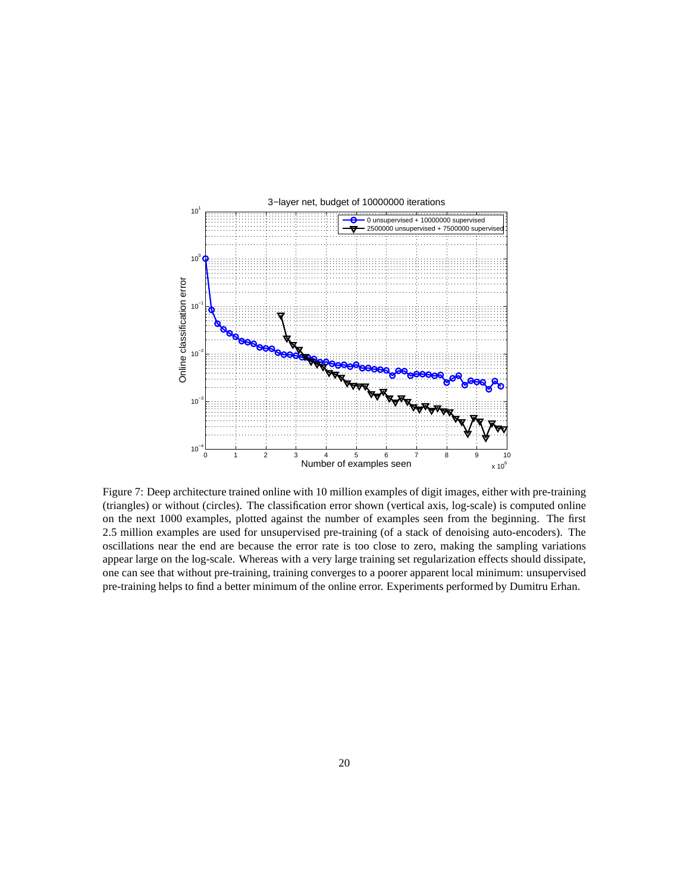Figure 7: Deep architecture trained online with 10 million examples of digit images, either with pre-training (triangles) or without (circles). The classification error shown (vertical axis, log-scale) is computed online on the next 1000 examples, plotted against the number of examples seen from the beginning. The first 2.5 million examples are used for unsupervised pre-training (of a stack of denoising auto-encoders). The oscillations near the end are because the error rate is too close to zero, making the sampling variations appear large on the log-scale. Whereas with a very large training set regularization effects should dissipate, one can see that without pre-training, training converges to a poorer apparent local minimum: unsupervised pre-training helps to find a better minimum of the online error. Experiments performed by Dumitru Erhan.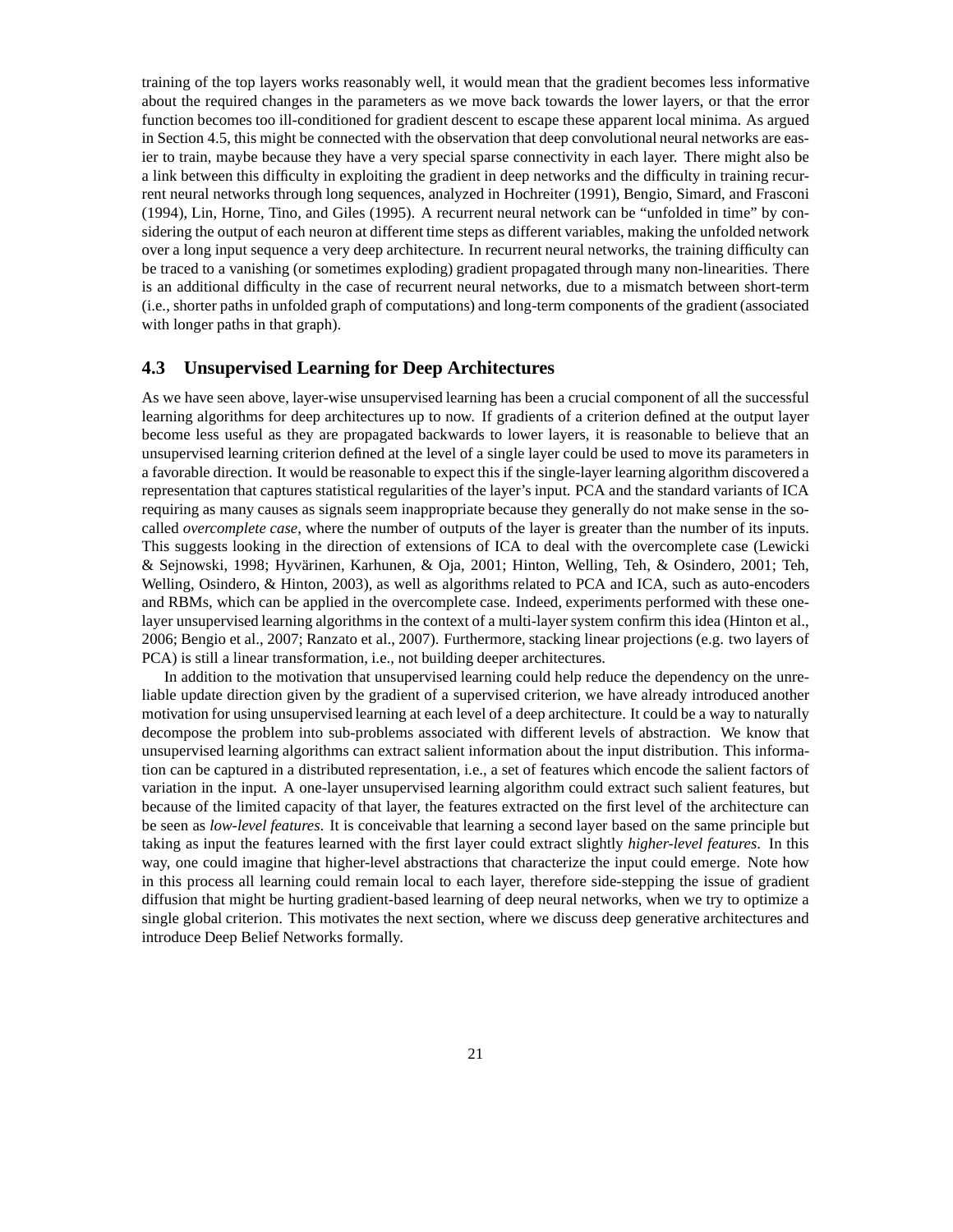training of the top layers works reasonably well, it would mean that the gradient becomes less informative about the required changes in the parameters as we move back towards the lower layers, or that the error function becomes too ill-conditioned for gradient descent to escape these apparent local minima. As argued in Section 4.5, this might be connected with the observation that deep convolutional neural networks are easier to train, maybe because they have a very special sparse connectivity in each layer. There might also be a link between this difficulty in exploiting the gradient in deep networks and the difficulty in training recurrent neural networks through long sequences, analyzed in Hochreiter (1991), Bengio, Simard, and Frasconi (1994), Lin, Horne, Tino, and Giles (1995). A recurrent neural network can be "unfolded in time" by considering the output of each neuron at different time steps as different variables, making the unfolded network over a long input sequence a very deep architecture. In recurrent neural networks, the training difficulty can be traced to a vanishing (or sometimes exploding) gradient propagated through many non-linearities. There is an additional difficulty in the case of recurrent neural networks, due to a mismatch between short-term (i.e., shorter paths in unfolded graph of computations) and long-term components of the gradient (associated with longer paths in that graph).

### 4.3 Unsupervised Learning for Deep Architectures

As we have seen above, layer-wise unsupervised learning has been a crucial component of all the successful learning algorithms for deep architectures up to now. If gradients of a criterion defined at the output layer become less useful as they are propagated backwards to lower layers, it is reasonable to believe that an unsupervised learning criterion defined at the level of a single layer could be used to move its parameters in a favorable direction. It would be reasonable to expect this if the single-layer learning algorithm discovered a representation that captures statistical regularities of the layer's input. PCA and the standard variants of ICA requiring as many causes as signals seem inappropriate because they generally do not make sense in the so-called *overcomplete case*, where the number of outputs of the layer is greater than the number of its inputs. This suggests looking in the direction of extensions of ICA to deal with the overcomplete case (Lewicki & Sejnowski, 1998; Hyvärinen, Karhunen, & Oja, 2001; Hinton, Welling, Teh, & Osindero, 2001; Teh, Welling, Osindero, & Hinton, 2003), as well as algorithms related to PCA and ICA, such as auto-encoders and RBMs, which can be applied in the overcomplete case. Indeed, experiments performed with these one-layer unsupervised learning algorithms in the context of a multi-layer system confirm this idea (Hinton et al., 2006; Bengio et al., 2007; Ranzato et al., 2007). Furthermore, stacking linear projections (e.g. two layers of PCA) is still a linear transformation, i.e., not building deeper architectures.

In addition to the motivation that unsupervised learning could help reduce the dependency on the unreliable update direction given by the gradient of a supervised criterion, we have already introduced another motivation for using unsupervised learning at each level of a deep architecture. It could be a way to naturally decompose the problem into sub-problems associated with different levels of abstraction. We know that unsupervised learning algorithms can extract salient information about the input distribution. This information can be captured in a distributed representation, i.e., a set of features which encode the salient factors of variation in the input. A one-layer unsupervised learning algorithm could extract such salient features, but because of the limited capacity of that layer, the features extracted on the first level of the architecture can be seen as *low-level features*. It is conceivable that learning a second layer based on the same principle but taking as input the features learned with the first layer could extract slightly *higher-level features*. In this way, one could imagine that higher-level abstractions that characterize the input could emerge. Note how in this process all learning could remain local to each layer, therefore side-stepping the issue of gradient diffusion that might be hurting gradient-based learning of deep neural networks, when we try to optimize a single global criterion. This motivates the next section, where we discuss deep generative architectures and introduce Deep Belief Networks formally.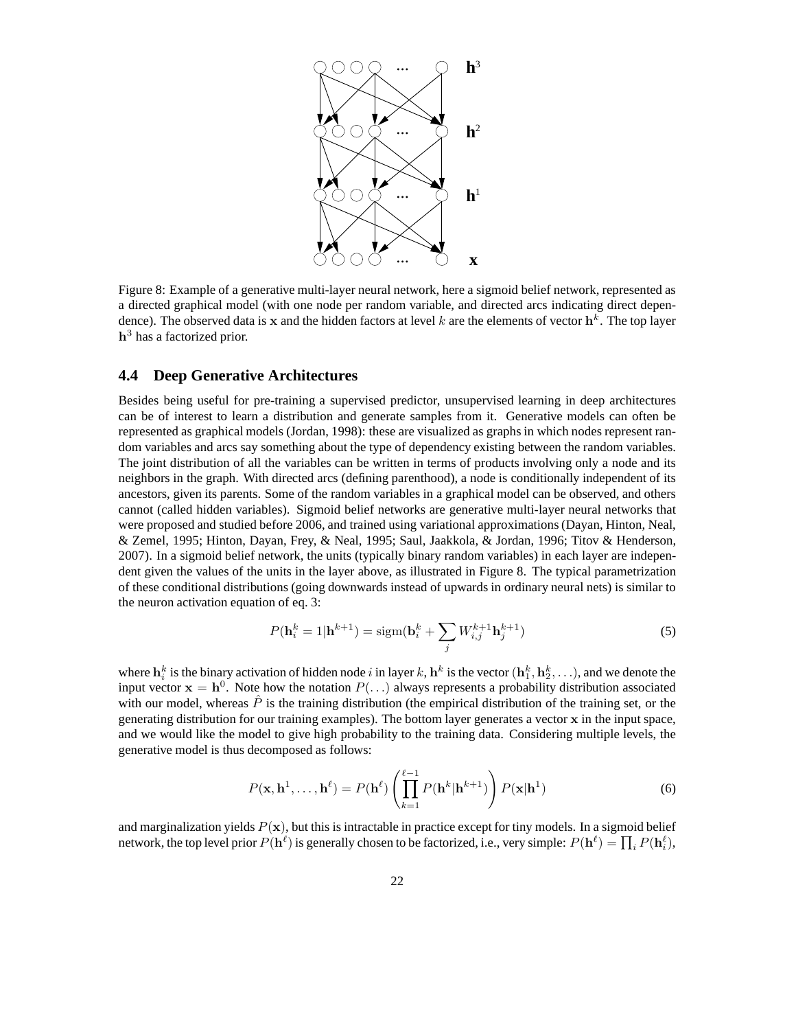Figure 8: Example of a generative multi-layer neural network, here a sigmoid belief network, represented as a directed graphical model (with one node per random variable, and directed arcs indicating direct dependence). The observed data is $\mathbf{x}$ and the hidden factors at level $k$ are the elements of vector $\mathbf{h}^k$. The top layer $\mathbf{h}^3$ has a factorized prior.

### 4.4 Deep Generative Architectures

Besides being useful for pre-training a supervised predictor, unsupervised learning in deep architectures can be of interest to learn a distribution and generate samples from it. Generative models can often be represented as graphical models (Jordan, 1998): these are visualized as graphs in which nodes represent random variables and arcs say something about the type of dependency existing between the random variables. The joint distribution of all the variables can be written in terms of products involving only a node and its neighbors in the graph. With directed arcs (defining parenthood), a node is conditionally independent of its ancestors, given its parents. Some of the random variables in a graphical model can be observed, and others cannot (called hidden variables). Sigmoid belief networks are generative multi-layer neural networks that were proposed and studied before 2006, and trained using variational approximations (Dayan, Hinton, Neal, & Zemel, 1995; Hinton, Dayan, Frey, & Neal, 1995; Saul, Jaakkola, & Jordan, 1996; Titov & Henderson, 2007). In a sigmoid belief network, the units (typically binary random variables) in each layer are independent given the values of the units in the layer above, as illustrated in Figure 8. The typical parametrization of these conditional distributions (going downwards instead of upwards in ordinary neural nets) is similar to the neuron activation equation of eq. 3:

$$P(\mathbf{h}_i^k = 1|\mathbf{h}^{k+1}) = \text{sigm}(\mathbf{b}_i^k + \sum_j W_{i,j}^{k+1}\mathbf{h}_j^{k+1}) \tag{5}$$

where $\mathbf{h}_i^k$ is the binary activation of hidden node $i$ in layer $k$, $\mathbf{h}^k$ is the vector $(\mathbf{h}_1^k, \mathbf{h}_2^k, \ldots)$, and we denote the input vector $\mathbf{x} = \mathbf{h}^0$. Note how the notation $P(\ldots)$ always represents a probability distribution associated with our model, whereas $\hat{P}$ is the training distribution (the empirical distribution of the training set, or the generating distribution for our training examples). The bottom layer generates a vector $\mathbf{x}$ in the input space, and we would like the model to give high probability to the training data. Considering multiple levels, the generative model is thus decomposed as follows:

$$P(\mathbf{x}, \mathbf{h}^1, \ldots, \mathbf{h}^\ell) = P(\mathbf{h}^\ell)\left(\prod_{k=1}^{\ell-1} P(\mathbf{h}^k|\mathbf{h}^{k+1})\right) P(\mathbf{x}|\mathbf{h}^1) \tag{6}$$

and marginalization yields $P(\mathbf{x})$, but this is intractable in practice except for tiny models. In a sigmoid belief network, the top level prior $P(\mathbf{h}^\ell)$ is generally chosen to be factorized, i.e., very simple: $P(\mathbf{h}^\ell) = \prod_i P(\mathbf{h}_i^\ell)$,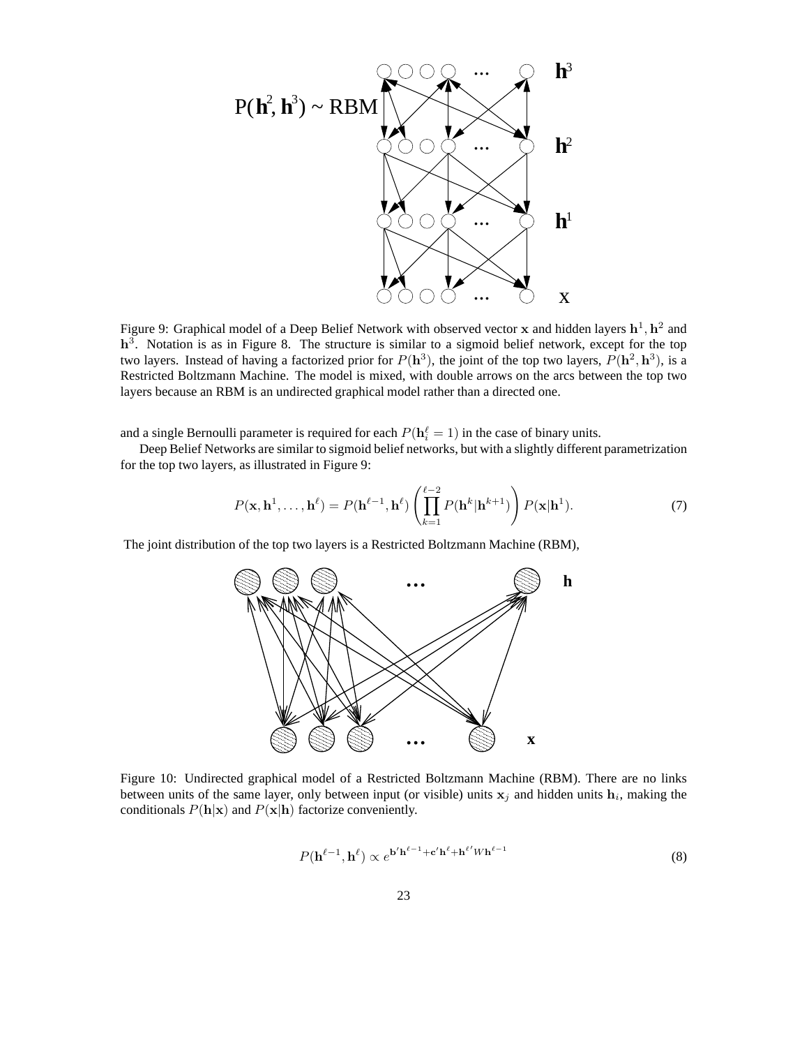Figure 9: Graphical model of a Deep Belief Network with observed vector $\mathbf{x}$ and hidden layers $\mathbf{h}^1, \mathbf{h}^2$ and $\mathbf{h}^3$. Notation is as in Figure 8. The structure is similar to a sigmoid belief network, except for the top two layers. Instead of having a factorized prior for $P(\mathbf{h}^3)$, the joint of the top two layers, $P(\mathbf{h}^2, \mathbf{h}^3)$, is a Restricted Boltzmann Machine. The model is mixed, with double arrows on the arcs between the top two layers because an RBM is an undirected graphical model rather than a directed one.

and a single Bernoulli parameter is required for each $P(\mathbf{h}_i^\ell = 1)$ in the case of binary units.

Deep Belief Networks are similar to sigmoid belief networks, but with a slightly different parametrization for the top two layers, as illustrated in Figure 9:

$$P(\mathbf{x}, \mathbf{h}^1, \ldots, \mathbf{h}^\ell) = P(\mathbf{h}^{\ell-1}, \mathbf{h}^\ell) \left( \prod_{k=1}^{\ell-2} P(\mathbf{h}^k | \mathbf{h}^{k+1}) \right) P(\mathbf{x} | \mathbf{h}^1). \tag{7}$$

The joint distribution of the top two layers is a Restricted Boltzmann Machine (RBM),

Figure 10: Undirected graphical model of a Restricted Boltzmann Machine (RBM). There are no links between units of the same layer, only between input (or visible) units $\mathbf{x}_j$ and hidden units $\mathbf{h}_i$, making the conditionals $P(\mathbf{h}|\mathbf{x})$ and $P(\mathbf{x}|\mathbf{h})$ factorize conveniently.

$$P(\mathbf{h}^{\ell-1}, \mathbf{h}^\ell) \propto e^{\mathbf{b}'\mathbf{h}^{\ell-1} + \mathbf{c}'\mathbf{h}^\ell + \mathbf{h}^{\ell\prime} W \mathbf{h}^{\ell-1}} \tag{8}$$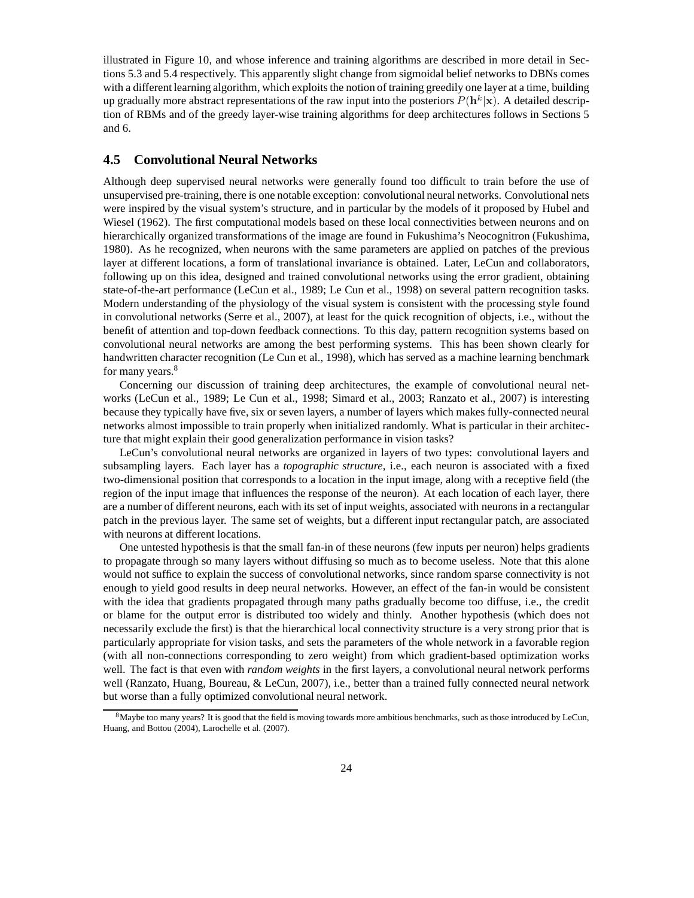illustrated in Figure 10, and whose inference and training algorithms are described in more detail in Sections 5.3 and 5.4 respectively. This apparently slight change from sigmoidal belief networks to DBNs comes with a different learning algorithm, which exploits the notion of training greedily one layer at a time, building up gradually more abstract representations of the raw input into the posteriors $P(\mathbf{h}^k|\mathbf{x})$. A detailed description of RBMs and of the greedy layer-wise training algorithms for deep architectures follows in Sections 5 and 6.

### 4.5 Convolutional Neural Networks

Although deep supervised neural networks were generally found too difficult to train before the use of unsupervised pre-training, there is one notable exception: convolutional neural networks. Convolutional nets were inspired by the visual system's structure, and in particular by the models of it proposed by Hubel and Wiesel (1962). The first computational models based on these local connectivities between neurons and on hierarchically organized transformations of the image are found in Fukushima's Neocognitron (Fukushima, 1980). As he recognized, when neurons with the same parameters are applied on patches of the previous layer at different locations, a form of translational invariance is obtained. Later, LeCun and collaborators, following up on this idea, designed and trained convolutional networks using the error gradient, obtaining state-of-the-art performance (LeCun et al., 1989; Le Cun et al., 1998) on several pattern recognition tasks. Modern understanding of the physiology of the visual system is consistent with the processing style found in convolutional networks (Serre et al., 2007), at least for the quick recognition of objects, i.e., without the benefit of attention and top-down feedback connections. To this day, pattern recognition systems based on convolutional neural networks are among the best performing systems. This has been shown clearly for handwritten character recognition (Le Cun et al., 1998), which has served as a machine learning benchmark for many years.[8]

Concerning our discussion of training deep architectures, the example of convolutional neural networks (LeCun et al., 1989; Le Cun et al., 1998; Simard et al., 2003; Ranzato et al., 2007) is interesting because they typically have five, six or seven layers, a number of layers which makes fully-connected neural networks almost impossible to train properly when initialized randomly. What is particular in their architecture that might explain their good generalization performance in vision tasks?

LeCun's convolutional neural networks are organized in layers of two types: convolutional layers and subsampling layers. Each layer has a *topographic structure*, i.e., each neuron is associated with a fixed two-dimensional position that corresponds to a location in the input image, along with a receptive field (the region of the input image that influences the response of the neuron). At each location of each layer, there are a number of different neurons, each with its set of input weights, associated with neurons in a rectangular patch in the previous layer. The same set of weights, but a different input rectangular patch, are associated with neurons at different locations.

One untested hypothesis is that the small fan-in of these neurons (few inputs per neuron) helps gradients to propagate through so many layers without diffusing so much as to become useless. Note that this alone would not suffice to explain the success of convolutional networks, since random sparse connectivity is not enough to yield good results in deep neural networks. However, an effect of the fan-in would be consistent with the idea that gradients propagated through many paths gradually become too diffuse, i.e., the credit or blame for the output error is distributed too widely and thinly. Another hypothesis (which does not necessarily exclude the first) is that the hierarchical local connectivity structure is a very strong prior that is particularly appropriate for vision tasks, and sets the parameters of the whole network in a favorable region (with all non-connections corresponding to zero weight) from which gradient-based optimization works well. The fact is that even with *random weights* in the first layers, a convolutional neural network performs well (Ranzato, Huang, Boureau, & LeCun, 2007), i.e., better than a trained fully connected neural network but worse than a fully optimized convolutional neural network.

[8] Maybe too many years? It is good that the field is moving towards more ambitious benchmarks, such as those introduced by LeCun, Huang, and Bottou (2004), Larochelle et al. (2007).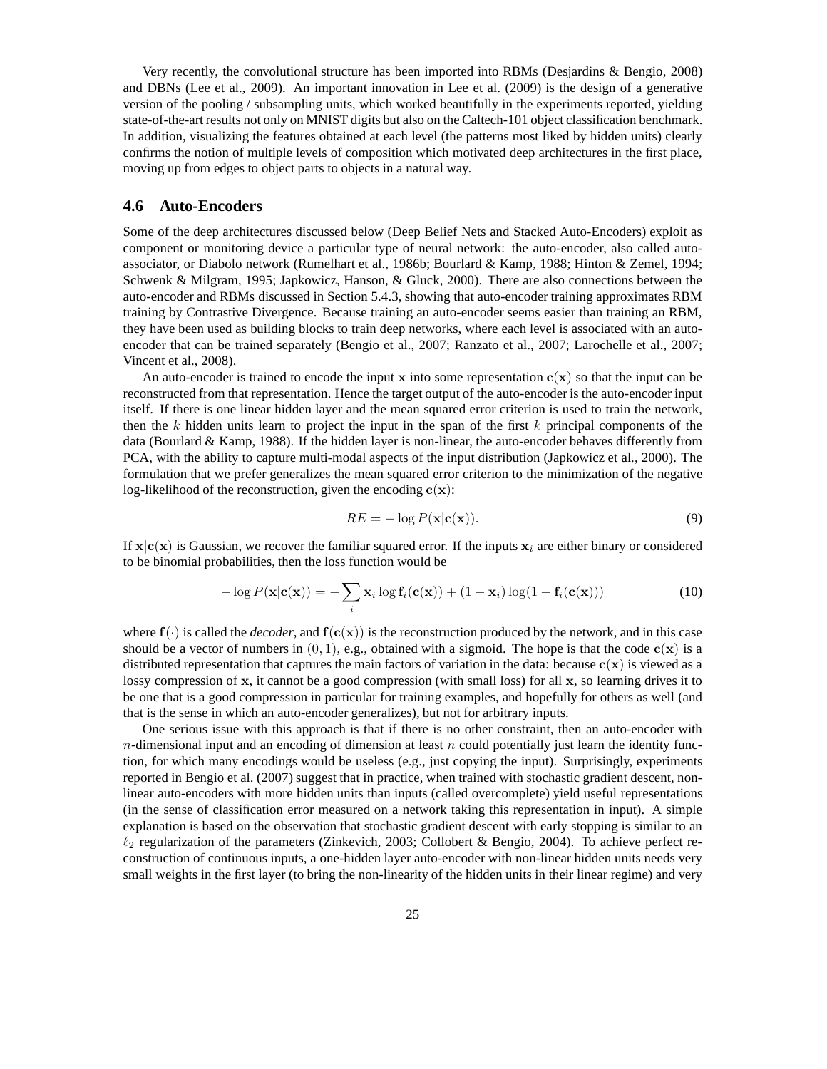Very recently, the convolutional structure has been imported into RBMs (Desjardins & Bengio, 2008) and DBNs (Lee et al., 2009). An important innovation in Lee et al. (2009) is the design of a generative version of the pooling / subsampling units, which worked beautifully in the experiments reported, yielding state-of-the-art results not only on MNIST digits but also on the Caltech-101 object classification benchmark. In addition, visualizing the features obtained at each level (the patterns most liked by hidden units) clearly confirms the notion of multiple levels of composition which motivated deep architectures in the first place, moving up from edges to object parts to objects in a natural way.

### 4.6 Auto-Encoders

Some of the deep architectures discussed below (Deep Belief Nets and Stacked Auto-Encoders) exploit as component or monitoring device a particular type of neural network: the auto-encoder, also called auto-associator, or Diabolo network (Rumelhart et al., 1986b; Bourlard & Kamp, 1988; Hinton & Zemel, 1994; Schwenk & Milgram, 1995; Japkowicz, Hanson, & Gluck, 2000). There are also connections between the auto-encoder and RBMs discussed in Section 5.4.3, showing that auto-encoder training approximates RBM training by Contrastive Divergence. Because training an auto-encoder seems easier than training an RBM, they have been used as building blocks to train deep networks, where each level is associated with an auto-encoder that can be trained separately (Bengio et al., 2007; Ranzato et al., 2007; Larochelle et al., 2007; Vincent et al., 2008).

An auto-encoder is trained to encode the input $\mathbf{x}$ into some representation $\mathbf{c}(\mathbf{x})$ so that the input can be reconstructed from that representation. Hence the target output of the auto-encoder is the auto-encoder input itself. If there is one linear hidden layer and the mean squared error criterion is used to train the network, then the $k$ hidden units learn to project the input in the span of the first $k$ principal components of the data (Bourlard & Kamp, 1988). If the hidden layer is non-linear, the auto-encoder behaves differently from PCA, with the ability to capture multi-modal aspects of the input distribution (Japkowicz et al., 2000). The formulation that we prefer generalizes the mean squared error criterion to the minimization of the negative log-likelihood of the reconstruction, given the encoding $\mathbf{c}(\mathbf{x})$:

$$RE = -\log P(\mathbf{x}|\mathbf{c}(\mathbf{x})). \tag{9}$$

If $\mathbf{x}|\mathbf{c}(\mathbf{x})$ is Gaussian, we recover the familiar squared error. If the inputs $\mathbf{x}_i$ are either binary or considered to be binomial probabilities, then the loss function would be

$$-\log P(\mathbf{x}|\mathbf{c}(\mathbf{x})) = -\sum_i \mathbf{x}_i \log \mathbf{f}_i(\mathbf{c}(\mathbf{x})) + (1 - \mathbf{x}_i)\log(1 - \mathbf{f}_i(\mathbf{c}(\mathbf{x}))) \tag{10}$$

where $\mathbf{f}(\cdot)$ is called the *decoder*, and $\mathbf{f}(\mathbf{c}(\mathbf{x}))$ is the reconstruction produced by the network, and in this case should be a vector of numbers in $(0, 1)$, e.g., obtained with a sigmoid. The hope is that the code $\mathbf{c}(\mathbf{x})$ is a distributed representation that captures the main factors of variation in the data: because $\mathbf{c}(\mathbf{x})$ is viewed as a lossy compression of $\mathbf{x}$, it cannot be a good compression (with small loss) for all $\mathbf{x}$, so learning drives it to be one that is a good compression in particular for training examples, and hopefully for others as well (and that is the sense in which an auto-encoder generalizes), but not for arbitrary inputs.

One serious issue with this approach is that if there is no other constraint, then an auto-encoder with $n$-dimensional input and an encoding of dimension at least $n$ could potentially just learn the identity function, for which many encodings would be useless (e.g., just copying the input). Surprisingly, experiments reported in Bengio et al. (2007) suggest that in practice, when trained with stochastic gradient descent, non-linear auto-encoders with more hidden units than inputs (called overcomplete) yield useful representations (in the sense of classification error measured on a network taking this representation in input). A simple explanation is based on the observation that stochastic gradient descent with early stopping is similar to an $\ell_2$ regularization of the parameters (Zinkevich, 2003; Collobert & Bengio, 2004). To achieve perfect reconstruction of continuous inputs, a one-hidden layer auto-encoder with non-linear hidden units needs very small weights in the first layer (to bring the non-linearity of the hidden units in their linear regime) and very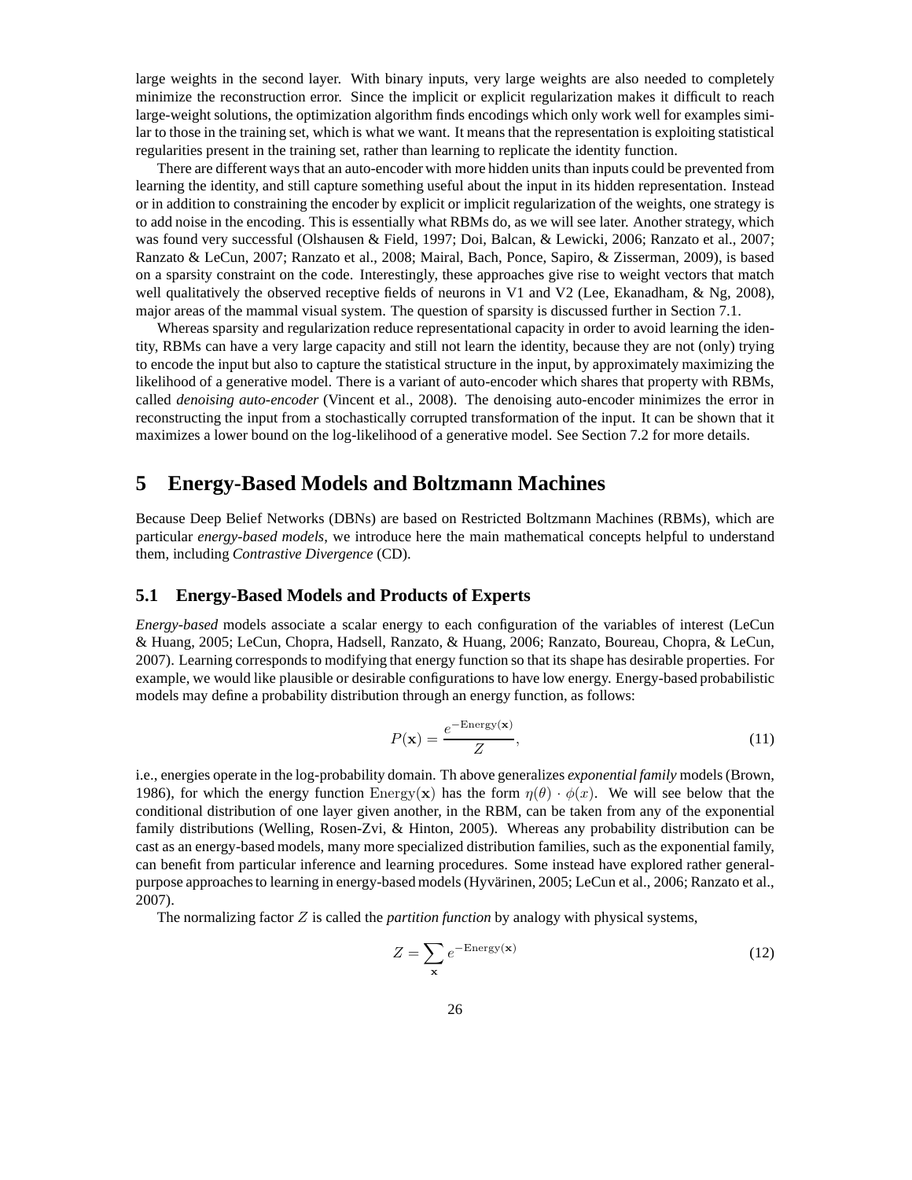large weights in the second layer. With binary inputs, very large weights are also needed to completely minimize the reconstruction error. Since the implicit or explicit regularization makes it difficult to reach large-weight solutions, the optimization algorithm finds encodings which only work well for examples similar to those in the training set, which is what we want. It means that the representation is exploiting statistical regularities present in the training set, rather than learning to replicate the identity function.

There are different ways that an auto-encoder with more hidden units than inputs could be prevented from learning the identity, and still capture something useful about the input in its hidden representation. Instead or in addition to constraining the encoder by explicit or implicit regularization of the weights, one strategy is to add noise in the encoding. This is essentially what RBMs do, as we will see later. Another strategy, which was found very successful (Olshausen & Field, 1997; Doi, Balcan, & Lewicki, 2006; Ranzato et al., 2007; Ranzato & LeCun, 2007; Ranzato et al., 2008; Mairal, Bach, Ponce, Sapiro, & Zisserman, 2009), is based on a sparsity constraint on the code. Interestingly, these approaches give rise to weight vectors that match well qualitatively the observed receptive fields of neurons in V1 and V2 (Lee, Ekanadham, & Ng, 2008), major areas of the mammal visual system. The question of sparsity is discussed further in Section 7.1.

Whereas sparsity and regularization reduce representational capacity in order to avoid learning the identity, RBMs can have a very large capacity and still not learn the identity, because they are not (only) trying to encode the input but also to capture the statistical structure in the input, by approximately maximizing the likelihood of a generative model. There is a variant of auto-encoder which shares that property with RBMs, called *denoising auto-encoder* (Vincent et al., 2008). The denoising auto-encoder minimizes the error in reconstructing the input from a stochastically corrupted transformation of the input. It can be shown that it maximizes a lower bound on the log-likelihood of a generative model. See Section 7.2 for more details.

# 5 Energy-Based Models and Boltzmann Machines

Because Deep Belief Networks (DBNs) are based on Restricted Boltzmann Machines (RBMs), which are particular *energy-based models*, we introduce here the main mathematical concepts helpful to understand them, including *Contrastive Divergence* (CD).

## 5.1 Energy-Based Models and Products of Experts

*Energy-based* models associate a scalar energy to each configuration of the variables of interest (LeCun & Huang, 2005; LeCun, Chopra, Hadsell, Ranzato, & Huang, 2006; Ranzato, Boureau, Chopra, & LeCun, 2007). Learning corresponds to modifying that energy function so that its shape has desirable properties. For example, we would like plausible or desirable configurations to have low energy. Energy-based probabilistic models may define a probability distribution through an energy function, as follows:

$$P(\mathbf{x}) = \frac{e^{-\text{Energy}(\mathbf{x})}}{Z}, \tag{11}$$

i.e., energies operate in the log-probability domain. Th above generalizes *exponential family* models (Brown, 1986), for which the energy function $\text{Energy}(\mathbf{x})$ has the form $\eta(\theta) \cdot \phi(x)$. We will see below that the conditional distribution of one layer given another, in the RBM, can be taken from any of the exponential family distributions (Welling, Rosen-Zvi, & Hinton, 2005). Whereas any probability distribution can be cast as an energy-based models, many more specialized distribution families, such as the exponential family, can benefit from particular inference and learning procedures. Some instead have explored rather general-purpose approaches to learning in energy-based models (Hyvärinen, 2005; LeCun et al., 2006; Ranzato et al., 2007).

The normalizing factor $Z$ is called the *partition function* by analogy with physical systems,

$$Z = \sum_{\mathbf{x}} e^{-\text{Energy}(\mathbf{x})} \tag{12}$$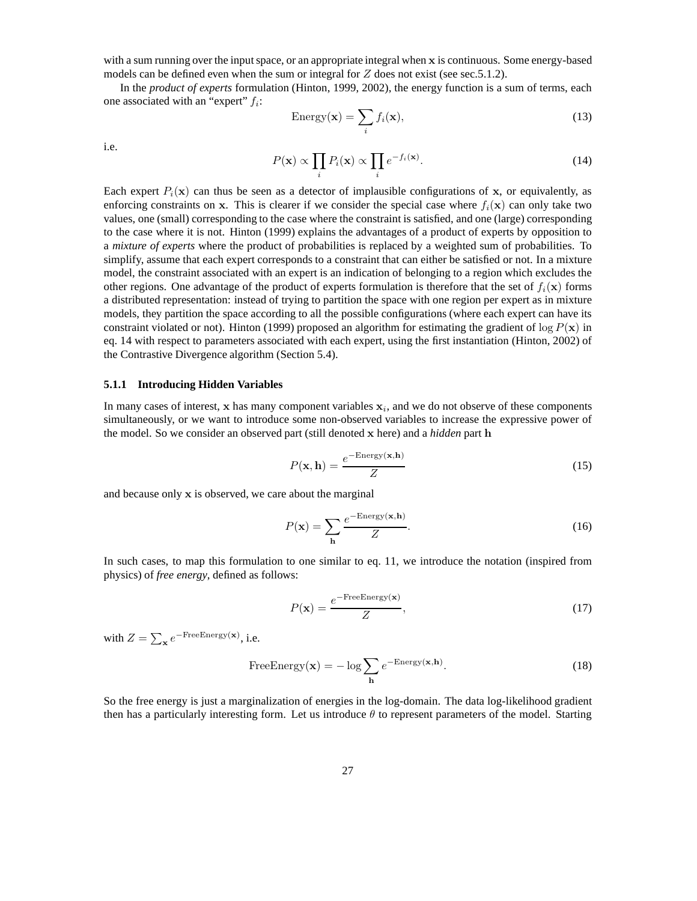with a sum running over the input space, or an appropriate integral when $\mathbf{x}$ is continuous. Some energy-based models can be defined even when the sum or integral for $Z$ does not exist (see sec.5.1.2).

In the *product of experts* formulation (Hinton, 1999, 2002), the energy function is a sum of terms, each one associated with an "expert" $f_i$:

$$\text{Energy}(\mathbf{x}) = \sum_i f_i(\mathbf{x}), \tag{13}$$

i.e.

$$P(\mathbf{x}) \propto \prod_i P_i(\mathbf{x}) \propto \prod_i e^{-f_i(\mathbf{x})}. \tag{14}$$

Each expert $P_i(\mathbf{x})$ can thus be seen as a detector of implausible configurations of $\mathbf{x}$, or equivalently, as enforcing constraints on $\mathbf{x}$. This is clearer if we consider the special case where $f_i(\mathbf{x})$ can only take two values, one (small) corresponding to the case where the constraint is satisfied, and one (large) corresponding to the case where it is not. Hinton (1999) explains the advantages of a product of experts by opposition to a *mixture of experts* where the product of probabilities is replaced by a weighted sum of probabilities. To simplify, assume that each expert corresponds to a constraint that can either be satisfied or not. In a mixture model, the constraint associated with an expert is an indication of belonging to a region which excludes the other regions. One advantage of the product of experts formulation is therefore that the set of $f_i(\mathbf{x})$ forms a distributed representation: instead of trying to partition the space with one region per expert as in mixture models, they partition the space according to all the possible configurations (where each expert can have its constraint violated or not). Hinton (1999) proposed an algorithm for estimating the gradient of $\log P(\mathbf{x})$ in eq. 14 with respect to parameters associated with each expert, using the first instantiation (Hinton, 2002) of the Contrastive Divergence algorithm (Section 5.4).

#### 5.1.1 Introducing Hidden Variables

In many cases of interest, $\mathbf{x}$ has many component variables $\mathbf{x}_i$, and we do not observe of these components simultaneously, or we want to introduce some non-observed variables to increase the expressive power of the model. So we consider an observed part (still denoted $\mathbf{x}$ here) and a *hidden* part $\mathbf{h}$

$$P(\mathbf{x}, \mathbf{h}) = \frac{e^{-\text{Energy}(\mathbf{x}, \mathbf{h})}}{Z} \tag{15}$$

and because only $\mathbf{x}$ is observed, we care about the marginal

$$P(\mathbf{x}) = \sum_{\mathbf{h}} \frac{e^{-\text{Energy}(\mathbf{x}, \mathbf{h})}}{Z}. \tag{16}$$

In such cases, to map this formulation to one similar to eq. 11, we introduce the notation (inspired from physics) of *free energy*, defined as follows:

$$P(\mathbf{x}) = \frac{e^{-\text{FreeEnergy}(\mathbf{x})}}{Z}, \tag{17}$$

with $Z = \sum_{\mathbf{x}} e^{-\text{FreeEnergy}(\mathbf{x})}$, i.e.

$$\text{FreeEnergy}(\mathbf{x}) = -\log \sum_{\mathbf{h}} e^{-\text{Energy}(\mathbf{x}, \mathbf{h})}. \tag{18}$$

So the free energy is just a marginalization of energies in the log-domain. The data log-likelihood gradient then has a particularly interesting form. Let us introduce $\theta$ to represent parameters of the model. Starting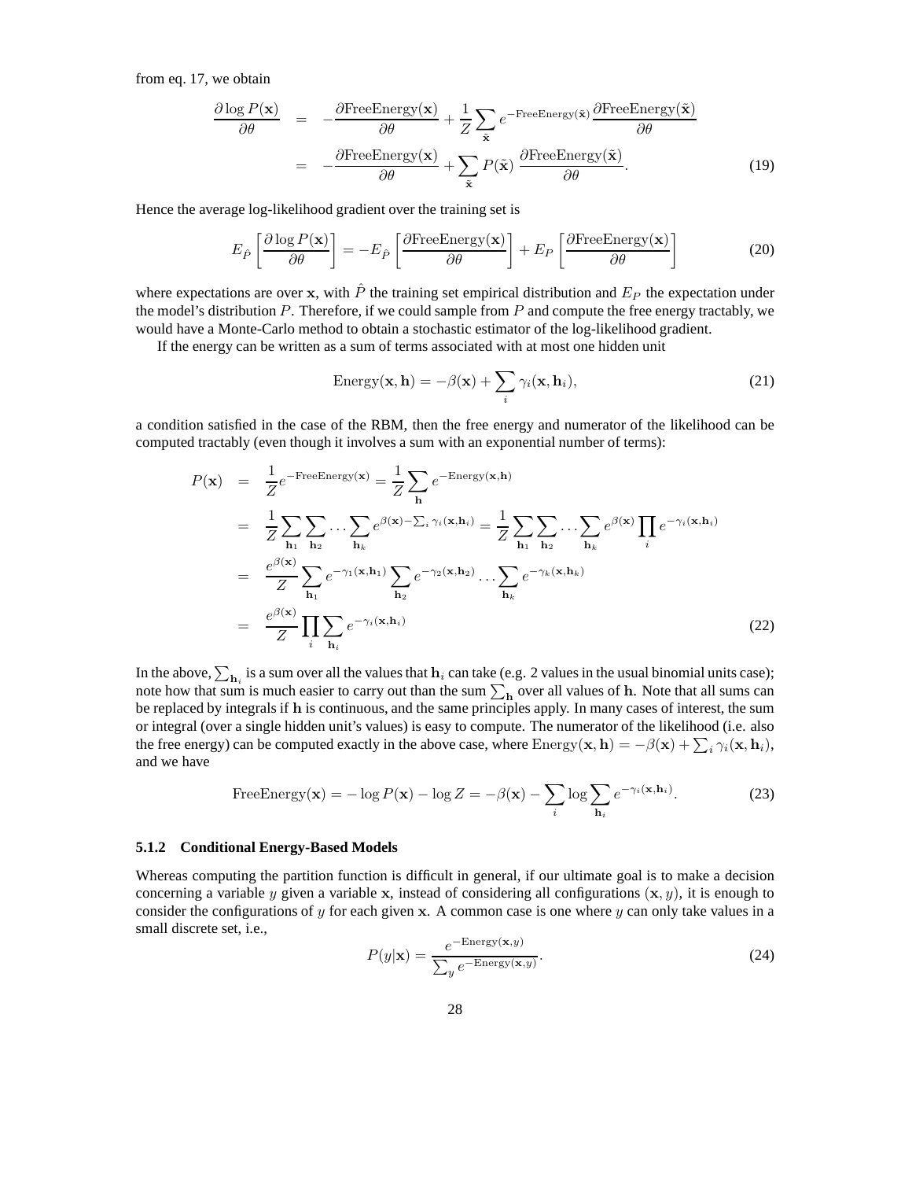from eq. 17, we obtain

$$
\begin{aligned}
\frac{\partial \log P(\mathbf{x})}{\partial \theta} &= -\frac{\partial \text{FreeEnergy}(\mathbf{x})}{\partial \theta} + \frac{1}{Z} \sum_{\tilde{\mathbf{x}}} e^{-\text{FreeEnergy}(\tilde{\mathbf{x}})} \frac{\partial \text{FreeEnergy}(\tilde{\mathbf{x}})}{\partial \theta} \\
&= -\frac{\partial \text{FreeEnergy}(\mathbf{x})}{\partial \theta} + \sum_{\tilde{\mathbf{x}}} P(\tilde{\mathbf{x}}) \frac{\partial \text{FreeEnergy}(\tilde{\mathbf{x}})}{\partial \theta}.
\end{aligned} \tag{19}
$$

Hence the average log-likelihood gradient over the training set is

$$
E_{\hat{P}} \left[ \frac{\partial \log P(\mathbf{x})}{\partial \theta} \right] = -E_{\hat{P}} \left[ \frac{\partial \text{FreeEnergy}(\mathbf{x})}{\partial \theta} \right] + E_P \left[ \frac{\partial \text{FreeEnergy}(\mathbf{x})}{\partial \theta} \right] \tag{20}
$$

where expectations are over $\mathbf{x}$, with $\hat{P}$ the training set empirical distribution and $E_P$ the expectation under the model's distribution $P$. Therefore, if we could sample from $P$ and compute the free energy tractably, we would have a Monte-Carlo method to obtain a stochastic estimator of the log-likelihood gradient.

If the energy can be written as a sum of terms associated with at most one hidden unit

$$
\text{Energy}(\mathbf{x}, \mathbf{h}) = -\beta(\mathbf{x}) + \sum_i \gamma_i(\mathbf{x}, \mathbf{h}_i), \tag{21}
$$

a condition satisfied in the case of the RBM, then the free energy and numerator of the likelihood can be computed tractably (even though it involves a sum with an exponential number of terms):

$$
\begin{aligned}
P(\mathbf{x}) &= \frac{1}{Z} e^{-\text{FreeEnergy}(\mathbf{x})} = \frac{1}{Z} \sum_{\mathbf{h}} e^{-\text{Energy}(\mathbf{x}, \mathbf{h})} \\
&= \frac{1}{Z} \sum_{\mathbf{h}_1} \sum_{\mathbf{h}_2} \cdots \sum_{\mathbf{h}_k} e^{\beta(\mathbf{x}) - \sum_i \gamma_i(\mathbf{x}, \mathbf{h}_i)} = \frac{1}{Z} \sum_{\mathbf{h}_1} \sum_{\mathbf{h}_2} \cdots \sum_{\mathbf{h}_k} e^{\beta(\mathbf{x})} \prod_i e^{-\gamma_i(\mathbf{x}, \mathbf{h}_i)} \\
&= \frac{e^{\beta(\mathbf{x})}}{Z} \sum_{\mathbf{h}_1} e^{-\gamma_1(\mathbf{x}, \mathbf{h}_1)} \sum_{\mathbf{h}_2} e^{-\gamma_2(\mathbf{x}, \mathbf{h}_2)} \cdots \sum_{\mathbf{h}_k} e^{-\gamma_k(\mathbf{x}, \mathbf{h}_k)} \\
&= \frac{e^{\beta(\mathbf{x})}}{Z} \prod_i \sum_{\mathbf{h}_i} e^{-\gamma_i(\mathbf{x}, \mathbf{h}_i)}
\end{aligned} \tag{22}
$$

In the above, $\sum_{\mathbf{h}_i}$ is a sum over all the values that $\mathbf{h}_i$ can take (e.g. 2 values in the usual binomial units case); note how that sum is much easier to carry out than the sum $\sum_{\mathbf{h}}$ over all values of $\mathbf{h}$. Note that all sums can be replaced by integrals if $\mathbf{h}$ is continuous, and the same principles apply. In many cases of interest, the sum or integral (over a single hidden unit's values) is easy to compute. The numerator of the likelihood (i.e. also the free energy) can be computed exactly in the above case, where $\text{Energy}(\mathbf{x}, \mathbf{h}) = -\beta(\mathbf{x}) + \sum_i \gamma_i(\mathbf{x}, \mathbf{h}_i)$, and we have

$$
\text{FreeEnergy}(\mathbf{x}) = -\log P(\mathbf{x}) - \log Z = -\beta(\mathbf{x}) - \sum_i \log \sum_{\mathbf{h}_i} e^{-\gamma_i(\mathbf{x}, \mathbf{h}_i)}. \tag{23}
$$

#### 5.1.2 Conditional Energy-Based Models

Whereas computing the partition function is difficult in general, if our ultimate goal is to make a decision concerning a variable $y$ given a variable $\mathbf{x}$, instead of considering all configurations $(\mathbf{x}, y)$, it is enough to consider the configurations of $y$ for each given $\mathbf{x}$. A common case is one where $y$ can only take values in a small discrete set, i.e.,

$$
P(y|\mathbf{x}) = \frac{e^{-\text{Energy}(\mathbf{x}, y)}}{\sum_y e^{-\text{Energy}(\mathbf{x}, y)}}. \tag{24}
$$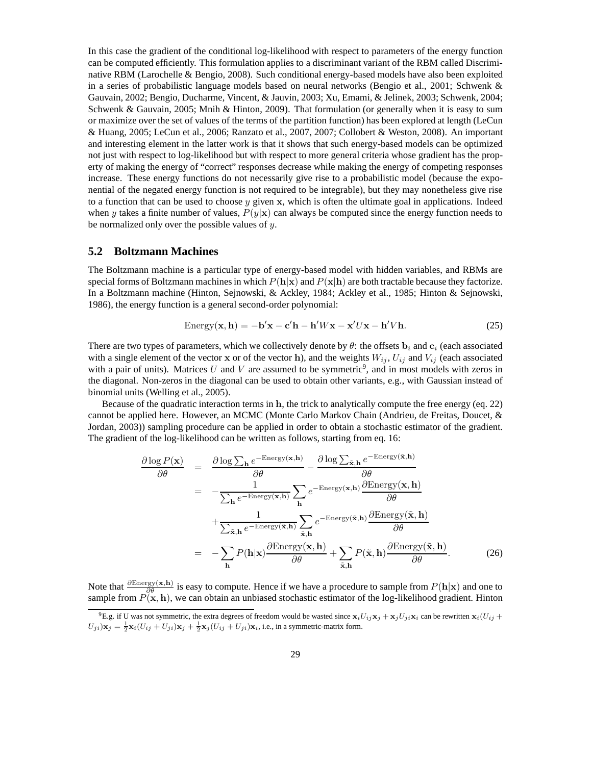In this case the gradient of the conditional log-likelihood with respect to parameters of the energy function can be computed efficiently. This formulation applies to a discriminant variant of the RBM called Discriminative RBM (Larochelle & Bengio, 2008). Such conditional energy-based models have also been exploited in a series of probabilistic language models based on neural networks (Bengio et al., 2001; Schwenk & Gauvain, 2002; Bengio, Ducharme, Vincent, & Jauvin, 2003; Xu, Emami, & Jelinek, 2003; Schwenk, 2004; Schwenk & Gauvain, 2005; Mnih & Hinton, 2009). That formulation (or generally when it is easy to sum or maximize over the set of values of the terms of the partition function) has been explored at length (LeCun & Huang, 2005; LeCun et al., 2006; Ranzato et al., 2007, 2007; Collobert & Weston, 2008). An important and interesting element in the latter work is that it shows that such energy-based models can be optimized not just with respect to log-likelihood but with respect to more general criteria whose gradient has the property of making the energy of "correct" responses decrease while making the energy of competing responses increase. These energy functions do not necessarily give rise to a probabilistic model (because the exponential of the negated energy function is not required to be integrable), but they may nonetheless give rise to a function that can be used to choose $y$ given $\mathbf{x}$, which is often the ultimate goal in applications. Indeed when $y$ takes a finite number of values, $P(y|\mathbf{x})$ can always be computed since the energy function needs to be normalized only over the possible values of $y$.

## 5.2 Boltzmann Machines

The Boltzmann machine is a particular type of energy-based model with hidden variables, and RBMs are special forms of Boltzmann machines in which $P(\mathbf{h}|\mathbf{x})$ and $P(\mathbf{x}|\mathbf{h})$ are both tractable because they factorize. In a Boltzmann machine (Hinton, Sejnowski, & Ackley, 1984; Ackley et al., 1985; Hinton & Sejnowski, 1986), the energy function is a general second-order polynomial:

$$\text{Energy}(\mathbf{x}, \mathbf{h}) = -\mathbf{b}'\mathbf{x} - \mathbf{c}'\mathbf{h} - \mathbf{h}'W\mathbf{x} - \mathbf{x}'U\mathbf{x} - \mathbf{h}'V\mathbf{h}. \tag{25}$$

There are two types of parameters, which we collectively denote by $\theta$: the offsets $\mathbf{b}_i$ and $\mathbf{c}_i$ (each associated with a single element of the vector $\mathbf{x}$ or of the vector $\mathbf{h}$), and the weights $W_{ij}$, $U_{ij}$ and $V_{ij}$ (each associated with a pair of units). Matrices $U$ and $V$ are assumed to be symmetric[9], and in most models with zeros in the diagonal. Non-zeros in the diagonal can be used to obtain other variants, e.g., with Gaussian instead of binomial units (Welling et al., 2005).

Because of the quadratic interaction terms in $\mathbf{h}$, the trick to analytically compute the free energy (eq. 22) cannot be applied here. However, an MCMC (Monte Carlo Markov Chain (Andrieu, de Freitas, Doucet, & Jordan, 2003)) sampling procedure can be applied in order to obtain a stochastic estimator of the gradient. The gradient of the log-likelihood can be written as follows, starting from eq. 16:

$$\begin{aligned}
\frac{\partial \log P(\mathbf{x})}{\partial \theta} &= \frac{\partial \log \sum_{\mathbf{h}} e^{-\text{Energy}(\mathbf{x},\mathbf{h})}}{\partial \theta} - \frac{\partial \log \sum_{\tilde{\mathbf{x}},\mathbf{h}} e^{-\text{Energy}(\tilde{\mathbf{x}},\mathbf{h})}}{\partial \theta} \\
&= -\frac{1}{\sum_{\mathbf{h}} e^{-\text{Energy}(\mathbf{x},\mathbf{h})}} \sum_{\mathbf{h}} e^{-\text{Energy}(\mathbf{x},\mathbf{h})} \frac{\partial \text{Energy}(\mathbf{x},\mathbf{h})}{\partial \theta} \\
&\quad + \frac{1}{\sum_{\tilde{\mathbf{x}},\mathbf{h}} e^{-\text{Energy}(\tilde{\mathbf{x}},\mathbf{h})}} \sum_{\tilde{\mathbf{x}},\mathbf{h}} e^{-\text{Energy}(\tilde{\mathbf{x}},\mathbf{h})} \frac{\partial \text{Energy}(\tilde{\mathbf{x}},\mathbf{h})}{\partial \theta} \\
&= -\sum_{\mathbf{h}} P(\mathbf{h}|\mathbf{x}) \frac{\partial \text{Energy}(\mathbf{x},\mathbf{h})}{\partial \theta} + \sum_{\tilde{\mathbf{x}},\mathbf{h}} P(\tilde{\mathbf{x}},\mathbf{h}) \frac{\partial \text{Energy}(\tilde{\mathbf{x}},\mathbf{h})}{\partial \theta}.
\end{aligned} \tag{26}$$

Note that $\frac{\partial \text{Energy}(\mathbf{x},\mathbf{h})}{\partial \theta}$ is easy to compute. Hence if we have a procedure to sample from $P(\mathbf{h}|\mathbf{x})$ and one to sample from $P(\mathbf{x},\mathbf{h})$, we can obtain an unbiased stochastic estimator of the log-likelihood gradient. Hinton

[9] E.g. if U was not symmetric, the extra degrees of freedom would be wasted since $\mathbf{x}_i U_{ij} \mathbf{x}_j + \mathbf{x}_j U_{ji} \mathbf{x}_i$ can be rewritten $\mathbf{x}_i(U_{ij} + U_{ji})\mathbf{x}_j = \frac{1}{2}\mathbf{x}_i(U_{ij} + U_{ji})\mathbf{x}_j + \frac{1}{2}\mathbf{x}_j(U_{ij} + U_{ji})\mathbf{x}_i$, i.e., in a symmetric-matrix form.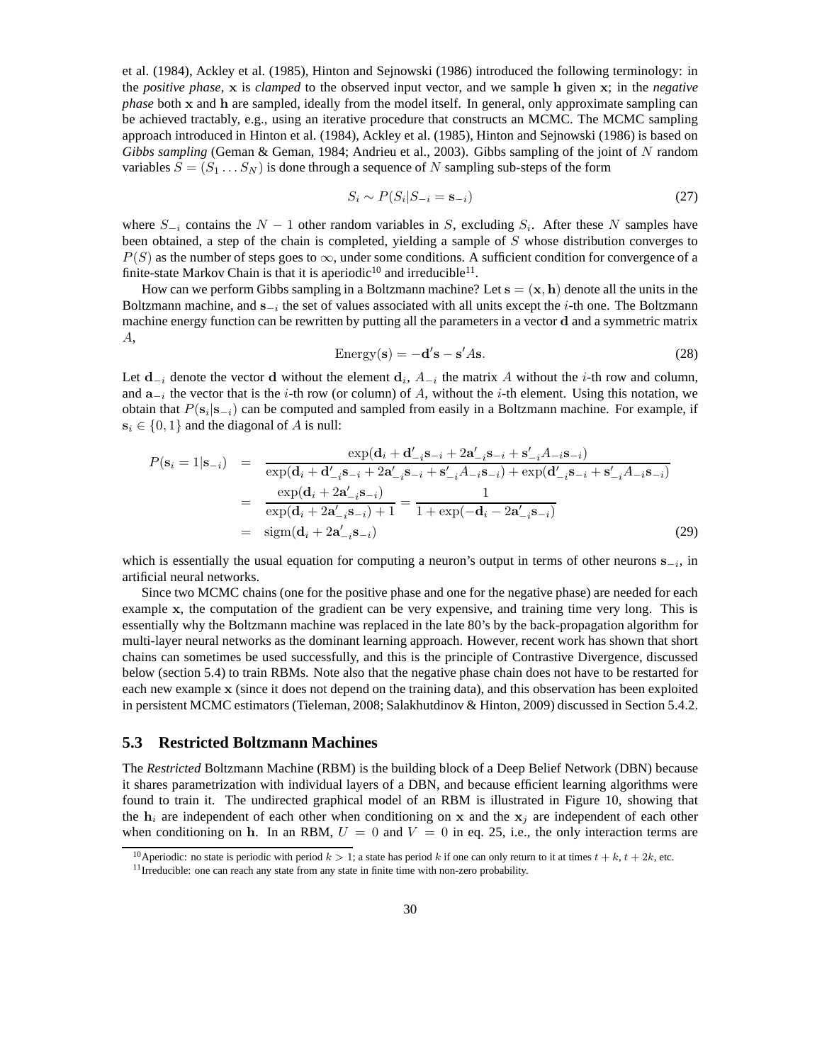et al. (1984), Ackley et al. (1985), Hinton and Sejnowski (1986) introduced the following terminology: in the *positive phase*, $\mathbf{x}$ is *clamped* to the observed input vector, and we sample $\mathbf{h}$ given $\mathbf{x}$; in the *negative phase* both $\mathbf{x}$ and $\mathbf{h}$ are sampled, ideally from the model itself. In general, only approximate sampling can be achieved tractably, e.g., using an iterative procedure that constructs an MCMC. The MCMC sampling approach introduced in Hinton et al. (1984), Ackley et al. (1985), Hinton and Sejnowski (1986) is based on *Gibbs sampling* (Geman & Geman, 1984; Andrieu et al., 2003). Gibbs sampling of the joint of $N$ random variables $S = (S_1 \ldots S_N)$ is done through a sequence of $N$ sampling sub-steps of the form

$$S_i \sim P(S_i | S_{-i} = \mathbf{s}_{-i}) \tag{27}$$

where $S_{-i}$ contains the $N-1$ other random variables in $S$, excluding $S_i$. After these $N$ samples have been obtained, a step of the chain is completed, yielding a sample of $S$ whose distribution converges to $P(S)$ as the number of steps goes to $\infty$, under some conditions. A sufficient condition for convergence of a finite-state Markov Chain is that it is aperiodic[10] and irreducible[11].

How can we perform Gibbs sampling in a Boltzmann machine? Let $\mathbf{s} = (\mathbf{x}, \mathbf{h})$ denote all the units in the Boltzmann machine, and $\mathbf{s}_{-i}$ the set of values associated with all units except the $i$-th one. The Boltzmann machine energy function can be rewritten by putting all the parameters in a vector $\mathbf{d}$ and a symmetric matrix $A$,

$$\text{Energy}(\mathbf{s}) = -\mathbf{d}'\mathbf{s} - \mathbf{s}'A\mathbf{s}. \tag{28}$$

Let $\mathbf{d}_{-i}$ denote the vector $\mathbf{d}$ without the element $\mathbf{d}_i$, $A_{-i}$ the matrix $A$ without the $i$-th row and column, and $\mathbf{a}_{-i}$ the vector that is the $i$-th row (or column) of $A$, without the $i$-th element. Using this notation, we obtain that $P(\mathbf{s}_i | \mathbf{s}_{-i})$ can be computed and sampled from easily in a Boltzmann machine. For example, if $\mathbf{s}_i \in \{0, 1\}$ and the diagonal of $A$ is null:

$$\begin{aligned}
P(\mathbf{s}_i = 1 | \mathbf{s}_{-i}) &= \frac{\exp(\mathbf{d}_i + \mathbf{d}'_{-i}\mathbf{s}_{-i} + 2\mathbf{a}'_{-i}\mathbf{s}_{-i} + \mathbf{s}'_{-i}A_{-i}\mathbf{s}_{-i})}{\exp(\mathbf{d}_i + \mathbf{d}'_{-i}\mathbf{s}_{-i} + 2\mathbf{a}'_{-i}\mathbf{s}_{-i} + \mathbf{s}'_{-i}A_{-i}\mathbf{s}_{-i}) + \exp(\mathbf{d}'_{-i}\mathbf{s}_{-i} + \mathbf{s}'_{-i}A_{-i}\mathbf{s}_{-i})} \\
&= \frac{\exp(\mathbf{d}_i + 2\mathbf{a}'_{-i}\mathbf{s}_{-i})}{\exp(\mathbf{d}_i + 2\mathbf{a}'_{-i}\mathbf{s}_{-i}) + 1} = \frac{1}{1 + \exp(-\mathbf{d}_i - 2\mathbf{a}'_{-i}\mathbf{s}_{-i})} \\
&= \text{sigm}(\mathbf{d}_i + 2\mathbf{a}'_{-i}\mathbf{s}_{-i})
\end{aligned} \tag{29}$$

which is essentially the usual equation for computing a neuron's output in terms of other neurons $\mathbf{s}_{-i}$, in artificial neural networks.

Since two MCMC chains (one for the positive phase and one for the negative phase) are needed for each example $\mathbf{x}$, the computation of the gradient can be very expensive, and training time very long. This is essentially why the Boltzmann machine was replaced in the late 80's by the back-propagation algorithm for multi-layer neural networks as the dominant learning approach. However, recent work has shown that short chains can sometimes be used successfully, and this is the principle of Contrastive Divergence, discussed below (section 5.4) to train RBMs. Note also that the negative phase chain does not have to be restarted for each new example $\mathbf{x}$ (since it does not depend on the training data), and this observation has been exploited in persistent MCMC estimators (Tieleman, 2008; Salakhutdinov & Hinton, 2009) discussed in Section 5.4.2.

## 5.3 Restricted Boltzmann Machines

The *Restricted* Boltzmann Machine (RBM) is the building block of a Deep Belief Network (DBN) because it shares parametrization with individual layers of a DBN, and because efficient learning algorithms were found to train it. The undirected graphical model of an RBM is illustrated in Figure 10, showing that the $\mathbf{h}_i$ are independent of each other when conditioning on $\mathbf{x}$ and the $\mathbf{x}_j$ are independent of each other when conditioning on $\mathbf{h}$. In an RBM, $U = 0$ and $V = 0$ in eq. 25, i.e., the only interaction terms are

[10] Aperiodic: no state is periodic with period $k > 1$; a state has period $k$ if one can only return to it at times $t + k$, $t + 2k$, etc.

[11] Irreducible: one can reach any state from any state in finite time with non-zero probability.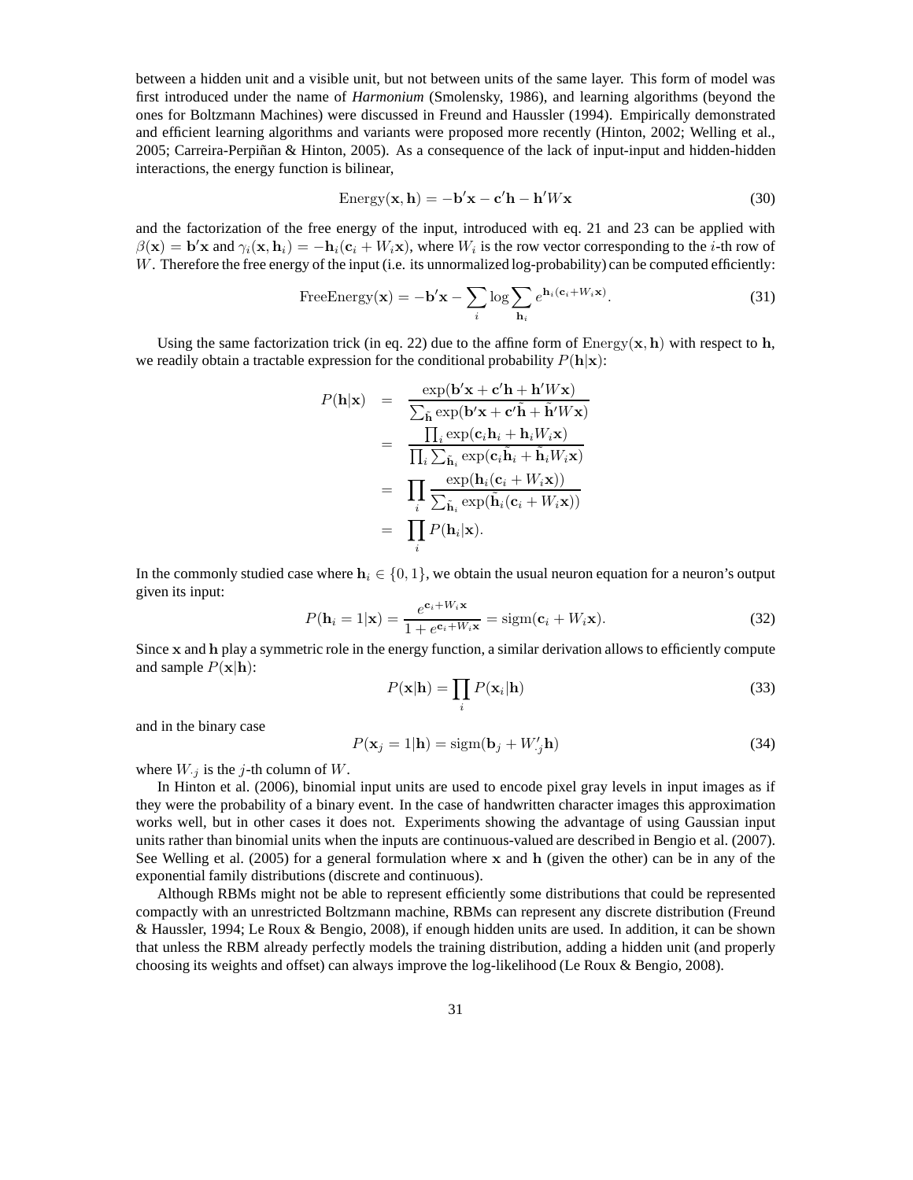between a hidden unit and a visible unit, but not between units of the same layer. This form of model was first introduced under the name of *Harmonium* (Smolensky, 1986), and learning algorithms (beyond the ones for Boltzmann Machines) were discussed in Freund and Haussler (1994). Empirically demonstrated and efficient learning algorithms and variants were proposed more recently (Hinton, 2002; Welling et al., 2005; Carreira-Perpiñan & Hinton, 2005). As a consequence of the lack of input-input and hidden-hidden interactions, the energy function is bilinear,

$$\text{Energy}(\mathbf{x}, \mathbf{h}) = -\mathbf{b}'\mathbf{x} - \mathbf{c}'\mathbf{h} - \mathbf{h}'W\mathbf{x} \tag{30}$$

and the factorization of the free energy of the input, introduced with eq. 21 and 23 can be applied with $\beta(\mathbf{x}) = \mathbf{b}'\mathbf{x}$ and $\gamma_i(\mathbf{x}, \mathbf{h}_i) = -\mathbf{h}_i(\mathbf{c}_i + W_i\mathbf{x})$, where $W_i$ is the row vector corresponding to the $i$-th row of $W$. Therefore the free energy of the input (i.e. its unnormalized log-probability) can be computed efficiently:

$$\text{FreeEnergy}(\mathbf{x}) = -\mathbf{b}'\mathbf{x} - \sum_i \log \sum_{\mathbf{h}_i} e^{\mathbf{h}_i(\mathbf{c}_i + W_i\mathbf{x})}. \tag{31}$$

Using the same factorization trick (in eq. 22) due to the affine form of $\text{Energy}(\mathbf{x}, \mathbf{h})$ with respect to $\mathbf{h}$, we readily obtain a tractable expression for the conditional probability $P(\mathbf{h}|\mathbf{x})$:

$$\begin{aligned}
P(\mathbf{h}|\mathbf{x}) &= \frac{\exp(\mathbf{b}'\mathbf{x} + \mathbf{c}'\mathbf{h} + \mathbf{h}'W\mathbf{x})}{\sum_{\tilde{\mathbf{h}}} \exp(\mathbf{b}'\mathbf{x} + \mathbf{c}'\tilde{\mathbf{h}} + \tilde{\mathbf{h}}'W\mathbf{x})} \\
&= \frac{\prod_i \exp(\mathbf{c}_i\mathbf{h}_i + \mathbf{h}_i W_i\mathbf{x})}{\prod_i \sum_{\tilde{\mathbf{h}}_i} \exp(\mathbf{c}_i\tilde{\mathbf{h}}_i + \tilde{\mathbf{h}}_i W_i\mathbf{x})} \\
&= \prod_i \frac{\exp(\mathbf{h}_i(\mathbf{c}_i + W_i\mathbf{x}))}{\sum_{\tilde{\mathbf{h}}_i} \exp(\tilde{\mathbf{h}}_i(\mathbf{c}_i + W_i\mathbf{x}))} \\
&= \prod_i P(\mathbf{h}_i|\mathbf{x}).
\end{aligned}$$

In the commonly studied case where $\mathbf{h}_i \in \{0, 1\}$, we obtain the usual neuron equation for a neuron's output given its input:

$$P(\mathbf{h}_i = 1|\mathbf{x}) = \frac{e^{\mathbf{c}_i + W_i\mathbf{x}}}{1 + e^{\mathbf{c}_i + W_i\mathbf{x}}} = \text{sigm}(\mathbf{c}_i + W_i\mathbf{x}). \tag{32}$$

Since $\mathbf{x}$ and $\mathbf{h}$ play a symmetric role in the energy function, a similar derivation allows to efficiently compute and sample $P(\mathbf{x}|\mathbf{h})$:

$$P(\mathbf{x}|\mathbf{h}) = \prod_i P(\mathbf{x}_i|\mathbf{h}) \tag{33}$$

and in the binary case

$$P(\mathbf{x}_j = 1|\mathbf{h}) = \text{sigm}(\mathbf{b}_j + W'_{\cdot j}\mathbf{h}) \tag{34}$$

where $W_{\cdot j}$ is the $j$-th column of $W$.

In Hinton et al. (2006), binomial input units are used to encode pixel gray levels in input images as if they were the probability of a binary event. In the case of handwritten character images this approximation works well, but in other cases it does not. Experiments showing the advantage of using Gaussian input units rather than binomial units when the inputs are continuous-valued are described in Bengio et al. (2007). See Welling et al. (2005) for a general formulation where $\mathbf{x}$ and $\mathbf{h}$ (given the other) can be in any of the exponential family distributions (discrete and continuous).

Although RBMs might not be able to represent efficiently some distributions that could be represented compactly with an unrestricted Boltzmann machine, RBMs can represent any discrete distribution (Freund & Haussler, 1994; Le Roux & Bengio, 2008), if enough hidden units are used. In addition, it can be shown that unless the RBM already perfectly models the training distribution, adding a hidden unit (and properly choosing its weights and offset) can always improve the log-likelihood (Le Roux & Bengio, 2008).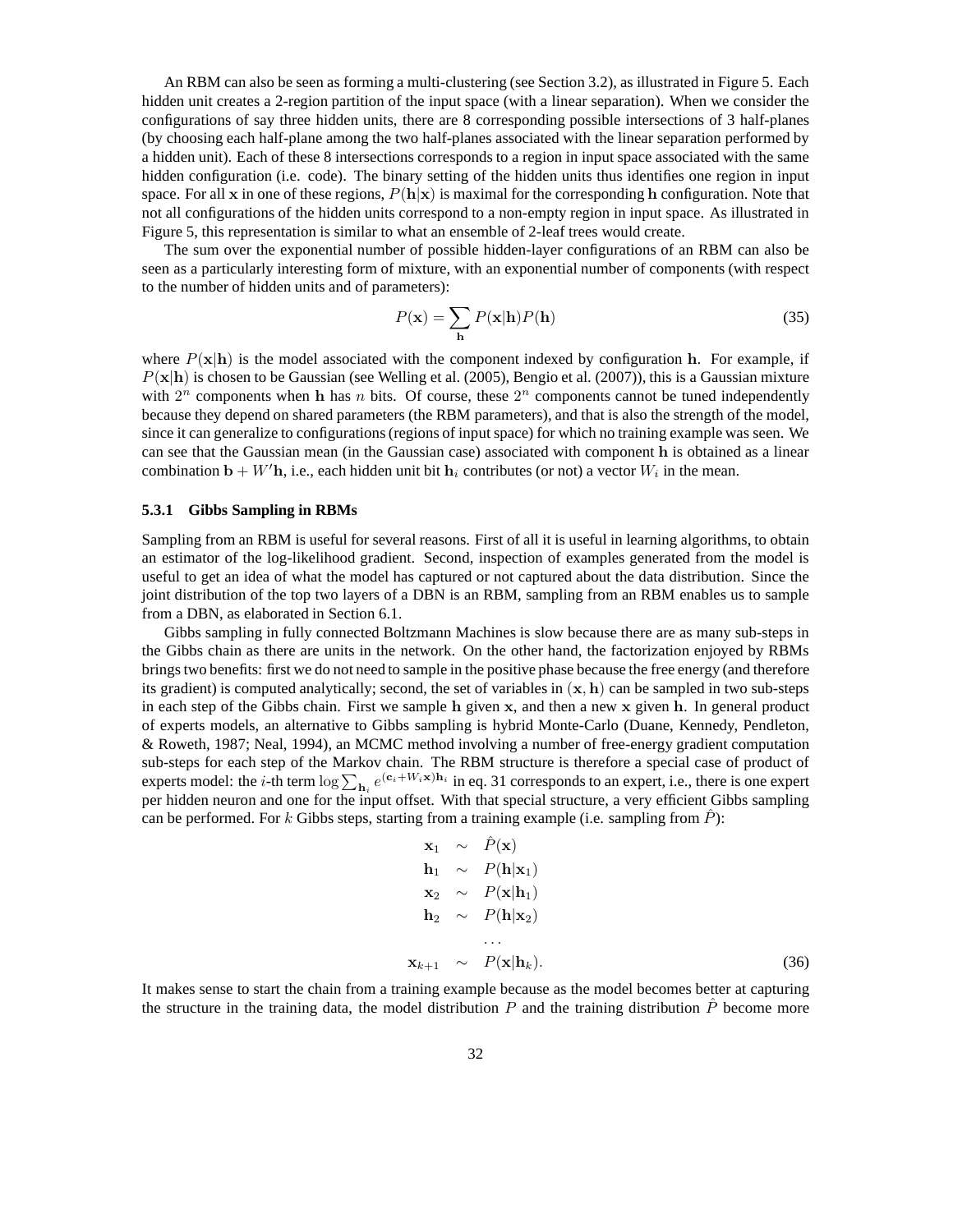An RBM can also be seen as forming a multi-clustering (see Section 3.2), as illustrated in Figure 5. Each hidden unit creates a 2-region partition of the input space (with a linear separation). When we consider the configurations of say three hidden units, there are 8 corresponding possible intersections of 3 half-planes (by choosing each half-plane among the two half-planes associated with the linear separation performed by a hidden unit). Each of these 8 intersections corresponds to a region in input space associated with the same hidden configuration (i.e. code). The binary setting of the hidden units thus identifies one region in input space. For all $\mathbf{x}$ in one of these regions, $P(\mathbf{h}|\mathbf{x})$ is maximal for the corresponding $\mathbf{h}$ configuration. Note that not all configurations of the hidden units correspond to a non-empty region in input space. As illustrated in Figure 5, this representation is similar to what an ensemble of 2-leaf trees would create.

The sum over the exponential number of possible hidden-layer configurations of an RBM can also be seen as a particularly interesting form of mixture, with an exponential number of components (with respect to the number of hidden units and of parameters):

$$P(\mathbf{x}) = \sum_{\mathbf{h}} P(\mathbf{x}|\mathbf{h})P(\mathbf{h}) \tag{35}$$

where $P(\mathbf{x}|\mathbf{h})$ is the model associated with the component indexed by configuration $\mathbf{h}$. For example, if $P(\mathbf{x}|\mathbf{h})$ is chosen to be Gaussian (see Welling et al. (2005), Bengio et al. (2007)), this is a Gaussian mixture with $2^n$ components when $\mathbf{h}$ has $n$ bits. Of course, these $2^n$ components cannot be tuned independently because they depend on shared parameters (the RBM parameters), and that is also the strength of the model, since it can generalize to configurations (regions of input space) for which no training example was seen. We can see that the Gaussian mean (in the Gaussian case) associated with component $\mathbf{h}$ is obtained as a linear combination $\mathbf{b} + W'\mathbf{h}$, i.e., each hidden unit bit $\mathbf{h}_i$ contributes (or not) a vector $W_i$ in the mean.

### 5.3.1 Gibbs Sampling in RBMs

Sampling from an RBM is useful for several reasons. First of all it is useful in learning algorithms, to obtain an estimator of the log-likelihood gradient. Second, inspection of examples generated from the model is useful to get an idea of what the model has captured or not captured about the data distribution. Since the joint distribution of the top two layers of a DBN is an RBM, sampling from an RBM enables us to sample from a DBN, as elaborated in Section 6.1.

Gibbs sampling in fully connected Boltzmann Machines is slow because there are as many sub-steps in the Gibbs chain as there are units in the network. On the other hand, the factorization enjoyed by RBMs brings two benefits: first we do not need to sample in the positive phase because the free energy (and therefore its gradient) is computed analytically; second, the set of variables in $(\mathbf{x}, \mathbf{h})$ can be sampled in two sub-steps in each step of the Gibbs chain. First we sample $\mathbf{h}$ given $\mathbf{x}$, and then a new $\mathbf{x}$ given $\mathbf{h}$. In general product of experts models, an alternative to Gibbs sampling is hybrid Monte-Carlo (Duane, Kennedy, Pendleton, & Roweth, 1987; Neal, 1994), an MCMC method involving a number of free-energy gradient computation sub-steps for each step of the Markov chain. The RBM structure is therefore a special case of product of experts model: the $i$-th term $\log \sum_{\mathbf{h}_i} e^{(\mathbf{c}_i + W_i \mathbf{x})\mathbf{h}_i}$ in eq. 31 corresponds to an expert, i.e., there is one expert per hidden neuron and one for the input offset. With that special structure, a very efficient Gibbs sampling can be performed. For $k$ Gibbs steps, starting from a training example (i.e. sampling from $\hat{P}$):

$$\begin{aligned}
\mathbf{x}_1 &\sim \hat{P}(\mathbf{x}) \\
\mathbf{h}_1 &\sim P(\mathbf{h}|\mathbf{x}_1) \\
\mathbf{x}_2 &\sim P(\mathbf{x}|\mathbf{h}_1) \\
\mathbf{h}_2 &\sim P(\mathbf{h}|\mathbf{x}_2) \\
&\dots \\
\mathbf{x}_{k+1} &\sim P(\mathbf{x}|\mathbf{h}_k).
\end{aligned} \tag{36}$$

It makes sense to start the chain from a training example because as the model becomes better at capturing the structure in the training data, the model distribution $P$ and the training distribution $\hat{P}$ become more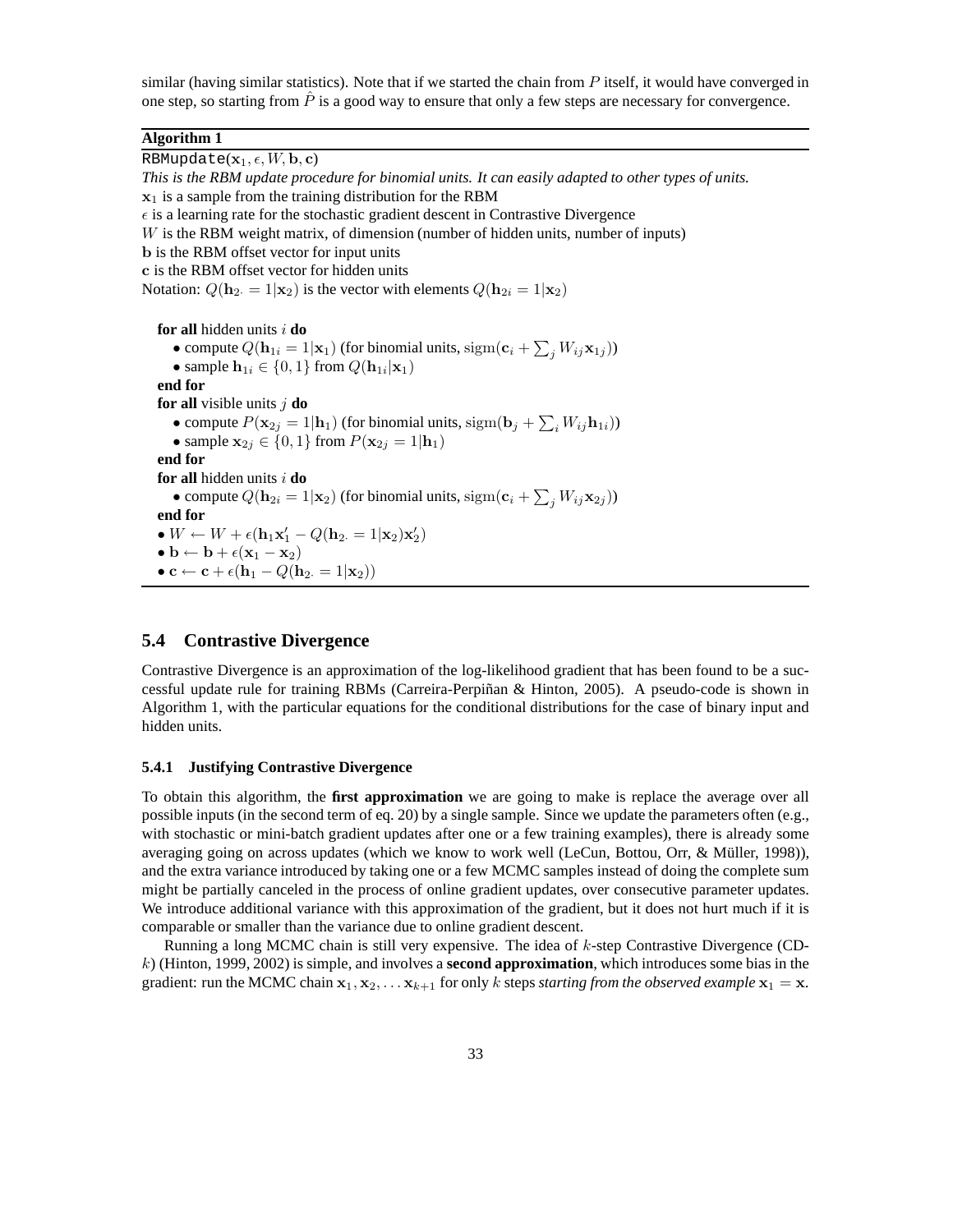similar (having similar statistics). Note that if we started the chain from $P$ itself, it would have converged in one step, so starting from $\hat{P}$ is a good way to ensure that only a few steps are necessary for convergence.

**Algorithm 1**

RBMupdate($\mathbf{x}_1, \epsilon, W, \mathbf{b}, \mathbf{c}$)

*This is the RBM update procedure for binomial units. It can easily adapted to other types of units.*

$\mathbf{x}_1$ is a sample from the training distribution for the RBM

$\epsilon$ is a learning rate for the stochastic gradient descent in Contrastive Divergence

$W$ is the RBM weight matrix, of dimension (number of hidden units, number of inputs)

$\mathbf{b}$ is the RBM offset vector for input units

$\mathbf{c}$ is the RBM offset vector for hidden units

Notation: $Q(\mathbf{h}_{2\cdot} = 1|\mathbf{x}_2)$ is the vector with elements $Q(\mathbf{h}_{2i} = 1|\mathbf{x}_2)$

**for all** hidden units $i$ **do**
- compute $Q(\mathbf{h}_{1i} = 1|\mathbf{x}_1)$ (for binomial units, $\text{sigm}(\mathbf{c}_i + \sum_j W_{ij}\mathbf{x}_{1j})$)
- sample $\mathbf{h}_{1i} \in \{0, 1\}$ from $Q(\mathbf{h}_{1i}|\mathbf{x}_1)$

**end for**

**for all** visible units $j$ **do**
- compute $P(\mathbf{x}_{2j} = 1|\mathbf{h}_1)$ (for binomial units, $\text{sigm}(\mathbf{b}_j + \sum_i W_{ij}\mathbf{h}_{1i})$)
- sample $\mathbf{x}_{2j} \in \{0, 1\}$ from $P(\mathbf{x}_{2j} = 1|\mathbf{h}_1)$

**end for**

**for all** hidden units $i$ **do**
- compute $Q(\mathbf{h}_{2i} = 1|\mathbf{x}_2)$ (for binomial units, $\text{sigm}(\mathbf{c}_i + \sum_j W_{ij}\mathbf{x}_{2j})$)

**end for**

- $W \leftarrow W + \epsilon(\mathbf{h}_1\mathbf{x}_1' - Q(\mathbf{h}_{2\cdot} = 1|\mathbf{x}_2)\mathbf{x}_2')$
- $\mathbf{b} \leftarrow \mathbf{b} + \epsilon(\mathbf{x}_1 - \mathbf{x}_2)$
- $\mathbf{c} \leftarrow \mathbf{c} + \epsilon(\mathbf{h}_1 - Q(\mathbf{h}_{2\cdot} = 1|\mathbf{x}_2))$

## 5.4 Contrastive Divergence

Contrastive Divergence is an approximation of the log-likelihood gradient that has been found to be a successful update rule for training RBMs (Carreira-Perpiñan & Hinton, 2005). A pseudo-code is shown in Algorithm 1, with the particular equations for the conditional distributions for the case of binary input and hidden units.

### 5.4.1 Justifying Contrastive Divergence

To obtain this algorithm, the **first approximation** we are going to make is replace the average over all possible inputs (in the second term of eq. 20) by a single sample. Since we update the parameters often (e.g., with stochastic or mini-batch gradient updates after one or a few training examples), there is already some averaging going on across updates (which we know to work well (LeCun, Bottou, Orr, & Müller, 1998)), and the extra variance introduced by taking one or a few MCMC samples instead of doing the complete sum might be partially canceled in the process of online gradient updates, over consecutive parameter updates. We introduce additional variance with this approximation of the gradient, but it does not hurt much if it is comparable or smaller than the variance due to online gradient descent.

Running a long MCMC chain is still very expensive. The idea of $k$-step Contrastive Divergence (CD-$k$) (Hinton, 1999, 2002) is simple, and involves a **second approximation**, which introduces some bias in the gradient: run the MCMC chain $\mathbf{x}_1, \mathbf{x}_2, \ldots \mathbf{x}_{k+1}$ for only $k$ steps *starting from the observed example* $\mathbf{x}_1 = \mathbf{x}$.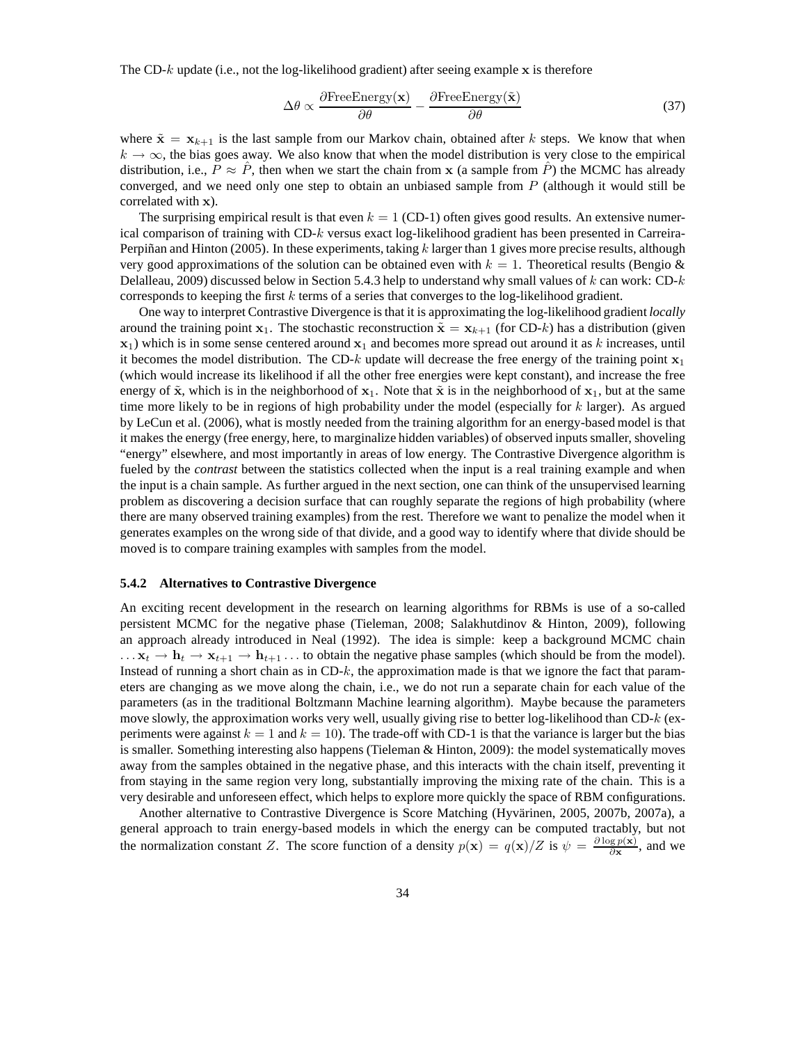The CD-$k$ update (i.e., not the log-likelihood gradient) after seeing example $\mathbf{x}$ is therefore

$$\Delta\theta \propto \frac{\partial \text{FreeEnergy}(\mathbf{x})}{\partial\theta} - \frac{\partial \text{FreeEnergy}(\tilde{\mathbf{x}})}{\partial\theta} \tag{37}$$

where $\tilde{\mathbf{x}} = \mathbf{x}_{k+1}$ is the last sample from our Markov chain, obtained after $k$ steps. We know that when $k \to \infty$, the bias goes away. We also know that when the model distribution is very close to the empirical distribution, i.e., $P \approx \hat{P}$, then when we start the chain from $\mathbf{x}$ (a sample from $\hat{P}$) the MCMC has already converged, and we need only one step to obtain an unbiased sample from $P$ (although it would still be correlated with $\mathbf{x}$).

The surprising empirical result is that even $k = 1$ (CD-1) often gives good results. An extensive numerical comparison of training with CD-$k$ versus exact log-likelihood gradient has been presented in Carreira-Perpiñan and Hinton (2005). In these experiments, taking $k$ larger than 1 gives more precise results, although very good approximations of the solution can be obtained even with $k = 1$. Theoretical results (Bengio & Delalleau, 2009) discussed below in Section 5.4.3 help to understand why small values of $k$ can work: CD-$k$ corresponds to keeping the first $k$ terms of a series that converges to the log-likelihood gradient.

One way to interpret Contrastive Divergence is that it is approximating the log-likelihood gradient *locally* around the training point $\mathbf{x}_1$. The stochastic reconstruction $\tilde{\mathbf{x}} = \mathbf{x}_{k+1}$ (for CD-$k$) has a distribution (given $\mathbf{x}_1$) which is in some sense centered around $\mathbf{x}_1$ and becomes more spread out around it as $k$ increases, until it becomes the model distribution. The CD-$k$ update will decrease the free energy of the training point $\mathbf{x}_1$ (which would increase its likelihood if all the other free energies were kept constant), and increase the free energy of $\tilde{\mathbf{x}}$, which is in the neighborhood of $\mathbf{x}_1$. Note that $\tilde{\mathbf{x}}$ is in the neighborhood of $\mathbf{x}_1$, but at the same time more likely to be in regions of high probability under the model (especially for $k$ larger). As argued by LeCun et al. (2006), what is mostly needed from the training algorithm for an energy-based model is that it makes the energy (free energy, here, to marginalize hidden variables) of observed inputs smaller, shoveling "energy" elsewhere, and most importantly in areas of low energy. The Contrastive Divergence algorithm is fueled by the *contrast* between the statistics collected when the input is a real training example and when the input is a chain sample. As further argued in the next section, one can think of the unsupervised learning problem as discovering a decision surface that can roughly separate the regions of high probability (where there are many observed training examples) from the rest. Therefore we want to penalize the model when it generates examples on the wrong side of that divide, and a good way to identify where that divide should be moved is to compare training examples with samples from the model.

### 5.4.2 Alternatives to Contrastive Divergence

An exciting recent development in the research on learning algorithms for RBMs is use of a so-called persistent MCMC for the negative phase (Tieleman, 2008; Salakhutdinov & Hinton, 2009), following an approach already introduced in Neal (1992). The idea is simple: keep a background MCMC chain $\ldots \mathbf{x}_t \to \mathbf{h}_t \to \mathbf{x}_{t+1} \to \mathbf{h}_{t+1} \ldots$ to obtain the negative phase samples (which should be from the model). Instead of running a short chain as in CD-$k$, the approximation made is that we ignore the fact that parameters are changing as we move along the chain, i.e., we do not run a separate chain for each value of the parameters (as in the traditional Boltzmann Machine learning algorithm). Maybe because the parameters move slowly, the approximation works very well, usually giving rise to better log-likelihood than CD-$k$ (experiments were against $k = 1$ and $k = 10$). The trade-off with CD-1 is that the variance is larger but the bias is smaller. Something interesting also happens (Tieleman & Hinton, 2009): the model systematically moves away from the samples obtained in the negative phase, and this interacts with the chain itself, preventing it from staying in the same region very long, substantially improving the mixing rate of the chain. This is a very desirable and unforeseen effect, which helps to explore more quickly the space of RBM configurations.

Another alternative to Contrastive Divergence is Score Matching (Hyvärinen, 2005, 2007b, 2007a), a general approach to train energy-based models in which the energy can be computed tractably, but not the normalization constant $Z$. The score function of a density $p(\mathbf{x}) = q(\mathbf{x})/Z$ is $\psi = \frac{\partial \log p(\mathbf{x})}{\partial \mathbf{x}}$, and we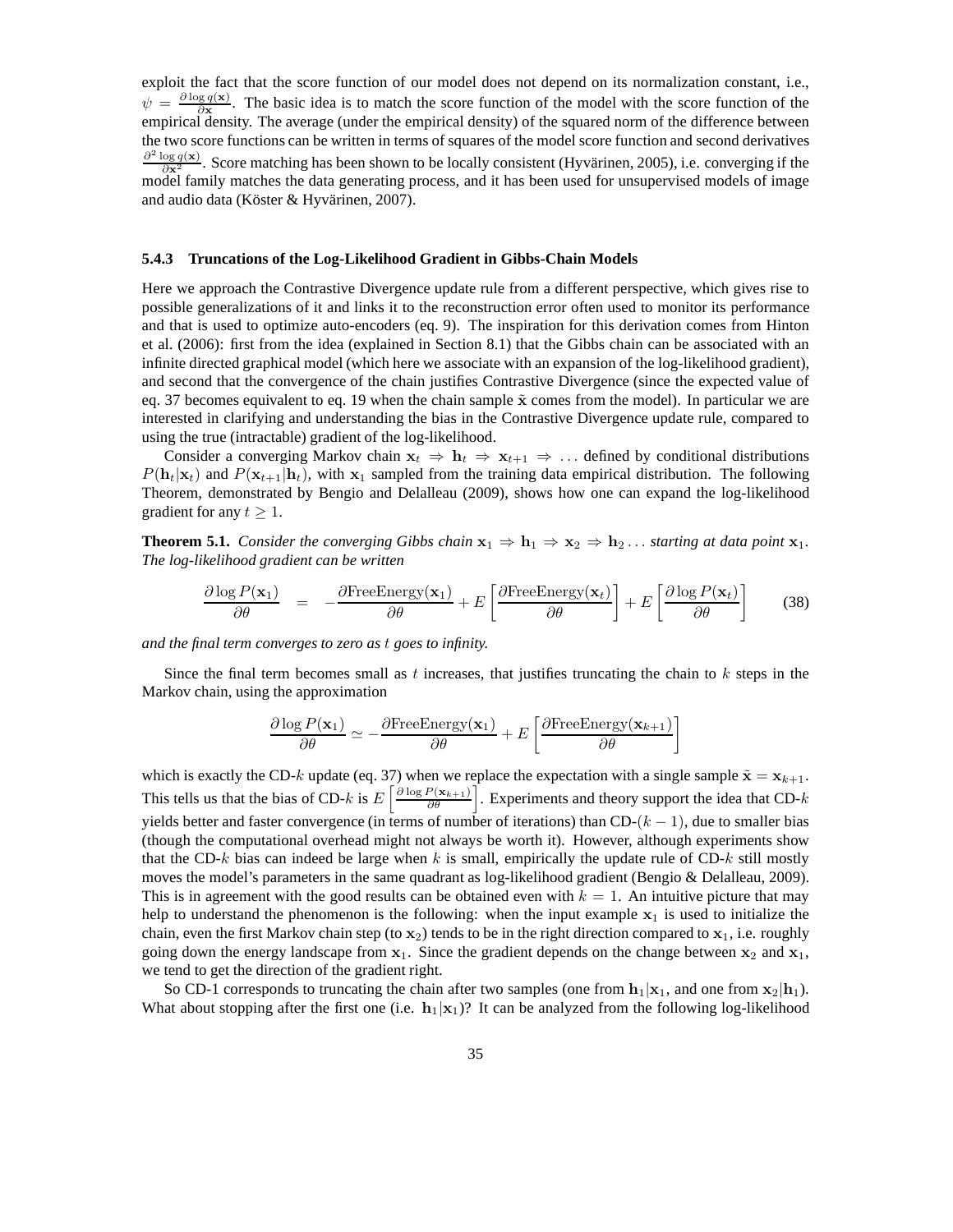exploit the fact that the score function of our model does not depend on its normalization constant, i.e., $\psi = \frac{\partial \log q(\mathbf{x})}{\partial \mathbf{x}}$. The basic idea is to match the score function of the model with the score function of the empirical density. The average (under the empirical density) of the squared norm of the difference between the two score functions can be written in terms of squares of the model score function and second derivatives $\frac{\partial^2 \log q(\mathbf{x})}{\partial \mathbf{x}^2}$. Score matching has been shown to be locally consistent (Hyvärinen, 2005), i.e. converging if the model family matches the data generating process, and it has been used for unsupervised models of image and audio data (Köster & Hyvärinen, 2007).

#### 5.4.3 Truncations of the Log-Likelihood Gradient in Gibbs-Chain Models

Here we approach the Contrastive Divergence update rule from a different perspective, which gives rise to possible generalizations of it and links it to the reconstruction error often used to monitor its performance and that is used to optimize auto-encoders (eq. 9). The inspiration for this derivation comes from Hinton et al. (2006): first from the idea (explained in Section 8.1) that the Gibbs chain can be associated with an infinite directed graphical model (which here we associate with an expansion of the log-likelihood gradient), and second that the convergence of the chain justifies Contrastive Divergence (since the expected value of eq. 37 becomes equivalent to eq. 19 when the chain sample $\tilde{\mathbf{x}}$ comes from the model). In particular we are interested in clarifying and understanding the bias in the Contrastive Divergence update rule, compared to using the true (intractable) gradient of the log-likelihood.

Consider a converging Markov chain $\mathbf{x}_t \Rightarrow \mathbf{h}_t \Rightarrow \mathbf{x}_{t+1} \Rightarrow \ldots$ defined by conditional distributions $P(\mathbf{h}_t|\mathbf{x}_t)$ and $P(\mathbf{x}_{t+1}|\mathbf{h}_t)$, with $\mathbf{x}_1$ sampled from the training data empirical distribution. The following Theorem, demonstrated by Bengio and Delalleau (2009), shows how one can expand the log-likelihood gradient for any $t \geq 1$.

**Theorem 5.1.** *Consider the converging Gibbs chain $\mathbf{x}_1 \Rightarrow \mathbf{h}_1 \Rightarrow \mathbf{x}_2 \Rightarrow \mathbf{h}_2 \ldots$ starting at data point $\mathbf{x}_1$. The log-likelihood gradient can be written*

$$\frac{\partial \log P(\mathbf{x}_1)}{\partial \theta} = -\frac{\partial \text{FreeEnergy}(\mathbf{x}_1)}{\partial \theta} + E\left[\frac{\partial \text{FreeEnergy}(\mathbf{x}_t)}{\partial \theta}\right] + E\left[\frac{\partial \log P(\mathbf{x}_t)}{\partial \theta}\right] \tag{38}$$

*and the final term converges to zero as $t$ goes to infinity.*

Since the final term becomes small as $t$ increases, that justifies truncating the chain to $k$ steps in the Markov chain, using the approximation

$$\frac{\partial \log P(\mathbf{x}_1)}{\partial \theta} \simeq -\frac{\partial \text{FreeEnergy}(\mathbf{x}_1)}{\partial \theta} + E\left[\frac{\partial \text{FreeEnergy}(\mathbf{x}_{k+1})}{\partial \theta}\right]$$

which is exactly the CD-$k$ update (eq. 37) when we replace the expectation with a single sample $\tilde{\mathbf{x}} = \mathbf{x}_{k+1}$. This tells us that the bias of CD-$k$ is $E\left[\frac{\partial \log P(\mathbf{x}_{k+1})}{\partial \theta}\right]$. Experiments and theory support the idea that CD-$k$ yields better and faster convergence (in terms of number of iterations) than CD-$(k-1)$, due to smaller bias (though the computational overhead might not always be worth it). However, although experiments show that the CD-$k$ bias can indeed be large when $k$ is small, empirically the update rule of CD-$k$ still mostly moves the model's parameters in the same quadrant as log-likelihood gradient (Bengio & Delalleau, 2009). This is in agreement with the good results can be obtained even with $k = 1$. An intuitive picture that may help to understand the phenomenon is the following: when the input example $\mathbf{x}_1$ is used to initialize the chain, even the first Markov chain step (to $\mathbf{x}_2$) tends to be in the right direction compared to $\mathbf{x}_1$, i.e. roughly going down the energy landscape from $\mathbf{x}_1$. Since the gradient depends on the change between $\mathbf{x}_2$ and $\mathbf{x}_1$, we tend to get the direction of the gradient right.

So CD-1 corresponds to truncating the chain after two samples (one from $\mathbf{h}_1|\mathbf{x}_1$, and one from $\mathbf{x}_2|\mathbf{h}_1$). What about stopping after the first one (i.e. $\mathbf{h}_1|\mathbf{x}_1$)? It can be analyzed from the following log-likelihood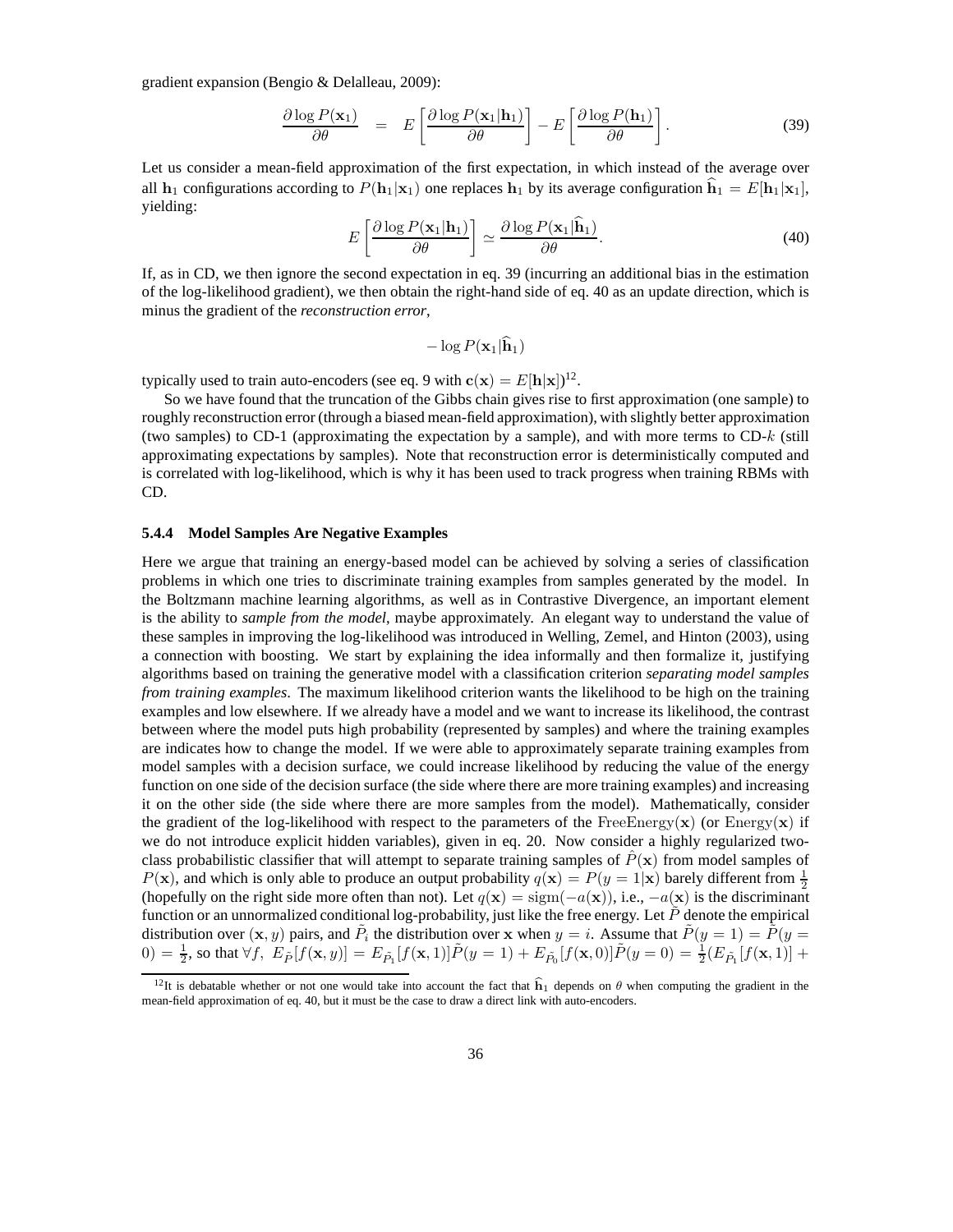gradient expansion (Bengio & Delalleau, 2009):

$$\frac{\partial \log P(\mathbf{x}_1)}{\partial \theta} = E\left[\frac{\partial \log P(\mathbf{x}_1|\mathbf{h}_1)}{\partial \theta}\right] - E\left[\frac{\partial \log P(\mathbf{h}_1)}{\partial \theta}\right]. \tag{39}$$

Let us consider a mean-field approximation of the first expectation, in which instead of the average over all $\mathbf{h}_1$ configurations according to $P(\mathbf{h}_1|\mathbf{x}_1)$ one replaces $\mathbf{h}_1$ by its average configuration $\widehat{\mathbf{h}}_1 = E[\mathbf{h}_1|\mathbf{x}_1]$, yielding:

$$E\left[\frac{\partial \log P(\mathbf{x}_1|\mathbf{h}_1)}{\partial \theta}\right] \simeq \frac{\partial \log P(\mathbf{x}_1|\widehat{\mathbf{h}}_1)}{\partial \theta}. \tag{40}$$

If, as in CD, we then ignore the second expectation in eq. 39 (incurring an additional bias in the estimation of the log-likelihood gradient), we then obtain the right-hand side of eq. 40 as an update direction, which is minus the gradient of the *reconstruction error*,

$$-\log P(\mathbf{x}_1|\widehat{\mathbf{h}}_1)$$

typically used to train auto-encoders (see eq. 9 with $\mathbf{c}(\mathbf{x}) = E[\mathbf{h}|\mathbf{x}]$)[12].

So we have found that the truncation of the Gibbs chain gives rise to first approximation (one sample) to roughly reconstruction error (through a biased mean-field approximation), with slightly better approximation (two samples) to CD-1 (approximating the expectation by a sample), and with more terms to CD-$k$ (still approximating expectations by samples). Note that reconstruction error is deterministically computed and is correlated with log-likelihood, which is why it has been used to track progress when training RBMs with CD.

#### 5.4.4 Model Samples Are Negative Examples

Here we argue that training an energy-based model can be achieved by solving a series of classification problems in which one tries to discriminate training examples from samples generated by the model. In the Boltzmann machine learning algorithms, as well as in Contrastive Divergence, an important element is the ability to *sample from the model*, maybe approximately. An elegant way to understand the value of these samples in improving the log-likelihood was introduced in Welling, Zemel, and Hinton (2003), using a connection with boosting. We start by explaining the idea informally and then formalize it, justifying algorithms based on training the generative model with a classification criterion *separating model samples from training examples*. The maximum likelihood criterion wants the likelihood to be high on the training examples and low elsewhere. If we already have a model and we want to increase its likelihood, the contrast between where the model puts high probability (represented by samples) and where the training examples are indicates how to change the model. If we were able to approximately separate training examples from model samples with a decision surface, we could increase likelihood by reducing the value of the energy function on one side of the decision surface (the side where there are more training examples) and increasing it on the other side (the side where there are more samples from the model). Mathematically, consider the gradient of the log-likelihood with respect to the parameters of the $\mathrm{FreeEnergy}(\mathbf{x})$ (or $\mathrm{Energy}(\mathbf{x})$ if we do not introduce explicit hidden variables), given in eq. 20. Now consider a highly regularized two-class probabilistic classifier that will attempt to separate training samples of $\hat{P}(\mathbf{x})$ from model samples of $P(\mathbf{x})$, and which is only able to produce an output probability $q(\mathbf{x}) = P(y = 1|\mathbf{x})$ barely different from $\frac{1}{2}$ (hopefully on the right side more often than not). Let $q(\mathbf{x}) = \mathrm{sigm}(-a(\mathbf{x}))$, i.e., $-a(\mathbf{x})$ is the discriminant function or an unnormalized conditional log-probability, just like the free energy. Let $\tilde{P}$ denote the empirical distribution over $(\mathbf{x}, y)$ pairs, and $\tilde{P}_i$ the distribution over $\mathbf{x}$ when $y = i$. Assume that $\tilde{P}(y = 1) = \tilde{P}(y = 0) = \frac{1}{2}$, so that $\forall f,\ E_{\tilde{P}}[f(\mathbf{x}, y)] = E_{\tilde{P}_1}[f(\mathbf{x}, 1)]\tilde{P}(y = 1) + E_{\tilde{P}_0}[f(\mathbf{x}, 0)]\tilde{P}(y = 0) = \frac{1}{2}(E_{\tilde{P}_1}[f(\mathbf{x}, 1)] +$

[12] It is debatable whether or not one would take into account the fact that $\widehat{\mathbf{h}}_1$ depends on $\theta$ when computing the gradient in the mean-field approximation of eq. 40, but it must be the case to draw a direct link with auto-encoders.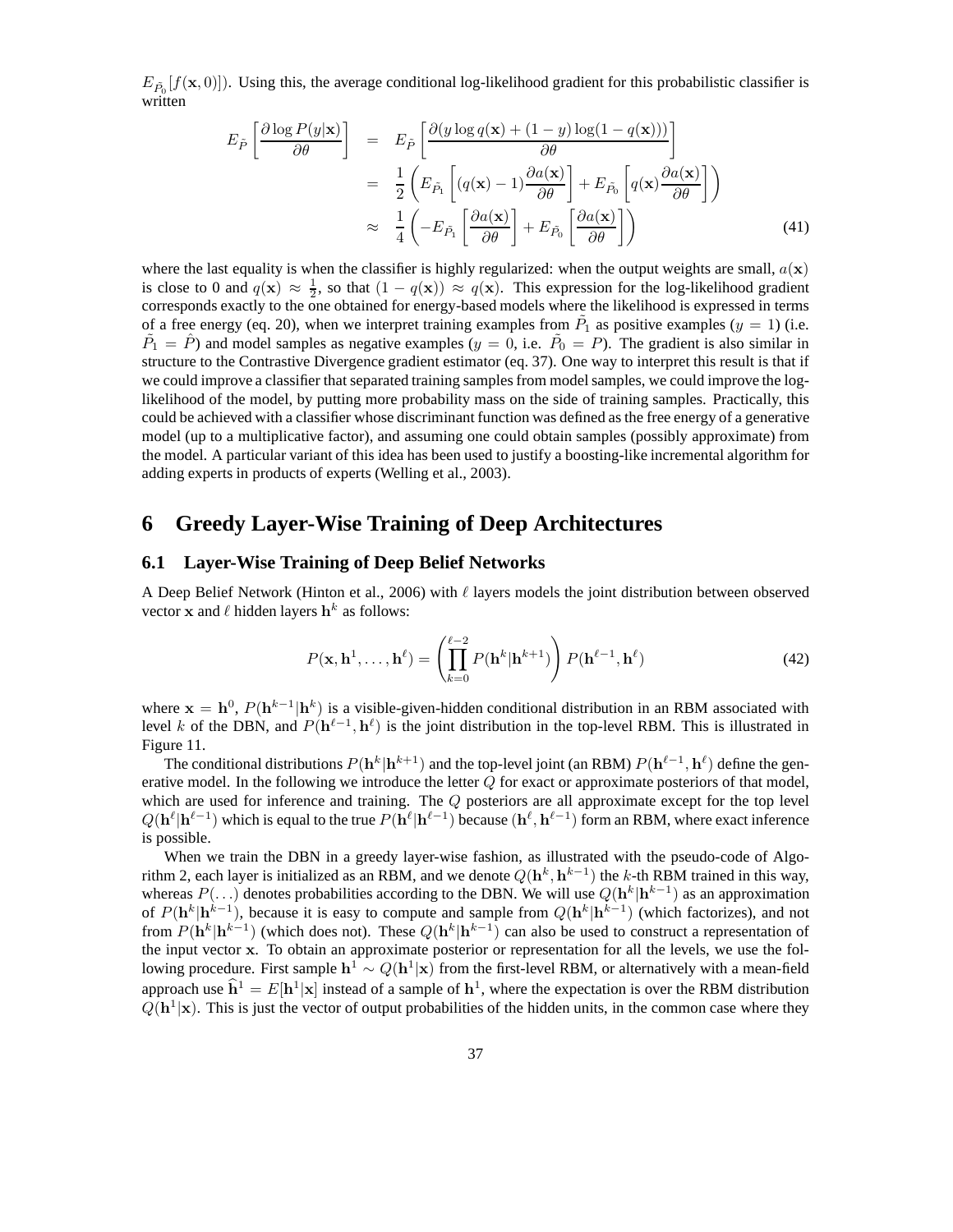$E_{\tilde{P}_0}[f(\mathbf{x}, 0)]$). Using this, the average conditional log-likelihood gradient for this probabilistic classifier is written

$$
\begin{aligned}
E_{\tilde{P}}\left[\frac{\partial \log P(y|\mathbf{x})}{\partial \theta}\right] &= E_{\tilde{P}}\left[\frac{\partial (y \log q(\mathbf{x}) + (1-y)\log(1-q(\mathbf{x})))}{\partial \theta}\right] \\
&= \frac{1}{2}\left(E_{\tilde{P}_1}\left[(q(\mathbf{x})-1)\frac{\partial a(\mathbf{x})}{\partial \theta}\right] + E_{\tilde{P}_0}\left[q(\mathbf{x})\frac{\partial a(\mathbf{x})}{\partial \theta}\right]\right) \\
&\approx \frac{1}{4}\left(-E_{\tilde{P}_1}\left[\frac{\partial a(\mathbf{x})}{\partial \theta}\right] + E_{\tilde{P}_0}\left[\frac{\partial a(\mathbf{x})}{\partial \theta}\right]\right) \qquad (41)
\end{aligned}
$$

where the last equality is when the classifier is highly regularized: when the output weights are small, $a(\mathbf{x})$ is close to 0 and $q(\mathbf{x}) \approx \frac{1}{2}$, so that $(1 - q(\mathbf{x})) \approx q(\mathbf{x})$. This expression for the log-likelihood gradient corresponds exactly to the one obtained for energy-based models where the likelihood is expressed in terms of a free energy (eq. 20), when we interpret training examples from $\tilde{P}_1$ as positive examples ($y = 1$) (i.e. $\tilde{P}_1 = \hat{P}$) and model samples as negative examples ($y = 0$, i.e. $\tilde{P}_0 = P$). The gradient is also similar in structure to the Contrastive Divergence gradient estimator (eq. 37). One way to interpret this result is that if we could improve a classifier that separated training samples from model samples, we could improve the log-likelihood of the model, by putting more probability mass on the side of training samples. Practically, this could be achieved with a classifier whose discriminant function was defined as the free energy of a generative model (up to a multiplicative factor), and assuming one could obtain samples (possibly approximate) from the model. A particular variant of this idea has been used to justify a boosting-like incremental algorithm for adding experts in products of experts (Welling et al., 2003).

# 6 Greedy Layer-Wise Training of Deep Architectures

## 6.1 Layer-Wise Training of Deep Belief Networks

A Deep Belief Network (Hinton et al., 2006) with $\ell$ layers models the joint distribution between observed vector $\mathbf{x}$ and $\ell$ hidden layers $\mathbf{h}^k$ as follows:

$$
P(\mathbf{x}, \mathbf{h}^1, \ldots, \mathbf{h}^\ell) = \left(\prod_{k=0}^{\ell-2} P(\mathbf{h}^k|\mathbf{h}^{k+1})\right) P(\mathbf{h}^{\ell-1}, \mathbf{h}^\ell) \qquad (42)
$$

where $\mathbf{x} = \mathbf{h}^0$, $P(\mathbf{h}^{k-1}|\mathbf{h}^k)$ is a visible-given-hidden conditional distribution in an RBM associated with level $k$ of the DBN, and $P(\mathbf{h}^{\ell-1}, \mathbf{h}^\ell)$ is the joint distribution in the top-level RBM. This is illustrated in Figure 11.

The conditional distributions $P(\mathbf{h}^k|\mathbf{h}^{k+1})$ and the top-level joint (an RBM) $P(\mathbf{h}^{\ell-1}, \mathbf{h}^\ell)$ define the generative model. In the following we introduce the letter $Q$ for exact or approximate posteriors of that model, which are used for inference and training. The $Q$ posteriors are all approximate except for the top level $Q(\mathbf{h}^\ell|\mathbf{h}^{\ell-1})$ which is equal to the true $P(\mathbf{h}^\ell|\mathbf{h}^{\ell-1})$ because $(\mathbf{h}^\ell, \mathbf{h}^{\ell-1})$ form an RBM, where exact inference is possible.

When we train the DBN in a greedy layer-wise fashion, as illustrated with the pseudo-code of Algorithm 2, each layer is initialized as an RBM, and we denote $Q(\mathbf{h}^k, \mathbf{h}^{k-1})$ the $k$-th RBM trained in this way, whereas $P(\ldots)$ denotes probabilities according to the DBN. We will use $Q(\mathbf{h}^k|\mathbf{h}^{k-1})$ as an approximation of $P(\mathbf{h}^k|\mathbf{h}^{k-1})$, because it is easy to compute and sample from $Q(\mathbf{h}^k|\mathbf{h}^{k-1})$ (which factorizes), and not from $P(\mathbf{h}^k|\mathbf{h}^{k-1})$ (which does not). These $Q(\mathbf{h}^k|\mathbf{h}^{k-1})$ can also be used to construct a representation of the input vector $\mathbf{x}$. To obtain an approximate posterior or representation for all the levels, we use the following procedure. First sample $\mathbf{h}^1 \sim Q(\mathbf{h}^1|\mathbf{x})$ from the first-level RBM, or alternatively with a mean-field approach use $\widehat{\mathbf{h}}^1 = E[\mathbf{h}^1|\mathbf{x}]$ instead of a sample of $\mathbf{h}^1$, where the expectation is over the RBM distribution $Q(\mathbf{h}^1|\mathbf{x})$. This is just the vector of output probabilities of the hidden units, in the common case where they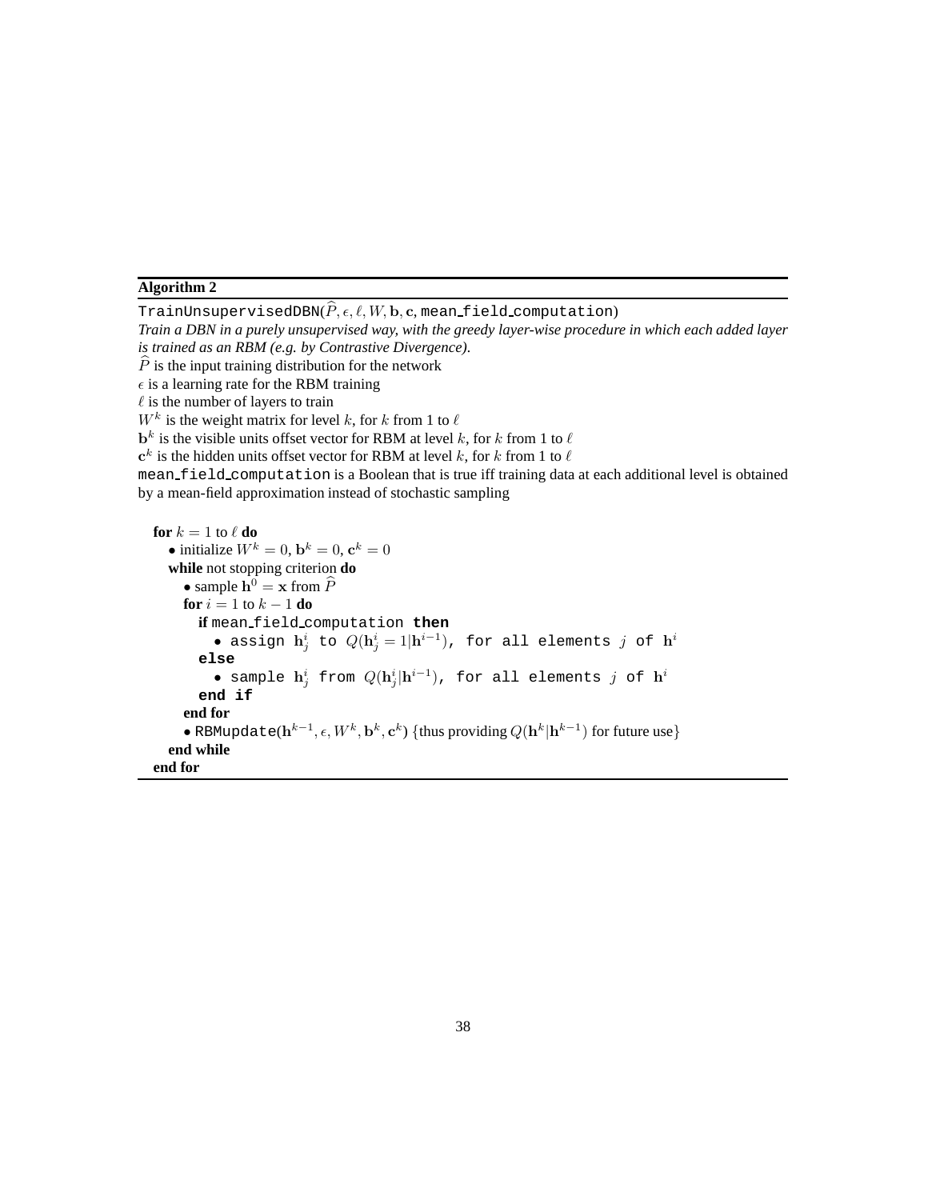**Algorithm 2**

`TrainUnsupervisedDBN`($\widehat{P}, \epsilon, \ell, W, \mathbf{b}, \mathbf{c}$, `mean_field_computation`)

*Train a DBN in a purely unsupervised way, with the greedy layer-wise procedure in which each added layer is trained as an RBM (e.g. by Contrastive Divergence).*

$\widehat{P}$ is the input training distribution for the network

$\epsilon$ is a learning rate for the RBM training

$\ell$ is the number of layers to train

$W^k$ is the weight matrix for level $k$, for $k$ from 1 to $\ell$

$\mathbf{b}^k$ is the visible units offset vector for RBM at level $k$, for $k$ from 1 to $\ell$

$\mathbf{c}^k$ is the hidden units offset vector for RBM at level $k$, for $k$ from 1 to $\ell$

`mean_field_computation` is a Boolean that is true iff training data at each additional level is obtained by a mean-field approximation instead of stochastic sampling

**for** $k = 1$ to $\ell$ **do**
&nbsp;&nbsp;• initialize $W^k = 0$, $\mathbf{b}^k = 0$, $\mathbf{c}^k = 0$
&nbsp;&nbsp;**while** not stopping criterion **do**
&nbsp;&nbsp;&nbsp;&nbsp;• sample $\mathbf{h}^0 = \mathbf{x}$ from $\widehat{P}$
&nbsp;&nbsp;&nbsp;&nbsp;**for** $i = 1$ to $k - 1$ **do**
&nbsp;&nbsp;&nbsp;&nbsp;&nbsp;&nbsp;**if** `mean_field_computation` **then**
&nbsp;&nbsp;&nbsp;&nbsp;&nbsp;&nbsp;&nbsp;&nbsp;• assign $\mathbf{h}^i_j$ to $Q(\mathbf{h}^i_j = 1|\mathbf{h}^{i-1})$, for all elements $j$ of $\mathbf{h}^i$
&nbsp;&nbsp;&nbsp;&nbsp;&nbsp;&nbsp;**else**
&nbsp;&nbsp;&nbsp;&nbsp;&nbsp;&nbsp;&nbsp;&nbsp;• sample $\mathbf{h}^i_j$ from $Q(\mathbf{h}^i_j|\mathbf{h}^{i-1})$, for all elements $j$ of $\mathbf{h}^i$
&nbsp;&nbsp;&nbsp;&nbsp;&nbsp;&nbsp;**end if**
&nbsp;&nbsp;&nbsp;&nbsp;**end for**
&nbsp;&nbsp;&nbsp;&nbsp;• `RBMupdate`($\mathbf{h}^{k-1}, \epsilon, W^k, \mathbf{b}^k, \mathbf{c}^k$) {thus providing $Q(\mathbf{h}^k|\mathbf{h}^{k-1})$ for future use}
&nbsp;&nbsp;**end while**
**end for**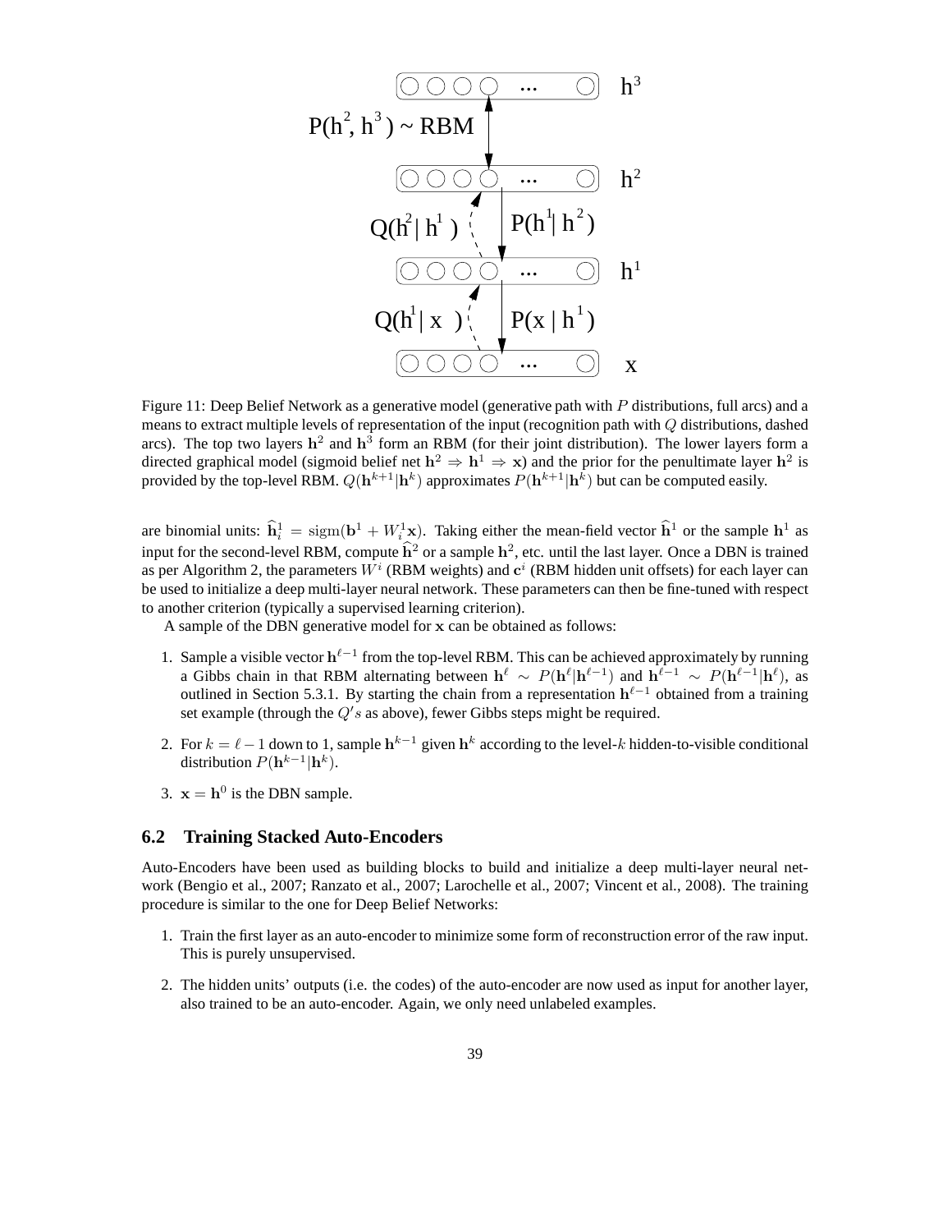Figure 11: Deep Belief Network as a generative model (generative path with $P$ distributions, full arcs) and a means to extract multiple levels of representation of the input (recognition path with $Q$ distributions, dashed arcs). The top two layers $\mathbf{h}^2$ and $\mathbf{h}^3$ form an RBM (for their joint distribution). The lower layers form a directed graphical model (sigmoid belief net $\mathbf{h}^2 \Rightarrow \mathbf{h}^1 \Rightarrow \mathbf{x}$) and the prior for the penultimate layer $\mathbf{h}^2$ is provided by the top-level RBM. $Q(\mathbf{h}^{k+1}|\mathbf{h}^k)$ approximates $P(\mathbf{h}^{k+1}|\mathbf{h}^k)$ but can be computed easily.

are binomial units: $\widehat{\mathbf{h}}^1_i = \mathrm{sigm}(\mathbf{b}^1 + W^1_i \mathbf{x})$. Taking either the mean-field vector $\widehat{\mathbf{h}}^1$ or the sample $\mathbf{h}^1$ as input for the second-level RBM, compute $\widehat{\mathbf{h}}^2$ or a sample $\mathbf{h}^2$, etc. until the last layer. Once a DBN is trained as per Algorithm 2, the parameters $W^i$ (RBM weights) and $\mathbf{c}^i$ (RBM hidden unit offsets) for each layer can be used to initialize a deep multi-layer neural network. These parameters can then be fine-tuned with respect to another criterion (typically a supervised learning criterion).

A sample of the DBN generative model for $\mathbf{x}$ can be obtained as follows:

1. Sample a visible vector $\mathbf{h}^{\ell-1}$ from the top-level RBM. This can be achieved approximately by running a Gibbs chain in that RBM alternating between $\mathbf{h}^\ell \sim P(\mathbf{h}^\ell|\mathbf{h}^{\ell-1})$ and $\mathbf{h}^{\ell-1} \sim P(\mathbf{h}^{\ell-1}|\mathbf{h}^\ell)$, as outlined in Section 5.3.1. By starting the chain from a representation $\mathbf{h}^{\ell-1}$ obtained from a training set example (through the $Q's$ as above), fewer Gibbs steps might be required.
2. For $k = \ell - 1$ down to 1, sample $\mathbf{h}^{k-1}$ given $\mathbf{h}^k$ according to the level-$k$ hidden-to-visible conditional distribution $P(\mathbf{h}^{k-1}|\mathbf{h}^k)$.
3. $\mathbf{x} = \mathbf{h}^0$ is the DBN sample.

## 6.2 Training Stacked Auto-Encoders

Auto-Encoders have been used as building blocks to build and initialize a deep multi-layer neural network (Bengio et al., 2007; Ranzato et al., 2007; Larochelle et al., 2007; Vincent et al., 2008). The training procedure is similar to the one for Deep Belief Networks:

1. Train the first layer as an auto-encoder to minimize some form of reconstruction error of the raw input. This is purely unsupervised.
2. The hidden units' outputs (i.e. the codes) of the auto-encoder are now used as input for another layer, also trained to be an auto-encoder. Again, we only need unlabeled examples.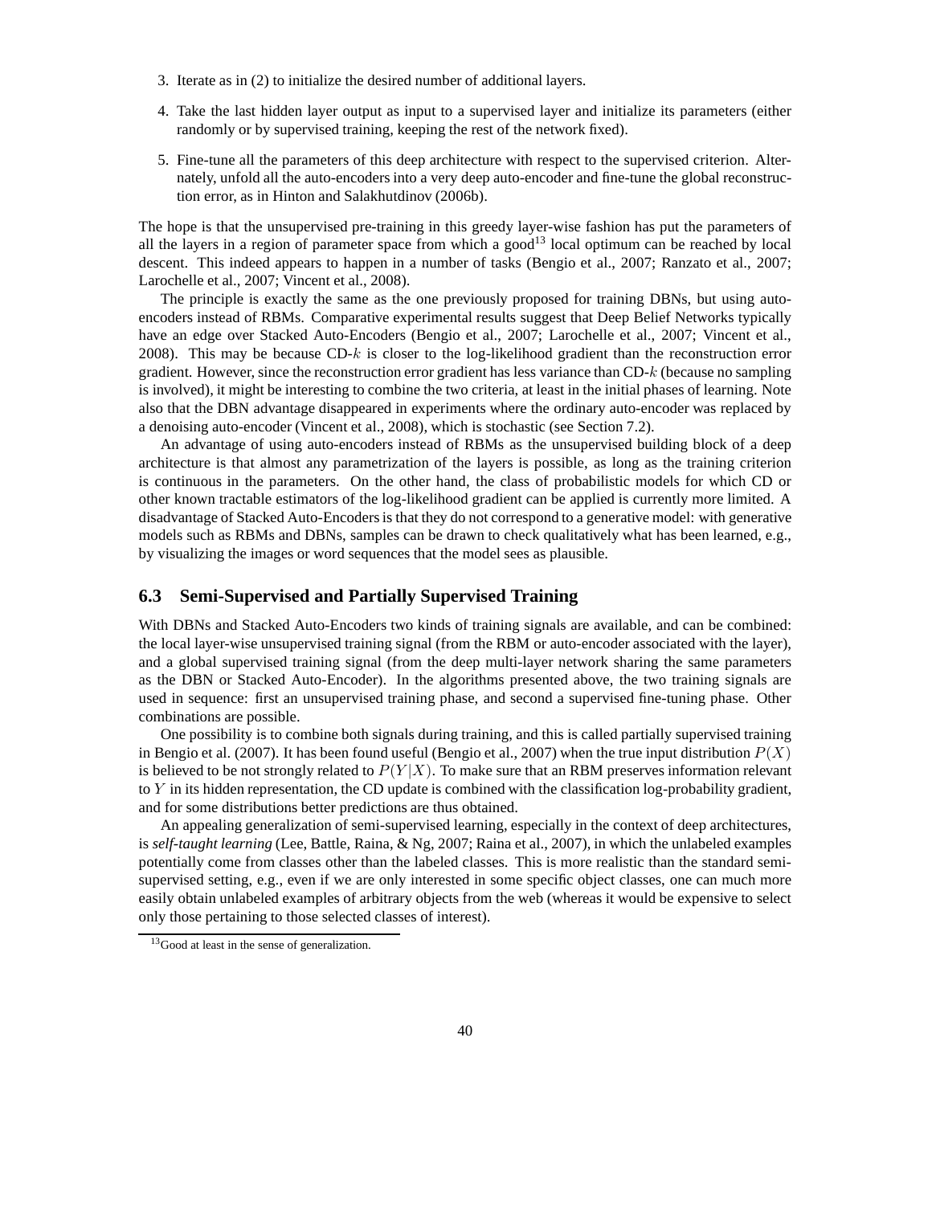3. Iterate as in (2) to initialize the desired number of additional layers.
4. Take the last hidden layer output as input to a supervised layer and initialize its parameters (either randomly or by supervised training, keeping the rest of the network fixed).
5. Fine-tune all the parameters of this deep architecture with respect to the supervised criterion. Alternately, unfold all the auto-encoders into a very deep auto-encoder and fine-tune the global reconstruction error, as in Hinton and Salakhutdinov (2006b).

The hope is that the unsupervised pre-training in this greedy layer-wise fashion has put the parameters of all the layers in a region of parameter space from which a good[13] local optimum can be reached by local descent. This indeed appears to happen in a number of tasks (Bengio et al., 2007; Ranzato et al., 2007; Larochelle et al., 2007; Vincent et al., 2008).

The principle is exactly the same as the one previously proposed for training DBNs, but using auto-encoders instead of RBMs. Comparative experimental results suggest that Deep Belief Networks typically have an edge over Stacked Auto-Encoders (Bengio et al., 2007; Larochelle et al., 2007; Vincent et al., 2008). This may be because CD-$k$ is closer to the log-likelihood gradient than the reconstruction error gradient. However, since the reconstruction error gradient has less variance than CD-$k$ (because no sampling is involved), it might be interesting to combine the two criteria, at least in the initial phases of learning. Note also that the DBN advantage disappeared in experiments where the ordinary auto-encoder was replaced by a denoising auto-encoder (Vincent et al., 2008), which is stochastic (see Section 7.2).

An advantage of using auto-encoders instead of RBMs as the unsupervised building block of a deep architecture is that almost any parametrization of the layers is possible, as long as the training criterion is continuous in the parameters. On the other hand, the class of probabilistic models for which CD or other known tractable estimators of the log-likelihood gradient can be applied is currently more limited. A disadvantage of Stacked Auto-Encoders is that they do not correspond to a generative model: with generative models such as RBMs and DBNs, samples can be drawn to check qualitatively what has been learned, e.g., by visualizing the images or word sequences that the model sees as plausible.

## 6.3 Semi-Supervised and Partially Supervised Training

With DBNs and Stacked Auto-Encoders two kinds of training signals are available, and can be combined: the local layer-wise unsupervised training signal (from the RBM or auto-encoder associated with the layer), and a global supervised training signal (from the deep multi-layer network sharing the same parameters as the DBN or Stacked Auto-Encoder). In the algorithms presented above, the two training signals are used in sequence: first an unsupervised training phase, and second a supervised fine-tuning phase. Other combinations are possible.

One possibility is to combine both signals during training, and this is called partially supervised training in Bengio et al. (2007). It has been found useful (Bengio et al., 2007) when the true input distribution $P(X)$ is believed to be not strongly related to $P(Y|X)$. To make sure that an RBM preserves information relevant to $Y$ in its hidden representation, the CD update is combined with the classification log-probability gradient, and for some distributions better predictions are thus obtained.

An appealing generalization of semi-supervised learning, especially in the context of deep architectures, is *self-taught learning* (Lee, Battle, Raina, & Ng, 2007; Raina et al., 2007), in which the unlabeled examples potentially come from classes other than the labeled classes. This is more realistic than the standard semi-supervised setting, e.g., even if we are only interested in some specific object classes, one can much more easily obtain unlabeled examples of arbitrary objects from the web (whereas it would be expensive to select only those pertaining to those selected classes of interest).

[13] Good at least in the sense of generalization.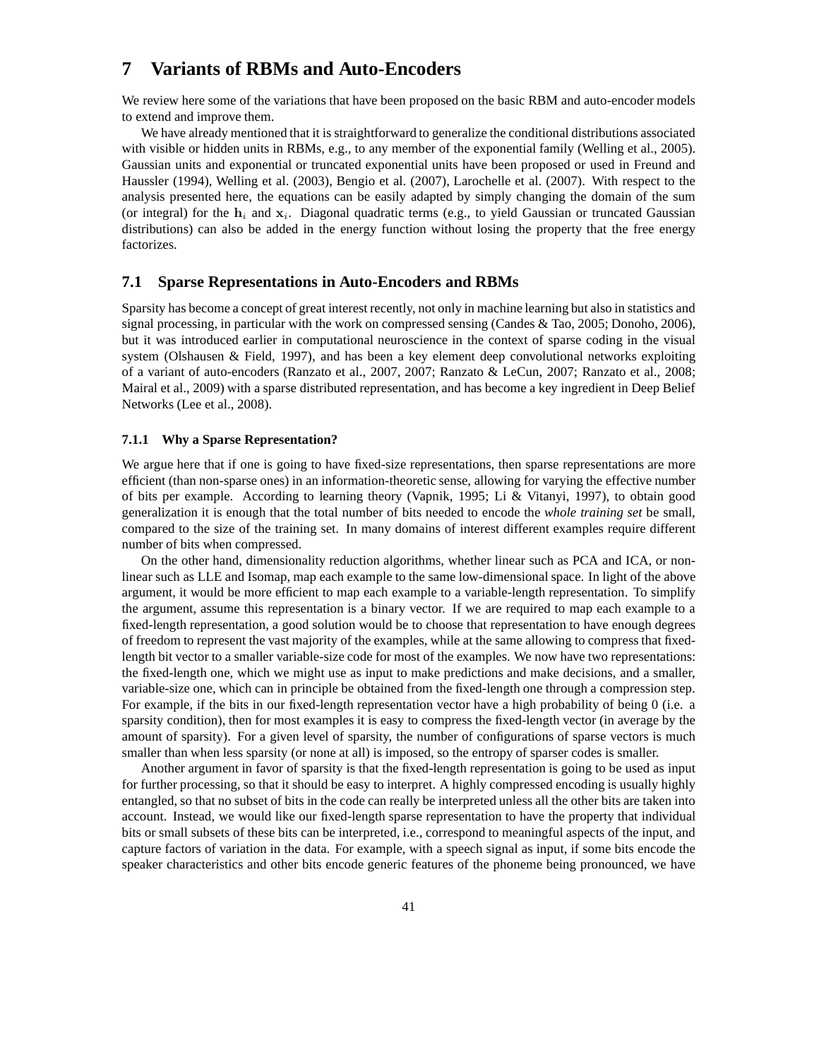# 7 Variants of RBMs and Auto-Encoders

We review here some of the variations that have been proposed on the basic RBM and auto-encoder models to extend and improve them.

We have already mentioned that it is straightforward to generalize the conditional distributions associated with visible or hidden units in RBMs, e.g., to any member of the exponential family (Welling et al., 2005). Gaussian units and exponential or truncated exponential units have been proposed or used in Freund and Haussler (1994), Welling et al. (2003), Bengio et al. (2007), Larochelle et al. (2007). With respect to the analysis presented here, the equations can be easily adapted by simply changing the domain of the sum (or integral) for the $\mathbf{h}_i$ and $\mathbf{x}_i$. Diagonal quadratic terms (e.g., to yield Gaussian or truncated Gaussian distributions) can also be added in the energy function without losing the property that the free energy factorizes.

## 7.1 Sparse Representations in Auto-Encoders and RBMs

Sparsity has become a concept of great interest recently, not only in machine learning but also in statistics and signal processing, in particular with the work on compressed sensing (Candes & Tao, 2005; Donoho, 2006), but it was introduced earlier in computational neuroscience in the context of sparse coding in the visual system (Olshausen & Field, 1997), and has been a key element deep convolutional networks exploiting of a variant of auto-encoders (Ranzato et al., 2007, 2007; Ranzato & LeCun, 2007; Ranzato et al., 2008; Mairal et al., 2009) with a sparse distributed representation, and has become a key ingredient in Deep Belief Networks (Lee et al., 2008).

### 7.1.1 Why a Sparse Representation?

We argue here that if one is going to have fixed-size representations, then sparse representations are more efficient (than non-sparse ones) in an information-theoretic sense, allowing for varying the effective number of bits per example. According to learning theory (Vapnik, 1995; Li & Vitanyi, 1997), to obtain good generalization it is enough that the total number of bits needed to encode the *whole training set* be small, compared to the size of the training set. In many domains of interest different examples require different number of bits when compressed.

On the other hand, dimensionality reduction algorithms, whether linear such as PCA and ICA, or non-linear such as LLE and Isomap, map each example to the same low-dimensional space. In light of the above argument, it would be more efficient to map each example to a variable-length representation. To simplify the argument, assume this representation is a binary vector. If we are required to map each example to a fixed-length representation, a good solution would be to choose that representation to have enough degrees of freedom to represent the vast majority of the examples, while at the same allowing to compress that fixed-length bit vector to a smaller variable-size code for most of the examples. We now have two representations: the fixed-length one, which we might use as input to make predictions and make decisions, and a smaller, variable-size one, which can in principle be obtained from the fixed-length one through a compression step. For example, if the bits in our fixed-length representation vector have a high probability of being 0 (i.e. a sparsity condition), then for most examples it is easy to compress the fixed-length vector (in average by the amount of sparsity). For a given level of sparsity, the number of configurations of sparse vectors is much smaller than when less sparsity (or none at all) is imposed, so the entropy of sparser codes is smaller.

Another argument in favor of sparsity is that the fixed-length representation is going to be used as input for further processing, so that it should be easy to interpret. A highly compressed encoding is usually highly entangled, so that no subset of bits in the code can really be interpreted unless all the other bits are taken into account. Instead, we would like our fixed-length sparse representation to have the property that individual bits or small subsets of these bits can be interpreted, i.e., correspond to meaningful aspects of the input, and capture factors of variation in the data. For example, with a speech signal as input, if some bits encode the speaker characteristics and other bits encode generic features of the phoneme being pronounced, we have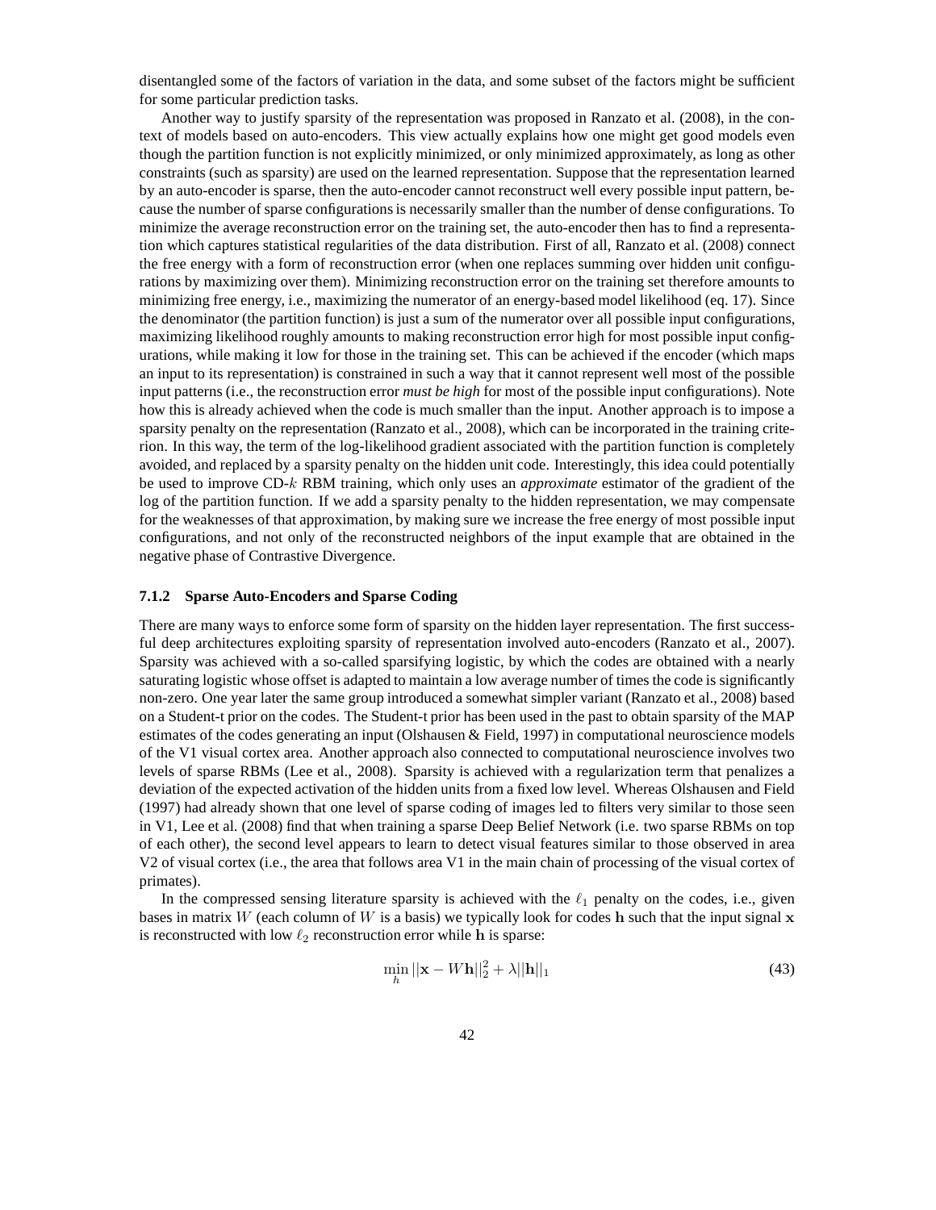disentangled some of the factors of variation in the data, and some subset of the factors might be sufficient for some particular prediction tasks.

Another way to justify sparsity of the representation was proposed in Ranzato et al. (2008), in the context of models based on auto-encoders. This view actually explains how one might get good models even though the partition function is not explicitly minimized, or only minimized approximately, as long as other constraints (such as sparsity) are used on the learned representation. Suppose that the representation learned by an auto-encoder is sparse, then the auto-encoder cannot reconstruct well every possible input pattern, because the number of sparse configurations is necessarily smaller than the number of dense configurations. To minimize the average reconstruction error on the training set, the auto-encoder then has to find a representation which captures statistical regularities of the data distribution. First of all, Ranzato et al. (2008) connect the free energy with a form of reconstruction error (when one replaces summing over hidden unit configurations by maximizing over them). Minimizing reconstruction error on the training set therefore amounts to minimizing free energy, i.e., maximizing the numerator of an energy-based model likelihood (eq. 17). Since the denominator (the partition function) is just a sum of the numerator over all possible input configurations, maximizing likelihood roughly amounts to making reconstruction error high for most possible input configurations, while making it low for those in the training set. This can be achieved if the encoder (which maps an input to its representation) is constrained in such a way that it cannot represent well most of the possible input patterns (i.e., the reconstruction error *must be high* for most of the possible input configurations). Note how this is already achieved when the code is much smaller than the input. Another approach is to impose a sparsity penalty on the representation (Ranzato et al., 2008), which can be incorporated in the training criterion. In this way, the term of the log-likelihood gradient associated with the partition function is completely avoided, and replaced by a sparsity penalty on the hidden unit code. Interestingly, this idea could potentially be used to improve CD-$k$ RBM training, which only uses an *approximate* estimator of the gradient of the log of the partition function. If we add a sparsity penalty to the hidden representation, we may compensate for the weaknesses of that approximation, by making sure we increase the free energy of most possible input configurations, and not only of the reconstructed neighbors of the input example that are obtained in the negative phase of Contrastive Divergence.

#### 7.1.2 Sparse Auto-Encoders and Sparse Coding

There are many ways to enforce some form of sparsity on the hidden layer representation. The first successful deep architectures exploiting sparsity of representation involved auto-encoders (Ranzato et al., 2007). Sparsity was achieved with a so-called sparsifying logistic, by which the codes are obtained with a nearly saturating logistic whose offset is adapted to maintain a low average number of times the code is significantly non-zero. One year later the same group introduced a somewhat simpler variant (Ranzato et al., 2008) based on a Student-t prior on the codes. The Student-t prior has been used in the past to obtain sparsity of the MAP estimates of the codes generating an input (Olshausen & Field, 1997) in computational neuroscience models of the V1 visual cortex area. Another approach also connected to computational neuroscience involves two levels of sparse RBMs (Lee et al., 2008). Sparsity is achieved with a regularization term that penalizes a deviation of the expected activation of the hidden units from a fixed low level. Whereas Olshausen and Field (1997) had already shown that one level of sparse coding of images led to filters very similar to those seen in V1, Lee et al. (2008) find that when training a sparse Deep Belief Network (i.e. two sparse RBMs on top of each other), the second level appears to learn to detect visual features similar to those observed in area V2 of visual cortex (i.e., the area that follows area V1 in the main chain of processing of the visual cortex of primates).

In the compressed sensing literature sparsity is achieved with the $\ell_1$ penalty on the codes, i.e., given bases in matrix $W$ (each column of $W$ is a basis) we typically look for codes $\mathbf{h}$ such that the input signal $\mathbf{x}$ is reconstructed with low $\ell_2$ reconstruction error while $\mathbf{h}$ is sparse:

$$\min_{h} ||\mathbf{x} - W\mathbf{h}||_2^2 + \lambda ||\mathbf{h}||_1 \tag{43}$$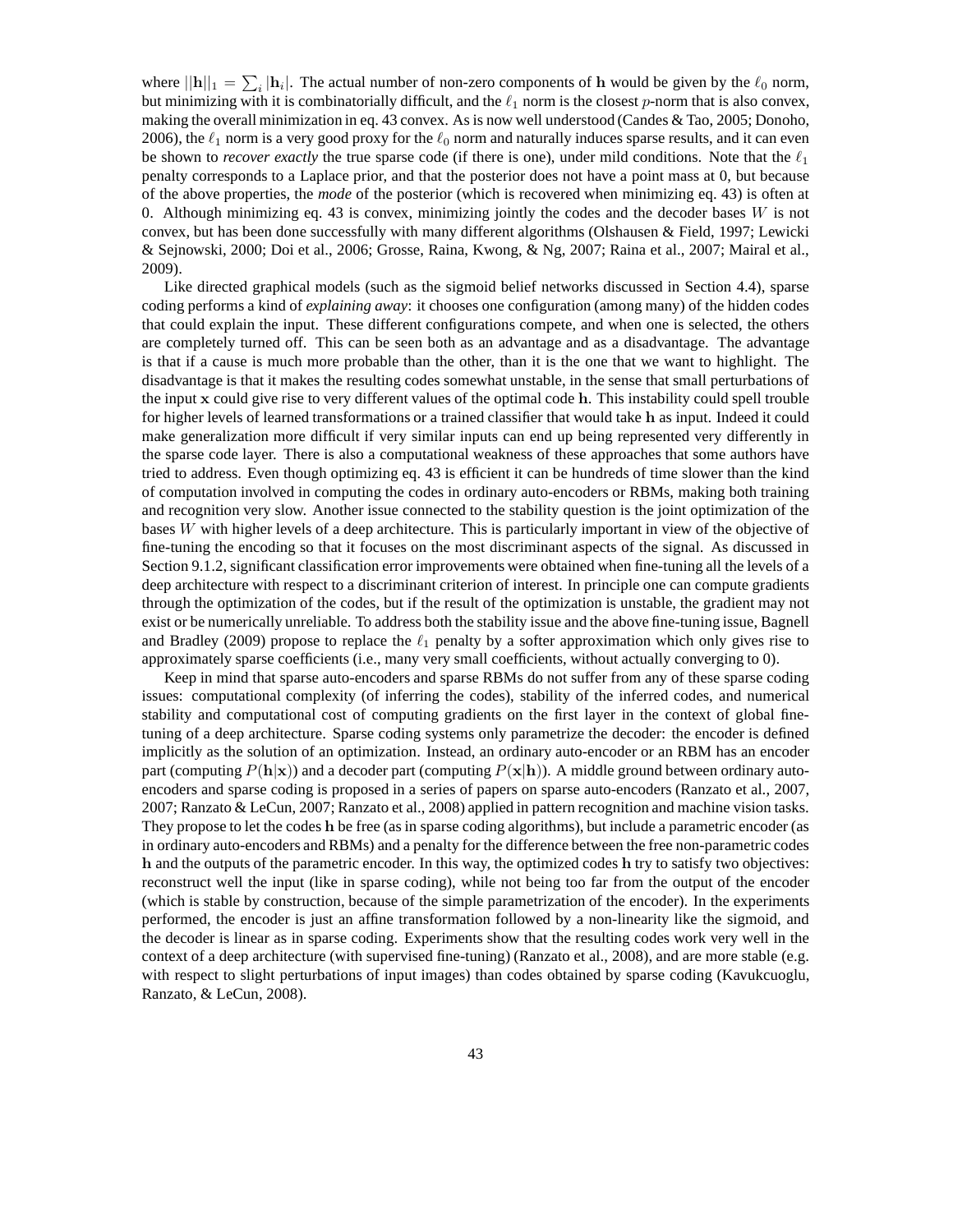where $||\mathbf{h}||_1 = \sum_i |\mathbf{h}_i|$. The actual number of non-zero components of $\mathbf{h}$ would be given by the $\ell_0$ norm, but minimizing with it is combinatorially difficult, and the $\ell_1$ norm is the closest $p$-norm that is also convex, making the overall minimization in eq. 43 convex. As is now well understood (Candes & Tao, 2005; Donoho, 2006), the $\ell_1$ norm is a very good proxy for the $\ell_0$ norm and naturally induces sparse results, and it can even be shown to *recover exactly* the true sparse code (if there is one), under mild conditions. Note that the $\ell_1$ penalty corresponds to a Laplace prior, and that the posterior does not have a point mass at 0, but because of the above properties, the *mode* of the posterior (which is recovered when minimizing eq. 43) is often at 0. Although minimizing eq. 43 is convex, minimizing jointly the codes and the decoder bases $W$ is not convex, but has been done successfully with many different algorithms (Olshausen & Field, 1997; Lewicki & Sejnowski, 2000; Doi et al., 2006; Grosse, Raina, Kwong, & Ng, 2007; Raina et al., 2007; Mairal et al., 2009).

Like directed graphical models (such as the sigmoid belief networks discussed in Section 4.4), sparse coding performs a kind of *explaining away*: it chooses one configuration (among many) of the hidden codes that could explain the input. These different configurations compete, and when one is selected, the others are completely turned off. This can be seen both as an advantage and as a disadvantage. The advantage is that if a cause is much more probable than the other, than it is the one that we want to highlight. The disadvantage is that it makes the resulting codes somewhat unstable, in the sense that small perturbations of the input $\mathbf{x}$ could give rise to very different values of the optimal code $\mathbf{h}$. This instability could spell trouble for higher levels of learned transformations or a trained classifier that would take $\mathbf{h}$ as input. Indeed it could make generalization more difficult if very similar inputs can end up being represented very differently in the sparse code layer. There is also a computational weakness of these approaches that some authors have tried to address. Even though optimizing eq. 43 is efficient it can be hundreds of time slower than the kind of computation involved in computing the codes in ordinary auto-encoders or RBMs, making both training and recognition very slow. Another issue connected to the stability question is the joint optimization of the bases $W$ with higher levels of a deep architecture. This is particularly important in view of the objective of fine-tuning the encoding so that it focuses on the most discriminant aspects of the signal. As discussed in Section 9.1.2, significant classification error improvements were obtained when fine-tuning all the levels of a deep architecture with respect to a discriminant criterion of interest. In principle one can compute gradients through the optimization of the codes, but if the result of the optimization is unstable, the gradient may not exist or be numerically unreliable. To address both the stability issue and the above fine-tuning issue, Bagnell and Bradley (2009) propose to replace the $\ell_1$ penalty by a softer approximation which only gives rise to approximately sparse coefficients (i.e., many very small coefficients, without actually converging to 0).

Keep in mind that sparse auto-encoders and sparse RBMs do not suffer from any of these sparse coding issues: computational complexity (of inferring the codes), stability of the inferred codes, and numerical stability and computational cost of computing gradients on the first layer in the context of global fine-tuning of a deep architecture. Sparse coding systems only parametrize the decoder: the encoder is defined implicitly as the solution of an optimization. Instead, an ordinary auto-encoder or an RBM has an encoder part (computing $P(\mathbf{h}|\mathbf{x})$) and a decoder part (computing $P(\mathbf{x}|\mathbf{h})$). A middle ground between ordinary auto-encoders and sparse coding is proposed in a series of papers on sparse auto-encoders (Ranzato et al., 2007, 2007; Ranzato & LeCun, 2007; Ranzato et al., 2008) applied in pattern recognition and machine vision tasks. They propose to let the codes $\mathbf{h}$ be free (as in sparse coding algorithms), but include a parametric encoder (as in ordinary auto-encoders and RBMs) and a penalty for the difference between the free non-parametric codes $\mathbf{h}$ and the outputs of the parametric encoder. In this way, the optimized codes $\mathbf{h}$ try to satisfy two objectives: reconstruct well the input (like in sparse coding), while not being too far from the output of the encoder (which is stable by construction, because of the simple parametrization of the encoder). In the experiments performed, the encoder is just an affine transformation followed by a non-linearity like the sigmoid, and the decoder is linear as in sparse coding. Experiments show that the resulting codes work very well in the context of a deep architecture (with supervised fine-tuning) (Ranzato et al., 2008), and are more stable (e.g. with respect to slight perturbations of input images) than codes obtained by sparse coding (Kavukcuoglu, Ranzato, & LeCun, 2008).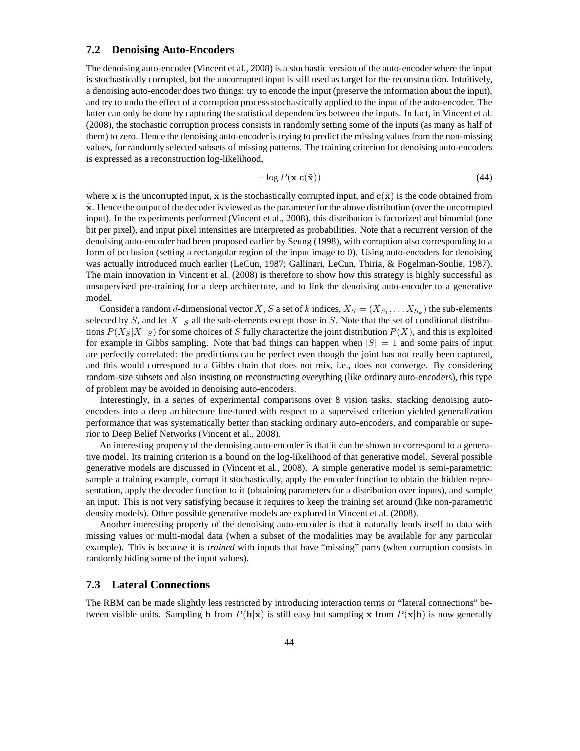### 7.2 Denoising Auto-Encoders

The denoising auto-encoder (Vincent et al., 2008) is a stochastic version of the auto-encoder where the input is stochastically corrupted, but the uncorrupted input is still used as target for the reconstruction. Intuitively, a denoising auto-encoder does two things: try to encode the input (preserve the information about the input), and try to undo the effect of a corruption process stochastically applied to the input of the auto-encoder. The latter can only be done by capturing the statistical dependencies between the inputs. In fact, in Vincent et al. (2008), the stochastic corruption process consists in randomly setting some of the inputs (as many as half of them) to zero. Hence the denoising auto-encoder is trying to predict the missing values from the non-missing values, for randomly selected subsets of missing patterns. The training criterion for denoising auto-encoders is expressed as a reconstruction log-likelihood,

$$-\log P(\mathbf{x}|\mathbf{c}(\tilde{\mathbf{x}})) \tag{44}$$

where $\mathbf{x}$ is the uncorrupted input, $\tilde{\mathbf{x}}$ is the stochastically corrupted input, and $\mathbf{c}(\tilde{\mathbf{x}})$ is the code obtained from $\tilde{\mathbf{x}}$. Hence the output of the decoder is viewed as the parameter for the above distribution (over the uncorrupted input). In the experiments performed (Vincent et al., 2008), this distribution is factorized and binomial (one bit per pixel), and input pixel intensities are interpreted as probabilities. Note that a recurrent version of the denoising auto-encoder had been proposed earlier by Seung (1998), with corruption also corresponding to a form of occlusion (setting a rectangular region of the input image to 0). Using auto-encoders for denoising was actually introduced much earlier (LeCun, 1987; Gallinari, LeCun, Thiria, & Fogelman-Soulie, 1987). The main innovation in Vincent et al. (2008) is therefore to show how this strategy is highly successful as unsupervised pre-training for a deep architecture, and to link the denoising auto-encoder to a generative model.

Consider a random $d$-dimensional vector $X$, $S$ a set of $k$ indices, $X_S = (X_{S_1}, \ldots X_{S_k})$ the sub-elements selected by $S$, and let $X_{-S}$ all the sub-elements except those in $S$. Note that the set of conditional distributions $P(X_S|X_{-S})$ for some choices of $S$ fully characterize the joint distribution $P(X)$, and this is exploited for example in Gibbs sampling. Note that bad things can happen when $|S| = 1$ and some pairs of input are perfectly correlated: the predictions can be perfect even though the joint has not really been captured, and this would correspond to a Gibbs chain that does not mix, i.e., does not converge. By considering random-size subsets and also insisting on reconstructing everything (like ordinary auto-encoders), this type of problem may be avoided in denoising auto-encoders.

Interestingly, in a series of experimental comparisons over 8 vision tasks, stacking denoising auto-encoders into a deep architecture fine-tuned with respect to a supervised criterion yielded generalization performance that was systematically better than stacking ordinary auto-encoders, and comparable or superior to Deep Belief Networks (Vincent et al., 2008).

An interesting property of the denoising auto-encoder is that it can be shown to correspond to a generative model. Its training criterion is a bound on the log-likelihood of that generative model. Several possible generative models are discussed in (Vincent et al., 2008). A simple generative model is semi-parametric: sample a training example, corrupt it stochastically, apply the encoder function to obtain the hidden representation, apply the decoder function to it (obtaining parameters for a distribution over inputs), and sample an input. This is not very satisfying because it requires to keep the training set around (like non-parametric density models). Other possible generative models are explored in Vincent et al. (2008).

Another interesting property of the denoising auto-encoder is that it naturally lends itself to data with missing values or multi-modal data (when a subset of the modalities may be available for any particular example). This is because it is *trained* with inputs that have "missing" parts (when corruption consists in randomly hiding some of the input values).

### 7.3 Lateral Connections

The RBM can be made slightly less restricted by introducing interaction terms or "lateral connections" between visible units. Sampling $\mathbf{h}$ from $P(\mathbf{h}|\mathbf{x})$ is still easy but sampling $\mathbf{x}$ from $P(\mathbf{x}|\mathbf{h})$ is now generally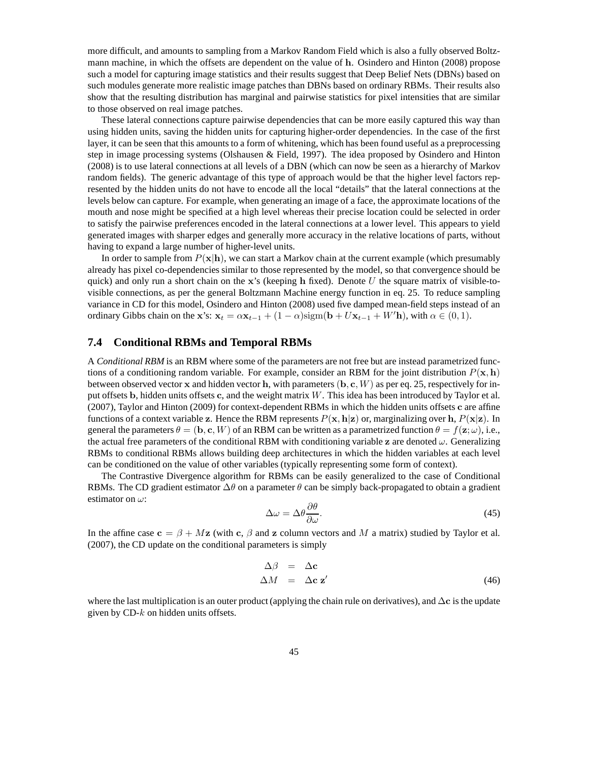more difficult, and amounts to sampling from a Markov Random Field which is also a fully observed Boltzmann machine, in which the offsets are dependent on the value of $\mathbf{h}$. Osindero and Hinton (2008) propose such a model for capturing image statistics and their results suggest that Deep Belief Nets (DBNs) based on such modules generate more realistic image patches than DBNs based on ordinary RBMs. Their results also show that the resulting distribution has marginal and pairwise statistics for pixel intensities that are similar to those observed on real image patches.

These lateral connections capture pairwise dependencies that can be more easily captured this way than using hidden units, saving the hidden units for capturing higher-order dependencies. In the case of the first layer, it can be seen that this amounts to a form of whitening, which has been found useful as a preprocessing step in image processing systems (Olshausen & Field, 1997). The idea proposed by Osindero and Hinton (2008) is to use lateral connections at all levels of a DBN (which can now be seen as a hierarchy of Markov random fields). The generic advantage of this type of approach would be that the higher level factors represented by the hidden units do not have to encode all the local "details" that the lateral connections at the levels below can capture. For example, when generating an image of a face, the approximate locations of the mouth and nose might be specified at a high level whereas their precise location could be selected in order to satisfy the pairwise preferences encoded in the lateral connections at a lower level. This appears to yield generated images with sharper edges and generally more accuracy in the relative locations of parts, without having to expand a large number of higher-level units.

In order to sample from $P(\mathbf{x}|\mathbf{h})$, we can start a Markov chain at the current example (which presumably already has pixel co-dependencies similar to those represented by the model, so that convergence should be quick) and only run a short chain on the $\mathbf{x}$'s (keeping $\mathbf{h}$ fixed). Denote $U$ the square matrix of visible-to-visible connections, as per the general Boltzmann Machine energy function in eq. 25. To reduce sampling variance in CD for this model, Osindero and Hinton (2008) used five damped mean-field steps instead of an ordinary Gibbs chain on the $\mathbf{x}$'s: $\mathbf{x}_t = \alpha \mathbf{x}_{t-1} + (1-\alpha)\text{sigm}(\mathbf{b} + U\mathbf{x}_{t-1} + W'\mathbf{h})$, with $\alpha \in (0, 1)$.

## 7.4 Conditional RBMs and Temporal RBMs

A *Conditional RBM* is an RBM where some of the parameters are not free but are instead parametrized functions of a conditioning random variable. For example, consider an RBM for the joint distribution $P(\mathbf{x}, \mathbf{h})$ between observed vector $\mathbf{x}$ and hidden vector $\mathbf{h}$, with parameters $(\mathbf{b}, \mathbf{c}, W)$ as per eq. 25, respectively for input offsets $\mathbf{b}$, hidden units offsets $\mathbf{c}$, and the weight matrix $W$. This idea has been introduced by Taylor et al. (2007), Taylor and Hinton (2009) for context-dependent RBMs in which the hidden units offsets $\mathbf{c}$ are affine functions of a context variable $\mathbf{z}$. Hence the RBM represents $P(\mathbf{x}, \mathbf{h}|\mathbf{z})$ or, marginalizing over $\mathbf{h}$, $P(\mathbf{x}|\mathbf{z})$. In general the parameters $\theta = (\mathbf{b}, \mathbf{c}, W)$ of an RBM can be written as a parametrized function $\theta = f(\mathbf{z}; \omega)$, i.e., the actual free parameters of the conditional RBM with conditioning variable $\mathbf{z}$ are denoted $\omega$. Generalizing RBMs to conditional RBMs allows building deep architectures in which the hidden variables at each level can be conditioned on the value of other variables (typically representing some form of context).

The Contrastive Divergence algorithm for RBMs can be easily generalized to the case of Conditional RBMs. The CD gradient estimator $\Delta\theta$ on a parameter $\theta$ can be simply back-propagated to obtain a gradient estimator on $\omega$:

$$\Delta\omega = \Delta\theta \frac{\partial \theta}{\partial \omega}. \tag{45}$$

In the affine case $\mathbf{c} = \beta + M\mathbf{z}$ (with $\mathbf{c}$, $\beta$ and $\mathbf{z}$ column vectors and $M$ a matrix) studied by Taylor et al. (2007), the CD update on the conditional parameters is simply

$$\begin{aligned} \Delta\beta &= \Delta\mathbf{c} \\ \Delta M &= \Delta\mathbf{c}\ \mathbf{z}' \end{aligned} \tag{46}$$

where the last multiplication is an outer product (applying the chain rule on derivatives), and $\Delta\mathbf{c}$ is the update given by CD-$k$ on hidden units offsets.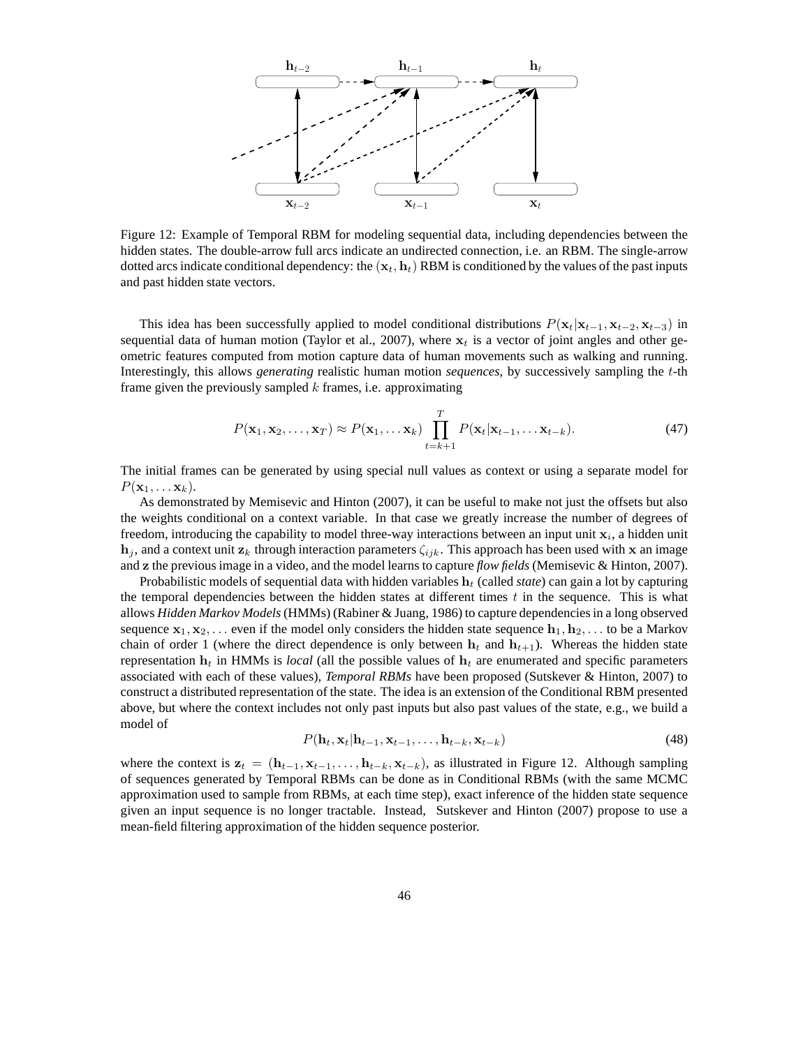Figure 12: Example of Temporal RBM for modeling sequential data, including dependencies between the hidden states. The double-arrow full arcs indicate an undirected connection, i.e. an RBM. The single-arrow dotted arcs indicate conditional dependency: the $(\mathbf{x}_t, \mathbf{h}_t)$ RBM is conditioned by the values of the past inputs and past hidden state vectors.

This idea has been successfully applied to model conditional distributions $P(\mathbf{x}_t|\mathbf{x}_{t-1}, \mathbf{x}_{t-2}, \mathbf{x}_{t-3})$ in sequential data of human motion (Taylor et al., 2007), where $\mathbf{x}_t$ is a vector of joint angles and other geometric features computed from motion capture data of human movements such as walking and running. Interestingly, this allows *generating* realistic human motion *sequences*, by successively sampling the $t$-th frame given the previously sampled $k$ frames, i.e. approximating

$$P(\mathbf{x}_1, \mathbf{x}_2, \ldots, \mathbf{x}_T) \approx P(\mathbf{x}_1, \ldots \mathbf{x}_k) \prod_{t=k+1}^{T} P(\mathbf{x}_t|\mathbf{x}_{t-1}, \ldots \mathbf{x}_{t-k}). \tag{47}$$

The initial frames can be generated by using special null values as context or using a separate model for $P(\mathbf{x}_1, \ldots \mathbf{x}_k)$.

As demonstrated by Memisevic and Hinton (2007), it can be useful to make not just the offsets but also the weights conditional on a context variable. In that case we greatly increase the number of degrees of freedom, introducing the capability to model three-way interactions between an input unit $\mathbf{x}_i$, a hidden unit $\mathbf{h}_j$, and a context unit $\mathbf{z}_k$ through interaction parameters $\zeta_{ijk}$. This approach has been used with $\mathbf{x}$ an image and $\mathbf{z}$ the previous image in a video, and the model learns to capture *flow fields* (Memisevic & Hinton, 2007).

Probabilistic models of sequential data with hidden variables $\mathbf{h}_t$ (called *state*) can gain a lot by capturing the temporal dependencies between the hidden states at different times $t$ in the sequence. This is what allows *Hidden Markov Models* (HMMs) (Rabiner & Juang, 1986) to capture dependencies in a long observed sequence $\mathbf{x}_1, \mathbf{x}_2, \ldots$ even if the model only considers the hidden state sequence $\mathbf{h}_1, \mathbf{h}_2, \ldots$ to be a Markov chain of order 1 (where the direct dependence is only between $\mathbf{h}_t$ and $\mathbf{h}_{t+1}$). Whereas the hidden state representation $\mathbf{h}_t$ in HMMs is *local* (all the possible values of $\mathbf{h}_t$ are enumerated and specific parameters associated with each of these values), *Temporal RBMs* have been proposed (Sutskever & Hinton, 2007) to construct a distributed representation of the state. The idea is an extension of the Conditional RBM presented above, but where the context includes not only past inputs but also past values of the state, e.g., we build a model of

$$P(\mathbf{h}_t, \mathbf{x}_t|\mathbf{h}_{t-1}, \mathbf{x}_{t-1}, \ldots, \mathbf{h}_{t-k}, \mathbf{x}_{t-k}) \tag{48}$$

where the context is $\mathbf{z}_t = (\mathbf{h}_{t-1}, \mathbf{x}_{t-1}, \ldots, \mathbf{h}_{t-k}, \mathbf{x}_{t-k})$, as illustrated in Figure 12. Although sampling of sequences generated by Temporal RBMs can be done as in Conditional RBMs (with the same MCMC approximation used to sample from RBMs, at each time step), exact inference of the hidden state sequence given an input sequence is no longer tractable. Instead, Sutskever and Hinton (2007) propose to use a mean-field filtering approximation of the hidden sequence posterior.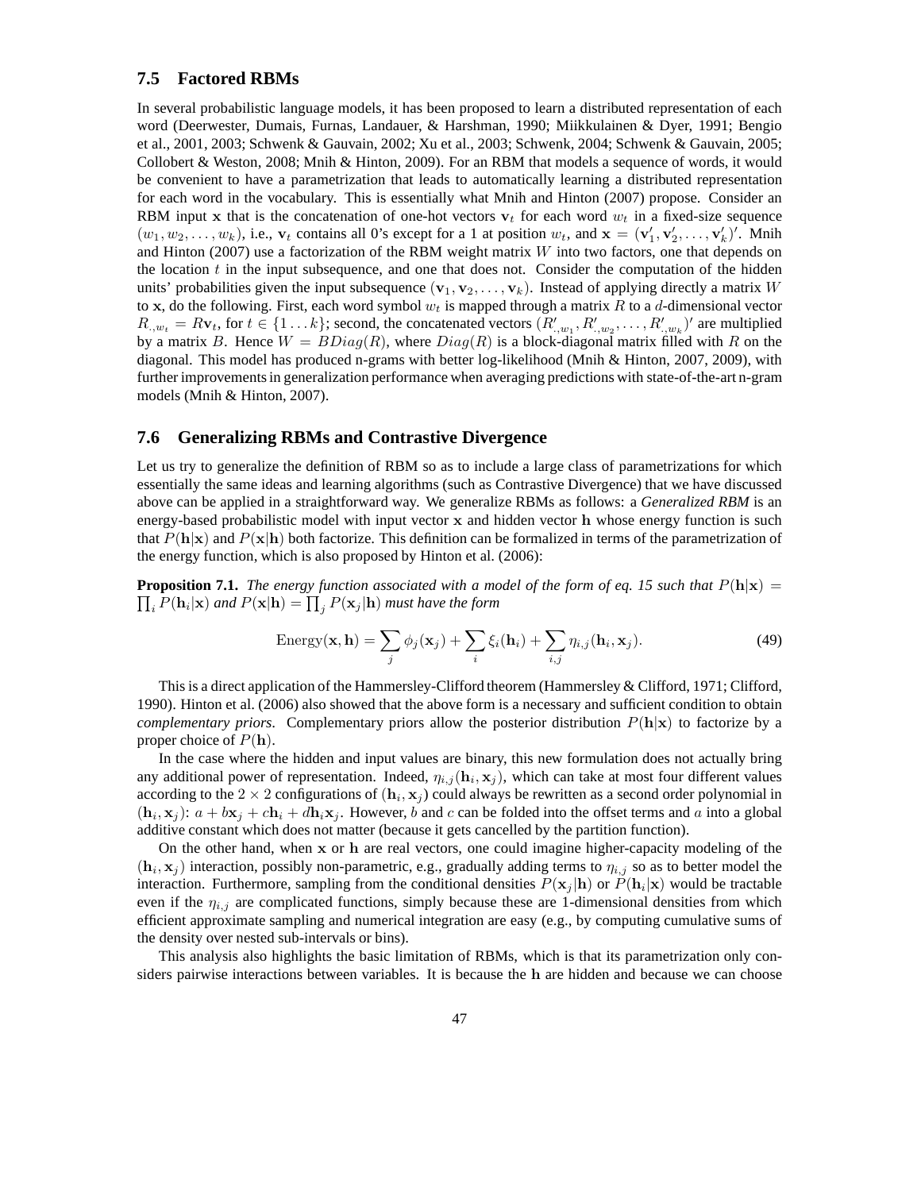### 7.5 Factored RBMs

In several probabilistic language models, it has been proposed to learn a distributed representation of each word (Deerwester, Dumais, Furnas, Landauer, & Harshman, 1990; Miikkulainen & Dyer, 1991; Bengio et al., 2001, 2003; Schwenk & Gauvain, 2002; Xu et al., 2003; Schwenk, 2004; Schwenk & Gauvain, 2005; Collobert & Weston, 2008; Mnih & Hinton, 2009). For an RBM that models a sequence of words, it would be convenient to have a parametrization that leads to automatically learning a distributed representation for each word in the vocabulary. This is essentially what Mnih and Hinton (2007) propose. Consider an RBM input $\mathbf{x}$ that is the concatenation of one-hot vectors $\mathbf{v}_t$ for each word $w_t$ in a fixed-size sequence $(w_1, w_2, \ldots, w_k)$, i.e., $\mathbf{v}_t$ contains all 0's except for a 1 at position $w_t$, and $\mathbf{x} = (\mathbf{v}'_1, \mathbf{v}'_2, \ldots, \mathbf{v}'_k)'$. Mnih and Hinton (2007) use a factorization of the RBM weight matrix $W$ into two factors, one that depends on the location $t$ in the input subsequence, and one that does not. Consider the computation of the hidden units' probabilities given the input subsequence $(\mathbf{v}_1, \mathbf{v}_2, \ldots, \mathbf{v}_k)$. Instead of applying directly a matrix $W$ to $\mathbf{x}$, do the following. First, each word symbol $w_t$ is mapped through a matrix $R$ to a $d$-dimensional vector $R_{.,w_t} = R\mathbf{v}_t$, for $t \in \{1 \ldots k\}$; second, the concatenated vectors $(R'_{.,w_1}, R'_{.,w_2}, \ldots, R'_{.,w_k})'$ are multiplied by a matrix $B$. Hence $W = BDiag(R)$, where $Diag(R)$ is a block-diagonal matrix filled with $R$ on the diagonal. This model has produced n-grams with better log-likelihood (Mnih & Hinton, 2007, 2009), with further improvements in generalization performance when averaging predictions with state-of-the-art n-gram models (Mnih & Hinton, 2007).

### 7.6 Generalizing RBMs and Contrastive Divergence

Let us try to generalize the definition of RBM so as to include a large class of parametrizations for which essentially the same ideas and learning algorithms (such as Contrastive Divergence) that we have discussed above can be applied in a straightforward way. We generalize RBMs as follows: a *Generalized RBM* is an energy-based probabilistic model with input vector $\mathbf{x}$ and hidden vector $\mathbf{h}$ whose energy function is such that $P(\mathbf{h}|\mathbf{x})$ and $P(\mathbf{x}|\mathbf{h})$ both factorize. This definition can be formalized in terms of the parametrization of the energy function, which is also proposed by Hinton et al. (2006):

**Proposition 7.1.** *The energy function associated with a model of the form of eq. 15 such that $P(\mathbf{h}|\mathbf{x}) = \prod_i P(\mathbf{h}_i|\mathbf{x})$ and $P(\mathbf{x}|\mathbf{h}) = \prod_j P(\mathbf{x}_j|\mathbf{h})$ must have the form*

$$\text{Energy}(\mathbf{x}, \mathbf{h}) = \sum_j \phi_j(\mathbf{x}_j) + \sum_i \xi_i(\mathbf{h}_i) + \sum_{i,j} \eta_{i,j}(\mathbf{h}_i, \mathbf{x}_j). \tag{49}$$

This is a direct application of the Hammersley-Clifford theorem (Hammersley & Clifford, 1971; Clifford, 1990). Hinton et al. (2006) also showed that the above form is a necessary and sufficient condition to obtain *complementary priors*. Complementary priors allow the posterior distribution $P(\mathbf{h}|\mathbf{x})$ to factorize by a proper choice of $P(\mathbf{h})$.

In the case where the hidden and input values are binary, this new formulation does not actually bring any additional power of representation. Indeed, $\eta_{i,j}(\mathbf{h}_i, \mathbf{x}_j)$, which can take at most four different values according to the $2 \times 2$ configurations of $(\mathbf{h}_i, \mathbf{x}_j)$ could always be rewritten as a second order polynomial in $(\mathbf{h}_i, \mathbf{x}_j)$: $a + b\mathbf{x}_j + c\mathbf{h}_i + d\mathbf{h}_i\mathbf{x}_j$. However, $b$ and $c$ can be folded into the offset terms and $a$ into a global additive constant which does not matter (because it gets cancelled by the partition function).

On the other hand, when $\mathbf{x}$ or $\mathbf{h}$ are real vectors, one could imagine higher-capacity modeling of the $(\mathbf{h}_i, \mathbf{x}_j)$ interaction, possibly non-parametric, e.g., gradually adding terms to $\eta_{i,j}$ so as to better model the interaction. Furthermore, sampling from the conditional densities $P(\mathbf{x}_j|\mathbf{h})$ or $P(\mathbf{h}_i|\mathbf{x})$ would be tractable even if the $\eta_{i,j}$ are complicated functions, simply because these are 1-dimensional densities from which efficient approximate sampling and numerical integration are easy (e.g., by computing cumulative sums of the density over nested sub-intervals or bins).

This analysis also highlights the basic limitation of RBMs, which is that its parametrization only considers pairwise interactions between variables. It is because the $\mathbf{h}$ are hidden and because we can choose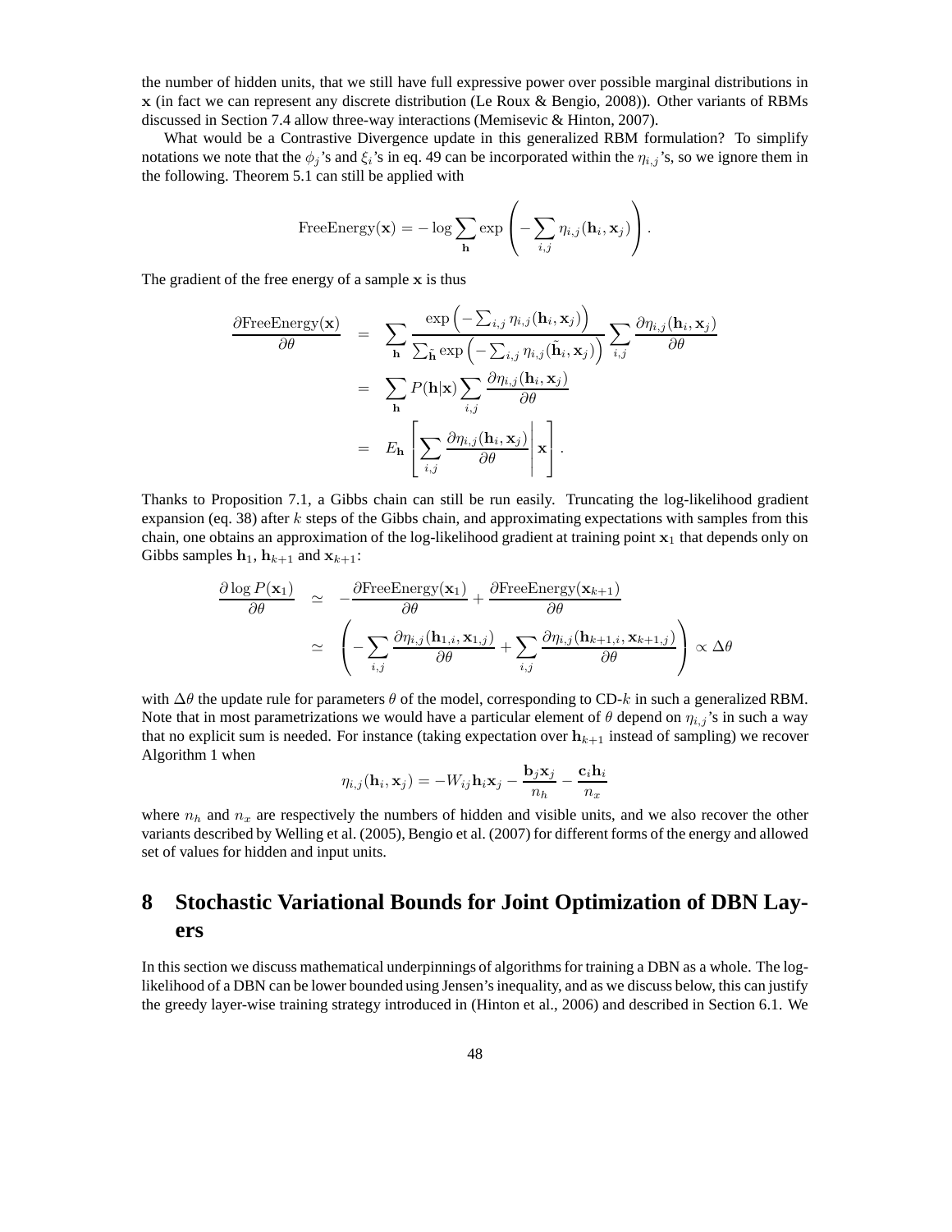the number of hidden units, that we still have full expressive power over possible marginal distributions in $\mathbf{x}$ (in fact we can represent any discrete distribution (Le Roux & Bengio, 2008)). Other variants of RBMs discussed in Section 7.4 allow three-way interactions (Memisevic & Hinton, 2007).

What would be a Contrastive Divergence update in this generalized RBM formulation? To simplify notations we note that the $\phi_j$'s and $\xi_i$'s in eq. 49 can be incorporated within the $\eta_{i,j}$'s, so we ignore them in the following. Theorem 5.1 can still be applied with

$$\text{FreeEnergy}(\mathbf{x}) = -\log \sum_{\mathbf{h}} \exp\left(-\sum_{i,j} \eta_{i,j}(\mathbf{h}_i, \mathbf{x}_j)\right).$$

The gradient of the free energy of a sample $\mathbf{x}$ is thus

$$\begin{aligned}
\frac{\partial \text{FreeEnergy}(\mathbf{x})}{\partial \theta} &= \sum_{\mathbf{h}} \frac{\exp\left(-\sum_{i,j} \eta_{i,j}(\mathbf{h}_i, \mathbf{x}_j)\right)}{\sum_{\tilde{\mathbf{h}}} \exp\left(-\sum_{i,j} \eta_{i,j}(\tilde{\mathbf{h}}_i, \mathbf{x}_j)\right)} \sum_{i,j} \frac{\partial \eta_{i,j}(\mathbf{h}_i, \mathbf{x}_j)}{\partial \theta} \\
&= \sum_{\mathbf{h}} P(\mathbf{h}|\mathbf{x}) \sum_{i,j} \frac{\partial \eta_{i,j}(\mathbf{h}_i, \mathbf{x}_j)}{\partial \theta} \\
&= E_{\mathbf{h}}\left[\sum_{i,j} \frac{\partial \eta_{i,j}(\mathbf{h}_i, \mathbf{x}_j)}{\partial \theta} \middle| \mathbf{x}\right].
\end{aligned}$$

Thanks to Proposition 7.1, a Gibbs chain can still be run easily. Truncating the log-likelihood gradient expansion (eq. 38) after $k$ steps of the Gibbs chain, and approximating expectations with samples from this chain, one obtains an approximation of the log-likelihood gradient at training point $\mathbf{x}_1$ that depends only on Gibbs samples $\mathbf{h}_1$, $\mathbf{h}_{k+1}$ and $\mathbf{x}_{k+1}$:

$$\begin{aligned}
\frac{\partial \log P(\mathbf{x}_1)}{\partial \theta} &\simeq -\frac{\partial \text{FreeEnergy}(\mathbf{x}_1)}{\partial \theta} + \frac{\partial \text{FreeEnergy}(\mathbf{x}_{k+1})}{\partial \theta} \\
&\simeq \left(-\sum_{i,j} \frac{\partial \eta_{i,j}(\mathbf{h}_{1,i}, \mathbf{x}_{1,j})}{\partial \theta} + \sum_{i,j} \frac{\partial \eta_{i,j}(\mathbf{h}_{k+1,i}, \mathbf{x}_{k+1,j})}{\partial \theta}\right) \propto \Delta\theta
\end{aligned}$$

with $\Delta\theta$ the update rule for parameters $\theta$ of the model, corresponding to CD-$k$ in such a generalized RBM. Note that in most parametrizations we would have a particular element of $\theta$ depend on $\eta_{i,j}$'s in such a way that no explicit sum is needed. For instance (taking expectation over $\mathbf{h}_{k+1}$ instead of sampling) we recover Algorithm 1 when

$$\eta_{i,j}(\mathbf{h}_i, \mathbf{x}_j) = -W_{ij}\mathbf{h}_i\mathbf{x}_j - \frac{\mathbf{b}_j\mathbf{x}_j}{n_h} - \frac{\mathbf{c}_i\mathbf{h}_i}{n_x}$$

where $n_h$ and $n_x$ are respectively the numbers of hidden and visible units, and we also recover the other variants described by Welling et al. (2005), Bengio et al. (2007) for different forms of the energy and allowed set of values for hidden and input units.

# 8 Stochastic Variational Bounds for Joint Optimization of DBN Layers

In this section we discuss mathematical underpinnings of algorithms for training a DBN as a whole. The log-likelihood of a DBN can be lower bounded using Jensen's inequality, and as we discuss below, this can justify the greedy layer-wise training strategy introduced in (Hinton et al., 2006) and described in Section 6.1. We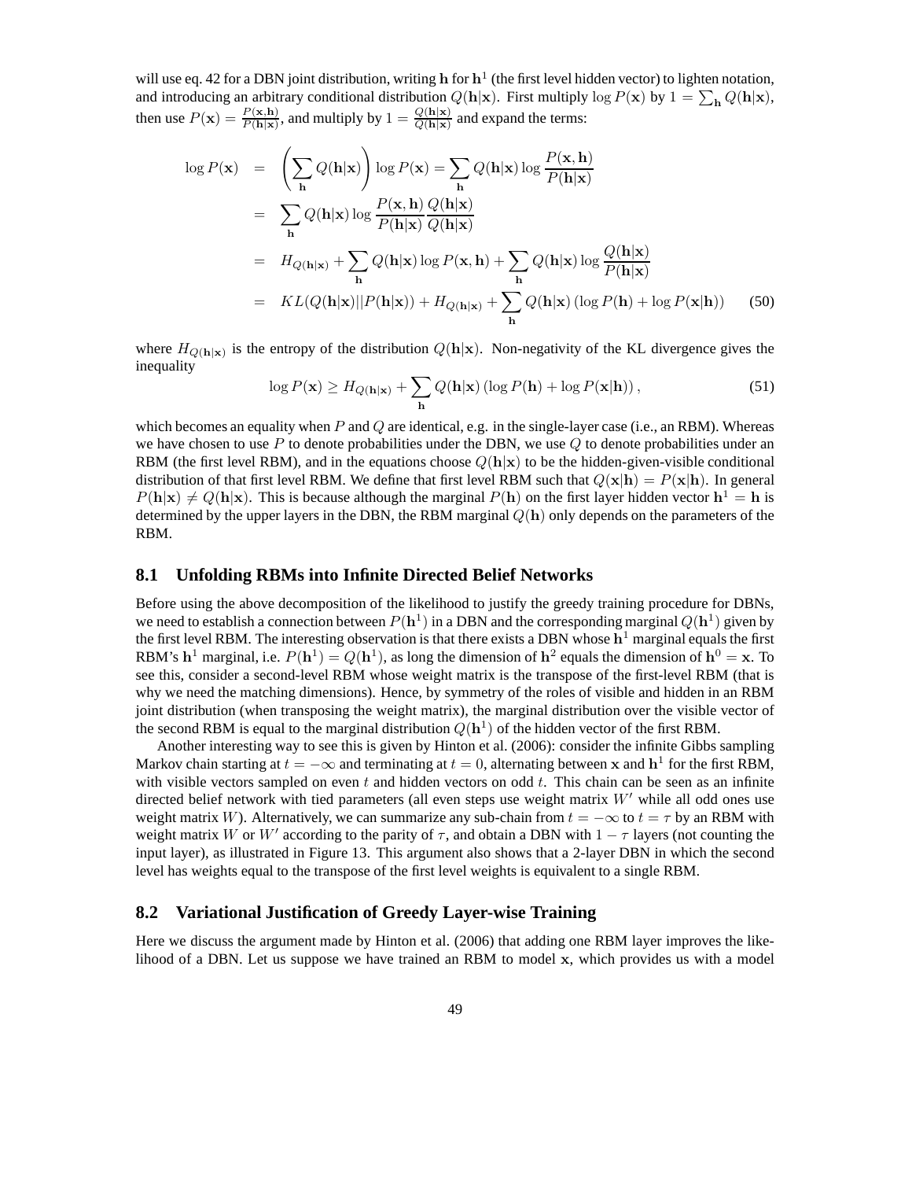will use eq. 42 for a DBN joint distribution, writing $\mathbf{h}$ for $\mathbf{h}^1$ (the first level hidden vector) to lighten notation, and introducing an arbitrary conditional distribution $Q(\mathbf{h}|\mathbf{x})$. First multiply $\log P(\mathbf{x})$ by $1 = \sum_{\mathbf{h}} Q(\mathbf{h}|\mathbf{x})$, then use $P(\mathbf{x}) = \frac{P(\mathbf{x},\mathbf{h})}{P(\mathbf{h}|\mathbf{x})}$, and multiply by $1 = \frac{Q(\mathbf{h}|\mathbf{x})}{Q(\mathbf{h}|\mathbf{x})}$ and expand the terms:

$$
\begin{aligned}
\log P(\mathbf{x}) &= \left(\sum_{\mathbf{h}} Q(\mathbf{h}|\mathbf{x})\right) \log P(\mathbf{x}) = \sum_{\mathbf{h}} Q(\mathbf{h}|\mathbf{x}) \log \frac{P(\mathbf{x},\mathbf{h})}{P(\mathbf{h}|\mathbf{x})} \\
&= \sum_{\mathbf{h}} Q(\mathbf{h}|\mathbf{x}) \log \frac{P(\mathbf{x},\mathbf{h})}{P(\mathbf{h}|\mathbf{x})} \frac{Q(\mathbf{h}|\mathbf{x})}{Q(\mathbf{h}|\mathbf{x})} \\
&= H_{Q(\mathbf{h}|\mathbf{x})} + \sum_{\mathbf{h}} Q(\mathbf{h}|\mathbf{x}) \log P(\mathbf{x},\mathbf{h}) + \sum_{\mathbf{h}} Q(\mathbf{h}|\mathbf{x}) \log \frac{Q(\mathbf{h}|\mathbf{x})}{P(\mathbf{h}|\mathbf{x})} \\
&= KL(Q(\mathbf{h}|\mathbf{x})||P(\mathbf{h}|\mathbf{x})) + H_{Q(\mathbf{h}|\mathbf{x})} + \sum_{\mathbf{h}} Q(\mathbf{h}|\mathbf{x}) \left(\log P(\mathbf{h}) + \log P(\mathbf{x}|\mathbf{h})\right) \qquad (50)
\end{aligned}
$$

where $H_{Q(\mathbf{h}|\mathbf{x})}$ is the entropy of the distribution $Q(\mathbf{h}|\mathbf{x})$. Non-negativity of the KL divergence gives the inequality

$$
\log P(\mathbf{x}) \geq H_{Q(\mathbf{h}|\mathbf{x})} + \sum_{\mathbf{h}} Q(\mathbf{h}|\mathbf{x}) \left(\log P(\mathbf{h}) + \log P(\mathbf{x}|\mathbf{h})\right), \qquad (51)
$$

which becomes an equality when $P$ and $Q$ are identical, e.g. in the single-layer case (i.e., an RBM). Whereas we have chosen to use $P$ to denote probabilities under the DBN, we use $Q$ to denote probabilities under an RBM (the first level RBM), and in the equations choose $Q(\mathbf{h}|\mathbf{x})$ to be the hidden-given-visible conditional distribution of that first level RBM. We define that first level RBM such that $Q(\mathbf{x}|\mathbf{h}) = P(\mathbf{x}|\mathbf{h})$. In general $P(\mathbf{h}|\mathbf{x}) \neq Q(\mathbf{h}|\mathbf{x})$. This is because although the marginal $P(\mathbf{h})$ on the first layer hidden vector $\mathbf{h}^1 = \mathbf{h}$ is determined by the upper layers in the DBN, the RBM marginal $Q(\mathbf{h})$ only depends on the parameters of the RBM.

## 8.1 Unfolding RBMs into Infinite Directed Belief Networks

Before using the above decomposition of the likelihood to justify the greedy training procedure for DBNs, we need to establish a connection between $P(\mathbf{h}^1)$ in a DBN and the corresponding marginal $Q(\mathbf{h}^1)$ given by the first level RBM. The interesting observation is that there exists a DBN whose $\mathbf{h}^1$ marginal equals the first RBM's $\mathbf{h}^1$ marginal, i.e. $P(\mathbf{h}^1) = Q(\mathbf{h}^1)$, as long the dimension of $\mathbf{h}^2$ equals the dimension of $\mathbf{h}^0 = \mathbf{x}$. To see this, consider a second-level RBM whose weight matrix is the transpose of the first-level RBM (that is why we need the matching dimensions). Hence, by symmetry of the roles of visible and hidden in an RBM joint distribution (when transposing the weight matrix), the marginal distribution over the visible vector of the second RBM is equal to the marginal distribution $Q(\mathbf{h}^1)$ of the hidden vector of the first RBM.

Another interesting way to see this is given by Hinton et al. (2006): consider the infinite Gibbs sampling Markov chain starting at $t = -\infty$ and terminating at $t = 0$, alternating between $\mathbf{x}$ and $\mathbf{h}^1$ for the first RBM, with visible vectors sampled on even $t$ and hidden vectors on odd $t$. This chain can be seen as an infinite directed belief network with tied parameters (all even steps use weight matrix $W'$ while all odd ones use weight matrix $W$). Alternatively, we can summarize any sub-chain from $t = -\infty$ to $t = \tau$ by an RBM with weight matrix $W$ or $W'$ according to the parity of $\tau$, and obtain a DBN with $1 - \tau$ layers (not counting the input layer), as illustrated in Figure 13. This argument also shows that a 2-layer DBN in which the second level has weights equal to the transpose of the first level weights is equivalent to a single RBM.

## 8.2 Variational Justification of Greedy Layer-wise Training

Here we discuss the argument made by Hinton et al. (2006) that adding one RBM layer improves the likelihood of a DBN. Let us suppose we have trained an RBM to model $\mathbf{x}$, which provides us with a model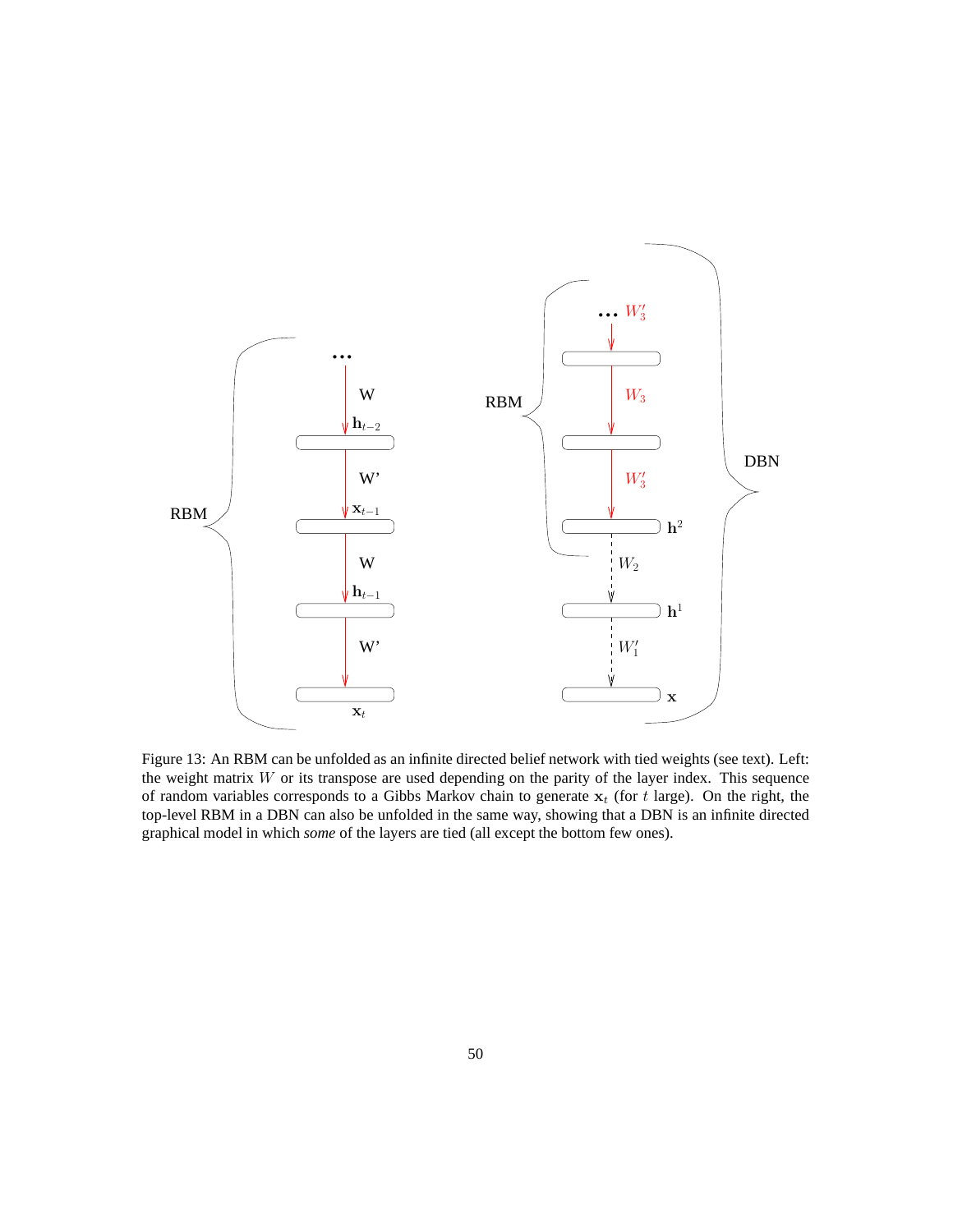Figure 13: An RBM can be unfolded as an infinite directed belief network with tied weights (see text). Left: the weight matrix $W$ or its transpose are used depending on the parity of the layer index. This sequence of random variables corresponds to a Gibbs Markov chain to generate $\mathbf{x}_t$ (for $t$ large). On the right, the top-level RBM in a DBN can also be unfolded in the same way, showing that a DBN is an infinite directed graphical model in which *some* of the layers are tied (all except the bottom few ones).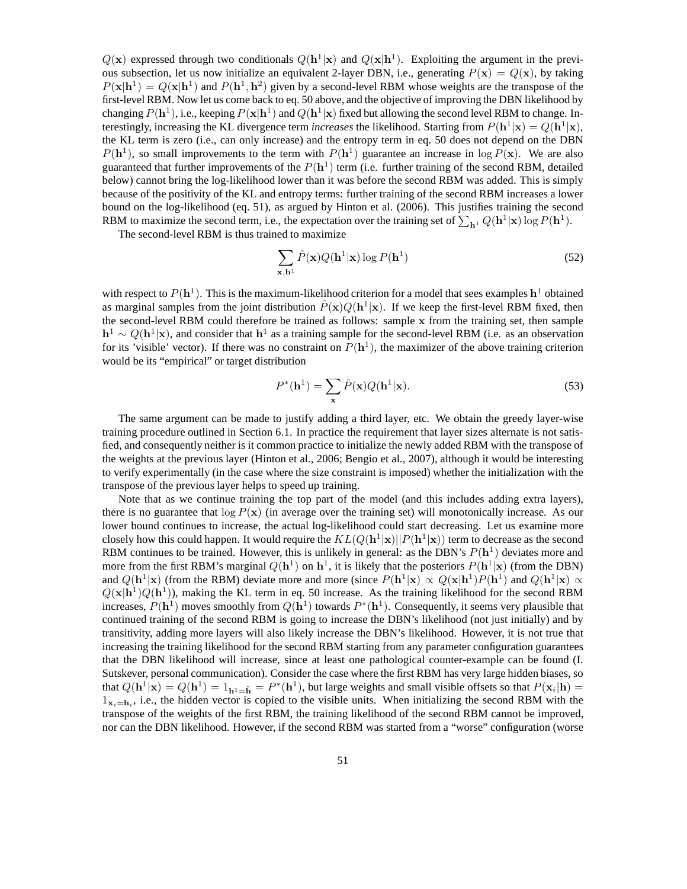$Q(\mathbf{x})$ expressed through two conditionals $Q(\mathbf{h}^1|\mathbf{x})$ and $Q(\mathbf{x}|\mathbf{h}^1)$. Exploiting the argument in the previous subsection, let us now initialize an equivalent 2-layer DBN, i.e., generating $P(\mathbf{x}) = Q(\mathbf{x})$, by taking $P(\mathbf{x}|\mathbf{h}^1) = Q(\mathbf{x}|\mathbf{h}^1)$ and $P(\mathbf{h}^1, \mathbf{h}^2)$ given by a second-level RBM whose weights are the transpose of the first-level RBM. Now let us come back to eq. 50 above, and the objective of improving the DBN likelihood by changing $P(\mathbf{h}^1)$, i.e., keeping $P(\mathbf{x}|\mathbf{h}^1)$ and $Q(\mathbf{h}^1|\mathbf{x})$ fixed but allowing the second level RBM to change. Interestingly, increasing the KL divergence term *increases* the likelihood. Starting from $P(\mathbf{h}^1|\mathbf{x}) = Q(\mathbf{h}^1|\mathbf{x})$, the KL term is zero (i.e., can only increase) and the entropy term in eq. 50 does not depend on the DBN $P(\mathbf{h}^1)$, so small improvements to the term with $P(\mathbf{h}^1)$ guarantee an increase in $\log P(\mathbf{x})$. We are also guaranteed that further improvements of the $P(\mathbf{h}^1)$ term (i.e. further training of the second RBM, detailed below) cannot bring the log-likelihood lower than it was before the second RBM was added. This is simply because of the positivity of the KL and entropy terms: further training of the second RBM increases a lower bound on the log-likelihood (eq. 51), as argued by Hinton et al. (2006). This justifies training the second RBM to maximize the second term, i.e., the expectation over the training set of $\sum_{\mathbf{h}^1} Q(\mathbf{h}^1|\mathbf{x}) \log P(\mathbf{h}^1)$.

The second-level RBM is thus trained to maximize

$$\sum_{\mathbf{x},\mathbf{h}^1} \hat{P}(\mathbf{x}) Q(\mathbf{h}^1|\mathbf{x}) \log P(\mathbf{h}^1) \tag{52}$$

with respect to $P(\mathbf{h}^1)$. This is the maximum-likelihood criterion for a model that sees examples $\mathbf{h}^1$ obtained as marginal samples from the joint distribution $\hat{P}(\mathbf{x})Q(\mathbf{h}^1|\mathbf{x})$. If we keep the first-level RBM fixed, then the second-level RBM could therefore be trained as follows: sample $\mathbf{x}$ from the training set, then sample $\mathbf{h}^1 \sim Q(\mathbf{h}^1|\mathbf{x})$, and consider that $\mathbf{h}^1$ as a training sample for the second-level RBM (i.e. as an observation for its 'visible' vector). If there was no constraint on $P(\mathbf{h}^1)$, the maximizer of the above training criterion would be its "empirical" or target distribution

$$P^*(\mathbf{h}^1) = \sum_{\mathbf{x}} \hat{P}(\mathbf{x}) Q(\mathbf{h}^1|\mathbf{x}). \tag{53}$$

The same argument can be made to justify adding a third layer, etc. We obtain the greedy layer-wise training procedure outlined in Section 6.1. In practice the requirement that layer sizes alternate is not satisfied, and consequently neither is it common practice to initialize the newly added RBM with the transpose of the weights at the previous layer (Hinton et al., 2006; Bengio et al., 2007), although it would be interesting to verify experimentally (in the case where the size constraint is imposed) whether the initialization with the transpose of the previous layer helps to speed up training.

Note that as we continue training the top part of the model (and this includes adding extra layers), there is no guarantee that $\log P(\mathbf{x})$ (in average over the training set) will monotonically increase. As our lower bound continues to increase, the actual log-likelihood could start decreasing. Let us examine more closely how this could happen. It would require the $KL(Q(\mathbf{h}^1|\mathbf{x})||P(\mathbf{h}^1|\mathbf{x}))$ term to decrease as the second RBM continues to be trained. However, this is unlikely in general: as the DBN's $P(\mathbf{h}^1)$ deviates more and more from the first RBM's marginal $Q(\mathbf{h}^1)$ on $\mathbf{h}^1$, it is likely that the posteriors $P(\mathbf{h}^1|\mathbf{x})$ (from the DBN) and $Q(\mathbf{h}^1|\mathbf{x})$ (from the RBM) deviate more and more (since $P(\mathbf{h}^1|\mathbf{x}) \propto Q(\mathbf{x}|\mathbf{h}^1)P(\mathbf{h}^1)$ and $Q(\mathbf{h}^1|\mathbf{x}) \propto Q(\mathbf{x}|\mathbf{h}^1)Q(\mathbf{h}^1)$), making the KL term in eq. 50 increase. As the training likelihood for the second RBM increases, $P(\mathbf{h}^1)$ moves smoothly from $Q(\mathbf{h}^1)$ towards $P^*(\mathbf{h}^1)$. Consequently, it seems very plausible that continued training of the second RBM is going to increase the DBN's likelihood (not just initially) and by transitivity, adding more layers will also likely increase the DBN's likelihood. However, it is not true that increasing the training likelihood for the second RBM starting from any parameter configuration guarantees that the DBN likelihood will increase, since at least one pathological counter-example can be found (I. Sutskever, personal communication). Consider the case where the first RBM has very large hidden biases, so that $Q(\mathbf{h}^1|\mathbf{x}) = Q(\mathbf{h}^1) = 1_{\mathbf{h}^1=\tilde{\mathbf{h}}} = P^*(\mathbf{h}^1)$, but large weights and small visible offsets so that $P(\mathbf{x}_i|\mathbf{h}) = 1_{\mathbf{x}_i=\mathbf{h}_i}$, i.e., the hidden vector is copied to the visible units. When initializing the second RBM with the transpose of the weights of the first RBM, the training likelihood of the second RBM cannot be improved, nor can the DBN likelihood. However, if the second RBM was started from a "worse" configuration (worse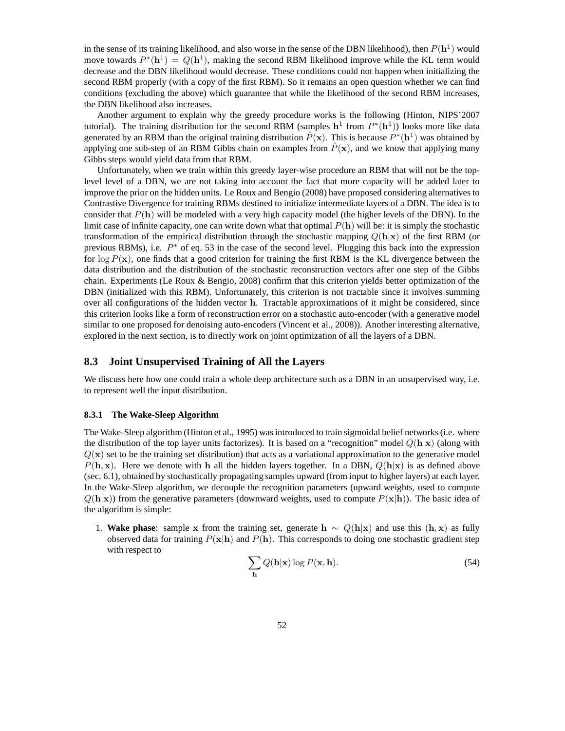in the sense of its training likelihood, and also worse in the sense of the DBN likelihood), then $P(\mathbf{h}^1)$ would move towards $P^*(\mathbf{h}^1) = Q(\mathbf{h}^1)$, making the second RBM likelihood improve while the KL term would decrease and the DBN likelihood would decrease. These conditions could not happen when initializing the second RBM properly (with a copy of the first RBM). So it remains an open question whether we can find conditions (excluding the above) which guarantee that while the likelihood of the second RBM increases, the DBN likelihood also increases.

Another argument to explain why the greedy procedure works is the following (Hinton, NIPS'2007 tutorial). The training distribution for the second RBM (samples $\mathbf{h}^1$ from $P^*(\mathbf{h}^1)$) looks more like data generated by an RBM than the original training distribution $\hat{P}(\mathbf{x})$. This is because $P^*(\mathbf{h}^1)$ was obtained by applying one sub-step of an RBM Gibbs chain on examples from $\hat{P}(\mathbf{x})$, and we know that applying many Gibbs steps would yield data from that RBM.

Unfortunately, when we train within this greedy layer-wise procedure an RBM that will not be the top-level level of a DBN, we are not taking into account the fact that more capacity will be added later to improve the prior on the hidden units. Le Roux and Bengio (2008) have proposed considering alternatives to Contrastive Divergence for training RBMs destined to initialize intermediate layers of a DBN. The idea is to consider that $P(\mathbf{h})$ will be modeled with a very high capacity model (the higher levels of the DBN). In the limit case of infinite capacity, one can write down what that optimal $P(\mathbf{h})$ will be: it is simply the stochastic transformation of the empirical distribution through the stochastic mapping $Q(\mathbf{h}|\mathbf{x})$ of the first RBM (or previous RBMs), i.e. $P^*$ of eq. 53 in the case of the second level. Plugging this back into the expression for $\log P(\mathbf{x})$, one finds that a good criterion for training the first RBM is the KL divergence between the data distribution and the distribution of the stochastic reconstruction vectors after one step of the Gibbs chain. Experiments (Le Roux & Bengio, 2008) confirm that this criterion yields better optimization of the DBN (initialized with this RBM). Unfortunately, this criterion is not tractable since it involves summing over all configurations of the hidden vector $\mathbf{h}$. Tractable approximations of it might be considered, since this criterion looks like a form of reconstruction error on a stochastic auto-encoder (with a generative model similar to one proposed for denoising auto-encoders (Vincent et al., 2008)). Another interesting alternative, explored in the next section, is to directly work on joint optimization of all the layers of a DBN.

## 8.3 Joint Unsupervised Training of All the Layers

We discuss here how one could train a whole deep architecture such as a DBN in an unsupervised way, i.e. to represent well the input distribution.

### 8.3.1 The Wake-Sleep Algorithm

The Wake-Sleep algorithm (Hinton et al., 1995) was introduced to train sigmoidal belief networks (i.e. where the distribution of the top layer units factorizes). It is based on a "recognition" model $Q(\mathbf{h}|\mathbf{x})$ (along with $Q(\mathbf{x})$ set to be the training set distribution) that acts as a variational approximation to the generative model $P(\mathbf{h}, \mathbf{x})$. Here we denote with $\mathbf{h}$ all the hidden layers together. In a DBN, $Q(\mathbf{h}|\mathbf{x})$ is as defined above (sec. 6.1), obtained by stochastically propagating samples upward (from input to higher layers) at each layer. In the Wake-Sleep algorithm, we decouple the recognition parameters (upward weights, used to compute $Q(\mathbf{h}|\mathbf{x})$) from the generative parameters (downward weights, used to compute $P(\mathbf{x}|\mathbf{h})$). The basic idea of the algorithm is simple:

1. **Wake phase**: sample $\mathbf{x}$ from the training set, generate $\mathbf{h} \sim Q(\mathbf{h}|\mathbf{x})$ and use this $(\mathbf{h}, \mathbf{x})$ as fully observed data for training $P(\mathbf{x}|\mathbf{h})$ and $P(\mathbf{h})$. This corresponds to doing one stochastic gradient step with respect to

$$\sum_{\mathbf{h}} Q(\mathbf{h}|\mathbf{x}) \log P(\mathbf{x}, \mathbf{h}). \tag{54}$$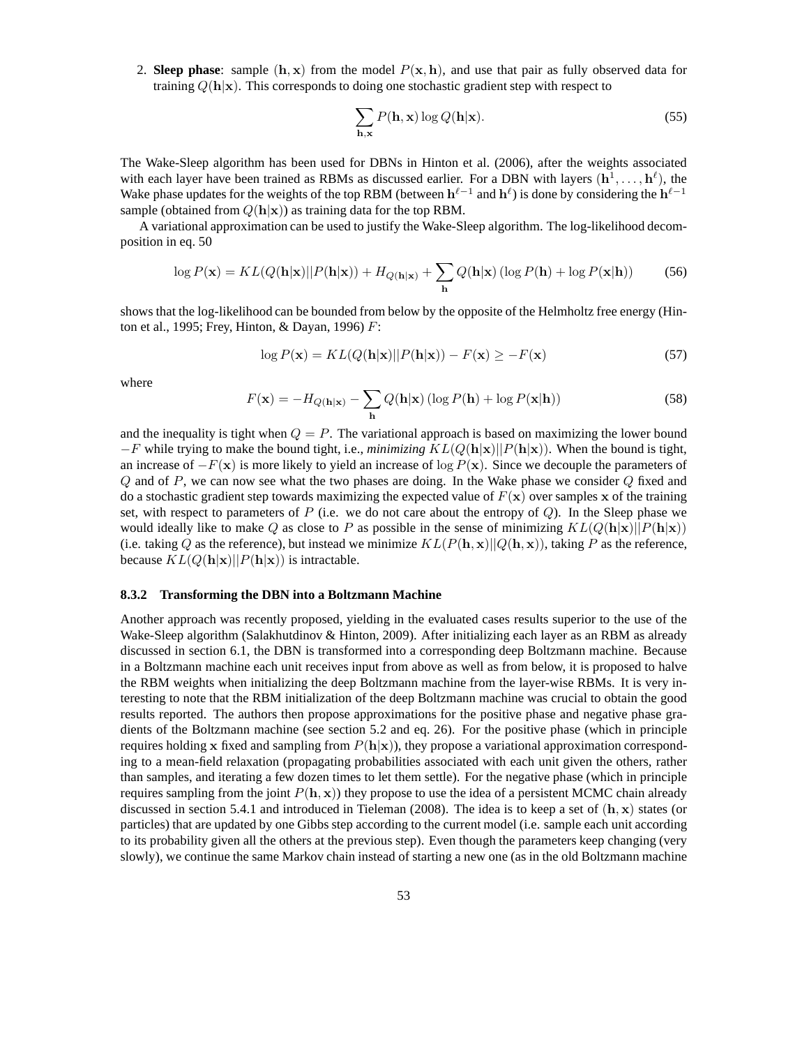2. **Sleep phase**: sample $(\mathbf{h}, \mathbf{x})$ from the model $P(\mathbf{x}, \mathbf{h})$, and use that pair as fully observed data for training $Q(\mathbf{h}|\mathbf{x})$. This corresponds to doing one stochastic gradient step with respect to

$$\sum_{\mathbf{h},\mathbf{x}} P(\mathbf{h}, \mathbf{x}) \log Q(\mathbf{h}|\mathbf{x}). \tag{55}$$

The Wake-Sleep algorithm has been used for DBNs in Hinton et al. (2006), after the weights associated with each layer have been trained as RBMs as discussed earlier. For a DBN with layers $(\mathbf{h}^1, \ldots, \mathbf{h}^\ell)$, the Wake phase updates for the weights of the top RBM (between $\mathbf{h}^{\ell-1}$ and $\mathbf{h}^\ell$) is done by considering the $\mathbf{h}^{\ell-1}$ sample (obtained from $Q(\mathbf{h}|\mathbf{x})$) as training data for the top RBM.

A variational approximation can be used to justify the Wake-Sleep algorithm. The log-likelihood decomposition in eq. 50

$$\log P(\mathbf{x}) = KL(Q(\mathbf{h}|\mathbf{x})||P(\mathbf{h}|\mathbf{x})) + H_{Q(\mathbf{h}|\mathbf{x})} + \sum_{\mathbf{h}} Q(\mathbf{h}|\mathbf{x}) \left(\log P(\mathbf{h}) + \log P(\mathbf{x}|\mathbf{h})\right) \tag{56}$$

shows that the log-likelihood can be bounded from below by the opposite of the Helmholtz free energy (Hinton et al., 1995; Frey, Hinton, & Dayan, 1996) $F$:

$$\log P(\mathbf{x}) = KL(Q(\mathbf{h}|\mathbf{x})||P(\mathbf{h}|\mathbf{x})) - F(\mathbf{x}) \geq -F(\mathbf{x}) \tag{57}$$

where

$$F(\mathbf{x}) = -H_{Q(\mathbf{h}|\mathbf{x})} - \sum_{\mathbf{h}} Q(\mathbf{h}|\mathbf{x}) \left(\log P(\mathbf{h}) + \log P(\mathbf{x}|\mathbf{h})\right) \tag{58}$$

and the inequality is tight when $Q = P$. The variational approach is based on maximizing the lower bound $-F$ while trying to make the bound tight, i.e., *minimizing* $KL(Q(\mathbf{h}|\mathbf{x})||P(\mathbf{h}|\mathbf{x}))$. When the bound is tight, an increase of $-F(\mathbf{x})$ is more likely to yield an increase of $\log P(\mathbf{x})$. Since we decouple the parameters of $Q$ and of $P$, we can now see what the two phases are doing. In the Wake phase we consider $Q$ fixed and do a stochastic gradient step towards maximizing the expected value of $F(\mathbf{x})$ over samples $\mathbf{x}$ of the training set, with respect to parameters of $P$ (i.e. we do not care about the entropy of $Q$). In the Sleep phase we would ideally like to make $Q$ as close to $P$ as possible in the sense of minimizing $KL(Q(\mathbf{h}|\mathbf{x})||P(\mathbf{h}|\mathbf{x}))$ (i.e. taking $Q$ as the reference), but instead we minimize $KL(P(\mathbf{h}, \mathbf{x})||Q(\mathbf{h}, \mathbf{x}))$, taking $P$ as the reference, because $KL(Q(\mathbf{h}|\mathbf{x})||P(\mathbf{h}|\mathbf{x}))$ is intractable.

#### 8.3.2 Transforming the DBN into a Boltzmann Machine

Another approach was recently proposed, yielding in the evaluated cases results superior to the use of the Wake-Sleep algorithm (Salakhutdinov & Hinton, 2009). After initializing each layer as an RBM as already discussed in section 6.1, the DBN is transformed into a corresponding deep Boltzmann machine. Because in a Boltzmann machine each unit receives input from above as well as from below, it is proposed to halve the RBM weights when initializing the deep Boltzmann machine from the layer-wise RBMs. It is very interesting to note that the RBM initialization of the deep Boltzmann machine was crucial to obtain the good results reported. The authors then propose approximations for the positive phase and negative phase gradients of the Boltzmann machine (see section 5.2 and eq. 26). For the positive phase (which in principle requires holding $\mathbf{x}$ fixed and sampling from $P(\mathbf{h}|\mathbf{x})$), they propose a variational approximation corresponding to a mean-field relaxation (propagating probabilities associated with each unit given the others, rather than samples, and iterating a few dozen times to let them settle). For the negative phase (which in principle requires sampling from the joint $P(\mathbf{h}, \mathbf{x})$) they propose to use the idea of a persistent MCMC chain already discussed in section 5.4.1 and introduced in Tieleman (2008). The idea is to keep a set of $(\mathbf{h}, \mathbf{x})$ states (or particles) that are updated by one Gibbs step according to the current model (i.e. sample each unit according to its probability given all the others at the previous step). Even though the parameters keep changing (very slowly), we continue the same Markov chain instead of starting a new one (as in the old Boltzmann machine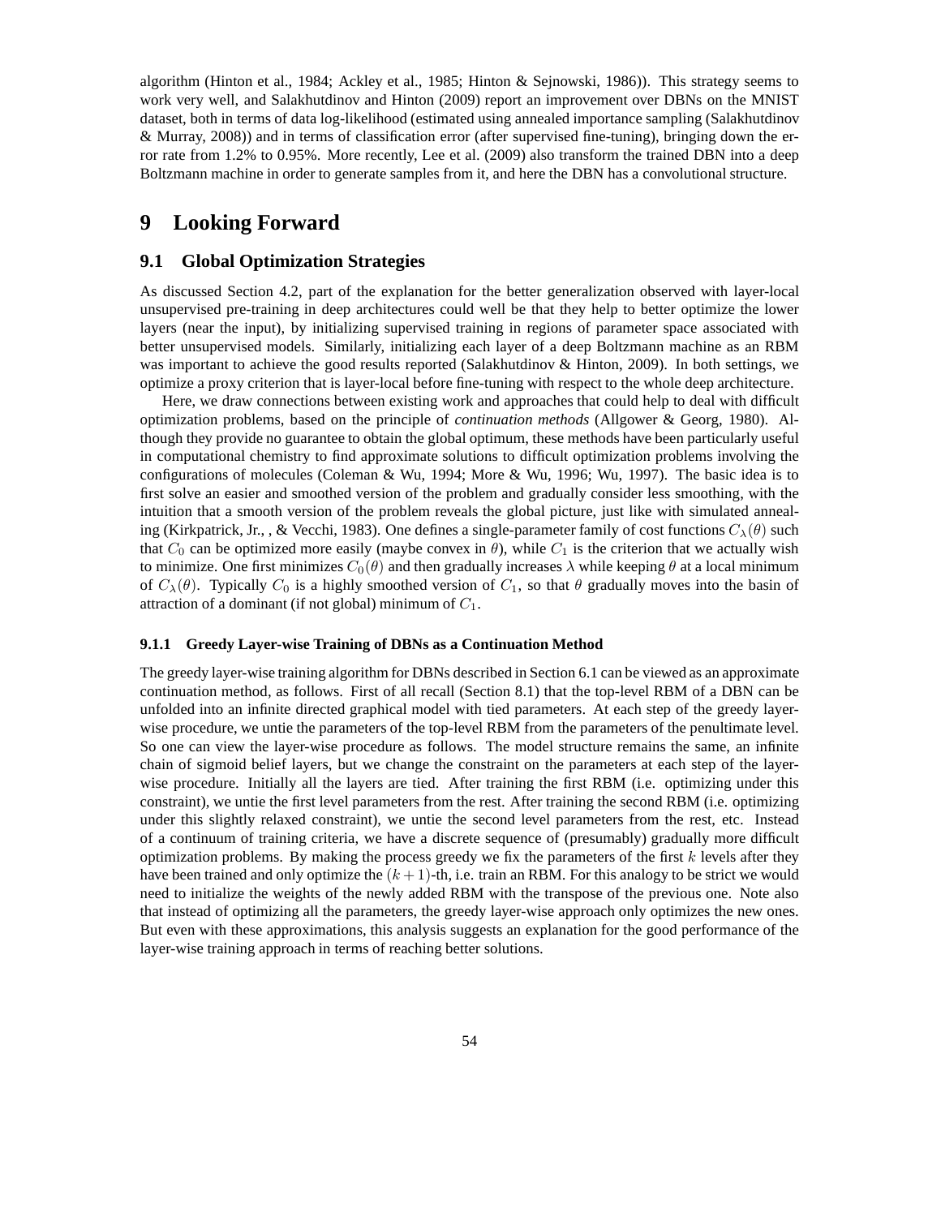algorithm (Hinton et al., 1984; Ackley et al., 1985; Hinton & Sejnowski, 1986)). This strategy seems to work very well, and Salakhutdinov and Hinton (2009) report an improvement over DBNs on the MNIST dataset, both in terms of data log-likelihood (estimated using annealed importance sampling (Salakhutdinov & Murray, 2008)) and in terms of classification error (after supervised fine-tuning), bringing down the error rate from 1.2% to 0.95%. More recently, Lee et al. (2009) also transform the trained DBN into a deep Boltzmann machine in order to generate samples from it, and here the DBN has a convolutional structure.

# 9 Looking Forward

## 9.1 Global Optimization Strategies

As discussed Section 4.2, part of the explanation for the better generalization observed with layer-local unsupervised pre-training in deep architectures could well be that they help to better optimize the lower layers (near the input), by initializing supervised training in regions of parameter space associated with better unsupervised models. Similarly, initializing each layer of a deep Boltzmann machine as an RBM was important to achieve the good results reported (Salakhutdinov & Hinton, 2009). In both settings, we optimize a proxy criterion that is layer-local before fine-tuning with respect to the whole deep architecture.

Here, we draw connections between existing work and approaches that could help to deal with difficult optimization problems, based on the principle of *continuation methods* (Allgower & Georg, 1980). Although they provide no guarantee to obtain the global optimum, these methods have been particularly useful in computational chemistry to find approximate solutions to difficult optimization problems involving the configurations of molecules (Coleman & Wu, 1994; More & Wu, 1996; Wu, 1997). The basic idea is to first solve an easier and smoothed version of the problem and gradually consider less smoothing, with the intuition that a smooth version of the problem reveals the global picture, just like with simulated annealing (Kirkpatrick, Jr., , & Vecchi, 1983). One defines a single-parameter family of cost functions $C_\lambda(\theta)$ such that $C_0$ can be optimized more easily (maybe convex in $\theta$), while $C_1$ is the criterion that we actually wish to minimize. One first minimizes $C_0(\theta)$ and then gradually increases $\lambda$ while keeping $\theta$ at a local minimum of $C_\lambda(\theta)$. Typically $C_0$ is a highly smoothed version of $C_1$, so that $\theta$ gradually moves into the basin of attraction of a dominant (if not global) minimum of $C_1$.

### 9.1.1 Greedy Layer-wise Training of DBNs as a Continuation Method

The greedy layer-wise training algorithm for DBNs described in Section 6.1 can be viewed as an approximate continuation method, as follows. First of all recall (Section 8.1) that the top-level RBM of a DBN can be unfolded into an infinite directed graphical model with tied parameters. At each step of the greedy layer-wise procedure, we untie the parameters of the top-level RBM from the parameters of the penultimate level. So one can view the layer-wise procedure as follows. The model structure remains the same, an infinite chain of sigmoid belief layers, but we change the constraint on the parameters at each step of the layer-wise procedure. Initially all the layers are tied. After training the first RBM (i.e. optimizing under this constraint), we untie the first level parameters from the rest. After training the second RBM (i.e. optimizing under this slightly relaxed constraint), we untie the second level parameters from the rest, etc. Instead of a continuum of training criteria, we have a discrete sequence of (presumably) gradually more difficult optimization problems. By making the process greedy we fix the parameters of the first $k$ levels after they have been trained and only optimize the $(k+1)$-th, i.e. train an RBM. For this analogy to be strict we would need to initialize the weights of the newly added RBM with the transpose of the previous one. Note also that instead of optimizing all the parameters, the greedy layer-wise approach only optimizes the new ones. But even with these approximations, this analysis suggests an explanation for the good performance of the layer-wise training approach in terms of reaching better solutions.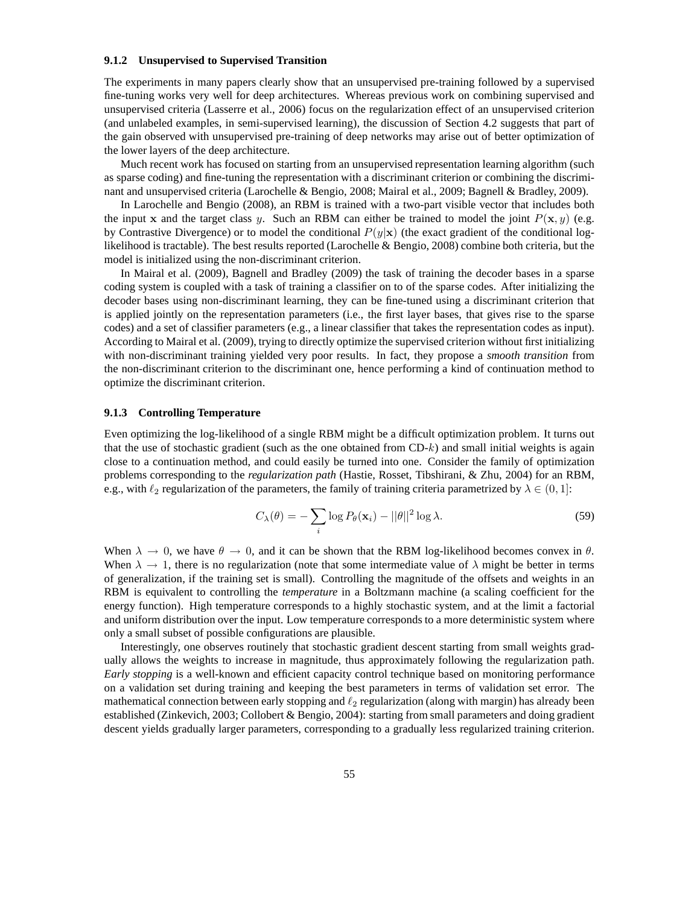### 9.1.2 Unsupervised to Supervised Transition

The experiments in many papers clearly show that an unsupervised pre-training followed by a supervised fine-tuning works very well for deep architectures. Whereas previous work on combining supervised and unsupervised criteria (Lasserre et al., 2006) focus on the regularization effect of an unsupervised criterion (and unlabeled examples, in semi-supervised learning), the discussion of Section 4.2 suggests that part of the gain observed with unsupervised pre-training of deep networks may arise out of better optimization of the lower layers of the deep architecture.

Much recent work has focused on starting from an unsupervised representation learning algorithm (such as sparse coding) and fine-tuning the representation with a discriminant criterion or combining the discriminant and unsupervised criteria (Larochelle & Bengio, 2008; Mairal et al., 2009; Bagnell & Bradley, 2009).

In Larochelle and Bengio (2008), an RBM is trained with a two-part visible vector that includes both the input $\mathbf{x}$ and the target class $y$. Such an RBM can either be trained to model the joint $P(\mathbf{x}, y)$ (e.g. by Contrastive Divergence) or to model the conditional $P(y|\mathbf{x})$ (the exact gradient of the conditional log-likelihood is tractable). The best results reported (Larochelle & Bengio, 2008) combine both criteria, but the model is initialized using the non-discriminant criterion.

In Mairal et al. (2009), Bagnell and Bradley (2009) the task of training the decoder bases in a sparse coding system is coupled with a task of training a classifier on to of the sparse codes. After initializing the decoder bases using non-discriminant learning, they can be fine-tuned using a discriminant criterion that is applied jointly on the representation parameters (i.e., the first layer bases, that gives rise to the sparse codes) and a set of classifier parameters (e.g., a linear classifier that takes the representation codes as input). According to Mairal et al. (2009), trying to directly optimize the supervised criterion without first initializing with non-discriminant training yielded very poor results. In fact, they propose a *smooth transition* from the non-discriminant criterion to the discriminant one, hence performing a kind of continuation method to optimize the discriminant criterion.

### 9.1.3 Controlling Temperature

Even optimizing the log-likelihood of a single RBM might be a difficult optimization problem. It turns out that the use of stochastic gradient (such as the one obtained from CD-$k$) and small initial weights is again close to a continuation method, and could easily be turned into one. Consider the family of optimization problems corresponding to the *regularization path* (Hastie, Rosset, Tibshirani, & Zhu, 2004) for an RBM, e.g., with $\ell_2$ regularization of the parameters, the family of training criteria parametrized by $\lambda \in (0, 1]$:

$$C_\lambda(\theta) = -\sum_i \log P_\theta(\mathbf{x}_i) - ||\theta||^2 \log \lambda. \tag{59}$$

When $\lambda \to 0$, we have $\theta \to 0$, and it can be shown that the RBM log-likelihood becomes convex in $\theta$. When $\lambda \to 1$, there is no regularization (note that some intermediate value of $\lambda$ might be better in terms of generalization, if the training set is small). Controlling the magnitude of the offsets and weights in an RBM is equivalent to controlling the *temperature* in a Boltzmann machine (a scaling coefficient for the energy function). High temperature corresponds to a highly stochastic system, and at the limit a factorial and uniform distribution over the input. Low temperature corresponds to a more deterministic system where only a small subset of possible configurations are plausible.

Interestingly, one observes routinely that stochastic gradient descent starting from small weights gradually allows the weights to increase in magnitude, thus approximately following the regularization path. *Early stopping* is a well-known and efficient capacity control technique based on monitoring performance on a validation set during training and keeping the best parameters in terms of validation set error. The mathematical connection between early stopping and $\ell_2$ regularization (along with margin) has already been established (Zinkevich, 2003; Collobert & Bengio, 2004): starting from small parameters and doing gradient descent yields gradually larger parameters, corresponding to a gradually less regularized training criterion.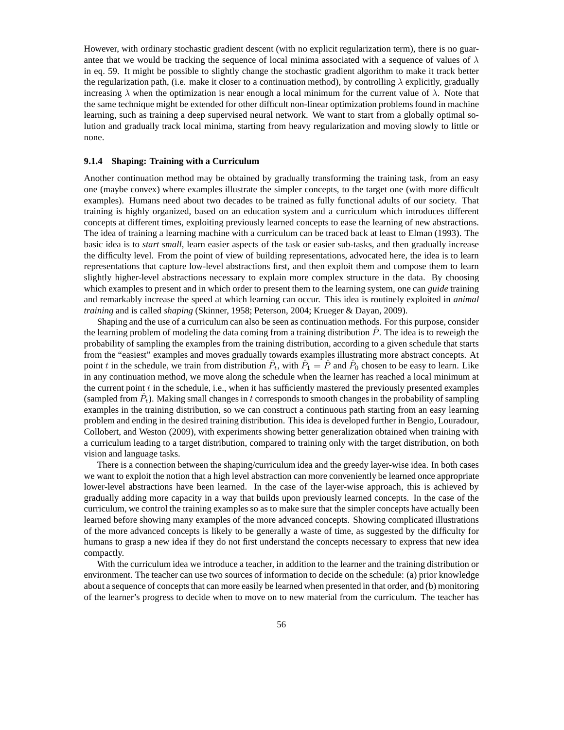However, with ordinary stochastic gradient descent (with no explicit regularization term), there is no guarantee that we would be tracking the sequence of local minima associated with a sequence of values of $\lambda$ in eq. 59. It might be possible to slightly change the stochastic gradient algorithm to make it track better the regularization path, (i.e. make it closer to a continuation method), by controlling $\lambda$ explicitly, gradually increasing $\lambda$ when the optimization is near enough a local minimum for the current value of $\lambda$. Note that the same technique might be extended for other difficult non-linear optimization problems found in machine learning, such as training a deep supervised neural network. We want to start from a globally optimal solution and gradually track local minima, starting from heavy regularization and moving slowly to little or none.

#### 9.1.4 Shaping: Training with a Curriculum

Another continuation method may be obtained by gradually transforming the training task, from an easy one (maybe convex) where examples illustrate the simpler concepts, to the target one (with more difficult examples). Humans need about two decades to be trained as fully functional adults of our society. That training is highly organized, based on an education system and a curriculum which introduces different concepts at different times, exploiting previously learned concepts to ease the learning of new abstractions. The idea of training a learning machine with a curriculum can be traced back at least to Elman (1993). The basic idea is to *start small*, learn easier aspects of the task or easier sub-tasks, and then gradually increase the difficulty level. From the point of view of building representations, advocated here, the idea is to learn representations that capture low-level abstractions first, and then exploit them and compose them to learn slightly higher-level abstractions necessary to explain more complex structure in the data. By choosing which examples to present and in which order to present them to the learning system, one can *guide* training and remarkably increase the speed at which learning can occur. This idea is routinely exploited in *animal training* and is called *shaping* (Skinner, 1958; Peterson, 2004; Krueger & Dayan, 2009).

Shaping and the use of a curriculum can also be seen as continuation methods. For this purpose, consider the learning problem of modeling the data coming from a training distribution $\hat{P}$. The idea is to reweigh the probability of sampling the examples from the training distribution, according to a given schedule that starts from the "easiest" examples and moves gradually towards examples illustrating more abstract concepts. At point $t$ in the schedule, we train from distribution $\hat{P}_t$, with $\hat{P}_1 = \hat{P}$ and $\hat{P}_0$ chosen to be easy to learn. Like in any continuation method, we move along the schedule when the learner has reached a local minimum at the current point $t$ in the schedule, i.e., when it has sufficiently mastered the previously presented examples (sampled from $\hat{P}_t$). Making small changes in $t$ corresponds to smooth changes in the probability of sampling examples in the training distribution, so we can construct a continuous path starting from an easy learning problem and ending in the desired training distribution. This idea is developed further in Bengio, Louradour, Collobert, and Weston (2009), with experiments showing better generalization obtained when training with a curriculum leading to a target distribution, compared to training only with the target distribution, on both vision and language tasks.

There is a connection between the shaping/curriculum idea and the greedy layer-wise idea. In both cases we want to exploit the notion that a high level abstraction can more conveniently be learned once appropriate lower-level abstractions have been learned. In the case of the layer-wise approach, this is achieved by gradually adding more capacity in a way that builds upon previously learned concepts. In the case of the curriculum, we control the training examples so as to make sure that the simpler concepts have actually been learned before showing many examples of the more advanced concepts. Showing complicated illustrations of the more advanced concepts is likely to be generally a waste of time, as suggested by the difficulty for humans to grasp a new idea if they do not first understand the concepts necessary to express that new idea compactly.

With the curriculum idea we introduce a teacher, in addition to the learner and the training distribution or environment. The teacher can use two sources of information to decide on the schedule: (a) prior knowledge about a sequence of concepts that can more easily be learned when presented in that order, and (b) monitoring of the learner's progress to decide when to move on to new material from the curriculum. The teacher has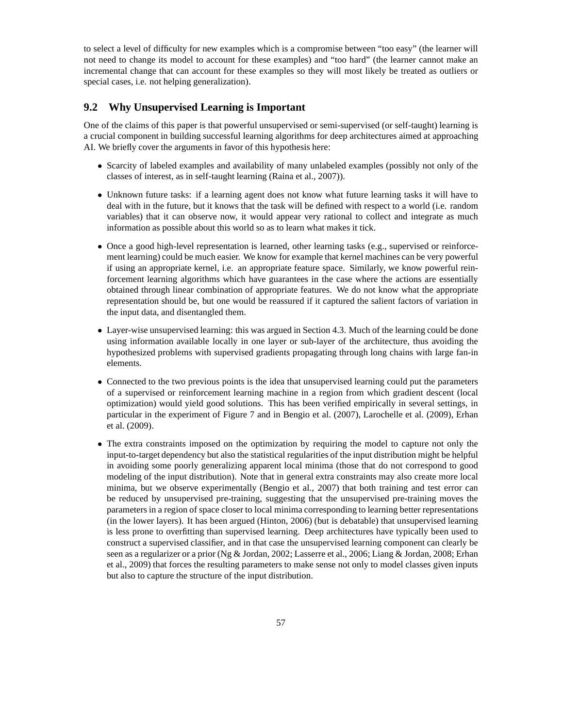to select a level of difficulty for new examples which is a compromise between "too easy" (the learner will not need to change its model to account for these examples) and "too hard" (the learner cannot make an incremental change that can account for these examples so they will most likely be treated as outliers or special cases, i.e. not helping generalization).

## 9.2 Why Unsupervised Learning is Important

One of the claims of this paper is that powerful unsupervised or semi-supervised (or self-taught) learning is a crucial component in building successful learning algorithms for deep architectures aimed at approaching AI. We briefly cover the arguments in favor of this hypothesis here:

- Scarcity of labeled examples and availability of many unlabeled examples (possibly not only of the classes of interest, as in self-taught learning (Raina et al., 2007)).
- Unknown future tasks: if a learning agent does not know what future learning tasks it will have to deal with in the future, but it knows that the task will be defined with respect to a world (i.e. random variables) that it can observe now, it would appear very rational to collect and integrate as much information as possible about this world so as to learn what makes it tick.
- Once a good high-level representation is learned, other learning tasks (e.g., supervised or reinforcement learning) could be much easier. We know for example that kernel machines can be very powerful if using an appropriate kernel, i.e. an appropriate feature space. Similarly, we know powerful reinforcement learning algorithms which have guarantees in the case where the actions are essentially obtained through linear combination of appropriate features. We do not know what the appropriate representation should be, but one would be reassured if it captured the salient factors of variation in the input data, and disentangled them.
- Layer-wise unsupervised learning: this was argued in Section 4.3. Much of the learning could be done using information available locally in one layer or sub-layer of the architecture, thus avoiding the hypothesized problems with supervised gradients propagating through long chains with large fan-in elements.
- Connected to the two previous points is the idea that unsupervised learning could put the parameters of a supervised or reinforcement learning machine in a region from which gradient descent (local optimization) would yield good solutions. This has been verified empirically in several settings, in particular in the experiment of Figure 7 and in Bengio et al. (2007), Larochelle et al. (2009), Erhan et al. (2009).
- The extra constraints imposed on the optimization by requiring the model to capture not only the input-to-target dependency but also the statistical regularities of the input distribution might be helpful in avoiding some poorly generalizing apparent local minima (those that do not correspond to good modeling of the input distribution). Note that in general extra constraints may also create more local minima, but we observe experimentally (Bengio et al., 2007) that both training and test error can be reduced by unsupervised pre-training, suggesting that the unsupervised pre-training moves the parameters in a region of space closer to local minima corresponding to learning better representations (in the lower layers). It has been argued (Hinton, 2006) (but is debatable) that unsupervised learning is less prone to overfitting than supervised learning. Deep architectures have typically been used to construct a supervised classifier, and in that case the unsupervised learning component can clearly be seen as a regularizer or a prior (Ng & Jordan, 2002; Lasserre et al., 2006; Liang & Jordan, 2008; Erhan et al., 2009) that forces the resulting parameters to make sense not only to model classes given inputs but also to capture the structure of the input distribution.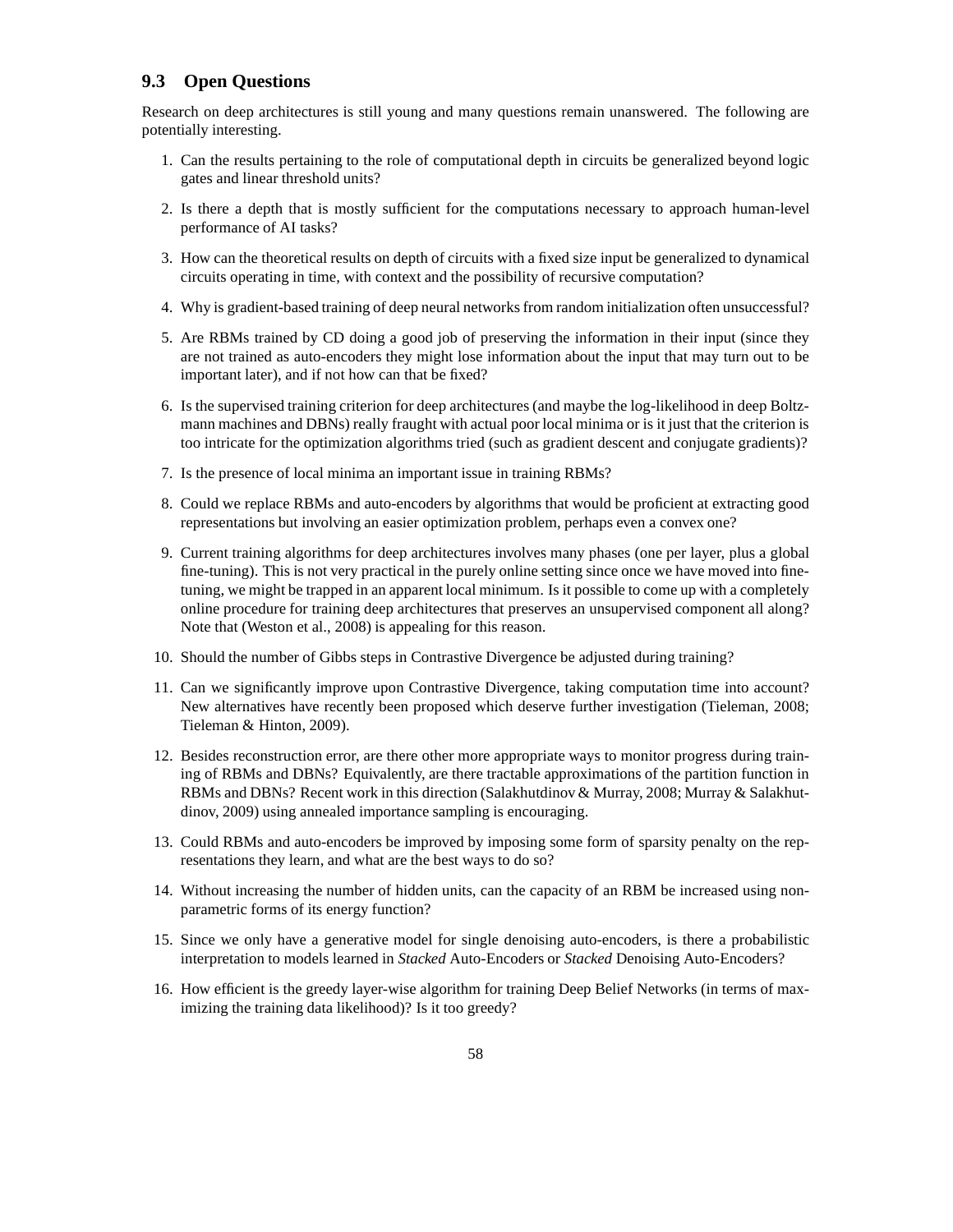### 9.3 Open Questions

Research on deep architectures is still young and many questions remain unanswered. The following are potentially interesting.

1. Can the results pertaining to the role of computational depth in circuits be generalized beyond logic gates and linear threshold units?

2. Is there a depth that is mostly sufficient for the computations necessary to approach human-level performance of AI tasks?

3. How can the theoretical results on depth of circuits with a fixed size input be generalized to dynamical circuits operating in time, with context and the possibility of recursive computation?

4. Why is gradient-based training of deep neural networks from random initialization often unsuccessful?

5. Are RBMs trained by CD doing a good job of preserving the information in their input (since they are not trained as auto-encoders they might lose information about the input that may turn out to be important later), and if not how can that be fixed?

6. Is the supervised training criterion for deep architectures (and maybe the log-likelihood in deep Boltzmann machines and DBNs) really fraught with actual poor local minima or is it just that the criterion is too intricate for the optimization algorithms tried (such as gradient descent and conjugate gradients)?

7. Is the presence of local minima an important issue in training RBMs?

8. Could we replace RBMs and auto-encoders by algorithms that would be proficient at extracting good representations but involving an easier optimization problem, perhaps even a convex one?

9. Current training algorithms for deep architectures involves many phases (one per layer, plus a global fine-tuning). This is not very practical in the purely online setting since once we have moved into fine-tuning, we might be trapped in an apparent local minimum. Is it possible to come up with a completely online procedure for training deep architectures that preserves an unsupervised component all along? Note that (Weston et al., 2008) is appealing for this reason.

10. Should the number of Gibbs steps in Contrastive Divergence be adjusted during training?

11. Can we significantly improve upon Contrastive Divergence, taking computation time into account? New alternatives have recently been proposed which deserve further investigation (Tieleman, 2008; Tieleman & Hinton, 2009).

12. Besides reconstruction error, are there other more appropriate ways to monitor progress during training of RBMs and DBNs? Equivalently, are there tractable approximations of the partition function in RBMs and DBNs? Recent work in this direction (Salakhutdinov & Murray, 2008; Murray & Salakhutdinov, 2009) using annealed importance sampling is encouraging.

13. Could RBMs and auto-encoders be improved by imposing some form of sparsity penalty on the representations they learn, and what are the best ways to do so?

14. Without increasing the number of hidden units, can the capacity of an RBM be increased using non-parametric forms of its energy function?

15. Since we only have a generative model for single denoising auto-encoders, is there a probabilistic interpretation to models learned in *Stacked* Auto-Encoders or *Stacked* Denoising Auto-Encoders?

16. How efficient is the greedy layer-wise algorithm for training Deep Belief Networks (in terms of maximizing the training data likelihood)? Is it too greedy?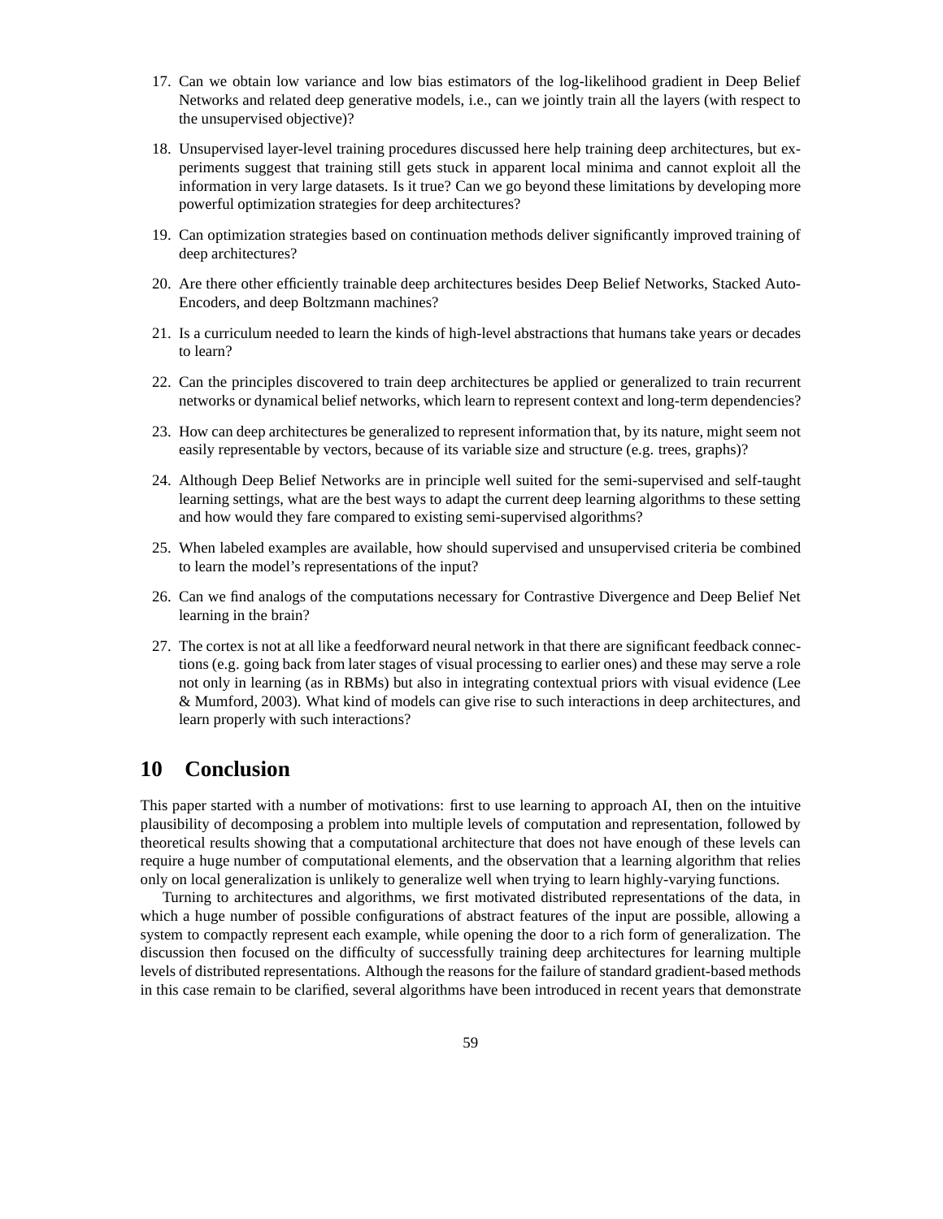17. Can we obtain low variance and low bias estimators of the log-likelihood gradient in Deep Belief Networks and related deep generative models, i.e., can we jointly train all the layers (with respect to the unsupervised objective)?

18. Unsupervised layer-level training procedures discussed here help training deep architectures, but experiments suggest that training still gets stuck in apparent local minima and cannot exploit all the information in very large datasets. Is it true? Can we go beyond these limitations by developing more powerful optimization strategies for deep architectures?

19. Can optimization strategies based on continuation methods deliver significantly improved training of deep architectures?

20. Are there other efficiently trainable deep architectures besides Deep Belief Networks, Stacked Auto-Encoders, and deep Boltzmann machines?

21. Is a curriculum needed to learn the kinds of high-level abstractions that humans take years or decades to learn?

22. Can the principles discovered to train deep architectures be applied or generalized to train recurrent networks or dynamical belief networks, which learn to represent context and long-term dependencies?

23. How can deep architectures be generalized to represent information that, by its nature, might seem not easily representable by vectors, because of its variable size and structure (e.g. trees, graphs)?

24. Although Deep Belief Networks are in principle well suited for the semi-supervised and self-taught learning settings, what are the best ways to adapt the current deep learning algorithms to these setting and how would they fare compared to existing semi-supervised algorithms?

25. When labeled examples are available, how should supervised and unsupervised criteria be combined to learn the model's representations of the input?

26. Can we find analogs of the computations necessary for Contrastive Divergence and Deep Belief Net learning in the brain?

27. The cortex is not at all like a feedforward neural network in that there are significant feedback connections (e.g. going back from later stages of visual processing to earlier ones) and these may serve a role not only in learning (as in RBMs) but also in integrating contextual priors with visual evidence (Lee & Mumford, 2003). What kind of models can give rise to such interactions in deep architectures, and learn properly with such interactions?

# 10 Conclusion

This paper started with a number of motivations: first to use learning to approach AI, then on the intuitive plausibility of decomposing a problem into multiple levels of computation and representation, followed by theoretical results showing that a computational architecture that does not have enough of these levels can require a huge number of computational elements, and the observation that a learning algorithm that relies only on local generalization is unlikely to generalize well when trying to learn highly-varying functions.

Turning to architectures and algorithms, we first motivated distributed representations of the data, in which a huge number of possible configurations of abstract features of the input are possible, allowing a system to compactly represent each example, while opening the door to a rich form of generalization. The discussion then focused on the difficulty of successfully training deep architectures for learning multiple levels of distributed representations. Although the reasons for the failure of standard gradient-based methods in this case remain to be clarified, several algorithms have been introduced in recent years that demonstrate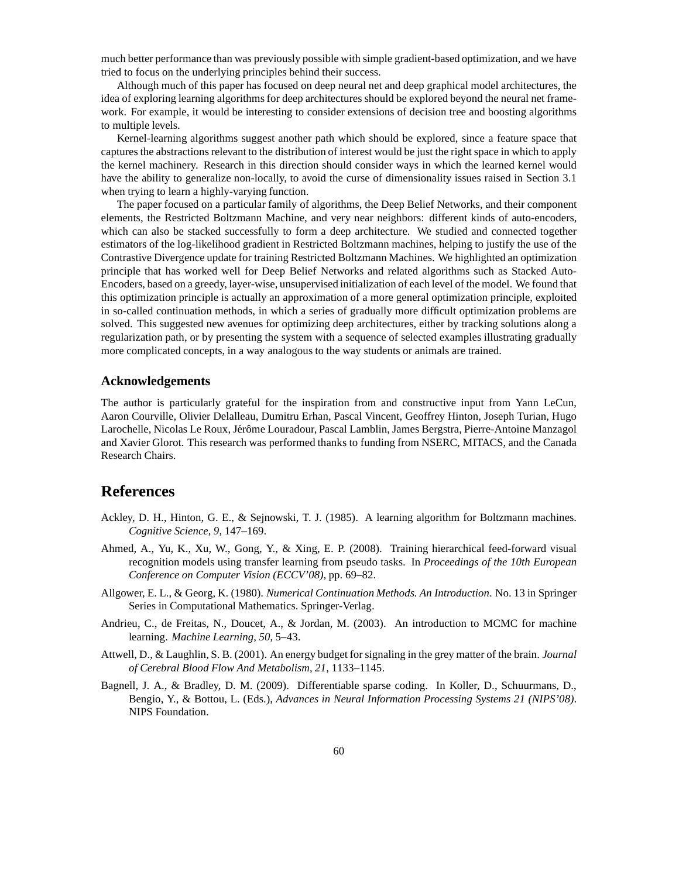much better performance than was previously possible with simple gradient-based optimization, and we have tried to focus on the underlying principles behind their success.

Although much of this paper has focused on deep neural net and deep graphical model architectures, the idea of exploring learning algorithms for deep architectures should be explored beyond the neural net framework. For example, it would be interesting to consider extensions of decision tree and boosting algorithms to multiple levels.

Kernel-learning algorithms suggest another path which should be explored, since a feature space that captures the abstractions relevant to the distribution of interest would be just the right space in which to apply the kernel machinery. Research in this direction should consider ways in which the learned kernel would have the ability to generalize non-locally, to avoid the curse of dimensionality issues raised in Section 3.1 when trying to learn a highly-varying function.

The paper focused on a particular family of algorithms, the Deep Belief Networks, and their component elements, the Restricted Boltzmann Machine, and very near neighbors: different kinds of auto-encoders, which can also be stacked successfully to form a deep architecture. We studied and connected together estimators of the log-likelihood gradient in Restricted Boltzmann machines, helping to justify the use of the Contrastive Divergence update for training Restricted Boltzmann Machines. We highlighted an optimization principle that has worked well for Deep Belief Networks and related algorithms such as Stacked Auto-Encoders, based on a greedy, layer-wise, unsupervised initialization of each level of the model. We found that this optimization principle is actually an approximation of a more general optimization principle, exploited in so-called continuation methods, in which a series of gradually more difficult optimization problems are solved. This suggested new avenues for optimizing deep architectures, either by tracking solutions along a regularization path, or by presenting the system with a sequence of selected examples illustrating gradually more complicated concepts, in a way analogous to the way students or animals are trained.

### Acknowledgements

The author is particularly grateful for the inspiration from and constructive input from Yann LeCun, Aaron Courville, Olivier Delalleau, Dumitru Erhan, Pascal Vincent, Geoffrey Hinton, Joseph Turian, Hugo Larochelle, Nicolas Le Roux, Jérôme Louradour, Pascal Lamblin, James Bergstra, Pierre-Antoine Manzagol and Xavier Glorot. This research was performed thanks to funding from NSERC, MITACS, and the Canada Research Chairs.

## References

Ackley, D. H., Hinton, G. E., & Sejnowski, T. J. (1985). A learning algorithm for Boltzmann machines. *Cognitive Science*, *9*, 147–169.

Ahmed, A., Yu, K., Xu, W., Gong, Y., & Xing, E. P. (2008). Training hierarchical feed-forward visual recognition models using transfer learning from pseudo tasks. In *Proceedings of the 10th European Conference on Computer Vision (ECCV'08)*, pp. 69–82.

Allgower, E. L., & Georg, K. (1980). *Numerical Continuation Methods. An Introduction*. No. 13 in Springer Series in Computational Mathematics. Springer-Verlag.

Andrieu, C., de Freitas, N., Doucet, A., & Jordan, M. (2003). An introduction to MCMC for machine learning. *Machine Learning*, *50*, 5–43.

Attwell, D., & Laughlin, S. B. (2001). An energy budget for signaling in the grey matter of the brain. *Journal of Cerebral Blood Flow And Metabolism*, *21*, 1133–1145.

Bagnell, J. A., & Bradley, D. M. (2009). Differentiable sparse coding. In Koller, D., Schuurmans, D., Bengio, Y., & Bottou, L. (Eds.), *Advances in Neural Information Processing Systems 21 (NIPS'08)*. NIPS Foundation.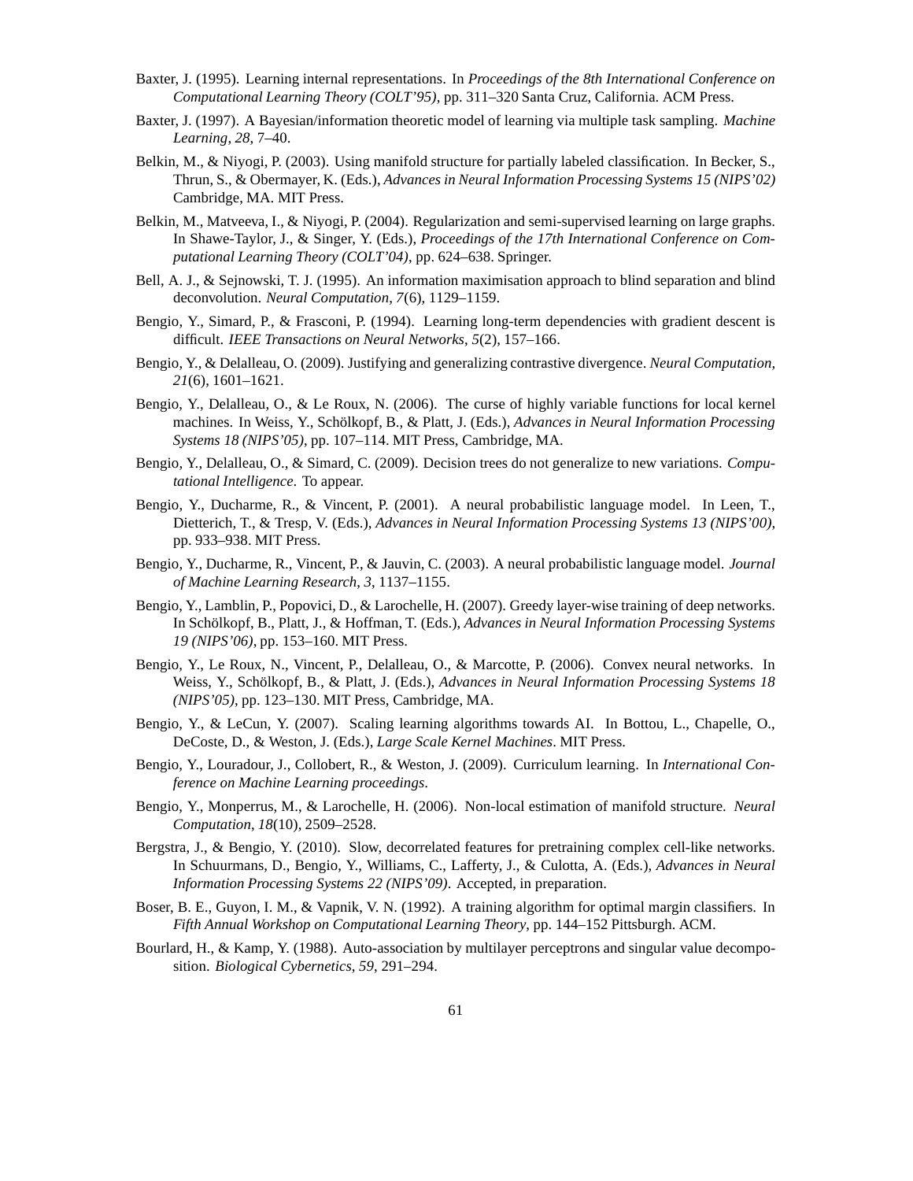Baxter, J. (1995). Learning internal representations. In *Proceedings of the 8th International Conference on Computational Learning Theory (COLT'95)*, pp. 311–320 Santa Cruz, California. ACM Press.

Baxter, J. (1997). A Bayesian/information theoretic model of learning via multiple task sampling. *Machine Learning*, *28*, 7–40.

Belkin, M., & Niyogi, P. (2003). Using manifold structure for partially labeled classification. In Becker, S., Thrun, S., & Obermayer, K. (Eds.), *Advances in Neural Information Processing Systems 15 (NIPS'02)* Cambridge, MA. MIT Press.

Belkin, M., Matveeva, I., & Niyogi, P. (2004). Regularization and semi-supervised learning on large graphs. In Shawe-Taylor, J., & Singer, Y. (Eds.), *Proceedings of the 17th International Conference on Computational Learning Theory (COLT'04)*, pp. 624–638. Springer.

Bell, A. J., & Sejnowski, T. J. (1995). An information maximisation approach to blind separation and blind deconvolution. *Neural Computation*, *7*(6), 1129–1159.

Bengio, Y., Simard, P., & Frasconi, P. (1994). Learning long-term dependencies with gradient descent is difficult. *IEEE Transactions on Neural Networks*, *5*(2), 157–166.

Bengio, Y., & Delalleau, O. (2009). Justifying and generalizing contrastive divergence. *Neural Computation*, *21*(6), 1601–1621.

Bengio, Y., Delalleau, O., & Le Roux, N. (2006). The curse of highly variable functions for local kernel machines. In Weiss, Y., Schölkopf, B., & Platt, J. (Eds.), *Advances in Neural Information Processing Systems 18 (NIPS'05)*, pp. 107–114. MIT Press, Cambridge, MA.

Bengio, Y., Delalleau, O., & Simard, C. (2009). Decision trees do not generalize to new variations. *Computational Intelligence*. To appear.

Bengio, Y., Ducharme, R., & Vincent, P. (2001). A neural probabilistic language model. In Leen, T., Dietterich, T., & Tresp, V. (Eds.), *Advances in Neural Information Processing Systems 13 (NIPS'00)*, pp. 933–938. MIT Press.

Bengio, Y., Ducharme, R., Vincent, P., & Jauvin, C. (2003). A neural probabilistic language model. *Journal of Machine Learning Research*, *3*, 1137–1155.

Bengio, Y., Lamblin, P., Popovici, D., & Larochelle, H. (2007). Greedy layer-wise training of deep networks. In Schölkopf, B., Platt, J., & Hoffman, T. (Eds.), *Advances in Neural Information Processing Systems 19 (NIPS'06)*, pp. 153–160. MIT Press.

Bengio, Y., Le Roux, N., Vincent, P., Delalleau, O., & Marcotte, P. (2006). Convex neural networks. In Weiss, Y., Schölkopf, B., & Platt, J. (Eds.), *Advances in Neural Information Processing Systems 18 (NIPS'05)*, pp. 123–130. MIT Press, Cambridge, MA.

Bengio, Y., & LeCun, Y. (2007). Scaling learning algorithms towards AI. In Bottou, L., Chapelle, O., DeCoste, D., & Weston, J. (Eds.), *Large Scale Kernel Machines*. MIT Press.

Bengio, Y., Louradour, J., Collobert, R., & Weston, J. (2009). Curriculum learning. In *International Conference on Machine Learning proceedings*.

Bengio, Y., Monperrus, M., & Larochelle, H. (2006). Non-local estimation of manifold structure. *Neural Computation*, *18*(10), 2509–2528.

Bergstra, J., & Bengio, Y. (2010). Slow, decorrelated features for pretraining complex cell-like networks. In Schuurmans, D., Bengio, Y., Williams, C., Lafferty, J., & Culotta, A. (Eds.), *Advances in Neural Information Processing Systems 22 (NIPS'09)*. Accepted, in preparation.

Boser, B. E., Guyon, I. M., & Vapnik, V. N. (1992). A training algorithm for optimal margin classifiers. In *Fifth Annual Workshop on Computational Learning Theory*, pp. 144–152 Pittsburgh. ACM.

Bourlard, H., & Kamp, Y. (1988). Auto-association by multilayer perceptrons and singular value decomposition. *Biological Cybernetics*, *59*, 291–294.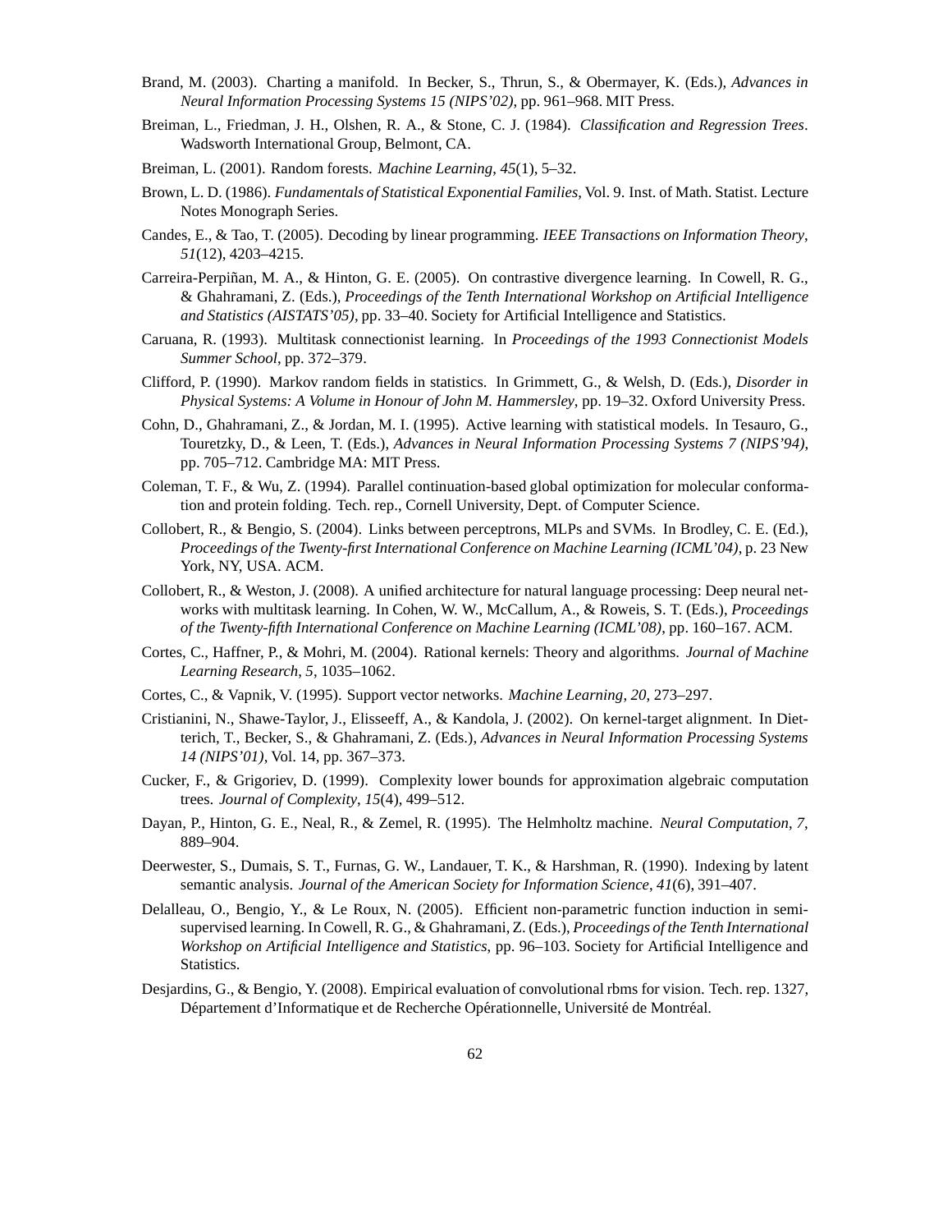Brand, M. (2003). Charting a manifold. In Becker, S., Thrun, S., & Obermayer, K. (Eds.), *Advances in Neural Information Processing Systems 15 (NIPS'02)*, pp. 961–968. MIT Press.

Breiman, L., Friedman, J. H., Olshen, R. A., & Stone, C. J. (1984). *Classification and Regression Trees*. Wadsworth International Group, Belmont, CA.

Breiman, L. (2001). Random forests. *Machine Learning*, *45*(1), 5–32.

Brown, L. D. (1986). *Fundamentals of Statistical Exponential Families*, Vol. 9. Inst. of Math. Statist. Lecture Notes Monograph Series.

Candes, E., & Tao, T. (2005). Decoding by linear programming. *IEEE Transactions on Information Theory*, *51*(12), 4203–4215.

Carreira-Perpiñan, M. A., & Hinton, G. E. (2005). On contrastive divergence learning. In Cowell, R. G., & Ghahramani, Z. (Eds.), *Proceedings of the Tenth International Workshop on Artificial Intelligence and Statistics (AISTATS'05)*, pp. 33–40. Society for Artificial Intelligence and Statistics.

Caruana, R. (1993). Multitask connectionist learning. In *Proceedings of the 1993 Connectionist Models Summer School*, pp. 372–379.

Clifford, P. (1990). Markov random fields in statistics. In Grimmett, G., & Welsh, D. (Eds.), *Disorder in Physical Systems: A Volume in Honour of John M. Hammersley*, pp. 19–32. Oxford University Press.

Cohn, D., Ghahramani, Z., & Jordan, M. I. (1995). Active learning with statistical models. In Tesauro, G., Touretzky, D., & Leen, T. (Eds.), *Advances in Neural Information Processing Systems 7 (NIPS'94)*, pp. 705–712. Cambridge MA: MIT Press.

Coleman, T. F., & Wu, Z. (1994). Parallel continuation-based global optimization for molecular conformation and protein folding. Tech. rep., Cornell University, Dept. of Computer Science.

Collobert, R., & Bengio, S. (2004). Links between perceptrons, MLPs and SVMs. In Brodley, C. E. (Ed.), *Proceedings of the Twenty-first International Conference on Machine Learning (ICML'04)*, p. 23 New York, NY, USA. ACM.

Collobert, R., & Weston, J. (2008). A unified architecture for natural language processing: Deep neural networks with multitask learning. In Cohen, W. W., McCallum, A., & Roweis, S. T. (Eds.), *Proceedings of the Twenty-fifth International Conference on Machine Learning (ICML'08)*, pp. 160–167. ACM.

Cortes, C., Haffner, P., & Mohri, M. (2004). Rational kernels: Theory and algorithms. *Journal of Machine Learning Research*, *5*, 1035–1062.

Cortes, C., & Vapnik, V. (1995). Support vector networks. *Machine Learning*, *20*, 273–297.

Cristianini, N., Shawe-Taylor, J., Elisseeff, A., & Kandola, J. (2002). On kernel-target alignment. In Dietterich, T., Becker, S., & Ghahramani, Z. (Eds.), *Advances in Neural Information Processing Systems 14 (NIPS'01)*, Vol. 14, pp. 367–373.

Cucker, F., & Grigoriev, D. (1999). Complexity lower bounds for approximation algebraic computation trees. *Journal of Complexity*, *15*(4), 499–512.

Dayan, P., Hinton, G. E., Neal, R., & Zemel, R. (1995). The Helmholtz machine. *Neural Computation*, *7*, 889–904.

Deerwester, S., Dumais, S. T., Furnas, G. W., Landauer, T. K., & Harshman, R. (1990). Indexing by latent semantic analysis. *Journal of the American Society for Information Science*, *41*(6), 391–407.

Delalleau, O., Bengio, Y., & Le Roux, N. (2005). Efficient non-parametric function induction in semi-supervised learning. In Cowell, R. G., & Ghahramani, Z. (Eds.), *Proceedings of the Tenth International Workshop on Artificial Intelligence and Statistics*, pp. 96–103. Society for Artificial Intelligence and Statistics.

Desjardins, G., & Bengio, Y. (2008). Empirical evaluation of convolutional rbms for vision. Tech. rep. 1327, Département d'Informatique et de Recherche Opérationnelle, Université de Montréal.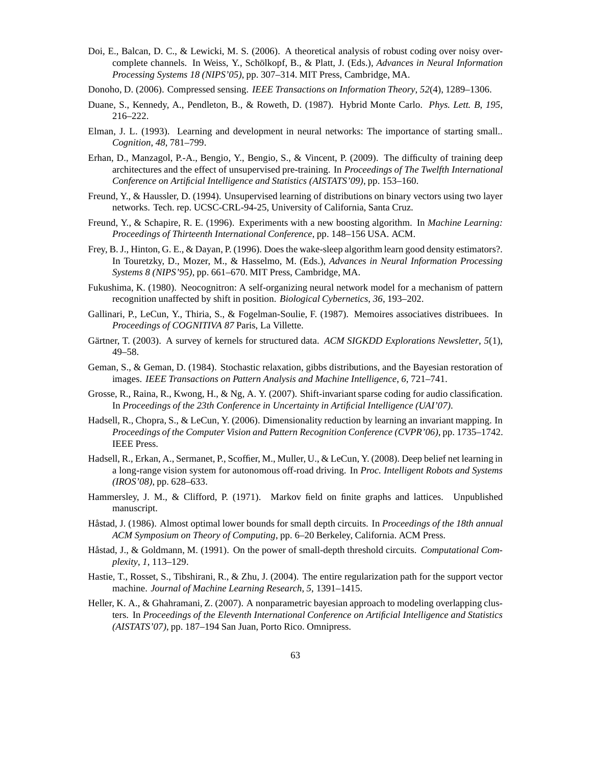Doi, E., Balcan, D. C., & Lewicki, M. S. (2006). A theoretical analysis of robust coding over noisy overcomplete channels. In Weiss, Y., Schölkopf, B., & Platt, J. (Eds.), *Advances in Neural Information Processing Systems 18 (NIPS'05)*, pp. 307–314. MIT Press, Cambridge, MA.

Donoho, D. (2006). Compressed sensing. *IEEE Transactions on Information Theory*, *52*(4), 1289–1306.

Duane, S., Kennedy, A., Pendleton, B., & Roweth, D. (1987). Hybrid Monte Carlo. *Phys. Lett. B*, *195*, 216–222.

Elman, J. L. (1993). Learning and development in neural networks: The importance of starting small.. *Cognition*, *48*, 781–799.

Erhan, D., Manzagol, P.-A., Bengio, Y., Bengio, S., & Vincent, P. (2009). The difficulty of training deep architectures and the effect of unsupervised pre-training. In *Proceedings of The Twelfth International Conference on Artificial Intelligence and Statistics (AISTATS'09)*, pp. 153–160.

Freund, Y., & Haussler, D. (1994). Unsupervised learning of distributions on binary vectors using two layer networks. Tech. rep. UCSC-CRL-94-25, University of California, Santa Cruz.

Freund, Y., & Schapire, R. E. (1996). Experiments with a new boosting algorithm. In *Machine Learning: Proceedings of Thirteenth International Conference*, pp. 148–156 USA. ACM.

Frey, B. J., Hinton, G. E., & Dayan, P. (1996). Does the wake-sleep algorithm learn good density estimators?. In Touretzky, D., Mozer, M., & Hasselmo, M. (Eds.), *Advances in Neural Information Processing Systems 8 (NIPS'95)*, pp. 661–670. MIT Press, Cambridge, MA.

Fukushima, K. (1980). Neocognitron: A self-organizing neural network model for a mechanism of pattern recognition unaffected by shift in position. *Biological Cybernetics*, *36*, 193–202.

Gallinari, P., LeCun, Y., Thiria, S., & Fogelman-Soulie, F. (1987). Memoires associatives distribuees. In *Proceedings of COGNITIVA 87* Paris, La Villette.

Gärtner, T. (2003). A survey of kernels for structured data. *ACM SIGKDD Explorations Newsletter*, *5*(1), 49–58.

Geman, S., & Geman, D. (1984). Stochastic relaxation, gibbs distributions, and the Bayesian restoration of images. *IEEE Transactions on Pattern Analysis and Machine Intelligence*, *6*, 721–741.

Grosse, R., Raina, R., Kwong, H., & Ng, A. Y. (2007). Shift-invariant sparse coding for audio classification. In *Proceedings of the 23th Conference in Uncertainty in Artificial Intelligence (UAI'07)*.

Hadsell, R., Chopra, S., & LeCun, Y. (2006). Dimensionality reduction by learning an invariant mapping. In *Proceedings of the Computer Vision and Pattern Recognition Conference (CVPR'06)*, pp. 1735–1742. IEEE Press.

Hadsell, R., Erkan, A., Sermanet, P., Scoffier, M., Muller, U., & LeCun, Y. (2008). Deep belief net learning in a long-range vision system for autonomous off-road driving. In *Proc. Intelligent Robots and Systems (IROS'08)*, pp. 628–633.

Hammersley, J. M., & Clifford, P. (1971). Markov field on finite graphs and lattices. Unpublished manuscript.

Håstad, J. (1986). Almost optimal lower bounds for small depth circuits. In *Proceedings of the 18th annual ACM Symposium on Theory of Computing*, pp. 6–20 Berkeley, California. ACM Press.

Håstad, J., & Goldmann, M. (1991). On the power of small-depth threshold circuits. *Computational Complexity*, *1*, 113–129.

Hastie, T., Rosset, S., Tibshirani, R., & Zhu, J. (2004). The entire regularization path for the support vector machine. *Journal of Machine Learning Research*, *5*, 1391–1415.

Heller, K. A., & Ghahramani, Z. (2007). A nonparametric bayesian approach to modeling overlapping clusters. In *Proceedings of the Eleventh International Conference on Artificial Intelligence and Statistics (AISTATS'07)*, pp. 187–194 San Juan, Porto Rico. Omnipress.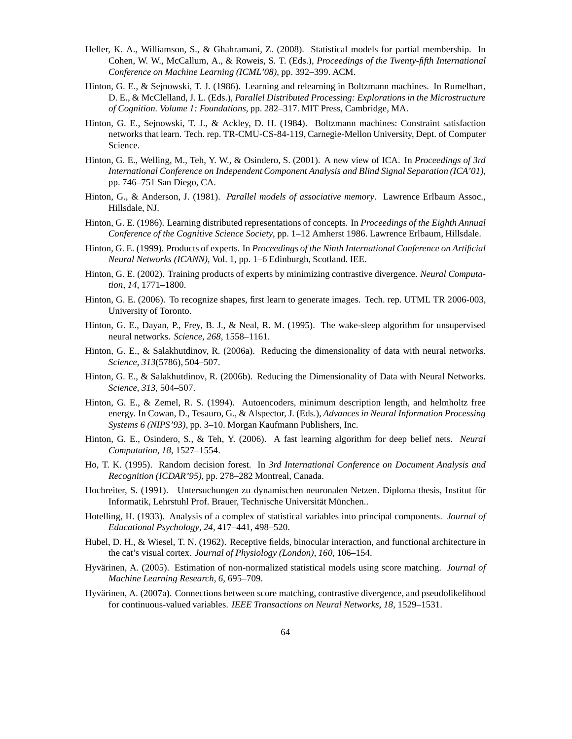Heller, K. A., Williamson, S., & Ghahramani, Z. (2008). Statistical models for partial membership. In Cohen, W. W., McCallum, A., & Roweis, S. T. (Eds.), *Proceedings of the Twenty-fifth International Conference on Machine Learning (ICML'08)*, pp. 392–399. ACM.

Hinton, G. E., & Sejnowski, T. J. (1986). Learning and relearning in Boltzmann machines. In Rumelhart, D. E., & McClelland, J. L. (Eds.), *Parallel Distributed Processing: Explorations in the Microstructure of Cognition. Volume 1: Foundations*, pp. 282–317. MIT Press, Cambridge, MA.

Hinton, G. E., Sejnowski, T. J., & Ackley, D. H. (1984). Boltzmann machines: Constraint satisfaction networks that learn. Tech. rep. TR-CMU-CS-84-119, Carnegie-Mellon University, Dept. of Computer Science.

Hinton, G. E., Welling, M., Teh, Y. W., & Osindero, S. (2001). A new view of ICA. In *Proceedings of 3rd International Conference on Independent Component Analysis and Blind Signal Separation (ICA'01)*, pp. 746–751 San Diego, CA.

Hinton, G., & Anderson, J. (1981). *Parallel models of associative memory*. Lawrence Erlbaum Assoc., Hillsdale, NJ.

Hinton, G. E. (1986). Learning distributed representations of concepts. In *Proceedings of the Eighth Annual Conference of the Cognitive Science Society*, pp. 1–12 Amherst 1986. Lawrence Erlbaum, Hillsdale.

Hinton, G. E. (1999). Products of experts. In *Proceedings of the Ninth International Conference on Artificial Neural Networks (ICANN)*, Vol. 1, pp. 1–6 Edinburgh, Scotland. IEE.

Hinton, G. E. (2002). Training products of experts by minimizing contrastive divergence. *Neural Computation*, *14*, 1771–1800.

Hinton, G. E. (2006). To recognize shapes, first learn to generate images. Tech. rep. UTML TR 2006-003, University of Toronto.

Hinton, G. E., Dayan, P., Frey, B. J., & Neal, R. M. (1995). The wake-sleep algorithm for unsupervised neural networks. *Science*, *268*, 1558–1161.

Hinton, G. E., & Salakhutdinov, R. (2006a). Reducing the dimensionality of data with neural networks. *Science*, *313*(5786), 504–507.

Hinton, G. E., & Salakhutdinov, R. (2006b). Reducing the Dimensionality of Data with Neural Networks. *Science*, *313*, 504–507.

Hinton, G. E., & Zemel, R. S. (1994). Autoencoders, minimum description length, and helmholtz free energy. In Cowan, D., Tesauro, G., & Alspector, J. (Eds.), *Advances in Neural Information Processing Systems 6 (NIPS'93)*, pp. 3–10. Morgan Kaufmann Publishers, Inc.

Hinton, G. E., Osindero, S., & Teh, Y. (2006). A fast learning algorithm for deep belief nets. *Neural Computation*, *18*, 1527–1554.

Ho, T. K. (1995). Random decision forest. In *3rd International Conference on Document Analysis and Recognition (ICDAR'95)*, pp. 278–282 Montreal, Canada.

Hochreiter, S. (1991). Untersuchungen zu dynamischen neuronalen Netzen. Diploma thesis, Institut für Informatik, Lehrstuhl Prof. Brauer, Technische Universität München..

Hotelling, H. (1933). Analysis of a complex of statistical variables into principal components. *Journal of Educational Psychology*, *24*, 417–441, 498–520.

Hubel, D. H., & Wiesel, T. N. (1962). Receptive fields, binocular interaction, and functional architecture in the cat's visual cortex. *Journal of Physiology (London)*, *160*, 106–154.

Hyvärinen, A. (2005). Estimation of non-normalized statistical models using score matching. *Journal of Machine Learning Research*, *6*, 695–709.

Hyvärinen, A. (2007a). Connections between score matching, contrastive divergence, and pseudolikelihood for continuous-valued variables. *IEEE Transactions on Neural Networks*, *18*, 1529–1531.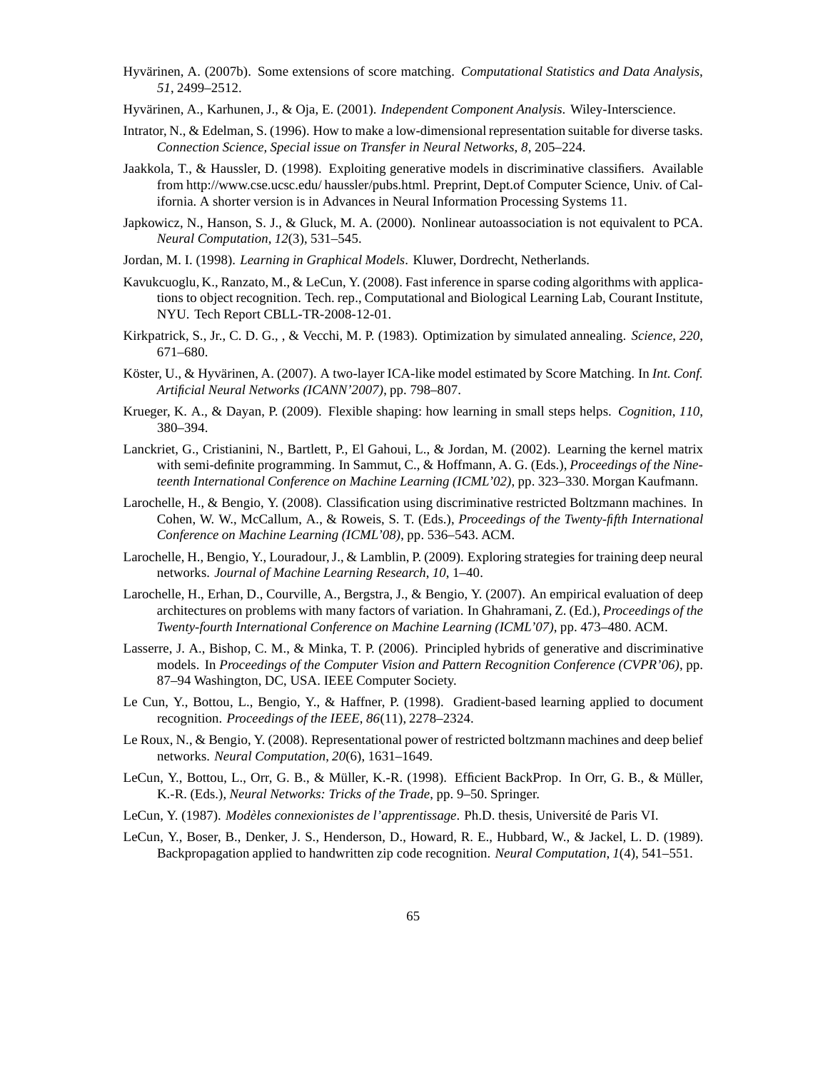Hyvärinen, A. (2007b). Some extensions of score matching. *Computational Statistics and Data Analysis*, *51*, 2499–2512.

Hyvärinen, A., Karhunen, J., & Oja, E. (2001). *Independent Component Analysis*. Wiley-Interscience.

Intrator, N., & Edelman, S. (1996). How to make a low-dimensional representation suitable for diverse tasks. *Connection Science, Special issue on Transfer in Neural Networks*, *8*, 205–224.

Jaakkola, T., & Haussler, D. (1998). Exploiting generative models in discriminative classifiers. Available from http://www.cse.ucsc.edu/ haussler/pubs.html. Preprint, Dept.of Computer Science, Univ. of California. A shorter version is in Advances in Neural Information Processing Systems 11.

Japkowicz, N., Hanson, S. J., & Gluck, M. A. (2000). Nonlinear autoassociation is not equivalent to PCA. *Neural Computation*, *12*(3), 531–545.

Jordan, M. I. (1998). *Learning in Graphical Models*. Kluwer, Dordrecht, Netherlands.

Kavukcuoglu, K., Ranzato, M., & LeCun, Y. (2008). Fast inference in sparse coding algorithms with applications to object recognition. Tech. rep., Computational and Biological Learning Lab, Courant Institute, NYU. Tech Report CBLL-TR-2008-12-01.

Kirkpatrick, S., Jr., C. D. G., , & Vecchi, M. P. (1983). Optimization by simulated annealing. *Science*, *220*, 671–680.

Köster, U., & Hyvärinen, A. (2007). A two-layer ICA-like model estimated by Score Matching. In *Int. Conf. Artificial Neural Networks (ICANN'2007)*, pp. 798–807.

Krueger, K. A., & Dayan, P. (2009). Flexible shaping: how learning in small steps helps. *Cognition*, *110*, 380–394.

Lanckriet, G., Cristianini, N., Bartlett, P., El Gahoui, L., & Jordan, M. (2002). Learning the kernel matrix with semi-definite programming. In Sammut, C., & Hoffmann, A. G. (Eds.), *Proceedings of the Nineteenth International Conference on Machine Learning (ICML'02)*, pp. 323–330. Morgan Kaufmann.

Larochelle, H., & Bengio, Y. (2008). Classification using discriminative restricted Boltzmann machines. In Cohen, W. W., McCallum, A., & Roweis, S. T. (Eds.), *Proceedings of the Twenty-fifth International Conference on Machine Learning (ICML'08)*, pp. 536–543. ACM.

Larochelle, H., Bengio, Y., Louradour, J., & Lamblin, P. (2009). Exploring strategies for training deep neural networks. *Journal of Machine Learning Research*, *10*, 1–40.

Larochelle, H., Erhan, D., Courville, A., Bergstra, J., & Bengio, Y. (2007). An empirical evaluation of deep architectures on problems with many factors of variation. In Ghahramani, Z. (Ed.), *Proceedings of the Twenty-fourth International Conference on Machine Learning (ICML'07)*, pp. 473–480. ACM.

Lasserre, J. A., Bishop, C. M., & Minka, T. P. (2006). Principled hybrids of generative and discriminative models. In *Proceedings of the Computer Vision and Pattern Recognition Conference (CVPR'06)*, pp. 87–94 Washington, DC, USA. IEEE Computer Society.

Le Cun, Y., Bottou, L., Bengio, Y., & Haffner, P. (1998). Gradient-based learning applied to document recognition. *Proceedings of the IEEE*, *86*(11), 2278–2324.

Le Roux, N., & Bengio, Y. (2008). Representational power of restricted boltzmann machines and deep belief networks. *Neural Computation*, *20*(6), 1631–1649.

LeCun, Y., Bottou, L., Orr, G. B., & Müller, K.-R. (1998). Efficient BackProp. In Orr, G. B., & Müller, K.-R. (Eds.), *Neural Networks: Tricks of the Trade*, pp. 9–50. Springer.

LeCun, Y. (1987). *Modèles connexionistes de l'apprentissage*. Ph.D. thesis, Université de Paris VI.

LeCun, Y., Boser, B., Denker, J. S., Henderson, D., Howard, R. E., Hubbard, W., & Jackel, L. D. (1989). Backpropagation applied to handwritten zip code recognition. *Neural Computation*, *1*(4), 541–551.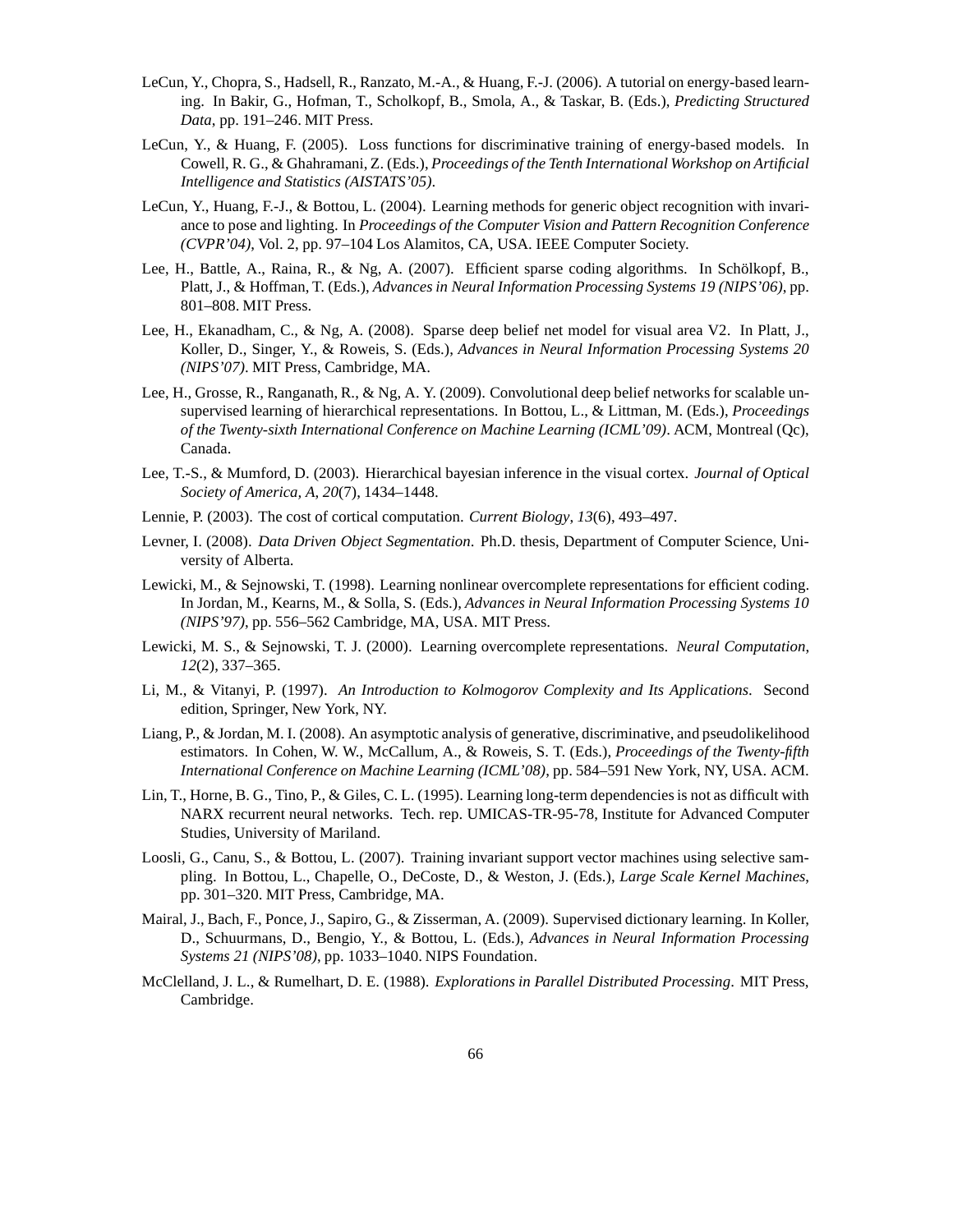LeCun, Y., Chopra, S., Hadsell, R., Ranzato, M.-A., & Huang, F.-J. (2006). A tutorial on energy-based learning. In Bakir, G., Hofman, T., Scholkopf, B., Smola, A., & Taskar, B. (Eds.), *Predicting Structured Data*, pp. 191–246. MIT Press.

LeCun, Y., & Huang, F. (2005). Loss functions for discriminative training of energy-based models. In Cowell, R. G., & Ghahramani, Z. (Eds.), *Proceedings of the Tenth International Workshop on Artificial Intelligence and Statistics (AISTATS'05)*.

LeCun, Y., Huang, F.-J., & Bottou, L. (2004). Learning methods for generic object recognition with invariance to pose and lighting. In *Proceedings of the Computer Vision and Pattern Recognition Conference (CVPR'04)*, Vol. 2, pp. 97–104 Los Alamitos, CA, USA. IEEE Computer Society.

Lee, H., Battle, A., Raina, R., & Ng, A. (2007). Efficient sparse coding algorithms. In Schölkopf, B., Platt, J., & Hoffman, T. (Eds.), *Advances in Neural Information Processing Systems 19 (NIPS'06)*, pp. 801–808. MIT Press.

Lee, H., Ekanadham, C., & Ng, A. (2008). Sparse deep belief net model for visual area V2. In Platt, J., Koller, D., Singer, Y., & Roweis, S. (Eds.), *Advances in Neural Information Processing Systems 20 (NIPS'07)*. MIT Press, Cambridge, MA.

Lee, H., Grosse, R., Ranganath, R., & Ng, A. Y. (2009). Convolutional deep belief networks for scalable unsupervised learning of hierarchical representations. In Bottou, L., & Littman, M. (Eds.), *Proceedings of the Twenty-sixth International Conference on Machine Learning (ICML'09)*. ACM, Montreal (Qc), Canada.

Lee, T.-S., & Mumford, D. (2003). Hierarchical bayesian inference in the visual cortex. *Journal of Optical Society of America, A*, *20*(7), 1434–1448.

Lennie, P. (2003). The cost of cortical computation. *Current Biology*, *13*(6), 493–497.

Levner, I. (2008). *Data Driven Object Segmentation*. Ph.D. thesis, Department of Computer Science, University of Alberta.

Lewicki, M., & Sejnowski, T. (1998). Learning nonlinear overcomplete representations for efficient coding. In Jordan, M., Kearns, M., & Solla, S. (Eds.), *Advances in Neural Information Processing Systems 10 (NIPS'97)*, pp. 556–562 Cambridge, MA, USA. MIT Press.

Lewicki, M. S., & Sejnowski, T. J. (2000). Learning overcomplete representations. *Neural Computation*, *12*(2), 337–365.

Li, M., & Vitanyi, P. (1997). *An Introduction to Kolmogorov Complexity and Its Applications*. Second edition, Springer, New York, NY.

Liang, P., & Jordan, M. I. (2008). An asymptotic analysis of generative, discriminative, and pseudolikelihood estimators. In Cohen, W. W., McCallum, A., & Roweis, S. T. (Eds.), *Proceedings of the Twenty-fifth International Conference on Machine Learning (ICML'08)*, pp. 584–591 New York, NY, USA. ACM.

Lin, T., Horne, B. G., Tino, P., & Giles, C. L. (1995). Learning long-term dependencies is not as difficult with NARX recurrent neural networks. Tech. rep. UMICAS-TR-95-78, Institute for Advanced Computer Studies, University of Mariland.

Loosli, G., Canu, S., & Bottou, L. (2007). Training invariant support vector machines using selective sampling. In Bottou, L., Chapelle, O., DeCoste, D., & Weston, J. (Eds.), *Large Scale Kernel Machines*, pp. 301–320. MIT Press, Cambridge, MA.

Mairal, J., Bach, F., Ponce, J., Sapiro, G., & Zisserman, A. (2009). Supervised dictionary learning. In Koller, D., Schuurmans, D., Bengio, Y., & Bottou, L. (Eds.), *Advances in Neural Information Processing Systems 21 (NIPS'08)*, pp. 1033–1040. NIPS Foundation.

McClelland, J. L., & Rumelhart, D. E. (1988). *Explorations in Parallel Distributed Processing*. MIT Press, Cambridge.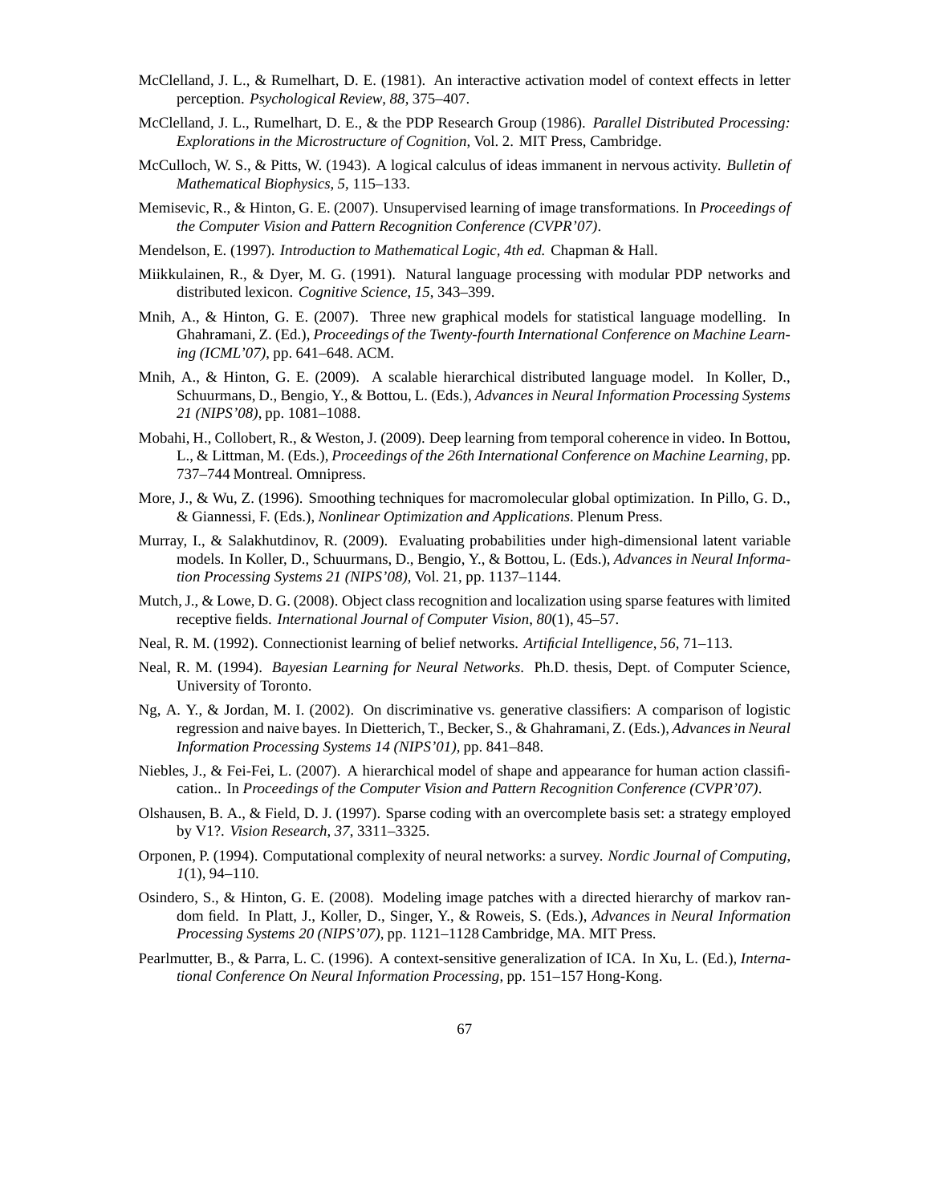McClelland, J. L., & Rumelhart, D. E. (1981). An interactive activation model of context effects in letter perception. *Psychological Review*, *88*, 375–407.

McClelland, J. L., Rumelhart, D. E., & the PDP Research Group (1986). *Parallel Distributed Processing: Explorations in the Microstructure of Cognition*, Vol. 2. MIT Press, Cambridge.

McCulloch, W. S., & Pitts, W. (1943). A logical calculus of ideas immanent in nervous activity. *Bulletin of Mathematical Biophysics*, *5*, 115–133.

Memisevic, R., & Hinton, G. E. (2007). Unsupervised learning of image transformations. In *Proceedings of the Computer Vision and Pattern Recognition Conference (CVPR'07)*.

Mendelson, E. (1997). *Introduction to Mathematical Logic, 4th ed.* Chapman & Hall.

Miikkulainen, R., & Dyer, M. G. (1991). Natural language processing with modular PDP networks and distributed lexicon. *Cognitive Science*, *15*, 343–399.

Mnih, A., & Hinton, G. E. (2007). Three new graphical models for statistical language modelling. In Ghahramani, Z. (Ed.), *Proceedings of the Twenty-fourth International Conference on Machine Learning (ICML'07)*, pp. 641–648. ACM.

Mnih, A., & Hinton, G. E. (2009). A scalable hierarchical distributed language model. In Koller, D., Schuurmans, D., Bengio, Y., & Bottou, L. (Eds.), *Advances in Neural Information Processing Systems 21 (NIPS'08)*, pp. 1081–1088.

Mobahi, H., Collobert, R., & Weston, J. (2009). Deep learning from temporal coherence in video. In Bottou, L., & Littman, M. (Eds.), *Proceedings of the 26th International Conference on Machine Learning*, pp. 737–744 Montreal. Omnipress.

More, J., & Wu, Z. (1996). Smoothing techniques for macromolecular global optimization. In Pillo, G. D., & Giannessi, F. (Eds.), *Nonlinear Optimization and Applications*. Plenum Press.

Murray, I., & Salakhutdinov, R. (2009). Evaluating probabilities under high-dimensional latent variable models. In Koller, D., Schuurmans, D., Bengio, Y., & Bottou, L. (Eds.), *Advances in Neural Information Processing Systems 21 (NIPS'08)*, Vol. 21, pp. 1137–1144.

Mutch, J., & Lowe, D. G. (2008). Object class recognition and localization using sparse features with limited receptive fields. *International Journal of Computer Vision*, *80*(1), 45–57.

Neal, R. M. (1992). Connectionist learning of belief networks. *Artificial Intelligence*, *56*, 71–113.

Neal, R. M. (1994). *Bayesian Learning for Neural Networks*. Ph.D. thesis, Dept. of Computer Science, University of Toronto.

Ng, A. Y., & Jordan, M. I. (2002). On discriminative vs. generative classifiers: A comparison of logistic regression and naive bayes. In Dietterich, T., Becker, S., & Ghahramani, Z. (Eds.), *Advances in Neural Information Processing Systems 14 (NIPS'01)*, pp. 841–848.

Niebles, J., & Fei-Fei, L. (2007). A hierarchical model of shape and appearance for human action classification.. In *Proceedings of the Computer Vision and Pattern Recognition Conference (CVPR'07)*.

Olshausen, B. A., & Field, D. J. (1997). Sparse coding with an overcomplete basis set: a strategy employed by V1?. *Vision Research*, *37*, 3311–3325.

Orponen, P. (1994). Computational complexity of neural networks: a survey. *Nordic Journal of Computing*, *1*(1), 94–110.

Osindero, S., & Hinton, G. E. (2008). Modeling image patches with a directed hierarchy of markov random field. In Platt, J., Koller, D., Singer, Y., & Roweis, S. (Eds.), *Advances in Neural Information Processing Systems 20 (NIPS'07)*, pp. 1121–1128 Cambridge, MA. MIT Press.

Pearlmutter, B., & Parra, L. C. (1996). A context-sensitive generalization of ICA. In Xu, L. (Ed.), *International Conference On Neural Information Processing*, pp. 151–157 Hong-Kong.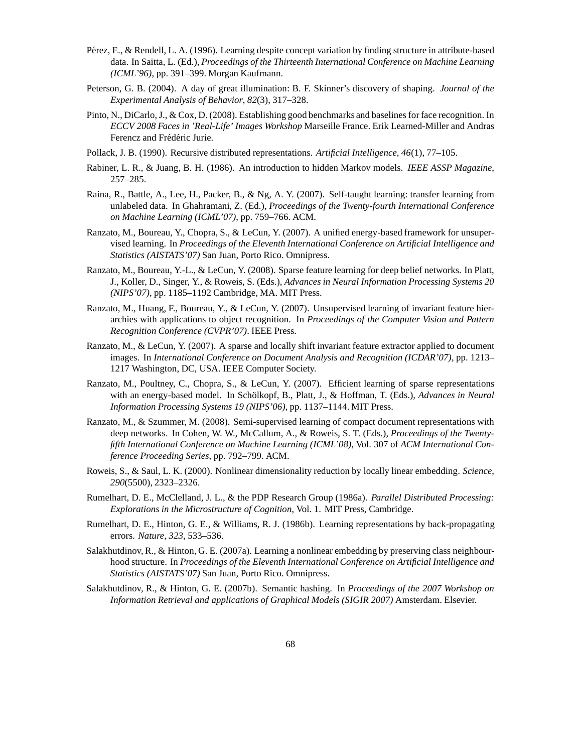Pérez, E., & Rendell, L. A. (1996). Learning despite concept variation by finding structure in attribute-based data. In Saitta, L. (Ed.), *Proceedings of the Thirteenth International Conference on Machine Learning (ICML'96)*, pp. 391–399. Morgan Kaufmann.

Peterson, G. B. (2004). A day of great illumination: B. F. Skinner's discovery of shaping. *Journal of the Experimental Analysis of Behavior*, *82*(3), 317–328.

Pinto, N., DiCarlo, J., & Cox, D. (2008). Establishing good benchmarks and baselines for face recognition. In *ECCV 2008 Faces in 'Real-Life' Images Workshop* Marseille France. Erik Learned-Miller and Andras Ferencz and Frédéric Jurie.

Pollack, J. B. (1990). Recursive distributed representations. *Artificial Intelligence*, *46*(1), 77–105.

Rabiner, L. R., & Juang, B. H. (1986). An introduction to hidden Markov models. *IEEE ASSP Magazine*, 257–285.

Raina, R., Battle, A., Lee, H., Packer, B., & Ng, A. Y. (2007). Self-taught learning: transfer learning from unlabeled data. In Ghahramani, Z. (Ed.), *Proceedings of the Twenty-fourth International Conference on Machine Learning (ICML'07)*, pp. 759–766. ACM.

Ranzato, M., Boureau, Y., Chopra, S., & LeCun, Y. (2007). A unified energy-based framework for unsupervised learning. In *Proceedings of the Eleventh International Conference on Artificial Intelligence and Statistics (AISTATS'07)* San Juan, Porto Rico. Omnipress.

Ranzato, M., Boureau, Y.-L., & LeCun, Y. (2008). Sparse feature learning for deep belief networks. In Platt, J., Koller, D., Singer, Y., & Roweis, S. (Eds.), *Advances in Neural Information Processing Systems 20 (NIPS'07)*, pp. 1185–1192 Cambridge, MA. MIT Press.

Ranzato, M., Huang, F., Boureau, Y., & LeCun, Y. (2007). Unsupervised learning of invariant feature hierarchies with applications to object recognition. In *Proceedings of the Computer Vision and Pattern Recognition Conference (CVPR'07)*. IEEE Press.

Ranzato, M., & LeCun, Y. (2007). A sparse and locally shift invariant feature extractor applied to document images. In *International Conference on Document Analysis and Recognition (ICDAR'07)*, pp. 1213–1217 Washington, DC, USA. IEEE Computer Society.

Ranzato, M., Poultney, C., Chopra, S., & LeCun, Y. (2007). Efficient learning of sparse representations with an energy-based model. In Schölkopf, B., Platt, J., & Hoffman, T. (Eds.), *Advances in Neural Information Processing Systems 19 (NIPS'06)*, pp. 1137–1144. MIT Press.

Ranzato, M., & Szummer, M. (2008). Semi-supervised learning of compact document representations with deep networks. In Cohen, W. W., McCallum, A., & Roweis, S. T. (Eds.), *Proceedings of the Twenty-fifth International Conference on Machine Learning (ICML'08)*, Vol. 307 of *ACM International Conference Proceeding Series*, pp. 792–799. ACM.

Roweis, S., & Saul, L. K. (2000). Nonlinear dimensionality reduction by locally linear embedding. *Science*, *290*(5500), 2323–2326.

Rumelhart, D. E., McClelland, J. L., & the PDP Research Group (1986a). *Parallel Distributed Processing: Explorations in the Microstructure of Cognition*, Vol. 1. MIT Press, Cambridge.

Rumelhart, D. E., Hinton, G. E., & Williams, R. J. (1986b). Learning representations by back-propagating errors. *Nature*, *323*, 533–536.

Salakhutdinov, R., & Hinton, G. E. (2007a). Learning a nonlinear embedding by preserving class neighbourhood structure. In *Proceedings of the Eleventh International Conference on Artificial Intelligence and Statistics (AISTATS'07)* San Juan, Porto Rico. Omnipress.

Salakhutdinov, R., & Hinton, G. E. (2007b). Semantic hashing. In *Proceedings of the 2007 Workshop on Information Retrieval and applications of Graphical Models (SIGIR 2007)* Amsterdam. Elsevier.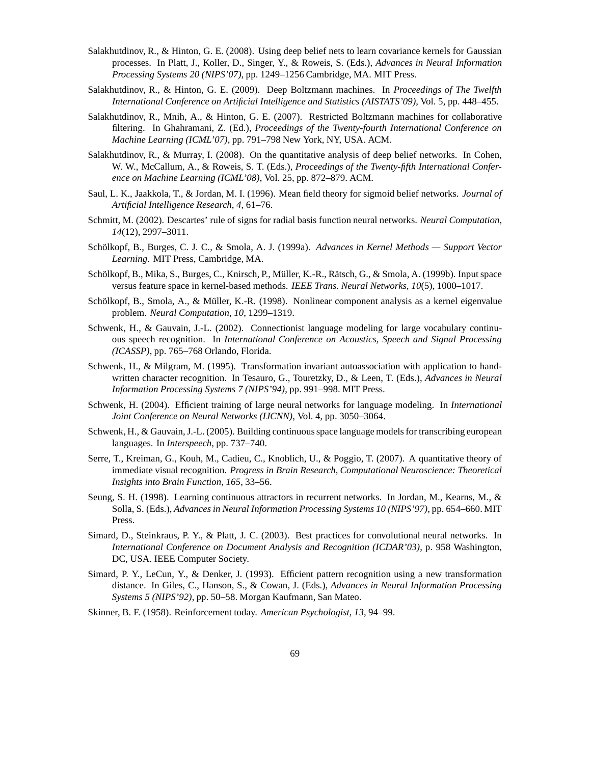Salakhutdinov, R., & Hinton, G. E. (2008). Using deep belief nets to learn covariance kernels for Gaussian processes. In Platt, J., Koller, D., Singer, Y., & Roweis, S. (Eds.), *Advances in Neural Information Processing Systems 20 (NIPS'07)*, pp. 1249–1256 Cambridge, MA. MIT Press.

Salakhutdinov, R., & Hinton, G. E. (2009). Deep Boltzmann machines. In *Proceedings of The Twelfth International Conference on Artificial Intelligence and Statistics (AISTATS'09)*, Vol. 5, pp. 448–455.

Salakhutdinov, R., Mnih, A., & Hinton, G. E. (2007). Restricted Boltzmann machines for collaborative filtering. In Ghahramani, Z. (Ed.), *Proceedings of the Twenty-fourth International Conference on Machine Learning (ICML'07)*, pp. 791–798 New York, NY, USA. ACM.

Salakhutdinov, R., & Murray, I. (2008). On the quantitative analysis of deep belief networks. In Cohen, W. W., McCallum, A., & Roweis, S. T. (Eds.), *Proceedings of the Twenty-fifth International Conference on Machine Learning (ICML'08)*, Vol. 25, pp. 872–879. ACM.

Saul, L. K., Jaakkola, T., & Jordan, M. I. (1996). Mean field theory for sigmoid belief networks. *Journal of Artificial Intelligence Research*, *4*, 61–76.

Schmitt, M. (2002). Descartes' rule of signs for radial basis function neural networks. *Neural Computation*, *14*(12), 2997–3011.

Schölkopf, B., Burges, C. J. C., & Smola, A. J. (1999a). *Advances in Kernel Methods — Support Vector Learning*. MIT Press, Cambridge, MA.

Schölkopf, B., Mika, S., Burges, C., Knirsch, P., Müller, K.-R., Rätsch, G., & Smola, A. (1999b). Input space versus feature space in kernel-based methods. *IEEE Trans. Neural Networks*, *10*(5), 1000–1017.

Schölkopf, B., Smola, A., & Müller, K.-R. (1998). Nonlinear component analysis as a kernel eigenvalue problem. *Neural Computation*, *10*, 1299–1319.

Schwenk, H., & Gauvain, J.-L. (2002). Connectionist language modeling for large vocabulary continuous speech recognition. In *International Conference on Acoustics, Speech and Signal Processing (ICASSP)*, pp. 765–768 Orlando, Florida.

Schwenk, H., & Milgram, M. (1995). Transformation invariant autoassociation with application to handwritten character recognition. In Tesauro, G., Touretzky, D., & Leen, T. (Eds.), *Advances in Neural Information Processing Systems 7 (NIPS'94)*, pp. 991–998. MIT Press.

Schwenk, H. (2004). Efficient training of large neural networks for language modeling. In *International Joint Conference on Neural Networks (IJCNN)*, Vol. 4, pp. 3050–3064.

Schwenk, H., & Gauvain, J.-L. (2005). Building continuous space language models for transcribing european languages. In *Interspeech*, pp. 737–740.

Serre, T., Kreiman, G., Kouh, M., Cadieu, C., Knoblich, U., & Poggio, T. (2007). A quantitative theory of immediate visual recognition. *Progress in Brain Research, Computational Neuroscience: Theoretical Insights into Brain Function*, *165*, 33–56.

Seung, S. H. (1998). Learning continuous attractors in recurrent networks. In Jordan, M., Kearns, M., & Solla, S. (Eds.), *Advances in Neural Information Processing Systems 10 (NIPS'97)*, pp. 654–660. MIT Press.

Simard, D., Steinkraus, P. Y., & Platt, J. C. (2003). Best practices for convolutional neural networks. In *International Conference on Document Analysis and Recognition (ICDAR'03)*, p. 958 Washington, DC, USA. IEEE Computer Society.

Simard, P. Y., LeCun, Y., & Denker, J. (1993). Efficient pattern recognition using a new transformation distance. In Giles, C., Hanson, S., & Cowan, J. (Eds.), *Advances in Neural Information Processing Systems 5 (NIPS'92)*, pp. 50–58. Morgan Kaufmann, San Mateo.

Skinner, B. F. (1958). Reinforcement today. *American Psychologist*, *13*, 94–99.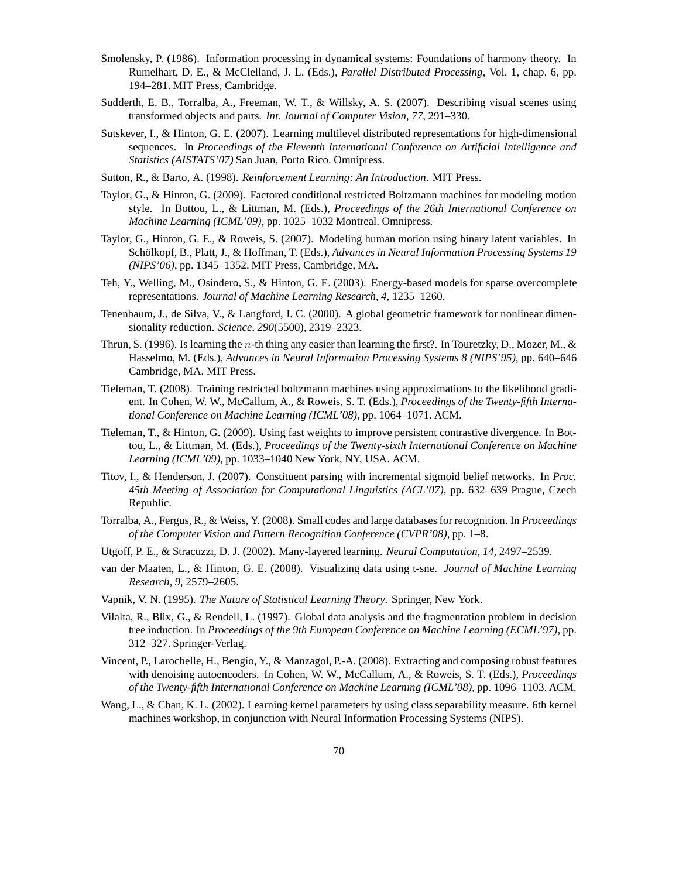Smolensky, P. (1986). Information processing in dynamical systems: Foundations of harmony theory. In Rumelhart, D. E., & McClelland, J. L. (Eds.), *Parallel Distributed Processing*, Vol. 1, chap. 6, pp. 194–281. MIT Press, Cambridge.

Sudderth, E. B., Torralba, A., Freeman, W. T., & Willsky, A. S. (2007). Describing visual scenes using transformed objects and parts. *Int. Journal of Computer Vision*, *77*, 291–330.

Sutskever, I., & Hinton, G. E. (2007). Learning multilevel distributed representations for high-dimensional sequences. In *Proceedings of the Eleventh International Conference on Artificial Intelligence and Statistics (AISTATS'07)* San Juan, Porto Rico. Omnipress.

Sutton, R., & Barto, A. (1998). *Reinforcement Learning: An Introduction*. MIT Press.

Taylor, G., & Hinton, G. (2009). Factored conditional restricted Boltzmann machines for modeling motion style. In Bottou, L., & Littman, M. (Eds.), *Proceedings of the 26th International Conference on Machine Learning (ICML'09)*, pp. 1025–1032 Montreal. Omnipress.

Taylor, G., Hinton, G. E., & Roweis, S. (2007). Modeling human motion using binary latent variables. In Schölkopf, B., Platt, J., & Hoffman, T. (Eds.), *Advances in Neural Information Processing Systems 19 (NIPS'06)*, pp. 1345–1352. MIT Press, Cambridge, MA.

Teh, Y., Welling, M., Osindero, S., & Hinton, G. E. (2003). Energy-based models for sparse overcomplete representations. *Journal of Machine Learning Research*, *4*, 1235–1260.

Tenenbaum, J., de Silva, V., & Langford, J. C. (2000). A global geometric framework for nonlinear dimensionality reduction. *Science*, *290*(5500), 2319–2323.

Thrun, S. (1996). Is learning the $n$-th thing any easier than learning the first?. In Touretzky, D., Mozer, M., & Hasselmo, M. (Eds.), *Advances in Neural Information Processing Systems 8 (NIPS'95)*, pp. 640–646 Cambridge, MA. MIT Press.

Tieleman, T. (2008). Training restricted boltzmann machines using approximations to the likelihood gradient. In Cohen, W. W., McCallum, A., & Roweis, S. T. (Eds.), *Proceedings of the Twenty-fifth International Conference on Machine Learning (ICML'08)*, pp. 1064–1071. ACM.

Tieleman, T., & Hinton, G. (2009). Using fast weights to improve persistent contrastive divergence. In Bottou, L., & Littman, M. (Eds.), *Proceedings of the Twenty-sixth International Conference on Machine Learning (ICML'09)*, pp. 1033–1040 New York, NY, USA. ACM.

Titov, I., & Henderson, J. (2007). Constituent parsing with incremental sigmoid belief networks. In *Proc. 45th Meeting of Association for Computational Linguistics (ACL'07)*, pp. 632–639 Prague, Czech Republic.

Torralba, A., Fergus, R., & Weiss, Y. (2008). Small codes and large databases for recognition. In *Proceedings of the Computer Vision and Pattern Recognition Conference (CVPR'08)*, pp. 1–8.

Utgoff, P. E., & Stracuzzi, D. J. (2002). Many-layered learning. *Neural Computation*, *14*, 2497–2539.

van der Maaten, L., & Hinton, G. E. (2008). Visualizing data using t-sne. *Journal of Machine Learning Research*, *9*, 2579–2605.

Vapnik, V. N. (1995). *The Nature of Statistical Learning Theory*. Springer, New York.

Vilalta, R., Blix, G., & Rendell, L. (1997). Global data analysis and the fragmentation problem in decision tree induction. In *Proceedings of the 9th European Conference on Machine Learning (ECML'97)*, pp. 312–327. Springer-Verlag.

Vincent, P., Larochelle, H., Bengio, Y., & Manzagol, P.-A. (2008). Extracting and composing robust features with denoising autoencoders. In Cohen, W. W., McCallum, A., & Roweis, S. T. (Eds.), *Proceedings of the Twenty-fifth International Conference on Machine Learning (ICML'08)*, pp. 1096–1103. ACM.

Wang, L., & Chan, K. L. (2002). Learning kernel parameters by using class separability measure. 6th kernel machines workshop, in conjunction with Neural Information Processing Systems (NIPS).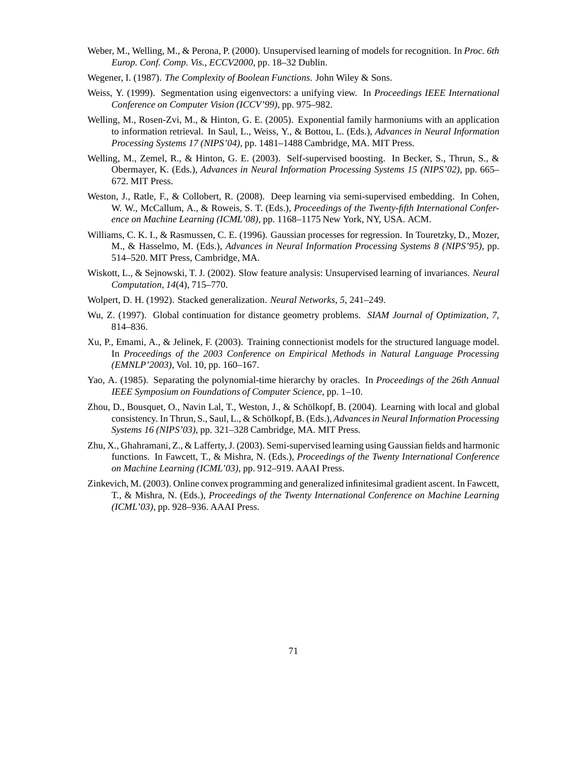Weber, M., Welling, M., & Perona, P. (2000). Unsupervised learning of models for recognition. In *Proc. 6th Europ. Conf. Comp. Vis., ECCV2000*, pp. 18–32 Dublin.

Wegener, I. (1987). *The Complexity of Boolean Functions*. John Wiley & Sons.

Weiss, Y. (1999). Segmentation using eigenvectors: a unifying view. In *Proceedings IEEE International Conference on Computer Vision (ICCV'99)*, pp. 975–982.

Welling, M., Rosen-Zvi, M., & Hinton, G. E. (2005). Exponential family harmoniums with an application to information retrieval. In Saul, L., Weiss, Y., & Bottou, L. (Eds.), *Advances in Neural Information Processing Systems 17 (NIPS'04)*, pp. 1481–1488 Cambridge, MA. MIT Press.

Welling, M., Zemel, R., & Hinton, G. E. (2003). Self-supervised boosting. In Becker, S., Thrun, S., & Obermayer, K. (Eds.), *Advances in Neural Information Processing Systems 15 (NIPS'02)*, pp. 665–672. MIT Press.

Weston, J., Ratle, F., & Collobert, R. (2008). Deep learning via semi-supervised embedding. In Cohen, W. W., McCallum, A., & Roweis, S. T. (Eds.), *Proceedings of the Twenty-fifth International Conference on Machine Learning (ICML'08)*, pp. 1168–1175 New York, NY, USA. ACM.

Williams, C. K. I., & Rasmussen, C. E. (1996). Gaussian processes for regression. In Touretzky, D., Mozer, M., & Hasselmo, M. (Eds.), *Advances in Neural Information Processing Systems 8 (NIPS'95)*, pp. 514–520. MIT Press, Cambridge, MA.

Wiskott, L., & Sejnowski, T. J. (2002). Slow feature analysis: Unsupervised learning of invariances. *Neural Computation*, *14*(4), 715–770.

Wolpert, D. H. (1992). Stacked generalization. *Neural Networks*, *5*, 241–249.

Wu, Z. (1997). Global continuation for distance geometry problems. *SIAM Journal of Optimization*, *7*, 814–836.

Xu, P., Emami, A., & Jelinek, F. (2003). Training connectionist models for the structured language model. In *Proceedings of the 2003 Conference on Empirical Methods in Natural Language Processing (EMNLP'2003)*, Vol. 10, pp. 160–167.

Yao, A. (1985). Separating the polynomial-time hierarchy by oracles. In *Proceedings of the 26th Annual IEEE Symposium on Foundations of Computer Science*, pp. 1–10.

Zhou, D., Bousquet, O., Navin Lal, T., Weston, J., & Schölkopf, B. (2004). Learning with local and global consistency. In Thrun, S., Saul, L., & Schölkopf, B. (Eds.), *Advances in Neural Information Processing Systems 16 (NIPS'03)*, pp. 321–328 Cambridge, MA. MIT Press.

Zhu, X., Ghahramani, Z., & Lafferty, J. (2003). Semi-supervised learning using Gaussian fields and harmonic functions. In Fawcett, T., & Mishra, N. (Eds.), *Proceedings of the Twenty International Conference on Machine Learning (ICML'03)*, pp. 912–919. AAAI Press.

Zinkevich, M. (2003). Online convex programming and generalized infinitesimal gradient ascent. In Fawcett, T., & Mishra, N. (Eds.), *Proceedings of the Twenty International Conference on Machine Learning (ICML'03)*, pp. 928–936. AAAI Press.